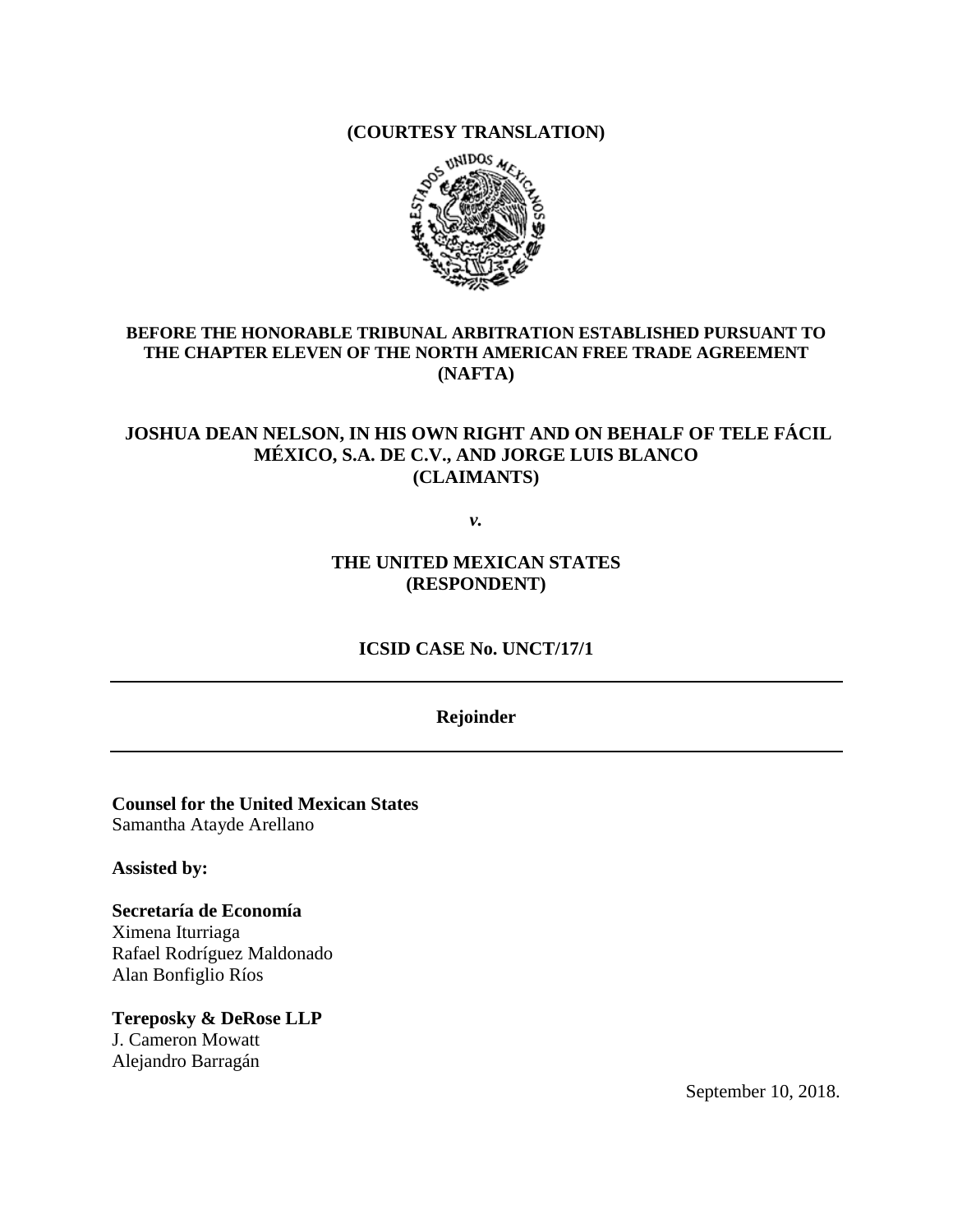**(COURTESY TRANSLATION)**

**BEFORE THE HONORABLE TRIBUNAL ARBITRATION ESTABLISHED PURSUANT TO THE CHAPTER ELEVEN OF THE NORTH AMERICAN FREE TRADE AGREEMENT (NAFTA)**

**JOSHUA DEAN NELSON, IN HIS OWN RIGHT AND ON BEHALF OF TELE FÁCIL MÉXICO, S.A. DE C.V., AND JORGE LUIS BLANCO (CLAIMANTS)**

***v.***

**THE UNITED MEXICAN STATES (RESPONDENT)**

**ICSID CASE No. UNCT/17/1**

---

**Rejoinder**

---

**Counsel for the United Mexican States**
Samantha Atayde Arellano

**Assisted by:**

**Secretaría de Economía**
Ximena Iturriaga
Rafael Rodríguez Maldonado
Alan Bonfiglio Ríos

**Tereposky & DeRose LLP**
J. Cameron Mowatt
Alejandro Barragán

September 10, 2018.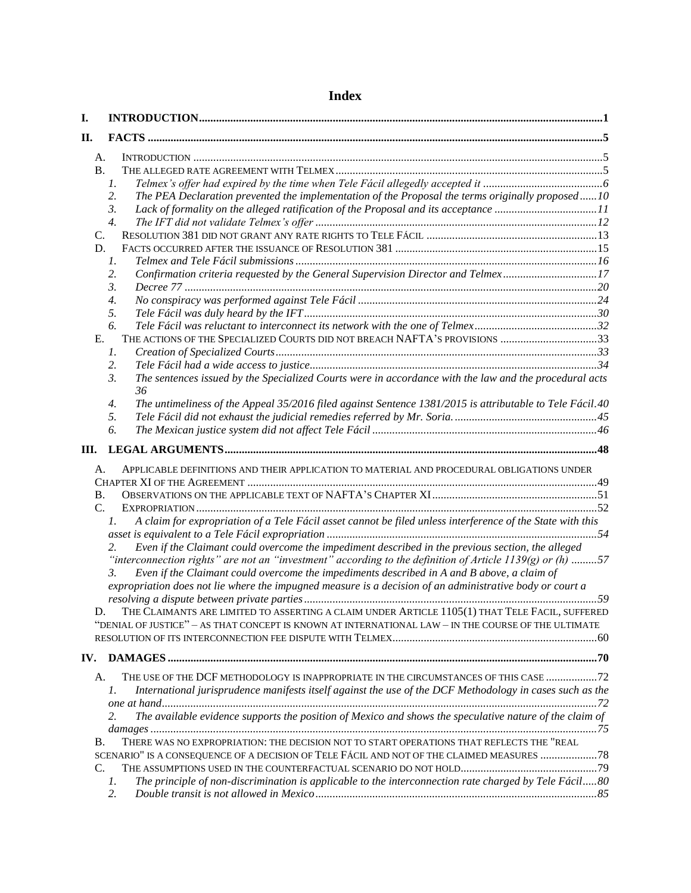# Index

- I. INTRODUCTION ... 1
- II. FACTS ... 5
  - A. INTRODUCTION ... 5
  - B. THE ALLEGED RATE AGREEMENT WITH TELMEX ... 5
    - 1. *Telmex's offer had expired by the time when Tele Fácil allegedly accepted it* ... 6
    - 2. *The PEA Declaration prevented the implementation of the Proposal the terms originally proposed* ... 10
    - 3. *Lack of formality on the alleged ratification of the Proposal and its acceptance* ... 11
    - 4. *The IFT did not validate Telmex's offer* ... 12
  - C. RESOLUTION 381 DID NOT GRANT ANY RATE RIGHTS TO TELE FÁCIL ... 13
  - D. FACTS OCCURRED AFTER THE ISSUANCE OF RESOLUTION 381 ... 15
    - 1. *Telmex and Tele Fácil submissions* ... 16
    - 2. *Confirmation criteria requested by the General Supervision Director and Telmex* ... 17
    - 3. *Decree 77* ... 20
    - 4. *No conspiracy was performed against Tele Fácil* ... 24
    - 5. *Tele Fácil was duly heard by the IFT* ... 30
    - 6. *Tele Fácil was reluctant to interconnect its network with the one of Telmex* ... 32
  - E. THE ACTIONS OF THE SPECIALIZED COURTS DID NOT BREACH NAFTA'S PROVISIONS ... 33
    - 1. *Creation of Specialized Courts* ... 33
    - 2. *Tele Fácil had a wide access to justice* ... 34
    - 3. *The sentences issued by the Specialized Courts were in accordance with the law and the procedural acts* ... 36
    - 4. *The untimeliness of the Appeal 35/2016 filed against Sentence 1381/2015 is attributable to Tele Fácil* ... 40
    - 5. *Tele Fácil did not exhaust the judicial remedies referred by Mr. Soria.* ... 45
    - 6. *The Mexican justice system did not affect Tele Fácil* ... 46
- III. LEGAL ARGUMENTS ... 48
  - A. APPLICABLE DEFINITIONS AND THEIR APPLICATION TO MATERIAL AND PROCEDURAL OBLIGATIONS UNDER CHAPTER XI OF THE AGREEMENT ... 49
  - B. OBSERVATIONS ON THE APPLICABLE TEXT OF NAFTA'S CHAPTER XI ... 51
  - C. EXPROPRIATION ... 52
    - 1. *A claim for expropriation of a Tele Fácil asset cannot be filed unless interference of the State with this asset is equivalent to a Tele Fácil expropriation* ... 54
    - 2. *Even if the Claimant could overcome the impediment described in the previous section, the alleged "interconnection rights" are not an "investment" according to the definition of Article 1139(g) or (h)* ... 57
    - 3. *Even if the Claimant could overcome the impediments described in A and B above, a claim of expropriation does not lie where the impugned measure is a decision of an administrative body or court a resolving a dispute between private parties* ... 59
  - D. THE CLAIMANTS ARE LIMITED TO ASSERTING A CLAIM UNDER ARTICLE 1105(1) THAT TELE FACIL, SUFFERED "DENIAL OF JUSTICE" – AS THAT CONCEPT IS KNOWN AT INTERNATIONAL LAW – IN THE COURSE OF THE ULTIMATE RESOLUTION OF ITS INTERCONNECTION FEE DISPUTE WITH TELMEX ... 60
- IV. DAMAGES ... 70
  - A. THE USE OF THE DCF METHODOLOGY IS INAPPROPRIATE IN THE CIRCUMSTANCES OF THIS CASE ... 72
    - 1. *International jurisprudence manifests itself against the use of the DCF Methodology in cases such as the one at hand* ... 72
    - 2. *The available evidence supports the position of Mexico and shows the speculative nature of the claim of damages* ... 75
  - B. THERE WAS NO EXPROPRIATION: THE DECISION NOT TO START OPERATIONS THAT REFLECTS THE "REAL SCENARIO" IS A CONSEQUENCE OF A DECISION OF TELE FÁCIL AND NOT OF THE CLAIMED MEASURES ... 78
  - C. THE ASSUMPTIONS USED IN THE COUNTERFACTUAL SCENARIO DO NOT HOLD ... 79
    - 1. *The principle of non-discrimination is applicable to the interconnection rate charged by Tele Fácil* ... 80
    - 2. *Double transit is not allowed in Mexico* ... 85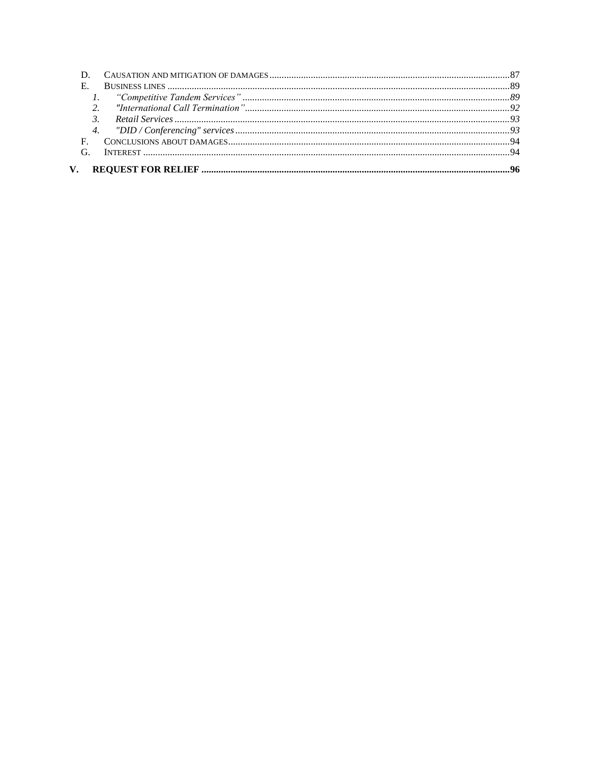D. Causation and mitigation of damages ....................................................................................................87

E. Business lines ..........................................................................................................................................89

1. *"Competitive Tandem Services"* ...........................................................................................................89

2. *"International Call Termination"* ..........................................................................................................92

3. *Retail Services* .........................................................................................................................................93

4. *"DID / Conferencing" services* ................................................................................................................93

F. Conclusions about damages ...................................................................................................................94

G. Interest ......................................................................................................................................................94

**V. REQUEST FOR RELIEF ..............................................................................................................................96**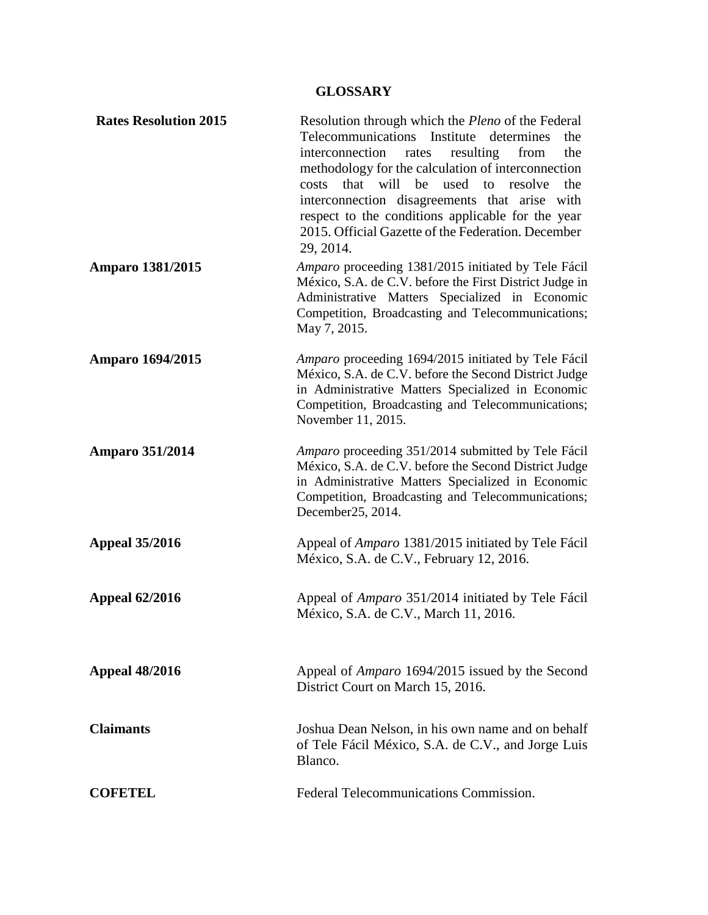## GLOSSARY

| | |
|---|---|
| **Rates Resolution 2015** | Resolution through which the *Pleno* of the Federal Telecommunications Institute determines the interconnection rates resulting from the methodology for the calculation of interconnection costs that will be used to resolve the interconnection disagreements that arise with respect to the conditions applicable for the year 2015. Official Gazette of the Federation. December 29, 2014. |
| **Amparo 1381/2015** | *Amparo* proceeding 1381/2015 initiated by Tele Fácil México, S.A. de C.V. before the First District Judge in Administrative Matters Specialized in Economic Competition, Broadcasting and Telecommunications; May 7, 2015. |
| **Amparo 1694/2015** | *Amparo* proceeding 1694/2015 initiated by Tele Fácil México, S.A. de C.V. before the Second District Judge in Administrative Matters Specialized in Economic Competition, Broadcasting and Telecommunications; November 11, 2015. |
| **Amparo 351/2014** | *Amparo* proceeding 351/2014 submitted by Tele Fácil México, S.A. de C.V. before the Second District Judge in Administrative Matters Specialized in Economic Competition, Broadcasting and Telecommunications; December25, 2014. |
| **Appeal 35/2016** | Appeal of *Amparo* 1381/2015 initiated by Tele Fácil México, S.A. de C.V., February 12, 2016. |
| **Appeal 62/2016** | Appeal of *Amparo* 351/2014 initiated by Tele Fácil México, S.A. de C.V., March 11, 2016. |
| **Appeal 48/2016** | Appeal of *Amparo* 1694/2015 issued by the Second District Court on March 15, 2016. |
| **Claimants** | Joshua Dean Nelson, in his own name and on behalf of Tele Fácil México, S.A. de C.V., and Jorge Luis Blanco. |
| **COFETEL** | Federal Telecommunications Commission. |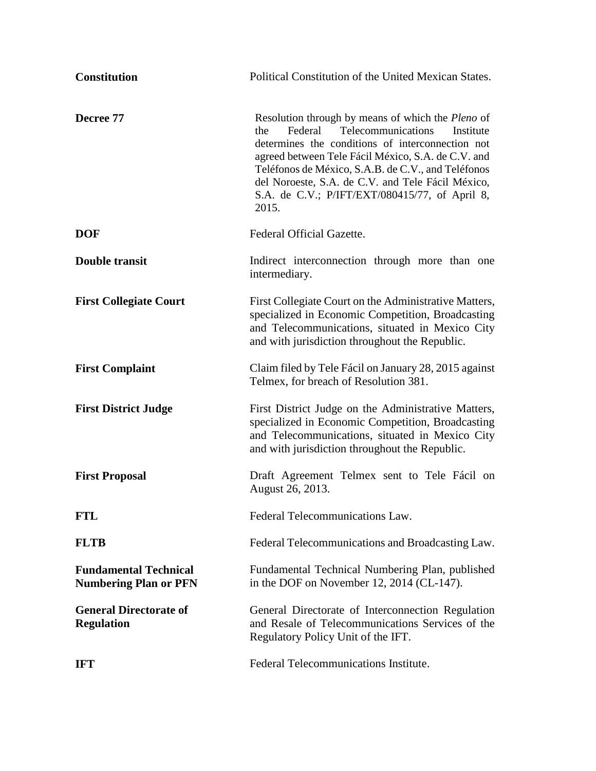| | |
|---|---|
| **Constitution** | Political Constitution of the United Mexican States. |
| **Decree 77** | Resolution through by means of which the *Pleno* of the Federal Telecommunications Institute determines the conditions of interconnection not agreed between Tele Fácil México, S.A. de C.V. and Teléfonos de México, S.A.B. de C.V., and Teléfonos del Noroeste, S.A. de C.V. and Tele Fácil México, S.A. de C.V.; P/IFT/EXT/080415/77, of April 8, 2015. |
| **DOF** | Federal Official Gazette. |
| **Double transit** | Indirect interconnection through more than one intermediary. |
| **First Collegiate Court** | First Collegiate Court on the Administrative Matters, specialized in Economic Competition, Broadcasting and Telecommunications, situated in Mexico City and with jurisdiction throughout the Republic. |
| **First Complaint** | Claim filed by Tele Fácil on January 28, 2015 against Telmex, for breach of Resolution 381. |
| **First District Judge** | First District Judge on the Administrative Matters, specialized in Economic Competition, Broadcasting and Telecommunications, situated in Mexico City and with jurisdiction throughout the Republic. |
| **First Proposal** | Draft Agreement Telmex sent to Tele Fácil on August 26, 2013. |
| **FTL** | Federal Telecommunications Law. |
| **FLTB** | Federal Telecommunications and Broadcasting Law. |
| **Fundamental Technical Numbering Plan or PFN** | Fundamental Technical Numbering Plan, published in the DOF on November 12, 2014 (CL-147). |
| **General Directorate of Regulation** | General Directorate of Interconnection Regulation and Resale of Telecommunications Services of the Regulatory Policy Unit of the IFT. |
| **IFT** | Federal Telecommunications Institute. |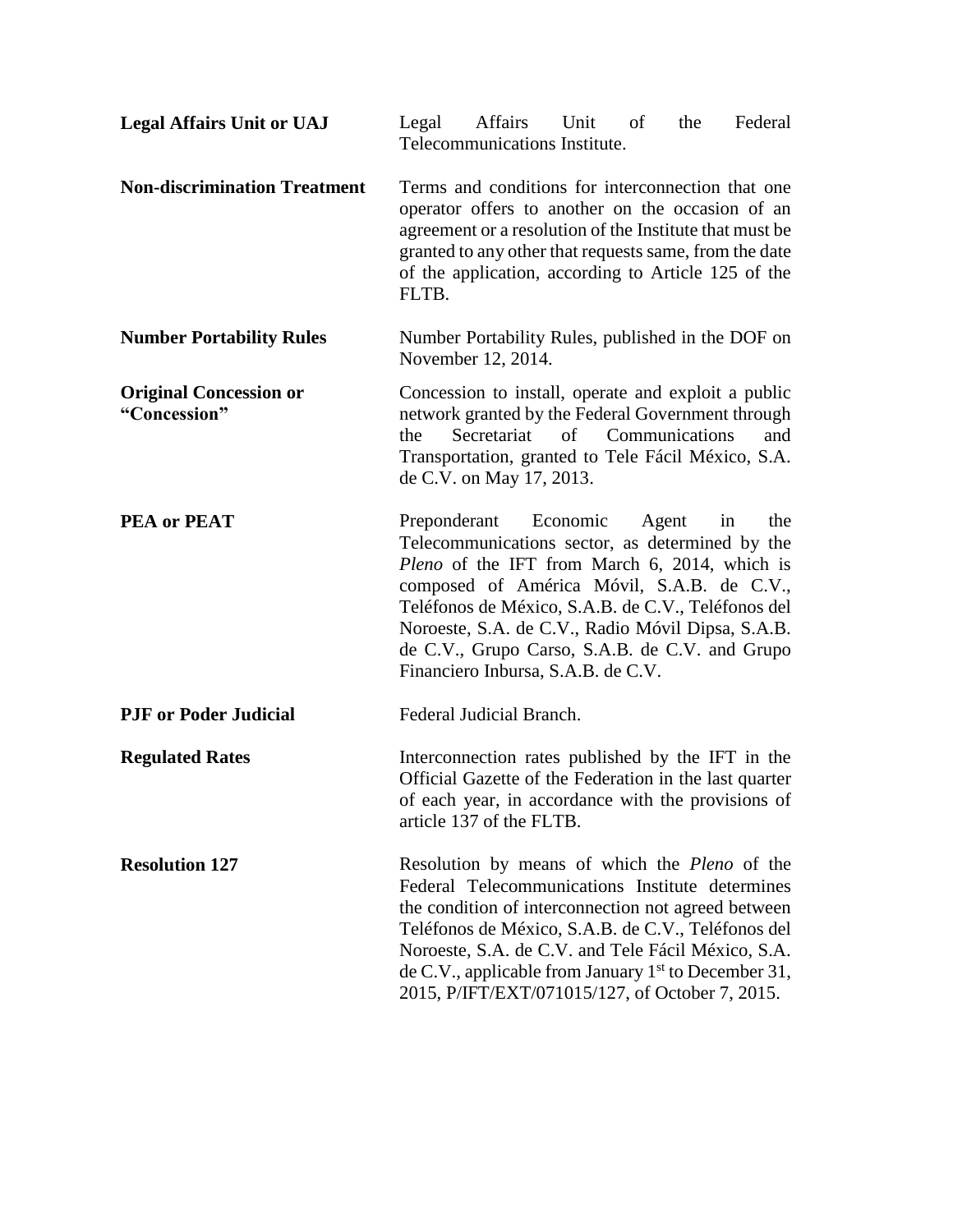| | |
|---|---|
| **Legal Affairs Unit or UAJ** | Legal Affairs Unit of the Federal Telecommunications Institute. |
| **Non-discrimination Treatment** | Terms and conditions for interconnection that one operator offers to another on the occasion of an agreement or a resolution of the Institute that must be granted to any other that requests same, from the date of the application, according to Article 125 of the FLTB. |
| **Number Portability Rules** | Number Portability Rules, published in the DOF on November 12, 2014. |
| **Original Concession or "Concession"** | Concession to install, operate and exploit a public network granted by the Federal Government through the Secretariat of Communications and Transportation, granted to Tele Fácil México, S.A. de C.V. on May 17, 2013. |
| **PEA or PEAT** | Preponderant Economic Agent in the Telecommunications sector, as determined by the *Pleno* of the IFT from March 6, 2014, which is composed of América Móvil, S.A.B. de C.V., Teléfonos de México, S.A.B. de C.V., Teléfonos del Noroeste, S.A. de C.V., Radio Móvil Dipsa, S.A.B. de C.V., Grupo Carso, S.A.B. de C.V. and Grupo Financiero Inbursa, S.A.B. de C.V. |
| **PJF or Poder Judicial** | Federal Judicial Branch. |
| **Regulated Rates** | Interconnection rates published by the IFT in the Official Gazette of the Federation in the last quarter of each year, in accordance with the provisions of article 137 of the FLTB. |
| **Resolution 127** | Resolution by means of which the *Pleno* of the Federal Telecommunications Institute determines the condition of interconnection not agreed between Teléfonos de México, S.A.B. de C.V., Teléfonos del Noroeste, S.A. de C.V. and Tele Fácil México, S.A. de C.V., applicable from January 1st to December 31, 2015, P/IFT/EXT/071015/127, of October 7, 2015. |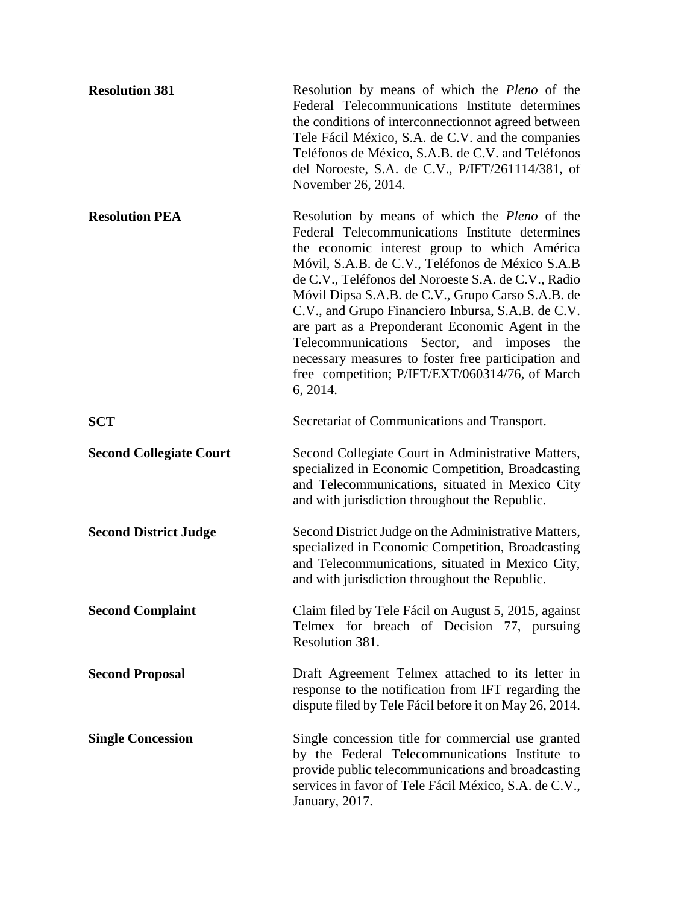| | |
|---|---|
| **Resolution 381** | Resolution by means of which the *Pleno* of the Federal Telecommunications Institute determines the conditions of interconnectionnot agreed between Tele Fácil México, S.A. de C.V. and the companies Teléfonos de México, S.A.B. de C.V. and Teléfonos del Noroeste, S.A. de C.V., P/IFT/261114/381, of November 26, 2014. |
| **Resolution PEA** | Resolution by means of which the *Pleno* of the Federal Telecommunications Institute determines the economic interest group to which América Móvil, S.A.B. de C.V., Teléfonos de México S.A.B de C.V., Teléfonos del Noroeste S.A. de C.V., Radio Móvil Dipsa S.A.B. de C.V., Grupo Carso S.A.B. de C.V., and Grupo Financiero Inbursa, S.A.B. de C.V. are part as a Preponderant Economic Agent in the Telecommunications Sector, and imposes the necessary measures to foster free participation and free competition; P/IFT/EXT/060314/76, of March 6, 2014. |
| **SCT** | Secretariat of Communications and Transport. |
| **Second Collegiate Court** | Second Collegiate Court in Administrative Matters, specialized in Economic Competition, Broadcasting and Telecommunications, situated in Mexico City and with jurisdiction throughout the Republic. |
| **Second District Judge** | Second District Judge on the Administrative Matters, specialized in Economic Competition, Broadcasting and Telecommunications, situated in Mexico City, and with jurisdiction throughout the Republic. |
| **Second Complaint** | Claim filed by Tele Fácil on August 5, 2015, against Telmex for breach of Decision 77, pursuing Resolution 381. |
| **Second Proposal** | Draft Agreement Telmex attached to its letter in response to the notification from IFT regarding the dispute filed by Tele Fácil before it on May 26, 2014. |
| **Single Concession** | Single concession title for commercial use granted by the Federal Telecommunications Institute to provide public telecommunications and broadcasting services in favor of Tele Fácil México, S.A. de C.V., January, 2017. |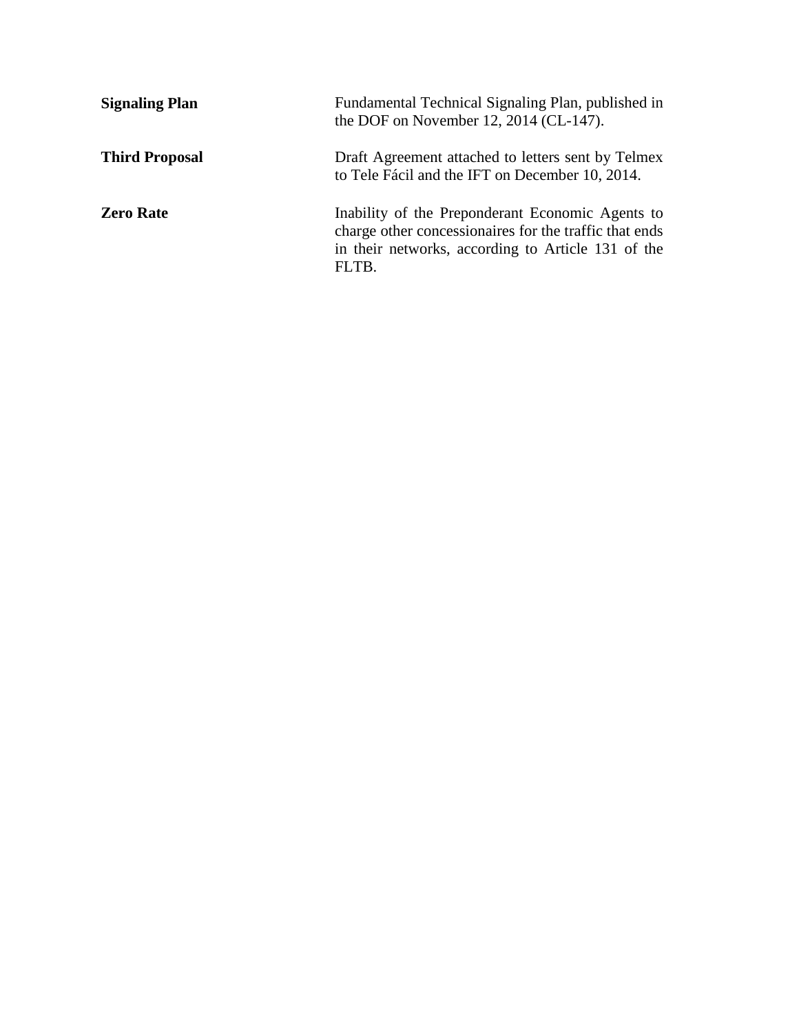| | |
|---|---|
| **Signaling Plan** | Fundamental Technical Signaling Plan, published in the DOF on November 12, 2014 (CL-147). |
| **Third Proposal** | Draft Agreement attached to letters sent by Telmex to Tele Fácil and the IFT on December 10, 2014. |
| **Zero Rate** | Inability of the Preponderant Economic Agents to charge other concessionaires for the traffic that ends in their networks, according to Article 131 of the FLTB. |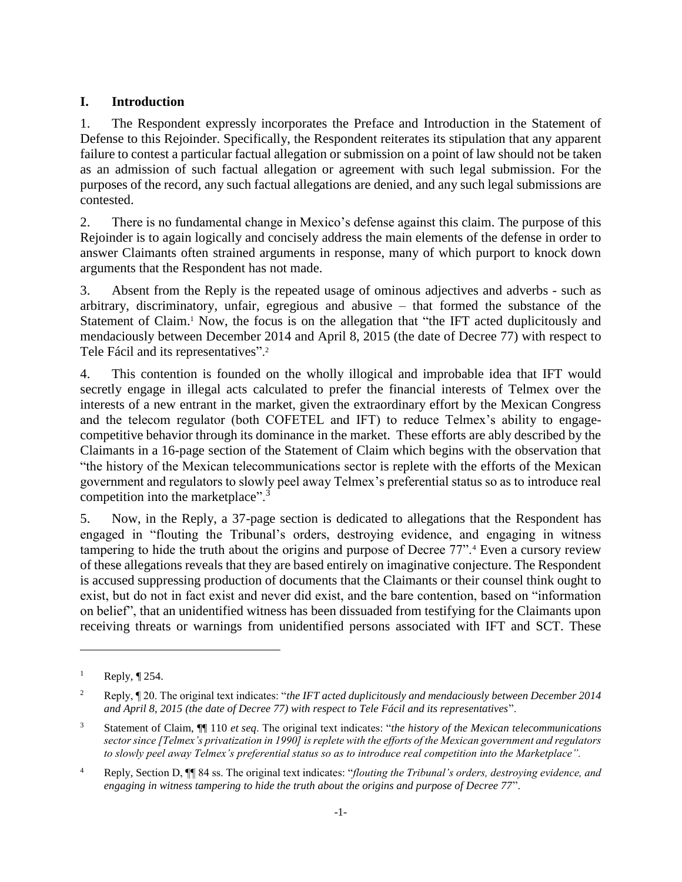## I. Introduction

1. The Respondent expressly incorporates the Preface and Introduction in the Statement of Defense to this Rejoinder. Specifically, the Respondent reiterates its stipulation that any apparent failure to contest a particular factual allegation or submission on a point of law should not be taken as an admission of such factual allegation or agreement with such legal submission. For the purposes of the record, any such factual allegations are denied, and any such legal submissions are contested.

2. There is no fundamental change in Mexico's defense against this claim. The purpose of this Rejoinder is to again logically and concisely address the main elements of the defense in order to answer Claimants often strained arguments in response, many of which purport to knock down arguments that the Respondent has not made.

3. Absent from the Reply is the repeated usage of ominous adjectives and adverbs - such as arbitrary, discriminatory, unfair, egregious and abusive – that formed the substance of the Statement of Claim.[1] Now, the focus is on the allegation that "the IFT acted duplicitously and mendaciously between December 2014 and April 8, 2015 (the date of Decree 77) with respect to Tele Fácil and its representatives".[2]

4. This contention is founded on the wholly illogical and improbable idea that IFT would secretly engage in illegal acts calculated to prefer the financial interests of Telmex over the interests of a new entrant in the market, given the extraordinary effort by the Mexican Congress and the telecom regulator (both COFETEL and IFT) to reduce Telmex's ability to engage-competitive behavior through its dominance in the market. These efforts are ably described by the Claimants in a 16-page section of the Statement of Claim which begins with the observation that "the history of the Mexican telecommunications sector is replete with the efforts of the Mexican government and regulators to slowly peel away Telmex's preferential status so as to introduce real competition into the marketplace".[3]

5. Now, in the Reply, a 37-page section is dedicated to allegations that the Respondent has engaged in "flouting the Tribunal's orders, destroying evidence, and engaging in witness tampering to hide the truth about the origins and purpose of Decree 77".[4] Even a cursory review of these allegations reveals that they are based entirely on imaginative conjecture. The Respondent is accused suppressing production of documents that the Claimants or their counsel think ought to exist, but do not in fact exist and never did exist, and the bare contention, based on "information on belief", that an unidentified witness has been dissuaded from testifying for the Claimants upon receiving threats or warnings from unidentified persons associated with IFT and SCT. These

---

[1] Reply, ¶ 254.

[2] Reply, ¶ 20. The original text indicates: "*the IFT acted duplicitously and mendaciously between December 2014 and April 8, 2015 (the date of Decree 77) with respect to Tele Fácil and its representatives*".

[3] Statement of Claim, ¶¶ 110 *et seq*. The original text indicates: "*the history of the Mexican telecommunications sector since [Telmex's privatization in 1990] is replete with the efforts of the Mexican government and regulators to slowly peel away Telmex's preferential status so as to introduce real competition into the Marketplace".*

[4] Reply, Section D, ¶¶ 84 ss. The original text indicates: "*flouting the Tribunal's orders, destroying evidence, and engaging in witness tampering to hide the truth about the origins and purpose of Decree 77*".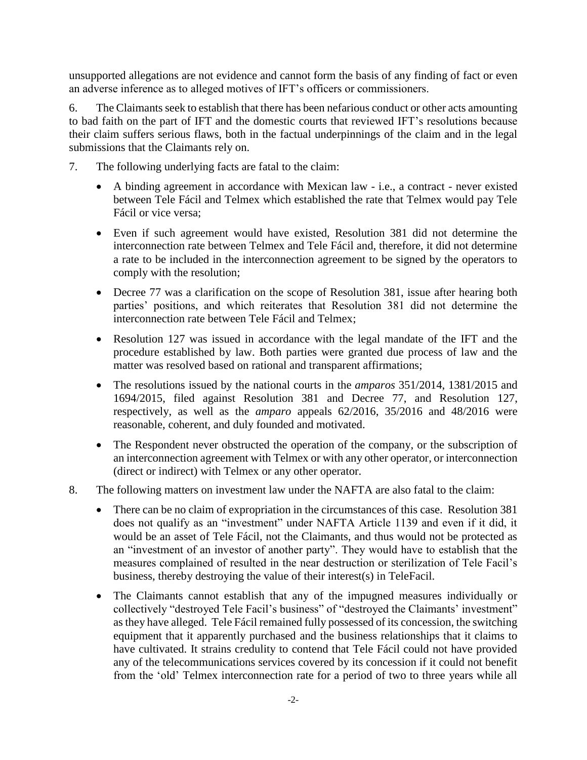unsupported allegations are not evidence and cannot form the basis of any finding of fact or even an adverse inference as to alleged motives of IFT's officers or commissioners.

6. The Claimants seek to establish that there has been nefarious conduct or other acts amounting to bad faith on the part of IFT and the domestic courts that reviewed IFT's resolutions because their claim suffers serious flaws, both in the factual underpinnings of the claim and in the legal submissions that the Claimants rely on.

7. The following underlying facts are fatal to the claim:

- A binding agreement in accordance with Mexican law - i.e., a contract - never existed between Tele Fácil and Telmex which established the rate that Telmex would pay Tele Fácil or vice versa;
- Even if such agreement would have existed, Resolution 381 did not determine the interconnection rate between Telmex and Tele Fácil and, therefore, it did not determine a rate to be included in the interconnection agreement to be signed by the operators to comply with the resolution;
- Decree 77 was a clarification on the scope of Resolution 381, issue after hearing both parties' positions, and which reiterates that Resolution 381 did not determine the interconnection rate between Tele Fácil and Telmex;
- Resolution 127 was issued in accordance with the legal mandate of the IFT and the procedure established by law. Both parties were granted due process of law and the matter was resolved based on rational and transparent affirmations;
- The resolutions issued by the national courts in the *amparos* 351/2014, 1381/2015 and 1694/2015, filed against Resolution 381 and Decree 77, and Resolution 127, respectively, as well as the *amparo* appeals 62/2016, 35/2016 and 48/2016 were reasonable, coherent, and duly founded and motivated.
- The Respondent never obstructed the operation of the company, or the subscription of an interconnection agreement with Telmex or with any other operator, or interconnection (direct or indirect) with Telmex or any other operator.

8. The following matters on investment law under the NAFTA are also fatal to the claim:

- There can be no claim of expropriation in the circumstances of this case. Resolution 381 does not qualify as an "investment" under NAFTA Article 1139 and even if it did, it would be an asset of Tele Fácil, not the Claimants, and thus would not be protected as an "investment of an investor of another party". They would have to establish that the measures complained of resulted in the near destruction or sterilization of Tele Facil's business, thereby destroying the value of their interest(s) in TeleFacil.
- The Claimants cannot establish that any of the impugned measures individually or collectively "destroyed Tele Facil's business" of "destroyed the Claimants' investment" as they have alleged. Tele Fácil remained fully possessed of its concession, the switching equipment that it apparently purchased and the business relationships that it claims to have cultivated. It strains credulity to contend that Tele Fácil could not have provided any of the telecommunications services covered by its concession if it could not benefit from the 'old' Telmex interconnection rate for a period of two to three years while all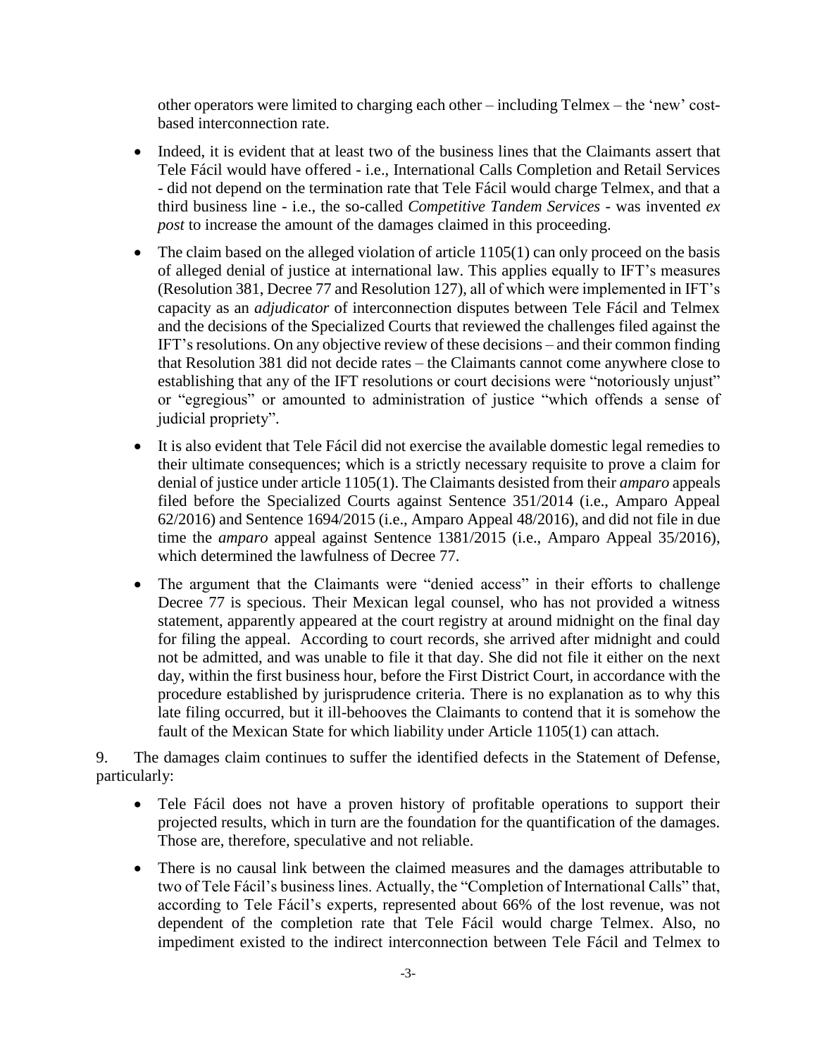other operators were limited to charging each other – including Telmex – the 'new' cost-based interconnection rate.

- Indeed, it is evident that at least two of the business lines that the Claimants assert that Tele Fácil would have offered - i.e., International Calls Completion and Retail Services - did not depend on the termination rate that Tele Fácil would charge Telmex, and that a third business line - i.e., the so-called *Competitive Tandem Services* - was invented *ex post* to increase the amount of the damages claimed in this proceeding.
- The claim based on the alleged violation of article 1105(1) can only proceed on the basis of alleged denial of justice at international law. This applies equally to IFT's measures (Resolution 381, Decree 77 and Resolution 127), all of which were implemented in IFT's capacity as an *adjudicator* of interconnection disputes between Tele Fácil and Telmex and the decisions of the Specialized Courts that reviewed the challenges filed against the IFT's resolutions. On any objective review of these decisions – and their common finding that Resolution 381 did not decide rates – the Claimants cannot come anywhere close to establishing that any of the IFT resolutions or court decisions were "notoriously unjust" or "egregious" or amounted to administration of justice "which offends a sense of judicial propriety".
- It is also evident that Tele Fácil did not exercise the available domestic legal remedies to their ultimate consequences; which is a strictly necessary requisite to prove a claim for denial of justice under article 1105(1). The Claimants desisted from their *amparo* appeals filed before the Specialized Courts against Sentence 351/2014 (i.e., Amparo Appeal 62/2016) and Sentence 1694/2015 (i.e., Amparo Appeal 48/2016), and did not file in due time the *amparo* appeal against Sentence 1381/2015 (i.e., Amparo Appeal 35/2016), which determined the lawfulness of Decree 77.
- The argument that the Claimants were "denied access" in their efforts to challenge Decree 77 is specious. Their Mexican legal counsel, who has not provided a witness statement, apparently appeared at the court registry at around midnight on the final day for filing the appeal. According to court records, she arrived after midnight and could not be admitted, and was unable to file it that day. She did not file it either on the next day, within the first business hour, before the First District Court, in accordance with the procedure established by jurisprudence criteria. There is no explanation as to why this late filing occurred, but it ill-behooves the Claimants to contend that it is somehow the fault of the Mexican State for which liability under Article 1105(1) can attach.

9. The damages claim continues to suffer the identified defects in the Statement of Defense, particularly:

- Tele Fácil does not have a proven history of profitable operations to support their projected results, which in turn are the foundation for the quantification of the damages. Those are, therefore, speculative and not reliable.
- There is no causal link between the claimed measures and the damages attributable to two of Tele Fácil's business lines. Actually, the "Completion of International Calls" that, according to Tele Fácil's experts, represented about 66% of the lost revenue, was not dependent of the completion rate that Tele Fácil would charge Telmex. Also, no impediment existed to the indirect interconnection between Tele Fácil and Telmex to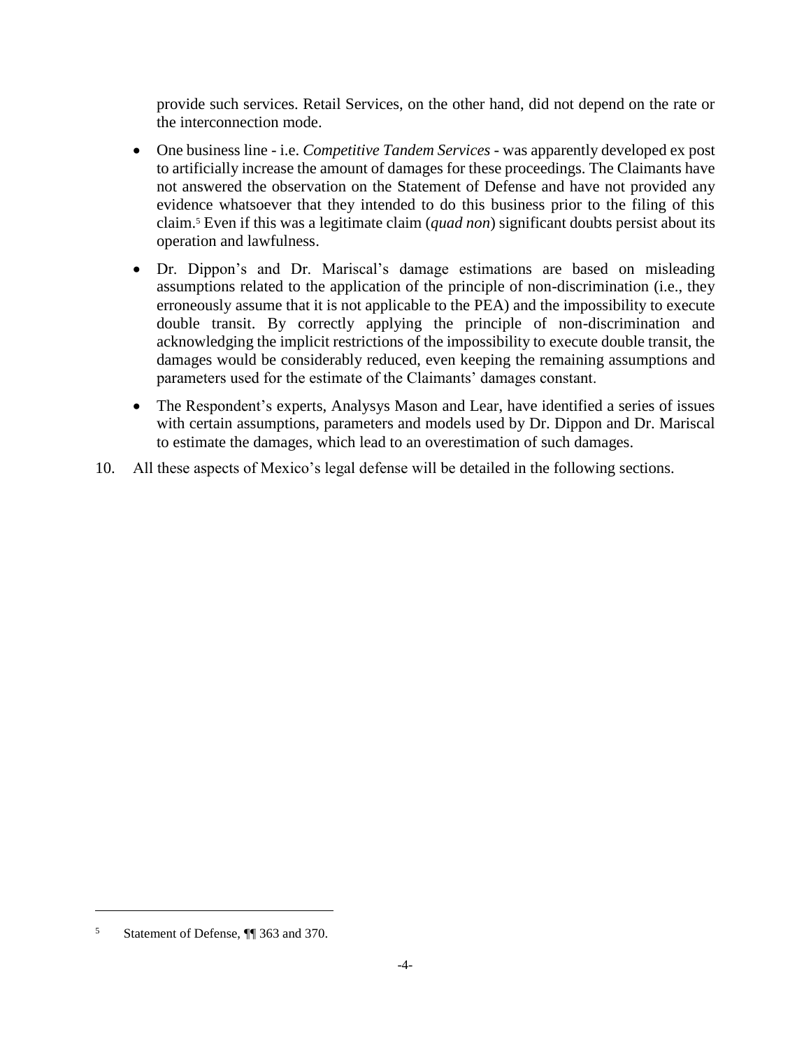provide such services. Retail Services, on the other hand, did not depend on the rate or the interconnection mode.

- One business line - i.e. *Competitive Tandem Services* - was apparently developed ex post to artificially increase the amount of damages for these proceedings. The Claimants have not answered the observation on the Statement of Defense and have not provided any evidence whatsoever that they intended to do this business prior to the filing of this claim.[5] Even if this was a legitimate claim (*quad non*) significant doubts persist about its operation and lawfulness.
- Dr. Dippon's and Dr. Mariscal's damage estimations are based on misleading assumptions related to the application of the principle of non-discrimination (i.e., they erroneously assume that it is not applicable to the PEA) and the impossibility to execute double transit. By correctly applying the principle of non-discrimination and acknowledging the implicit restrictions of the impossibility to execute double transit, the damages would be considerably reduced, even keeping the remaining assumptions and parameters used for the estimate of the Claimants' damages constant.
- The Respondent's experts, Analysys Mason and Lear, have identified a series of issues with certain assumptions, parameters and models used by Dr. Dippon and Dr. Mariscal to estimate the damages, which lead to an overestimation of such damages.

10. All these aspects of Mexico's legal defense will be detailed in the following sections.

[5] Statement of Defense, ¶¶ 363 and 370.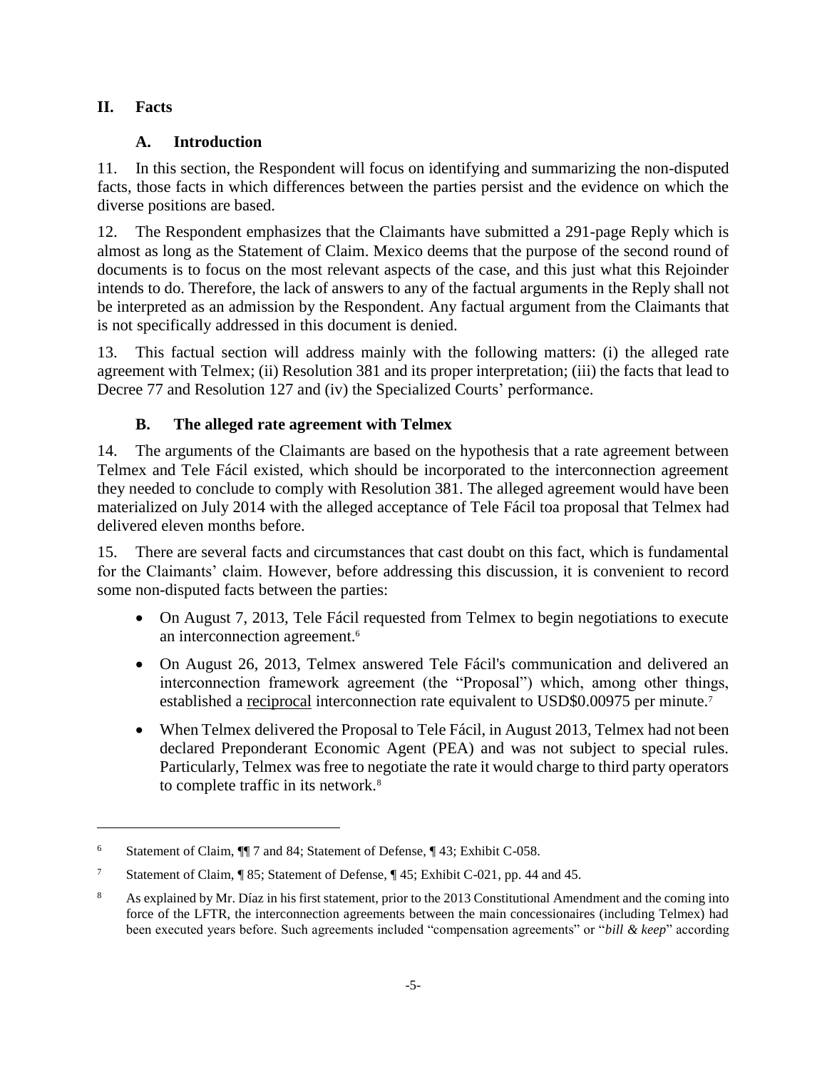## II. Facts

### A. Introduction

11. In this section, the Respondent will focus on identifying and summarizing the non-disputed facts, those facts in which differences between the parties persist and the evidence on which the diverse positions are based.

12. The Respondent emphasizes that the Claimants have submitted a 291-page Reply which is almost as long as the Statement of Claim. Mexico deems that the purpose of the second round of documents is to focus on the most relevant aspects of the case, and this just what this Rejoinder intends to do. Therefore, the lack of answers to any of the factual arguments in the Reply shall not be interpreted as an admission by the Respondent. Any factual argument from the Claimants that is not specifically addressed in this document is denied.

13. This factual section will address mainly with the following matters: (i) the alleged rate agreement with Telmex; (ii) Resolution 381 and its proper interpretation; (iii) the facts that lead to Decree 77 and Resolution 127 and (iv) the Specialized Courts' performance.

### B. The alleged rate agreement with Telmex

14. The arguments of the Claimants are based on the hypothesis that a rate agreement between Telmex and Tele Fácil existed, which should be incorporated to the interconnection agreement they needed to conclude to comply with Resolution 381. The alleged agreement would have been materialized on July 2014 with the alleged acceptance of Tele Fácil toa proposal that Telmex had delivered eleven months before.

15. There are several facts and circumstances that cast doubt on this fact, which is fundamental for the Claimants' claim. However, before addressing this discussion, it is convenient to record some non-disputed facts between the parties:

- On August 7, 2013, Tele Fácil requested from Telmex to begin negotiations to execute an interconnection agreement.[6]
- On August 26, 2013, Telmex answered Tele Fácil's communication and delivered an interconnection framework agreement (the "Proposal") which, among other things, established a <u>reciprocal</u> interconnection rate equivalent to USD$0.00975 per minute.[7]
- When Telmex delivered the Proposal to Tele Fácil, in August 2013, Telmex had not been declared Preponderant Economic Agent (PEA) and was not subject to special rules. Particularly, Telmex was free to negotiate the rate it would charge to third party operators to complete traffic in its network.[8]

---

[6] Statement of Claim, ¶¶ 7 and 84; Statement of Defense, ¶ 43; Exhibit C-058.

[7] Statement of Claim, ¶ 85; Statement of Defense, ¶ 45; Exhibit C-021, pp. 44 and 45.

[8] As explained by Mr. Díaz in his first statement, prior to the 2013 Constitutional Amendment and the coming into force of the LFTR, the interconnection agreements between the main concessionaires (including Telmex) had been executed years before. Such agreements included "compensation agreements" or "*bill & keep*" according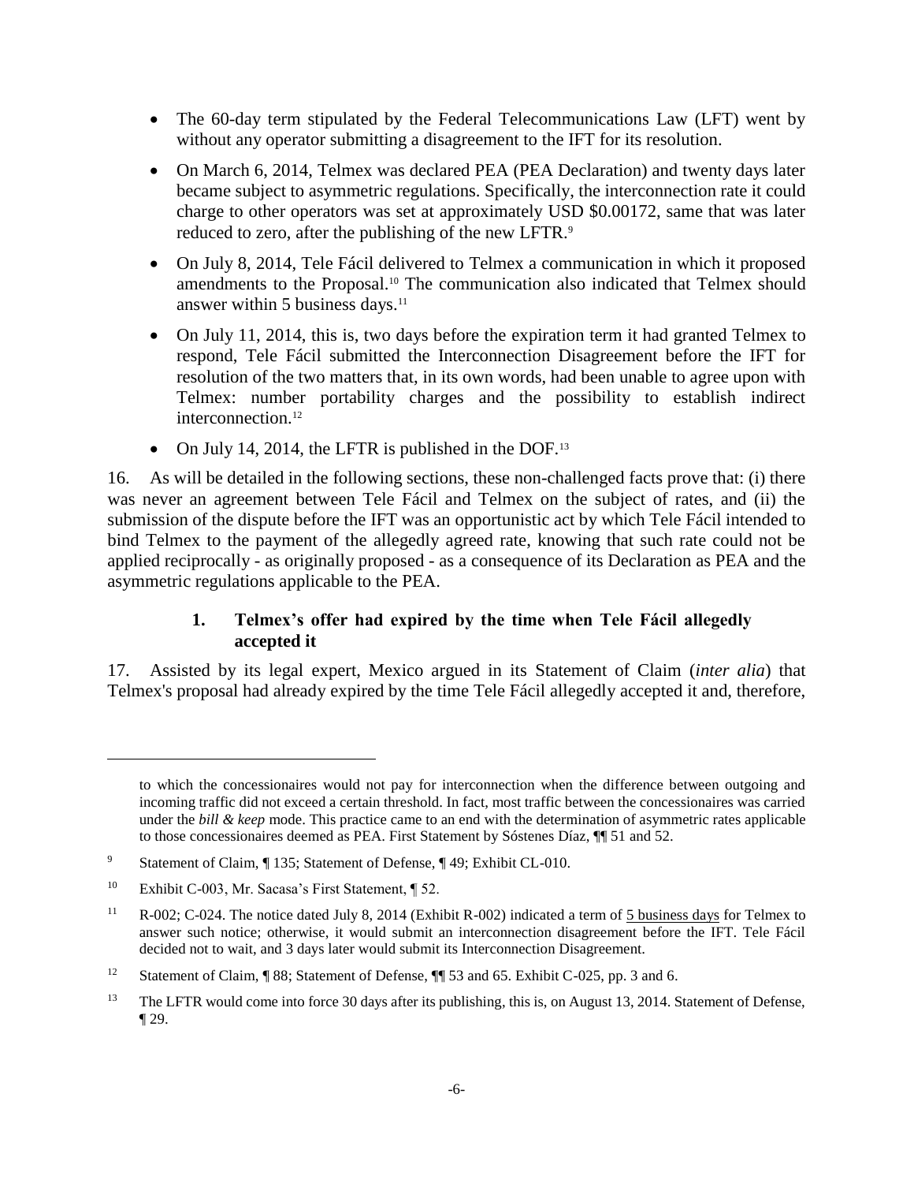- The 60-day term stipulated by the Federal Telecommunications Law (LFT) went by without any operator submitting a disagreement to the IFT for its resolution.
- On March 6, 2014, Telmex was declared PEA (PEA Declaration) and twenty days later became subject to asymmetric regulations. Specifically, the interconnection rate it could charge to other operators was set at approximately USD $0.00172, same that was later reduced to zero, after the publishing of the new LFTR.[9]
- On July 8, 2014, Tele Fácil delivered to Telmex a communication in which it proposed amendments to the Proposal.[10] The communication also indicated that Telmex should answer within 5 business days.[11]
- On July 11, 2014, this is, two days before the expiration term it had granted Telmex to respond, Tele Fácil submitted the Interconnection Disagreement before the IFT for resolution of the two matters that, in its own words, had been unable to agree upon with Telmex: number portability charges and the possibility to establish indirect interconnection.[12]
- On July 14, 2014, the LFTR is published in the DOF.[13]

16. As will be detailed in the following sections, these non-challenged facts prove that: (i) there was never an agreement between Tele Fácil and Telmex on the subject of rates, and (ii) the submission of the dispute before the IFT was an opportunistic act by which Tele Fácil intended to bind Telmex to the payment of the allegedly agreed rate, knowing that such rate could not be applied reciprocally - as originally proposed - as a consequence of its Declaration as PEA and the asymmetric regulations applicable to the PEA.

### 1. Telmex's offer had expired by the time when Tele Fácil allegedly accepted it

17. Assisted by its legal expert, Mexico argued in its Statement of Claim (*inter alia*) that Telmex's proposal had already expired by the time Tele Fácil allegedly accepted it and, therefore,

---

to which the concessionaires would not pay for interconnection when the difference between outgoing and incoming traffic did not exceed a certain threshold. In fact, most traffic between the concessionaires was carried under the *bill & keep* mode. This practice came to an end with the determination of asymmetric rates applicable to those concessionaires deemed as PEA. First Statement by Sóstenes Díaz, ¶¶ 51 and 52.

[9] Statement of Claim, ¶ 135; Statement of Defense, ¶ 49; Exhibit CL-010.

[10] Exhibit C-003, Mr. Sacasa's First Statement, ¶ 52.

[11] R-002; C-024. The notice dated July 8, 2014 (Exhibit R-002) indicated a term of 5 business days for Telmex to answer such notice; otherwise, it would submit an interconnection disagreement before the IFT. Tele Fácil decided not to wait, and 3 days later would submit its Interconnection Disagreement.

[12] Statement of Claim, ¶ 88; Statement of Defense, ¶¶ 53 and 65. Exhibit C-025, pp. 3 and 6.

[13] The LFTR would come into force 30 days after its publishing, this is, on August 13, 2014. Statement of Defense, ¶ 29.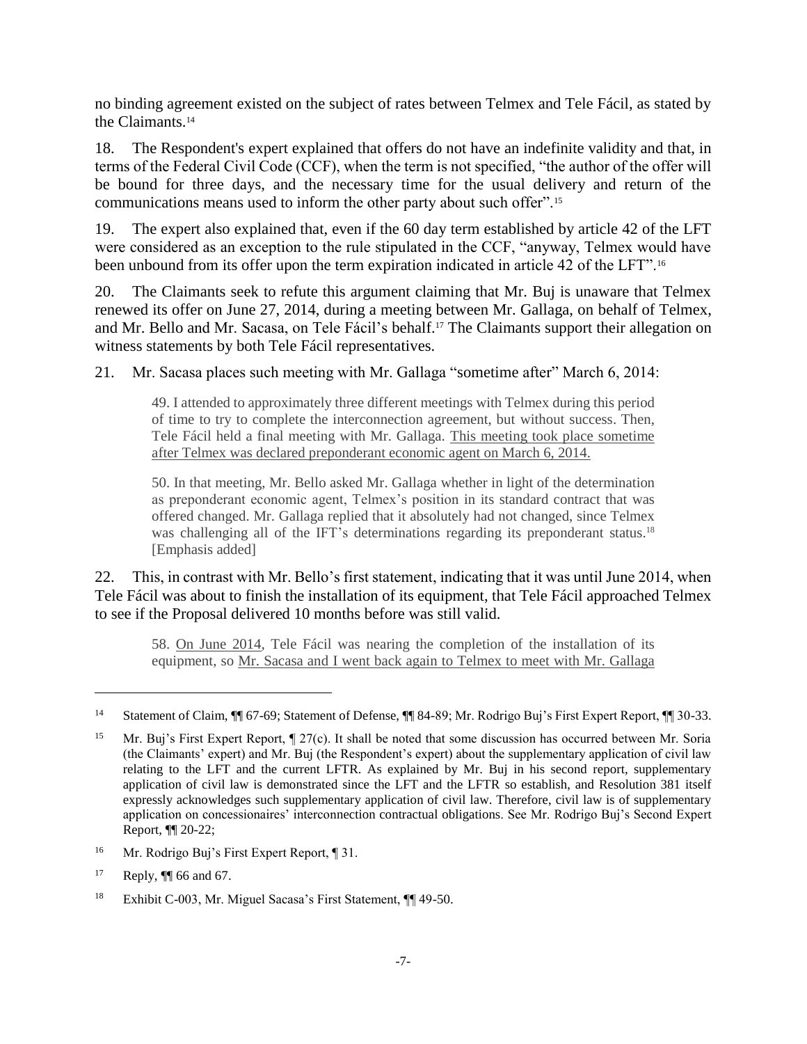no binding agreement existed on the subject of rates between Telmex and Tele Fácil, as stated by the Claimants.[14]

18. The Respondent's expert explained that offers do not have an indefinite validity and that, in terms of the Federal Civil Code (CCF), when the term is not specified, "the author of the offer will be bound for three days, and the necessary time for the usual delivery and return of the communications means used to inform the other party about such offer".[15]

19. The expert also explained that, even if the 60 day term established by article 42 of the LFT were considered as an exception to the rule stipulated in the CCF, "anyway, Telmex would have been unbound from its offer upon the term expiration indicated in article 42 of the LFT".[16]

20. The Claimants seek to refute this argument claiming that Mr. Buj is unaware that Telmex renewed its offer on June 27, 2014, during a meeting between Mr. Gallaga, on behalf of Telmex, and Mr. Bello and Mr. Sacasa, on Tele Fácil's behalf.[17] The Claimants support their allegation on witness statements by both Tele Fácil representatives.

21. Mr. Sacasa places such meeting with Mr. Gallaga "sometime after" March 6, 2014:

> 49. I attended to approximately three different meetings with Telmex during this period of time to try to complete the interconnection agreement, but without success. Then, Tele Fácil held a final meeting with Mr. Gallaga. <u>This meeting took place sometime after Telmex was declared preponderant economic agent on March 6, 2014.</u>
>
> 50. In that meeting, Mr. Bello asked Mr. Gallaga whether in light of the determination as preponderant economic agent, Telmex's position in its standard contract that was offered changed. Mr. Gallaga replied that it absolutely had not changed, since Telmex was challenging all of the IFT's determinations regarding its preponderant status.[18] [Emphasis added]

22. This, in contrast with Mr. Bello's first statement, indicating that it was until June 2014, when Tele Fácil was about to finish the installation of its equipment, that Tele Fácil approached Telmex to see if the Proposal delivered 10 months before was still valid.

> 58. <u>On June 2014</u>, Tele Fácil was nearing the completion of the installation of its equipment, so <u>Mr. Sacasa and I went back again to Telmex to meet with Mr. Gallaga</u>

---

[14] Statement of Claim, ¶¶ 67-69; Statement of Defense, ¶¶ 84-89; Mr. Rodrigo Buj's First Expert Report, ¶¶ 30-33.

[15] Mr. Buj's First Expert Report, ¶ 27(c). It shall be noted that some discussion has occurred between Mr. Soria (the Claimants' expert) and Mr. Buj (the Respondent's expert) about the supplementary application of civil law relating to the LFT and the current LFTR. As explained by Mr. Buj in his second report, supplementary application of civil law is demonstrated since the LFT and the LFTR so establish, and Resolution 381 itself expressly acknowledges such supplementary application of civil law. Therefore, civil law is of supplementary application on concessionaires' interconnection contractual obligations. See Mr. Rodrigo Buj's Second Expert Report, ¶¶ 20-22;

[16] Mr. Rodrigo Buj's First Expert Report, ¶ 31.

[17] Reply, ¶¶ 66 and 67.

[18] Exhibit C-003, Mr. Miguel Sacasa's First Statement, ¶¶ 49-50.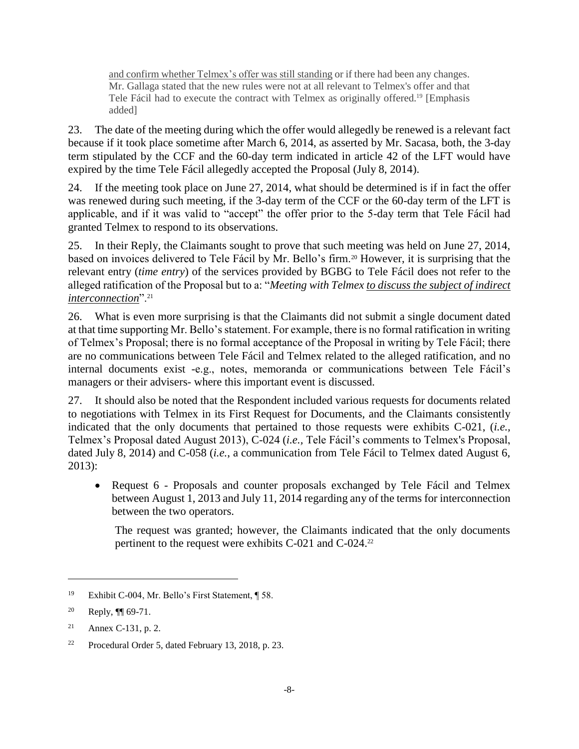> <u>and confirm whether Telmex's offer was still standing</u> or if there had been any changes. Mr. Gallaga stated that the new rules were not at all relevant to Telmex's offer and that Tele Fácil had to execute the contract with Telmex as originally offered.[19] [Emphasis added]

23. The date of the meeting during which the offer would allegedly be renewed is a relevant fact because if it took place sometime after March 6, 2014, as asserted by Mr. Sacasa, both, the 3-day term stipulated by the CCF and the 60-day term indicated in article 42 of the LFT would have expired by the time Tele Fácil allegedly accepted the Proposal (July 8, 2014).

24. If the meeting took place on June 27, 2014, what should be determined is if in fact the offer was renewed during such meeting, if the 3-day term of the CCF or the 60-day term of the LFT is applicable, and if it was valid to "accept" the offer prior to the 5-day term that Tele Fácil had granted Telmex to respond to its observations.

25. In their Reply, the Claimants sought to prove that such meeting was held on June 27, 2014, based on invoices delivered to Tele Fácil by Mr. Bello's firm.[20] However, it is surprising that the relevant entry (*time entry*) of the services provided by BGBG to Tele Fácil does not refer to the alleged ratification of the Proposal but to a: "*Meeting with Telmex <u>to discuss the subject of indirect interconnection</u>*".[21]

26. What is even more surprising is that the Claimants did not submit a single document dated at that time supporting Mr. Bello's statement. For example, there is no formal ratification in writing of Telmex's Proposal; there is no formal acceptance of the Proposal in writing by Tele Fácil; there are no communications between Tele Fácil and Telmex related to the alleged ratification, and no internal documents exist -e.g., notes, memoranda or communications between Tele Fácil's managers or their advisers- where this important event is discussed.

27. It should also be noted that the Respondent included various requests for documents related to negotiations with Telmex in its First Request for Documents, and the Claimants consistently indicated that the only documents that pertained to those requests were exhibits C-021, (*i.e.,* Telmex's Proposal dated August 2013), C-024 (*i.e.,* Tele Fácil's comments to Telmex's Proposal, dated July 8, 2014) and C-058 (*i.e.*, a communication from Tele Fácil to Telmex dated August 6, 2013):

- Request 6 - Proposals and counter proposals exchanged by Tele Fácil and Telmex between August 1, 2013 and July 11, 2014 regarding any of the terms for interconnection between the two operators.

  The request was granted; however, the Claimants indicated that the only documents pertinent to the request were exhibits C-021 and C-024.[22]

---

[19] Exhibit C-004, Mr. Bello's First Statement, ¶ 58.

[20] Reply, ¶¶ 69-71.

[21] Annex C-131, p. 2.

[22] Procedural Order 5, dated February 13, 2018, p. 23.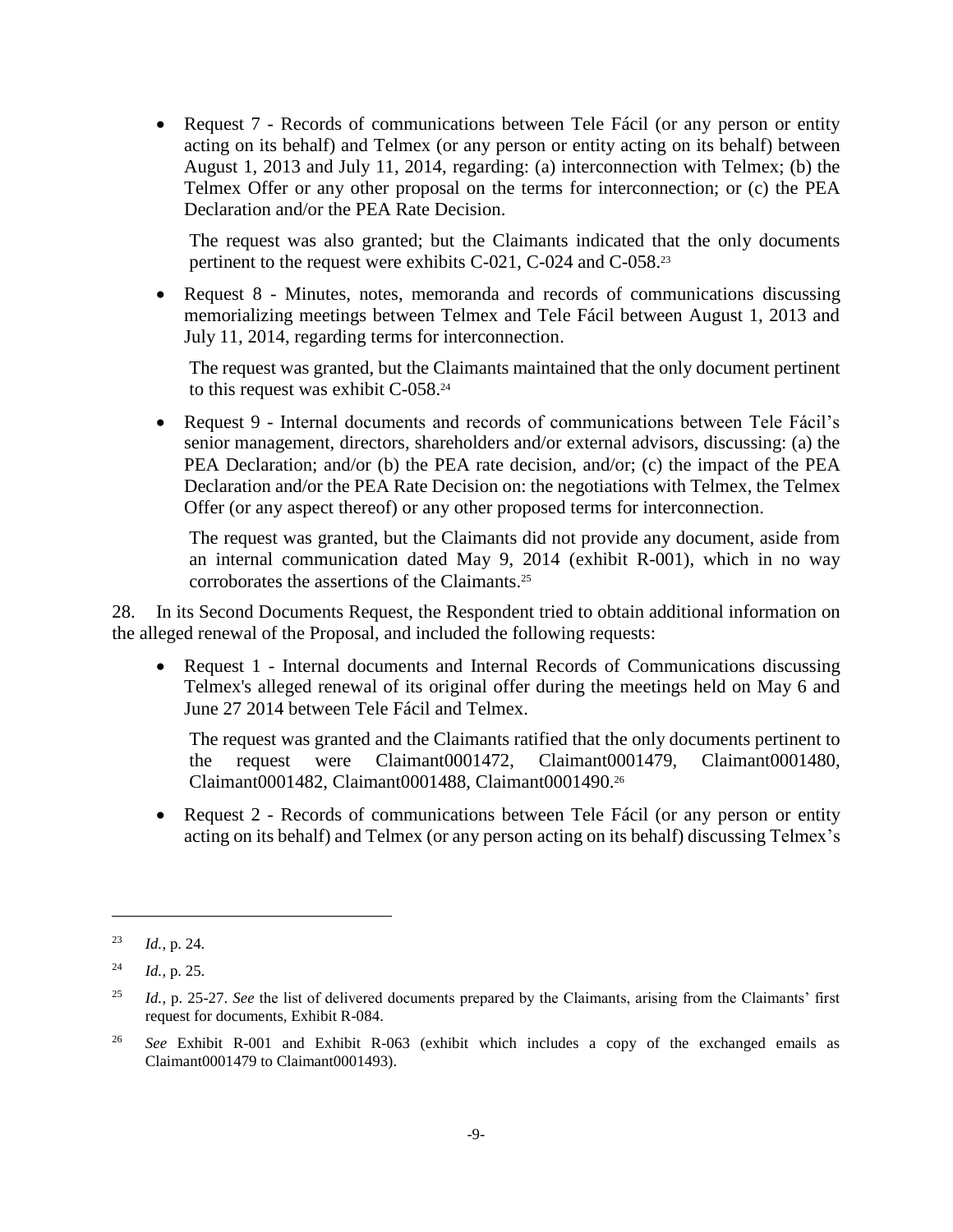- Request 7 - Records of communications between Tele Fácil (or any person or entity acting on its behalf) and Telmex (or any person or entity acting on its behalf) between August 1, 2013 and July 11, 2014, regarding: (a) interconnection with Telmex; (b) the Telmex Offer or any other proposal on the terms for interconnection; or (c) the PEA Declaration and/or the PEA Rate Decision.

  The request was also granted; but the Claimants indicated that the only documents pertinent to the request were exhibits C-021, C-024 and C-058.[23]

- Request 8 - Minutes, notes, memoranda and records of communications discussing memorializing meetings between Telmex and Tele Fácil between August 1, 2013 and July 11, 2014, regarding terms for interconnection.

  The request was granted, but the Claimants maintained that the only document pertinent to this request was exhibit C-058.[24]

- Request 9 - Internal documents and records of communications between Tele Fácil's senior management, directors, shareholders and/or external advisors, discussing: (a) the PEA Declaration; and/or (b) the PEA rate decision, and/or; (c) the impact of the PEA Declaration and/or the PEA Rate Decision on: the negotiations with Telmex, the Telmex Offer (or any aspect thereof) or any other proposed terms for interconnection.

  The request was granted, but the Claimants did not provide any document, aside from an internal communication dated May 9, 2014 (exhibit R-001), which in no way corroborates the assertions of the Claimants.[25]

28. In its Second Documents Request, the Respondent tried to obtain additional information on the alleged renewal of the Proposal, and included the following requests:

- Request 1 - Internal documents and Internal Records of Communications discussing Telmex's alleged renewal of its original offer during the meetings held on May 6 and June 27 2014 between Tele Fácil and Telmex.

  The request was granted and the Claimants ratified that the only documents pertinent to the request were Claimant0001472, Claimant0001479, Claimant0001480, Claimant0001482, Claimant0001488, Claimant0001490.[26]

- Request 2 - Records of communications between Tele Fácil (or any person or entity acting on its behalf) and Telmex (or any person acting on its behalf) discussing Telmex's

---

[23] *Id.*, p. 24.

[24] *Id.*, p. 25.

[25] *Id.*, p. 25-27. *See* the list of delivered documents prepared by the Claimants, arising from the Claimants' first request for documents, Exhibit R-084.

[26] *See* Exhibit R-001 and Exhibit R-063 (exhibit which includes a copy of the exchanged emails as Claimant0001479 to Claimant0001493).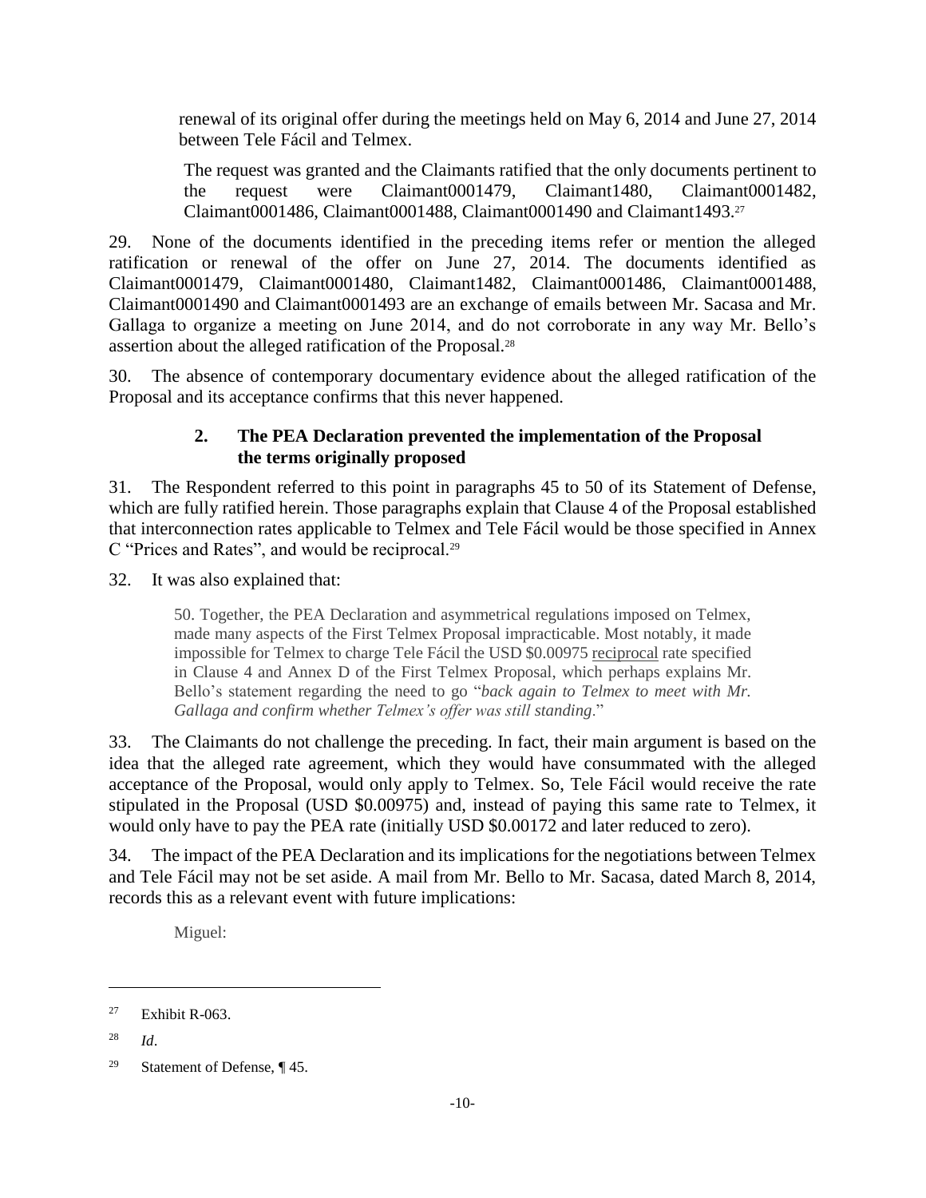renewal of its original offer during the meetings held on May 6, 2014 and June 27, 2014 between Tele Fácil and Telmex.

The request was granted and the Claimants ratified that the only documents pertinent to the request were Claimant0001479, Claimant1480, Claimant0001482, Claimant0001486, Claimant0001488, Claimant0001490 and Claimant1493.[27]

29. None of the documents identified in the preceding items refer or mention the alleged ratification or renewal of the offer on June 27, 2014. The documents identified as Claimant0001479, Claimant0001480, Claimant1482, Claimant0001486, Claimant0001488, Claimant0001490 and Claimant0001493 are an exchange of emails between Mr. Sacasa and Mr. Gallaga to organize a meeting on June 2014, and do not corroborate in any way Mr. Bello's assertion about the alleged ratification of the Proposal.[28]

30. The absence of contemporary documentary evidence about the alleged ratification of the Proposal and its acceptance confirms that this never happened.

### 2. The PEA Declaration prevented the implementation of the Proposal the terms originally proposed

31. The Respondent referred to this point in paragraphs 45 to 50 of its Statement of Defense, which are fully ratified herein. Those paragraphs explain that Clause 4 of the Proposal established that interconnection rates applicable to Telmex and Tele Fácil would be those specified in Annex C "Prices and Rates", and would be reciprocal.[29]

32. It was also explained that:

> 50. Together, the PEA Declaration and asymmetrical regulations imposed on Telmex, made many aspects of the First Telmex Proposal impracticable. Most notably, it made impossible for Telmex to charge Tele Fácil the USD $0.00975 reciprocal rate specified in Clause 4 and Annex D of the First Telmex Proposal, which perhaps explains Mr. Bello's statement regarding the need to go "*back again to Telmex to meet with Mr. Gallaga and confirm whether Telmex's offer was still standing*."

33. The Claimants do not challenge the preceding. In fact, their main argument is based on the idea that the alleged rate agreement, which they would have consummated with the alleged acceptance of the Proposal, would only apply to Telmex. So, Tele Fácil would receive the rate stipulated in the Proposal (USD $0.00975) and, instead of paying this same rate to Telmex, it would only have to pay the PEA rate (initially USD $0.00172 and later reduced to zero).

34. The impact of the PEA Declaration and its implications for the negotiations between Telmex and Tele Fácil may not be set aside. A mail from Mr. Bello to Mr. Sacasa, dated March 8, 2014, records this as a relevant event with future implications:

> Miguel:

---

[27] Exhibit R-063.

[28] *Id*.

[29] Statement of Defense, ¶ 45.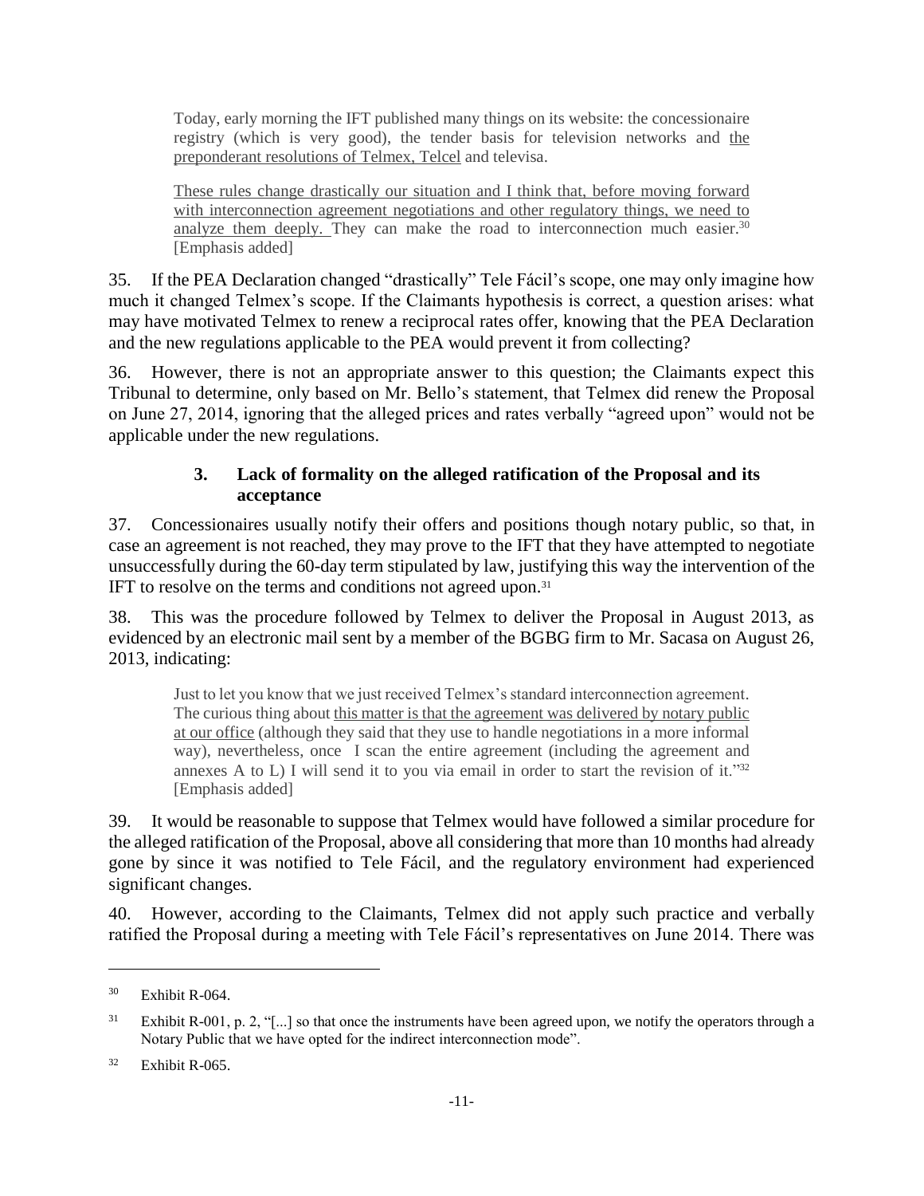> Today, early morning the IFT published many things on its website: the concessionaire registry (which is very good), the tender basis for television networks and the preponderant resolutions of Telmex, Telcel and televisa.
>
> These rules change drastically our situation and I think that, before moving forward with interconnection agreement negotiations and other regulatory things, we need to analyze them deeply. They can make the road to interconnection much easier.[30] [Emphasis added]

35. If the PEA Declaration changed "drastically" Tele Fácil's scope, one may only imagine how much it changed Telmex's scope. If the Claimants hypothesis is correct, a question arises: what may have motivated Telmex to renew a reciprocal rates offer, knowing that the PEA Declaration and the new regulations applicable to the PEA would prevent it from collecting?

36. However, there is not an appropriate answer to this question; the Claimants expect this Tribunal to determine, only based on Mr. Bello's statement, that Telmex did renew the Proposal on June 27, 2014, ignoring that the alleged prices and rates verbally "agreed upon" would not be applicable under the new regulations.

### 3. Lack of formality on the alleged ratification of the Proposal and its acceptance

37. Concessionaires usually notify their offers and positions though notary public, so that, in case an agreement is not reached, they may prove to the IFT that they have attempted to negotiate unsuccessfully during the 60-day term stipulated by law, justifying this way the intervention of the IFT to resolve on the terms and conditions not agreed upon.[31]

38. This was the procedure followed by Telmex to deliver the Proposal in August 2013, as evidenced by an electronic mail sent by a member of the BGBG firm to Mr. Sacasa on August 26, 2013, indicating:

> Just to let you know that we just received Telmex's standard interconnection agreement. The curious thing about this matter is that the agreement was delivered by notary public at our office (although they said that they use to handle negotiations in a more informal way), nevertheless, once I scan the entire agreement (including the agreement and annexes A to L) I will send it to you via email in order to start the revision of it."[32] [Emphasis added]

39. It would be reasonable to suppose that Telmex would have followed a similar procedure for the alleged ratification of the Proposal, above all considering that more than 10 months had already gone by since it was notified to Tele Fácil, and the regulatory environment had experienced significant changes.

40. However, according to the Claimants, Telmex did not apply such practice and verbally ratified the Proposal during a meeting with Tele Fácil's representatives on June 2014. There was

---

[30] Exhibit R-064.

[31] Exhibit R-001, p. 2, "[...] so that once the instruments have been agreed upon, we notify the operators through a Notary Public that we have opted for the indirect interconnection mode".

[32] Exhibit R-065.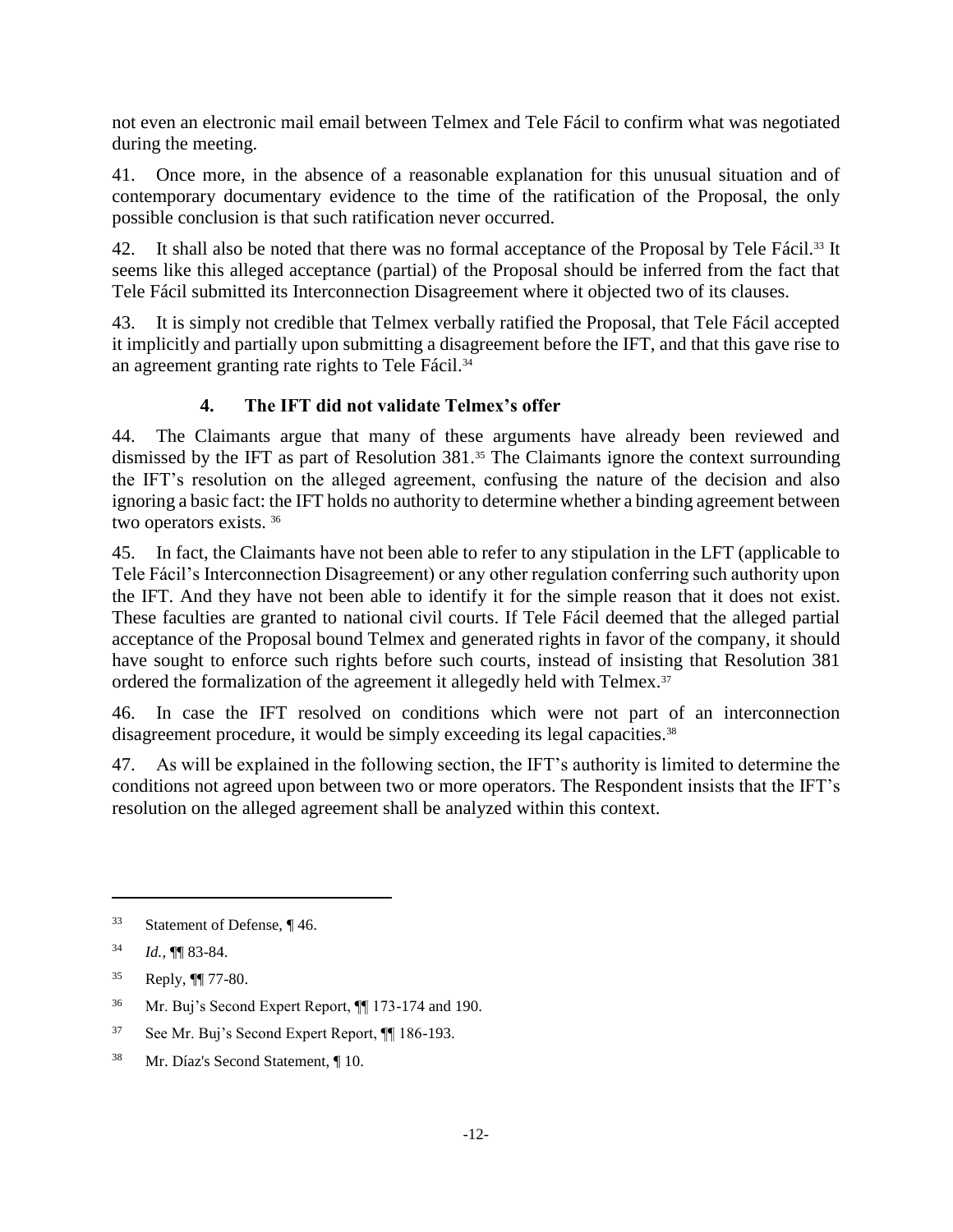not even an electronic mail email between Telmex and Tele Fácil to confirm what was negotiated during the meeting.

41. Once more, in the absence of a reasonable explanation for this unusual situation and of contemporary documentary evidence to the time of the ratification of the Proposal, the only possible conclusion is that such ratification never occurred.

42. It shall also be noted that there was no formal acceptance of the Proposal by Tele Fácil.[33] It seems like this alleged acceptance (partial) of the Proposal should be inferred from the fact that Tele Fácil submitted its Interconnection Disagreement where it objected two of its clauses.

43. It is simply not credible that Telmex verbally ratified the Proposal, that Tele Fácil accepted it implicitly and partially upon submitting a disagreement before the IFT, and that this gave rise to an agreement granting rate rights to Tele Fácil.[34]

### 4. The IFT did not validate Telmex's offer

44. The Claimants argue that many of these arguments have already been reviewed and dismissed by the IFT as part of Resolution 381.[35] The Claimants ignore the context surrounding the IFT's resolution on the alleged agreement, confusing the nature of the decision and also ignoring a basic fact: the IFT holds no authority to determine whether a binding agreement between two operators exists. [36]

45. In fact, the Claimants have not been able to refer to any stipulation in the LFT (applicable to Tele Fácil's Interconnection Disagreement) or any other regulation conferring such authority upon the IFT. And they have not been able to identify it for the simple reason that it does not exist. These faculties are granted to national civil courts. If Tele Fácil deemed that the alleged partial acceptance of the Proposal bound Telmex and generated rights in favor of the company, it should have sought to enforce such rights before such courts, instead of insisting that Resolution 381 ordered the formalization of the agreement it allegedly held with Telmex.[37]

46. In case the IFT resolved on conditions which were not part of an interconnection disagreement procedure, it would be simply exceeding its legal capacities.[38]

47. As will be explained in the following section, the IFT's authority is limited to determine the conditions not agreed upon between two or more operators. The Respondent insists that the IFT's resolution on the alleged agreement shall be analyzed within this context.

---

[33] Statement of Defense, ¶ 46.

[34] *Id.*, ¶¶ 83-84.

[35] Reply, ¶¶ 77-80.

[36] Mr. Buj's Second Expert Report, ¶¶ 173-174 and 190.

[37] See Mr. Buj's Second Expert Report, ¶¶ 186-193.

[38] Mr. Díaz's Second Statement, ¶ 10.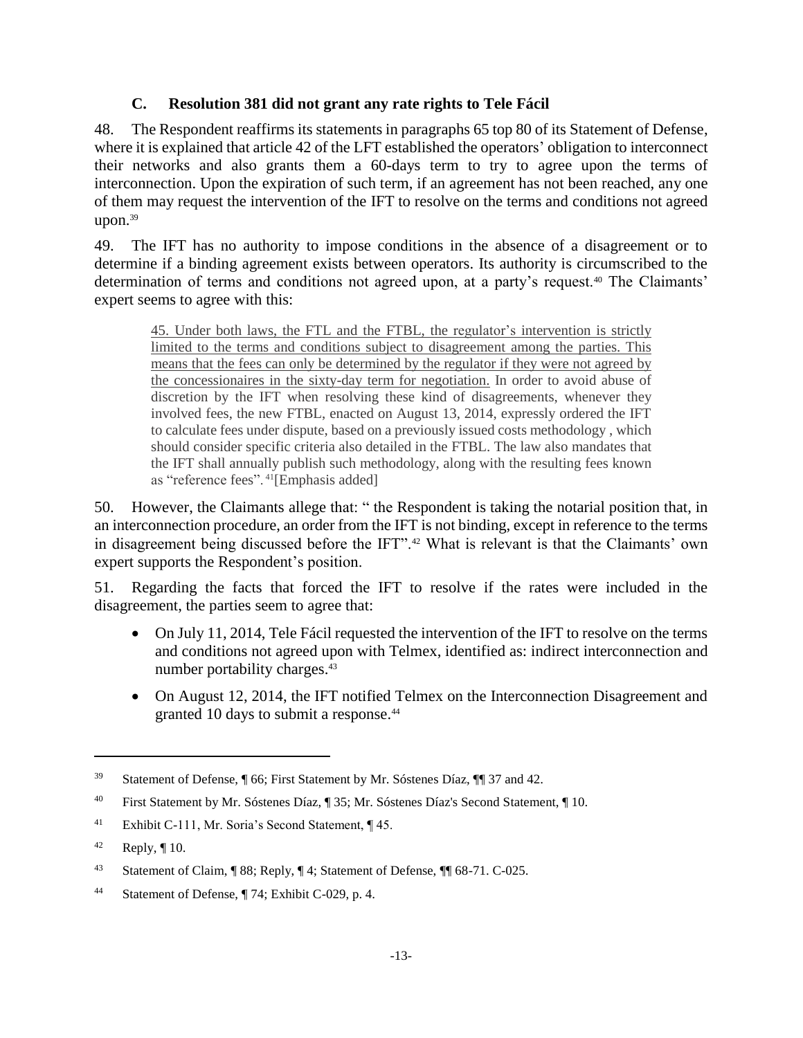### C. Resolution 381 did not grant any rate rights to Tele Fácil

48. The Respondent reaffirms its statements in paragraphs 65 top 80 of its Statement of Defense, where it is explained that article 42 of the LFT established the operators' obligation to interconnect their networks and also grants them a 60-days term to try to agree upon the terms of interconnection. Upon the expiration of such term, if an agreement has not been reached, any one of them may request the intervention of the IFT to resolve on the terms and conditions not agreed upon.[39]

49. The IFT has no authority to impose conditions in the absence of a disagreement or to determine if a binding agreement exists between operators. Its authority is circumscribed to the determination of terms and conditions not agreed upon, at a party's request.[40] The Claimants' expert seems to agree with this:

> 45. Under both laws, the FTL and the FTBL, the regulator's intervention is strictly limited to the terms and conditions subject to disagreement among the parties. This means that the fees can only be determined by the regulator if they were not agreed by the concessionaires in the sixty-day term for negotiation. In order to avoid abuse of discretion by the IFT when resolving these kind of disagreements, whenever they involved fees, the new FTBL, enacted on August 13, 2014, expressly ordered the IFT to calculate fees under dispute, based on a previously issued costs methodology , which should consider specific criteria also detailed in the FTBL. The law also mandates that the IFT shall annually publish such methodology, along with the resulting fees known as "reference fees". [41][Emphasis added]

50. However, the Claimants allege that: " the Respondent is taking the notarial position that, in an interconnection procedure, an order from the IFT is not binding, except in reference to the terms in disagreement being discussed before the IFT".[42] What is relevant is that the Claimants' own expert supports the Respondent's position.

51. Regarding the facts that forced the IFT to resolve if the rates were included in the disagreement, the parties seem to agree that:

- On July 11, 2014, Tele Fácil requested the intervention of the IFT to resolve on the terms and conditions not agreed upon with Telmex, identified as: indirect interconnection and number portability charges.[43]
- On August 12, 2014, the IFT notified Telmex on the Interconnection Disagreement and granted 10 days to submit a response.[44]

---

[39] Statement of Defense, ¶ 66; First Statement by Mr. Sóstenes Díaz, ¶¶ 37 and 42.

[40] First Statement by Mr. Sóstenes Díaz, ¶ 35; Mr. Sóstenes Díaz's Second Statement, ¶ 10.

[41] Exhibit C-111, Mr. Soria's Second Statement, ¶ 45.

[42] Reply, ¶ 10.

[43] Statement of Claim, ¶ 88; Reply, ¶ 4; Statement of Defense, ¶¶ 68-71. C-025.

[44] Statement of Defense, ¶ 74; Exhibit C-029, p. 4.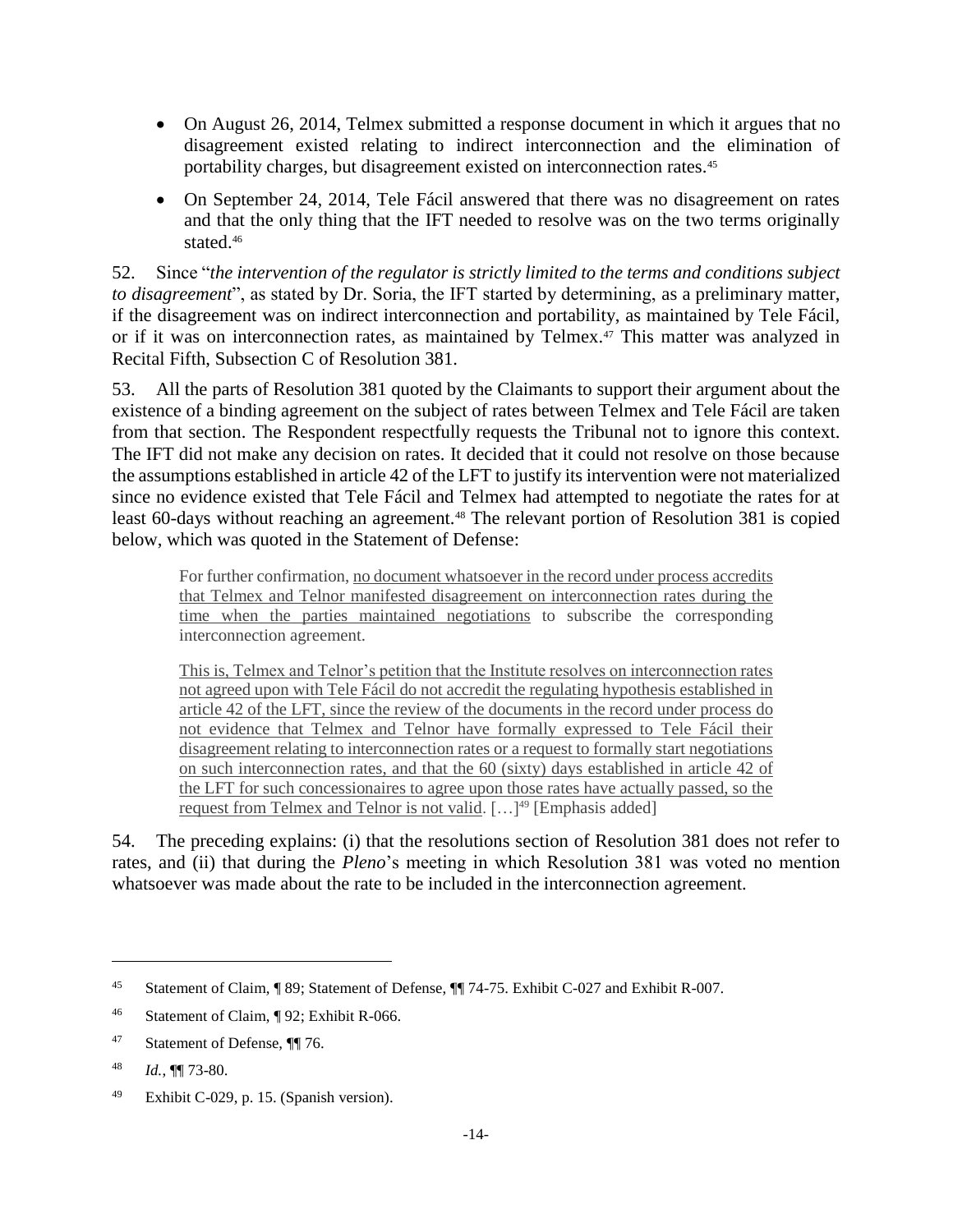- On August 26, 2014, Telmex submitted a response document in which it argues that no disagreement existed relating to indirect interconnection and the elimination of portability charges, but disagreement existed on interconnection rates.[45]

- On September 24, 2014, Tele Fácil answered that there was no disagreement on rates and that the only thing that the IFT needed to resolve was on the two terms originally stated.[46]

52. Since "*the intervention of the regulator is strictly limited to the terms and conditions subject to disagreement*", as stated by Dr. Soria, the IFT started by determining, as a preliminary matter, if the disagreement was on indirect interconnection and portability, as maintained by Tele Fácil, or if it was on interconnection rates, as maintained by Telmex.[47] This matter was analyzed in Recital Fifth, Subsection C of Resolution 381.

53. All the parts of Resolution 381 quoted by the Claimants to support their argument about the existence of a binding agreement on the subject of rates between Telmex and Tele Fácil are taken from that section. The Respondent respectfully requests the Tribunal not to ignore this context. The IFT did not make any decision on rates. It decided that it could not resolve on those because the assumptions established in article 42 of the LFT to justify its intervention were not materialized since no evidence existed that Tele Fácil and Telmex had attempted to negotiate the rates for at least 60-days without reaching an agreement.[48] The relevant portion of Resolution 381 is copied below, which was quoted in the Statement of Defense:

> For further confirmation, <u>no document whatsoever in the record under process accredits that Telmex and Telnor manifested disagreement on interconnection rates during the time when the parties maintained negotiations</u> to subscribe the corresponding interconnection agreement.
>
> <u>This is, Telmex and Telnor's petition that the Institute resolves on interconnection rates not agreed upon with Tele Fácil do not accredit the regulating hypothesis established in article 42 of the LFT, since the review of the documents in the record under process do not evidence that Telmex and Telnor have formally expressed to Tele Fácil their disagreement relating to interconnection rates or a request to formally start negotiations on such interconnection rates, and that the 60 (sixty) days established in article 42 of the LFT for such concessionaires to agree upon those rates have actually passed, so the request from Telmex and Telnor is not valid</u>. […][49] [Emphasis added]

54. The preceding explains: (i) that the resolutions section of Resolution 381 does not refer to rates, and (ii) that during the *Pleno*'s meeting in which Resolution 381 was voted no mention whatsoever was made about the rate to be included in the interconnection agreement.

---

[45] Statement of Claim, ¶ 89; Statement of Defense, ¶¶ 74-75. Exhibit C-027 and Exhibit R-007.

[46] Statement of Claim, ¶ 92; Exhibit R-066.

[47] Statement of Defense, ¶¶ 76.

[48] *Id.*, ¶¶ 73-80.

[49] Exhibit C-029, p. 15. (Spanish version).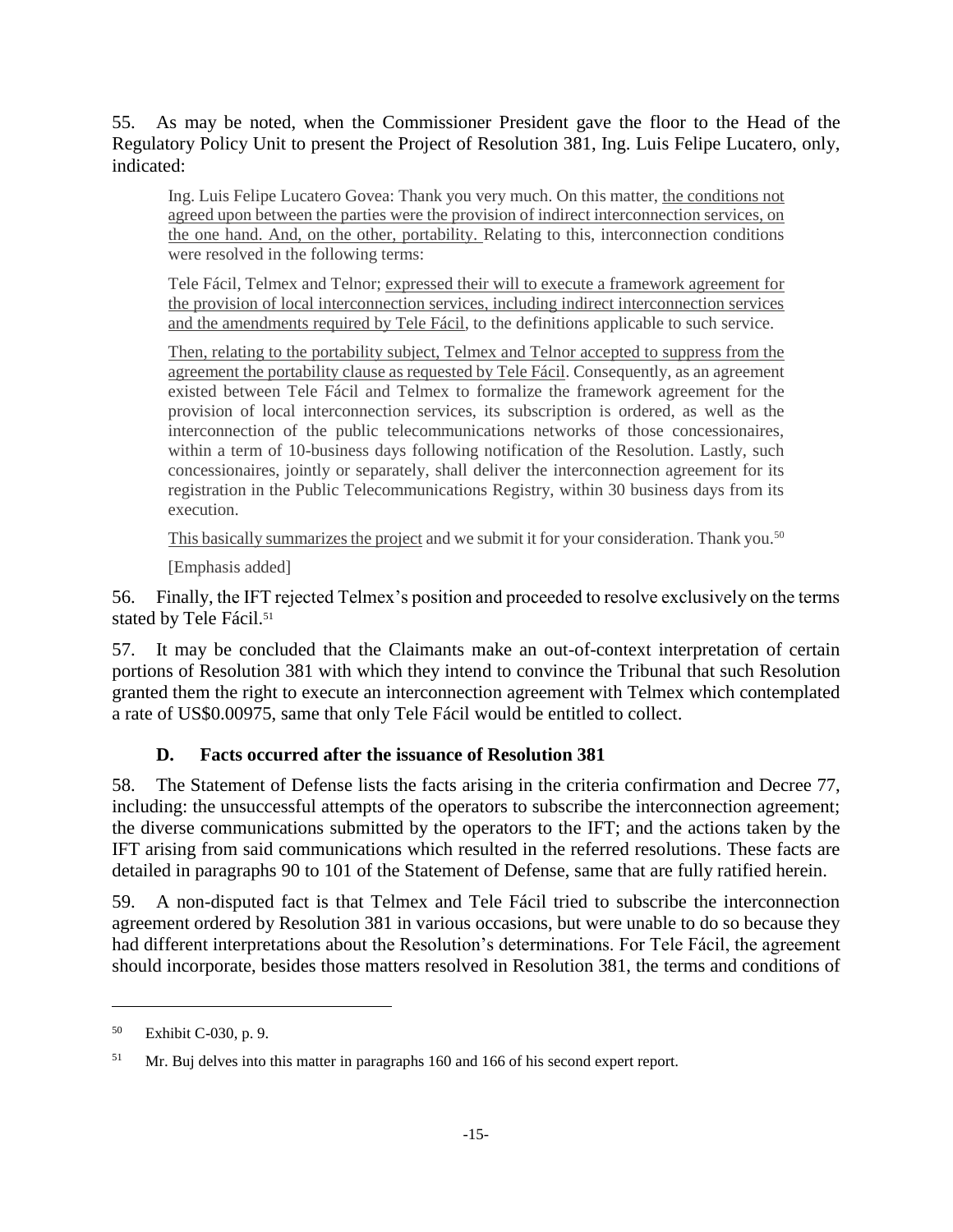55. As may be noted, when the Commissioner President gave the floor to the Head of the Regulatory Policy Unit to present the Project of Resolution 381, Ing. Luis Felipe Lucatero, only, indicated:

> Ing. Luis Felipe Lucatero Govea: Thank you very much. On this matter, <u>the conditions not agreed upon between the parties were the provision of indirect interconnection services, on the one hand. And, on the other, portability.</u> Relating to this, interconnection conditions were resolved in the following terms:
>
> Tele Fácil, Telmex and Telnor; <u>expressed their will to execute a framework agreement for the provision of local interconnection services, including indirect interconnection services and the amendments required by Tele Fácil</u>, to the definitions applicable to such service.
>
> <u>Then, relating to the portability subject, Telmex and Telnor accepted to suppress from the agreement the portability clause as requested by Tele Fácil</u>. Consequently, as an agreement existed between Tele Fácil and Telmex to formalize the framework agreement for the provision of local interconnection services, its subscription is ordered, as well as the interconnection of the public telecommunications networks of those concessionaires, within a term of 10-business days following notification of the Resolution. Lastly, such concessionaires, jointly or separately, shall deliver the interconnection agreement for its registration in the Public Telecommunications Registry, within 30 business days from its execution.
>
> <u>This basically summarizes the project</u> and we submit it for your consideration. Thank you.[50]
>
> [Emphasis added]

56. Finally, the IFT rejected Telmex's position and proceeded to resolve exclusively on the terms stated by Tele Fácil.[51]

57. It may be concluded that the Claimants make an out-of-context interpretation of certain portions of Resolution 381 with which they intend to convince the Tribunal that such Resolution granted them the right to execute an interconnection agreement with Telmex which contemplated a rate of US$0.00975, same that only Tele Fácil would be entitled to collect.

### D. Facts occurred after the issuance of Resolution 381

58. The Statement of Defense lists the facts arising in the criteria confirmation and Decree 77, including: the unsuccessful attempts of the operators to subscribe the interconnection agreement; the diverse communications submitted by the operators to the IFT; and the actions taken by the IFT arising from said communications which resulted in the referred resolutions. These facts are detailed in paragraphs 90 to 101 of the Statement of Defense, same that are fully ratified herein.

59. A non-disputed fact is that Telmex and Tele Fácil tried to subscribe the interconnection agreement ordered by Resolution 381 in various occasions, but were unable to do so because they had different interpretations about the Resolution's determinations. For Tele Fácil, the agreement should incorporate, besides those matters resolved in Resolution 381, the terms and conditions of

---

[50] Exhibit C-030, p. 9.

[51] Mr. Buj delves into this matter in paragraphs 160 and 166 of his second expert report.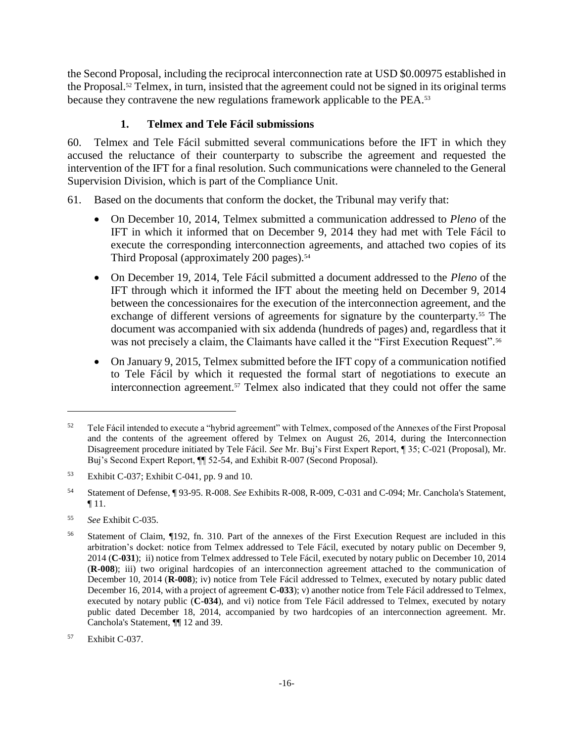the Second Proposal, including the reciprocal interconnection rate at USD $0.00975 established in the Proposal.[52] Telmex, in turn, insisted that the agreement could not be signed in its original terms because they contravene the new regulations framework applicable to the PEA.[53]

### 1. Telmex and Tele Fácil submissions

60. Telmex and Tele Fácil submitted several communications before the IFT in which they accused the reluctance of their counterparty to subscribe the agreement and requested the intervention of the IFT for a final resolution. Such communications were channeled to the General Supervision Division, which is part of the Compliance Unit.

61. Based on the documents that conform the docket, the Tribunal may verify that:

- On December 10, 2014, Telmex submitted a communication addressed to *Pleno* of the IFT in which it informed that on December 9, 2014 they had met with Tele Fácil to execute the corresponding interconnection agreements, and attached two copies of its Third Proposal (approximately 200 pages).[54]
- On December 19, 2014, Tele Fácil submitted a document addressed to the *Pleno* of the IFT through which it informed the IFT about the meeting held on December 9, 2014 between the concessionaires for the execution of the interconnection agreement, and the exchange of different versions of agreements for signature by the counterparty.[55] The document was accompanied with six addenda (hundreds of pages) and, regardless that it was not precisely a claim, the Claimants have called it the "First Execution Request".[56]
- On January 9, 2015, Telmex submitted before the IFT copy of a communication notified to Tele Fácil by which it requested the formal start of negotiations to execute an interconnection agreement.[57] Telmex also indicated that they could not offer the same

---

[52] Tele Fácil intended to execute a "hybrid agreement" with Telmex, composed of the Annexes of the First Proposal and the contents of the agreement offered by Telmex on August 26, 2014, during the Interconnection Disagreement procedure initiated by Tele Fácil. *See* Mr. Buj's First Expert Report, ¶ 35; C-021 (Proposal), Mr. Buj's Second Expert Report, ¶¶ 52-54, and Exhibit R-007 (Second Proposal).

[53] Exhibit C-037; Exhibit C-041, pp. 9 and 10.

[54] Statement of Defense, ¶ 93-95. R-008. *See* Exhibits R-008, R-009, C-031 and C-094; Mr. Canchola's Statement, ¶ 11.

[55] *See* Exhibit C-035.

[56] Statement of Claim, ¶192, fn. 310. Part of the annexes of the First Execution Request are included in this arbitration's docket: notice from Telmex addressed to Tele Fácil, executed by notary public on December 9, 2014 (**C-031**); ii) notice from Telmex addressed to Tele Fácil, executed by notary public on December 10, 2014 (**R-008**); iii) two original hardcopies of an interconnection agreement attached to the communication of December 10, 2014 (**R-008**); iv) notice from Tele Fácil addressed to Telmex, executed by notary public dated December 16, 2014, with a project of agreement **C-033**); v) another notice from Tele Fácil addressed to Telmex, executed by notary public (**C-034**), and vi) notice from Tele Fácil addressed to Telmex, executed by notary public dated December 18, 2014, accompanied by two hardcopies of an interconnection agreement. Mr. Canchola's Statement, ¶¶ 12 and 39.

[57] Exhibit C-037.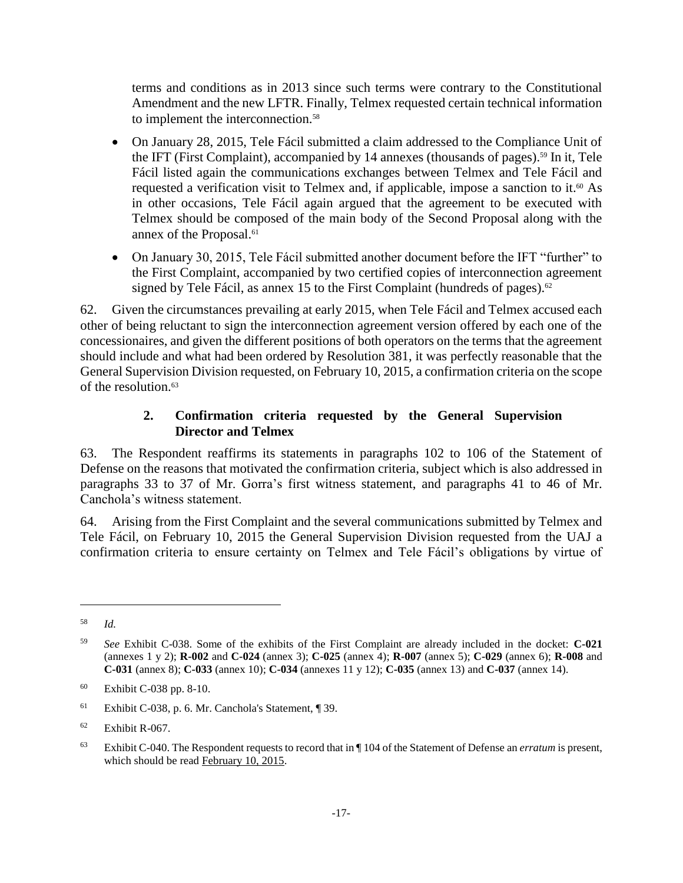terms and conditions as in 2013 since such terms were contrary to the Constitutional Amendment and the new LFTR. Finally, Telmex requested certain technical information to implement the interconnection.[58]

- On January 28, 2015, Tele Fácil submitted a claim addressed to the Compliance Unit of the IFT (First Complaint), accompanied by 14 annexes (thousands of pages).[59] In it, Tele Fácil listed again the communications exchanges between Telmex and Tele Fácil and requested a verification visit to Telmex and, if applicable, impose a sanction to it.[60] As in other occasions, Tele Fácil again argued that the agreement to be executed with Telmex should be composed of the main body of the Second Proposal along with the annex of the Proposal.[61]

- On January 30, 2015, Tele Fácil submitted another document before the IFT "further" to the First Complaint, accompanied by two certified copies of interconnection agreement signed by Tele Fácil, as annex 15 to the First Complaint (hundreds of pages).[62]

62. Given the circumstances prevailing at early 2015, when Tele Fácil and Telmex accused each other of being reluctant to sign the interconnection agreement version offered by each one of the concessionaires, and given the different positions of both operators on the terms that the agreement should include and what had been ordered by Resolution 381, it was perfectly reasonable that the General Supervision Division requested, on February 10, 2015, a confirmation criteria on the scope of the resolution.[63]

### 2. Confirmation criteria requested by the General Supervision Director and Telmex

63. The Respondent reaffirms its statements in paragraphs 102 to 106 of the Statement of Defense on the reasons that motivated the confirmation criteria, subject which is also addressed in paragraphs 33 to 37 of Mr. Gorra's first witness statement, and paragraphs 41 to 46 of Mr. Canchola's witness statement.

64. Arising from the First Complaint and the several communications submitted by Telmex and Tele Fácil, on February 10, 2015 the General Supervision Division requested from the UAJ a confirmation criteria to ensure certainty on Telmex and Tele Fácil's obligations by virtue of

---

[58] *Id.*

[59] *See* Exhibit C-038. Some of the exhibits of the First Complaint are already included in the docket: **C-021** (annexes 1 y 2); **R-002** and **C-024** (annex 3); **C-025** (annex 4); **R-007** (annex 5); **C-029** (annex 6); **R-008** and **C-031** (annex 8); **C-033** (annex 10); **C-034** (annexes 11 y 12); **C-035** (annex 13) and **C-037** (annex 14).

[60] Exhibit C-038 pp. 8-10.

[61] Exhibit C-038, p. 6. Mr. Canchola's Statement, ¶ 39.

[62] Exhibit R-067.

[63] Exhibit C-040. The Respondent requests to record that in ¶ 104 of the Statement of Defense an *erratum* is present, which should be read February 10, 2015.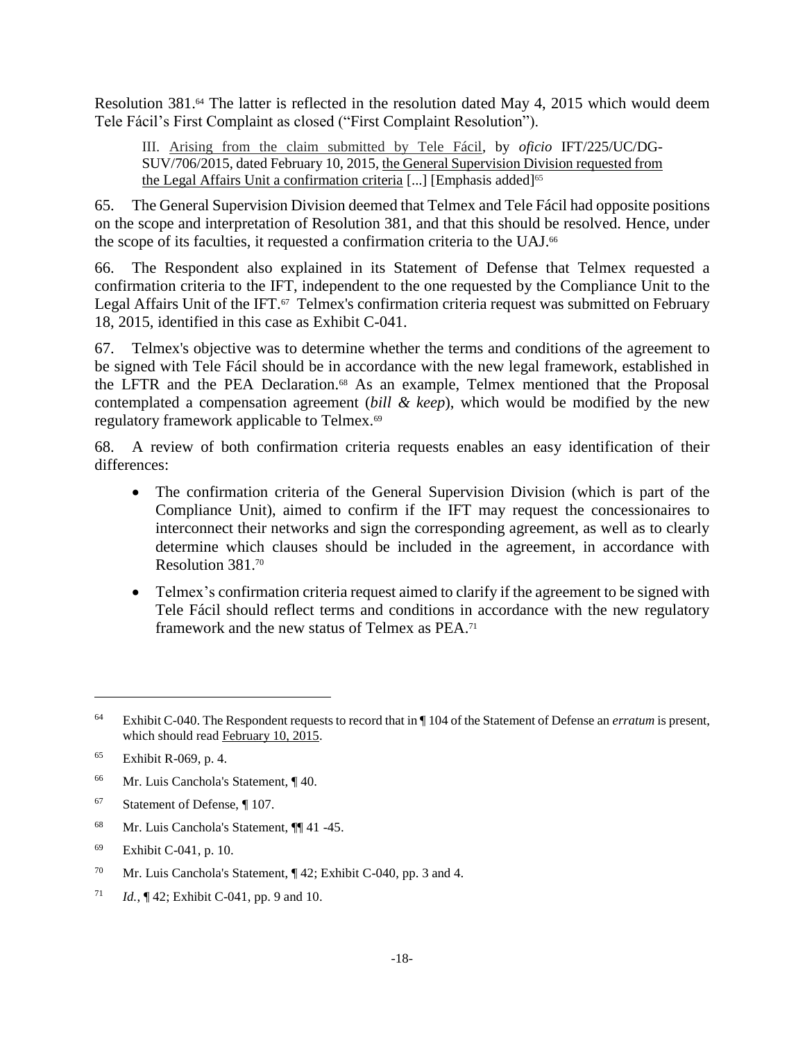Resolution 381.[64] The latter is reflected in the resolution dated May 4, 2015 which would deem Tele Fácil's First Complaint as closed ("First Complaint Resolution").

> III. Arising from the claim submitted by Tele Fácil, by *oficio* IFT/225/UC/DG-SUV/706/2015, dated February 10, 2015, the General Supervision Division requested from the Legal Affairs Unit a confirmation criteria [...] [Emphasis added][65]

65. The General Supervision Division deemed that Telmex and Tele Fácil had opposite positions on the scope and interpretation of Resolution 381, and that this should be resolved. Hence, under the scope of its faculties, it requested a confirmation criteria to the UAJ.[66]

66. The Respondent also explained in its Statement of Defense that Telmex requested a confirmation criteria to the IFT, independent to the one requested by the Compliance Unit to the Legal Affairs Unit of the IFT.[67] Telmex's confirmation criteria request was submitted on February 18, 2015, identified in this case as Exhibit C-041.

67. Telmex's objective was to determine whether the terms and conditions of the agreement to be signed with Tele Fácil should be in accordance with the new legal framework, established in the LFTR and the PEA Declaration.[68] As an example, Telmex mentioned that the Proposal contemplated a compensation agreement (*bill & keep*), which would be modified by the new regulatory framework applicable to Telmex.[69]

68. A review of both confirmation criteria requests enables an easy identification of their differences:

- The confirmation criteria of the General Supervision Division (which is part of the Compliance Unit), aimed to confirm if the IFT may request the concessionaires to interconnect their networks and sign the corresponding agreement, as well as to clearly determine which clauses should be included in the agreement, in accordance with Resolution 381.[70]
- Telmex's confirmation criteria request aimed to clarify if the agreement to be signed with Tele Fácil should reflect terms and conditions in accordance with the new regulatory framework and the new status of Telmex as PEA.[71]

---

[64] Exhibit C-040. The Respondent requests to record that in ¶ 104 of the Statement of Defense an *erratum* is present, which should read February 10, 2015.

[65] Exhibit R-069, p. 4.

[66] Mr. Luis Canchola's Statement, ¶ 40.

[67] Statement of Defense, ¶ 107.

[68] Mr. Luis Canchola's Statement, ¶¶ 41 -45.

[69] Exhibit C-041, p. 10.

[70] Mr. Luis Canchola's Statement, ¶ 42; Exhibit C-040, pp. 3 and 4.

[71] *Id.*, ¶ 42; Exhibit C-041, pp. 9 and 10.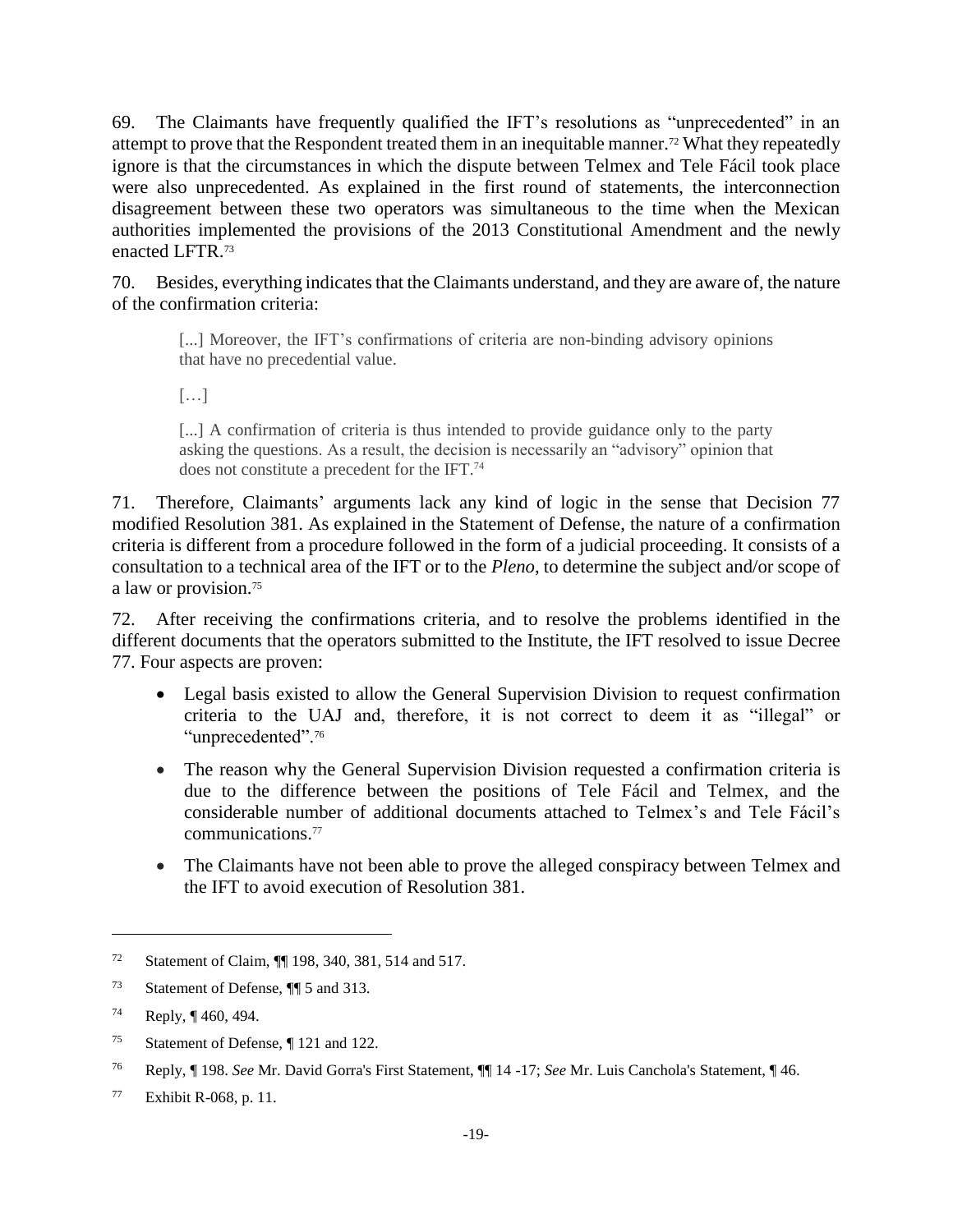69. The Claimants have frequently qualified the IFT's resolutions as "unprecedented" in an attempt to prove that the Respondent treated them in an inequitable manner.[72] What they repeatedly ignore is that the circumstances in which the dispute between Telmex and Tele Fácil took place were also unprecedented. As explained in the first round of statements, the interconnection disagreement between these two operators was simultaneous to the time when the Mexican authorities implemented the provisions of the 2013 Constitutional Amendment and the newly enacted LFTR.[73]

70. Besides, everything indicates that the Claimants understand, and they are aware of, the nature of the confirmation criteria:

> [...] Moreover, the IFT's confirmations of criteria are non-binding advisory opinions that have no precedential value.
>
> […]
>
> [...] A confirmation of criteria is thus intended to provide guidance only to the party asking the questions. As a result, the decision is necessarily an "advisory" opinion that does not constitute a precedent for the IFT.[74]

71. Therefore, Claimants' arguments lack any kind of logic in the sense that Decision 77 modified Resolution 381. As explained in the Statement of Defense, the nature of a confirmation criteria is different from a procedure followed in the form of a judicial proceeding. It consists of a consultation to a technical area of the IFT or to the *Pleno*, to determine the subject and/or scope of a law or provision.[75]

72. After receiving the confirmations criteria, and to resolve the problems identified in the different documents that the operators submitted to the Institute, the IFT resolved to issue Decree 77. Four aspects are proven:

- Legal basis existed to allow the General Supervision Division to request confirmation criteria to the UAJ and, therefore, it is not correct to deem it as "illegal" or "unprecedented".[76]
- The reason why the General Supervision Division requested a confirmation criteria is due to the difference between the positions of Tele Fácil and Telmex, and the considerable number of additional documents attached to Telmex's and Tele Fácil's communications.[77]
- The Claimants have not been able to prove the alleged conspiracy between Telmex and the IFT to avoid execution of Resolution 381.

---

[72] Statement of Claim, ¶¶ 198, 340, 381, 514 and 517.

[73] Statement of Defense, ¶¶ 5 and 313.

[74] Reply, ¶ 460, 494.

[75] Statement of Defense, ¶ 121 and 122.

[76] Reply, ¶ 198. *See* Mr. David Gorra's First Statement, ¶¶ 14 -17; *See* Mr. Luis Canchola's Statement, ¶ 46.

[77] Exhibit R-068, p. 11.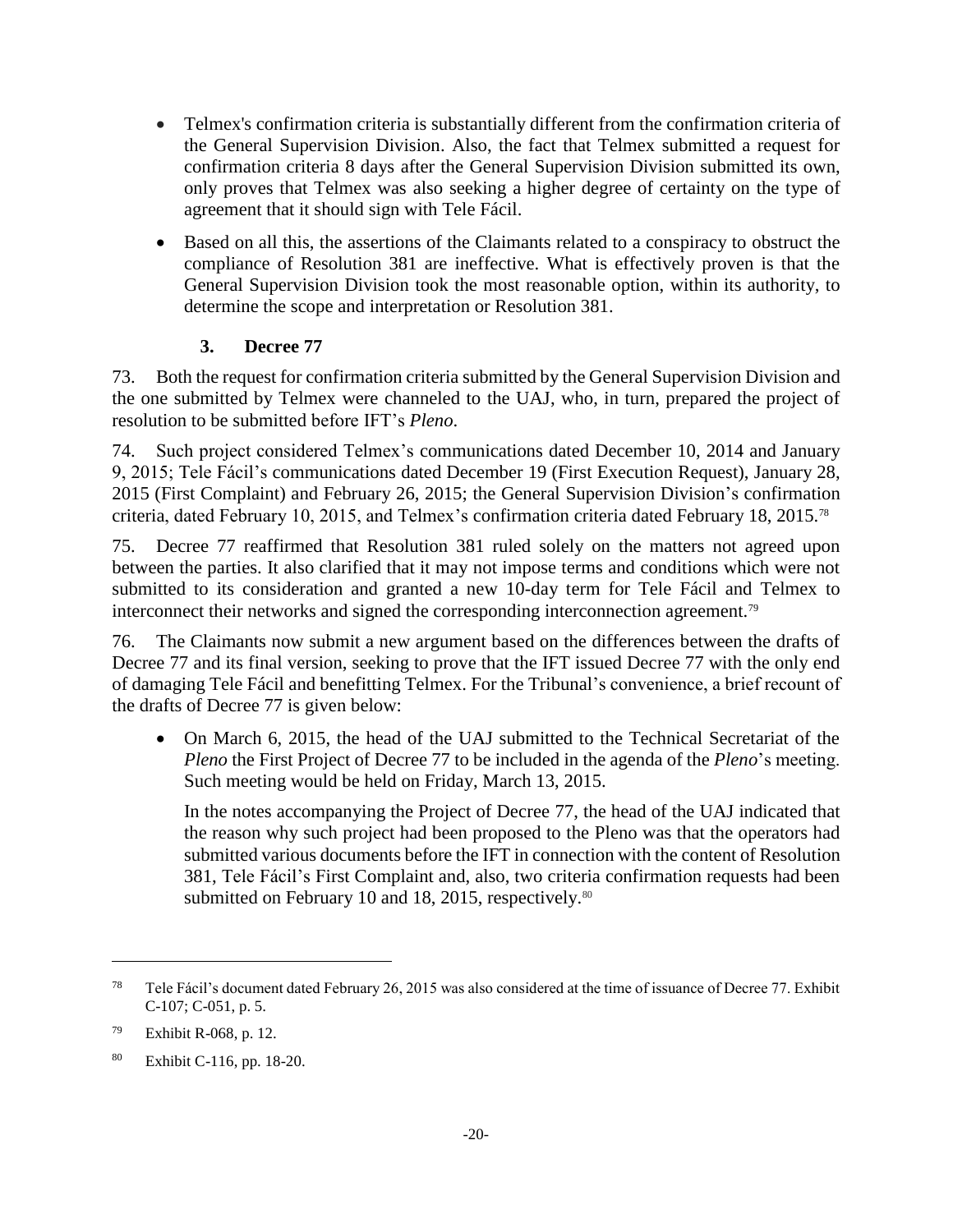- Telmex's confirmation criteria is substantially different from the confirmation criteria of the General Supervision Division. Also, the fact that Telmex submitted a request for confirmation criteria 8 days after the General Supervision Division submitted its own, only proves that Telmex was also seeking a higher degree of certainty on the type of agreement that it should sign with Tele Fácil.
- Based on all this, the assertions of the Claimants related to a conspiracy to obstruct the compliance of Resolution 381 are ineffective. What is effectively proven is that the General Supervision Division took the most reasonable option, within its authority, to determine the scope and interpretation or Resolution 381.

### 3. Decree 77

73. Both the request for confirmation criteria submitted by the General Supervision Division and the one submitted by Telmex were channeled to the UAJ, who, in turn, prepared the project of resolution to be submitted before IFT's *Pleno*.

74. Such project considered Telmex's communications dated December 10, 2014 and January 9, 2015; Tele Fácil's communications dated December 19 (First Execution Request), January 28, 2015 (First Complaint) and February 26, 2015; the General Supervision Division's confirmation criteria, dated February 10, 2015, and Telmex's confirmation criteria dated February 18, 2015.[78]

75. Decree 77 reaffirmed that Resolution 381 ruled solely on the matters not agreed upon between the parties. It also clarified that it may not impose terms and conditions which were not submitted to its consideration and granted a new 10-day term for Tele Fácil and Telmex to interconnect their networks and signed the corresponding interconnection agreement.[79]

76. The Claimants now submit a new argument based on the differences between the drafts of Decree 77 and its final version, seeking to prove that the IFT issued Decree 77 with the only end of damaging Tele Fácil and benefitting Telmex. For the Tribunal's convenience, a brief recount of the drafts of Decree 77 is given below:

- On March 6, 2015, the head of the UAJ submitted to the Technical Secretariat of the *Pleno* the First Project of Decree 77 to be included in the agenda of the *Pleno*'s meeting. Such meeting would be held on Friday, March 13, 2015.

  In the notes accompanying the Project of Decree 77, the head of the UAJ indicated that the reason why such project had been proposed to the Pleno was that the operators had submitted various documents before the IFT in connection with the content of Resolution 381, Tele Fácil's First Complaint and, also, two criteria confirmation requests had been submitted on February 10 and 18, 2015, respectively.[80]

---

[78] Tele Fácil's document dated February 26, 2015 was also considered at the time of issuance of Decree 77. Exhibit C-107; C-051, p. 5.

[79] Exhibit R-068, p. 12.

[80] Exhibit C-116, pp. 18-20.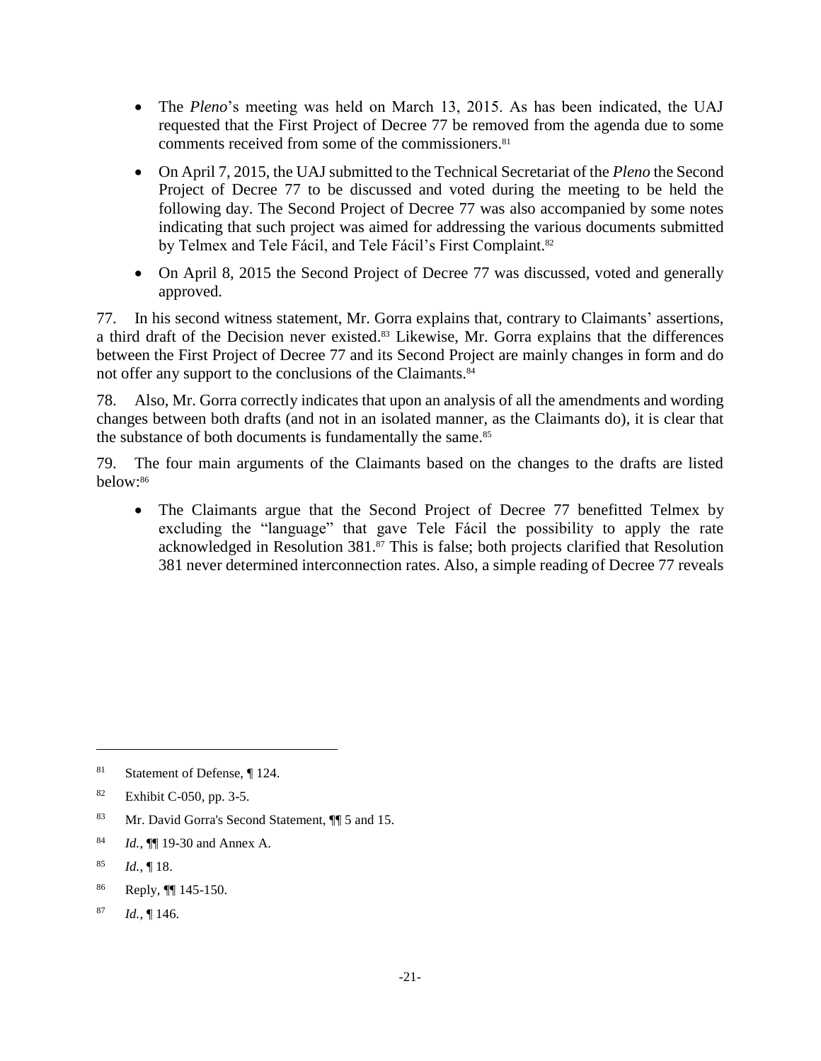- The *Pleno*'s meeting was held on March 13, 2015. As has been indicated, the UAJ requested that the First Project of Decree 77 be removed from the agenda due to some comments received from some of the commissioners.[81]

- On April 7, 2015, the UAJ submitted to the Technical Secretariat of the *Pleno* the Second Project of Decree 77 to be discussed and voted during the meeting to be held the following day. The Second Project of Decree 77 was also accompanied by some notes indicating that such project was aimed for addressing the various documents submitted by Telmex and Tele Fácil, and Tele Fácil's First Complaint.[82]

- On April 8, 2015 the Second Project of Decree 77 was discussed, voted and generally approved.

77. In his second witness statement, Mr. Gorra explains that, contrary to Claimants' assertions, a third draft of the Decision never existed.[83] Likewise, Mr. Gorra explains that the differences between the First Project of Decree 77 and its Second Project are mainly changes in form and do not offer any support to the conclusions of the Claimants.[84]

78. Also, Mr. Gorra correctly indicates that upon an analysis of all the amendments and wording changes between both drafts (and not in an isolated manner, as the Claimants do), it is clear that the substance of both documents is fundamentally the same.[85]

79. The four main arguments of the Claimants based on the changes to the drafts are listed below:[86]

- The Claimants argue that the Second Project of Decree 77 benefitted Telmex by excluding the "language" that gave Tele Fácil the possibility to apply the rate acknowledged in Resolution 381.[87] This is false; both projects clarified that Resolution 381 never determined interconnection rates. Also, a simple reading of Decree 77 reveals

---

[81] Statement of Defense, ¶ 124.

[82] Exhibit C-050, pp. 3-5.

[83] Mr. David Gorra's Second Statement, ¶¶ 5 and 15.

[84] *Id.*, ¶¶ 19-30 and Annex A.

[85] *Id.*, ¶ 18.

[86] Reply, ¶¶ 145-150.

[87] *Id.*, ¶ 146.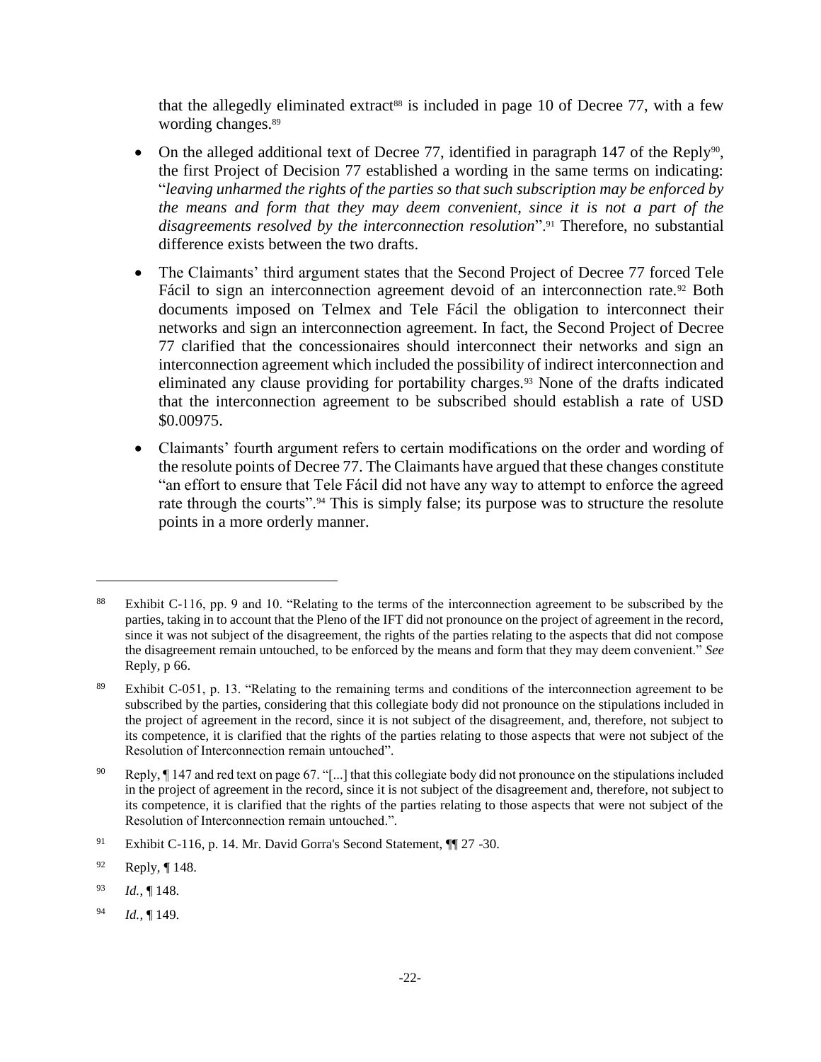that the allegedly eliminated extract[88] is included in page 10 of Decree 77, with a few wording changes.[89]

- On the alleged additional text of Decree 77, identified in paragraph 147 of the Reply[90], the first Project of Decision 77 established a wording in the same terms on indicating: "*leaving unharmed the rights of the parties so that such subscription may be enforced by the means and form that they may deem convenient, since it is not a part of the disagreements resolved by the interconnection resolution*".[91] Therefore, no substantial difference exists between the two drafts.
- The Claimants' third argument states that the Second Project of Decree 77 forced Tele Fácil to sign an interconnection agreement devoid of an interconnection rate.[92] Both documents imposed on Telmex and Tele Fácil the obligation to interconnect their networks and sign an interconnection agreement. In fact, the Second Project of Decree 77 clarified that the concessionaires should interconnect their networks and sign an interconnection agreement which included the possibility of indirect interconnection and eliminated any clause providing for portability charges.[93] None of the drafts indicated that the interconnection agreement to be subscribed should establish a rate of USD $0.00975.
- Claimants' fourth argument refers to certain modifications on the order and wording of the resolute points of Decree 77. The Claimants have argued that these changes constitute "an effort to ensure that Tele Fácil did not have any way to attempt to enforce the agreed rate through the courts".[94] This is simply false; its purpose was to structure the resolute points in a more orderly manner.

---

[88] Exhibit C-116, pp. 9 and 10. "Relating to the terms of the interconnection agreement to be subscribed by the parties, taking in to account that the Pleno of the IFT did not pronounce on the project of agreement in the record, since it was not subject of the disagreement, the rights of the parties relating to the aspects that did not compose the disagreement remain untouched, to be enforced by the means and form that they may deem convenient." *See* Reply, p 66.

[89] Exhibit C-051, p. 13. "Relating to the remaining terms and conditions of the interconnection agreement to be subscribed by the parties, considering that this collegiate body did not pronounce on the stipulations included in the project of agreement in the record, since it is not subject of the disagreement, and, therefore, not subject to its competence, it is clarified that the rights of the parties relating to those aspects that were not subject of the Resolution of Interconnection remain untouched".

[90] Reply, ¶ 147 and red text on page 67. "[...] that this collegiate body did not pronounce on the stipulations included in the project of agreement in the record, since it is not subject of the disagreement and, therefore, not subject to its competence, it is clarified that the rights of the parties relating to those aspects that were not subject of the Resolution of Interconnection remain untouched.".

[91] Exhibit C-116, p. 14. Mr. David Gorra's Second Statement, ¶¶ 27 -30.

[92] Reply, ¶ 148.

[93] *Id.*, ¶ 148.

[94] *Id.*, ¶ 149.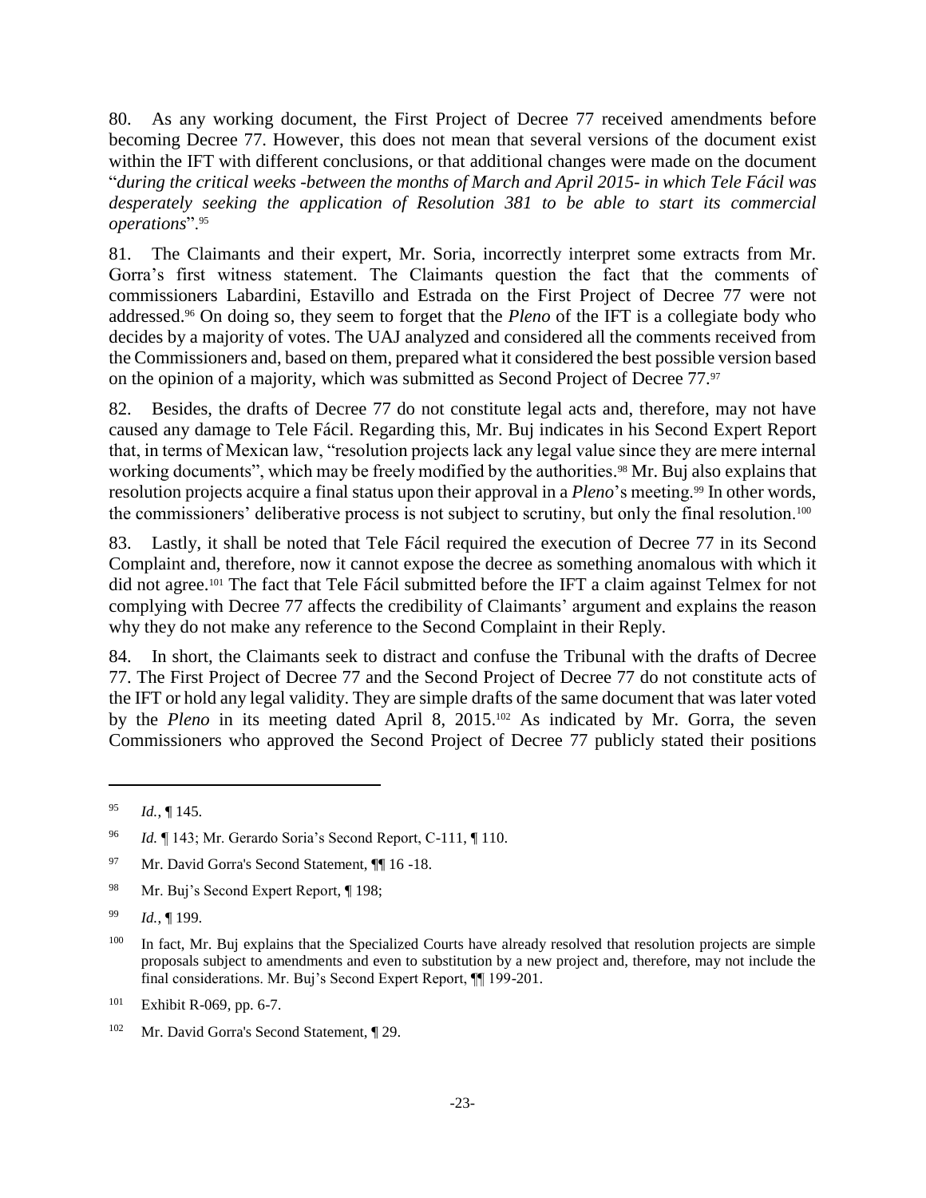80. As any working document, the First Project of Decree 77 received amendments before becoming Decree 77. However, this does not mean that several versions of the document exist within the IFT with different conclusions, or that additional changes were made on the document "*during the critical weeks -between the months of March and April 2015- in which Tele Fácil was desperately seeking the application of Resolution 381 to be able to start its commercial operations*".[95]

81. The Claimants and their expert, Mr. Soria, incorrectly interpret some extracts from Mr. Gorra's first witness statement. The Claimants question the fact that the comments of commissioners Labardini, Estavillo and Estrada on the First Project of Decree 77 were not addressed.[96] On doing so, they seem to forget that the *Pleno* of the IFT is a collegiate body who decides by a majority of votes. The UAJ analyzed and considered all the comments received from the Commissioners and, based on them, prepared what it considered the best possible version based on the opinion of a majority, which was submitted as Second Project of Decree 77.[97]

82. Besides, the drafts of Decree 77 do not constitute legal acts and, therefore, may not have caused any damage to Tele Fácil. Regarding this, Mr. Buj indicates in his Second Expert Report that, in terms of Mexican law, "resolution projects lack any legal value since they are mere internal working documents", which may be freely modified by the authorities.[98] Mr. Buj also explains that resolution projects acquire a final status upon their approval in a *Pleno*'s meeting.[99] In other words, the commissioners' deliberative process is not subject to scrutiny, but only the final resolution.[100]

83. Lastly, it shall be noted that Tele Fácil required the execution of Decree 77 in its Second Complaint and, therefore, now it cannot expose the decree as something anomalous with which it did not agree.[101] The fact that Tele Fácil submitted before the IFT a claim against Telmex for not complying with Decree 77 affects the credibility of Claimants' argument and explains the reason why they do not make any reference to the Second Complaint in their Reply.

84. In short, the Claimants seek to distract and confuse the Tribunal with the drafts of Decree 77. The First Project of Decree 77 and the Second Project of Decree 77 do not constitute acts of the IFT or hold any legal validity. They are simple drafts of the same document that was later voted by the *Pleno* in its meeting dated April 8, 2015.[102] As indicated by Mr. Gorra, the seven Commissioners who approved the Second Project of Decree 77 publicly stated their positions

---

[95] *Id.*, ¶ 145.

[96] *Id.* ¶ 143; Mr. Gerardo Soria's Second Report, C-111, ¶ 110.

[97] Mr. David Gorra's Second Statement, ¶¶ 16 -18.

[98] Mr. Buj's Second Expert Report, ¶ 198;

[99] *Id.*, ¶ 199.

[100] In fact, Mr. Buj explains that the Specialized Courts have already resolved that resolution projects are simple proposals subject to amendments and even to substitution by a new project and, therefore, may not include the final considerations. Mr. Buj's Second Expert Report, ¶¶ 199-201.

[101] Exhibit R-069, pp. 6-7.

[102] Mr. David Gorra's Second Statement, ¶ 29.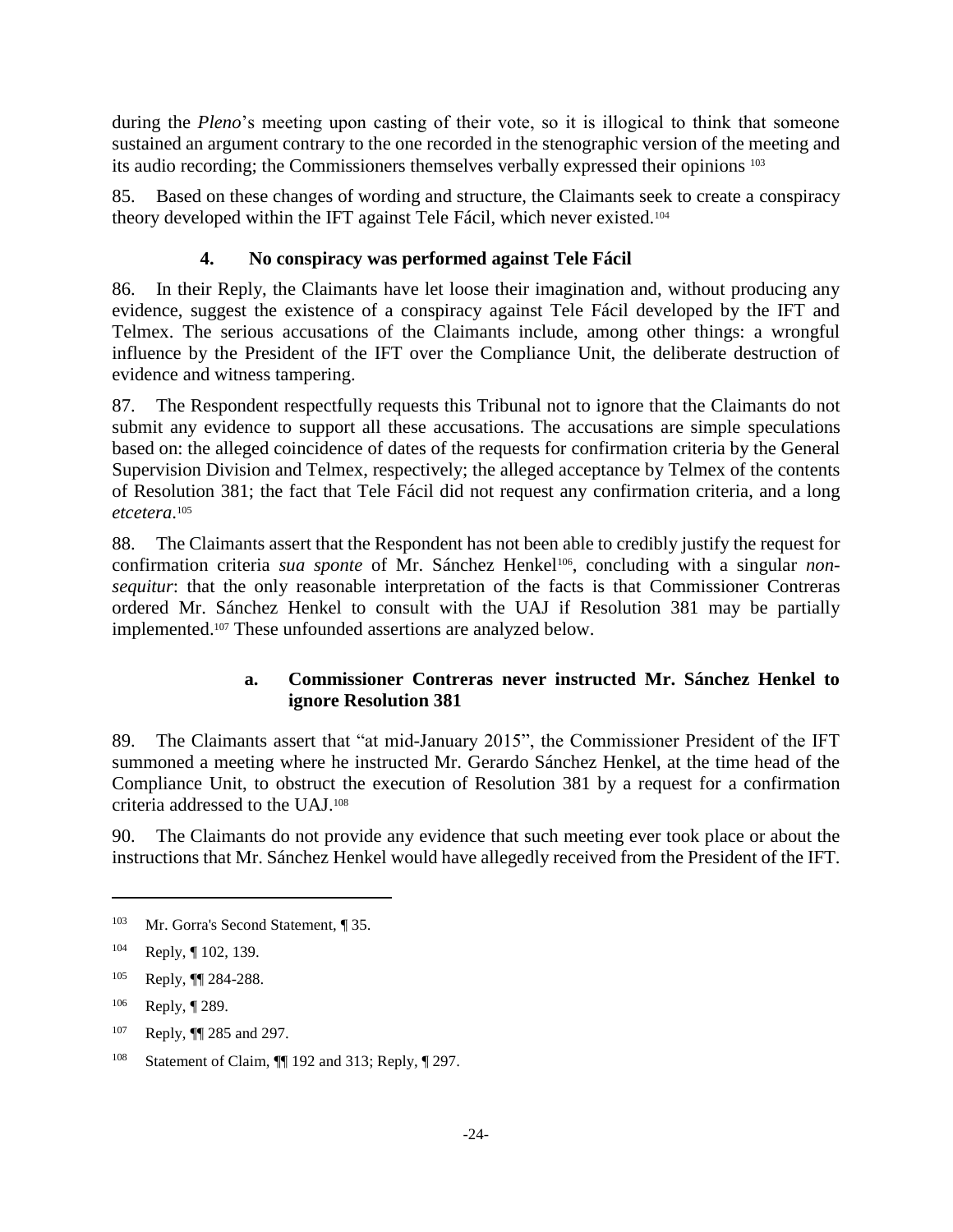during the *Pleno*'s meeting upon casting of their vote, so it is illogical to think that someone sustained an argument contrary to the one recorded in the stenographic version of the meeting and its audio recording; the Commissioners themselves verbally expressed their opinions [103]

85. Based on these changes of wording and structure, the Claimants seek to create a conspiracy theory developed within the IFT against Tele Fácil, which never existed.[104]

### 4. No conspiracy was performed against Tele Fácil

86. In their Reply, the Claimants have let loose their imagination and, without producing any evidence, suggest the existence of a conspiracy against Tele Fácil developed by the IFT and Telmex. The serious accusations of the Claimants include, among other things: a wrongful influence by the President of the IFT over the Compliance Unit, the deliberate destruction of evidence and witness tampering.

87. The Respondent respectfully requests this Tribunal not to ignore that the Claimants do not submit any evidence to support all these accusations. The accusations are simple speculations based on: the alleged coincidence of dates of the requests for confirmation criteria by the General Supervision Division and Telmex, respectively; the alleged acceptance by Telmex of the contents of Resolution 381; the fact that Tele Fácil did not request any confirmation criteria, and a long *etcetera*.[105]

88. The Claimants assert that the Respondent has not been able to credibly justify the request for confirmation criteria *sua sponte* of Mr. Sánchez Henkel[106], concluding with a singular *non-sequitur*: that the only reasonable interpretation of the facts is that Commissioner Contreras ordered Mr. Sánchez Henkel to consult with the UAJ if Resolution 381 may be partially implemented.[107] These unfounded assertions are analyzed below.

#### a. Commissioner Contreras never instructed Mr. Sánchez Henkel to ignore Resolution 381

89. The Claimants assert that "at mid-January 2015", the Commissioner President of the IFT summoned a meeting where he instructed Mr. Gerardo Sánchez Henkel, at the time head of the Compliance Unit, to obstruct the execution of Resolution 381 by a request for a confirmation criteria addressed to the UAJ.[108]

90. The Claimants do not provide any evidence that such meeting ever took place or about the instructions that Mr. Sánchez Henkel would have allegedly received from the President of the IFT.

---

[103] Mr. Gorra's Second Statement, ¶ 35.

[104] Reply, ¶ 102, 139.

[105] Reply, ¶¶ 284-288.

[106] Reply, ¶ 289.

[107] Reply, ¶¶ 285 and 297.

[108] Statement of Claim, ¶¶ 192 and 313; Reply, ¶ 297.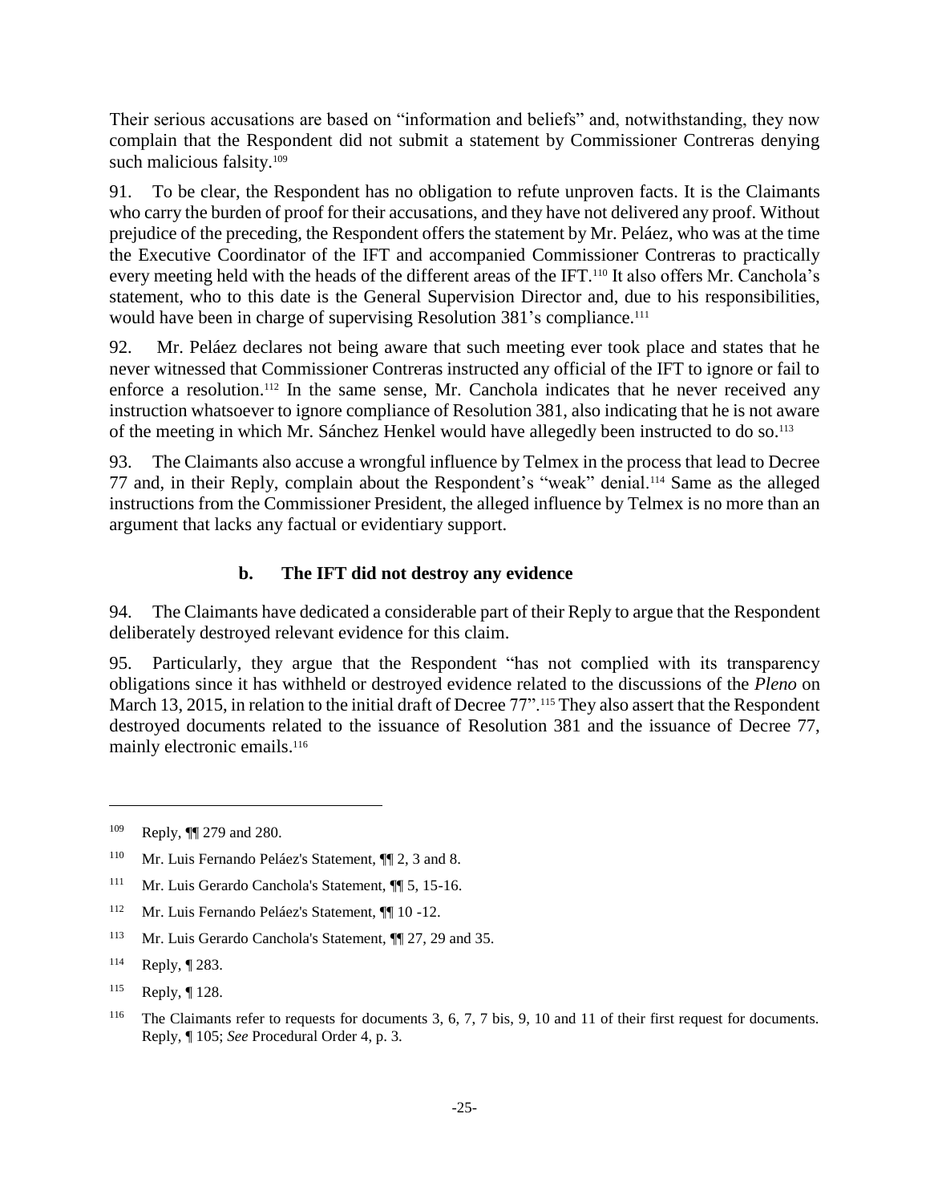Their serious accusations are based on "information and beliefs" and, notwithstanding, they now complain that the Respondent did not submit a statement by Commissioner Contreras denying such malicious falsity.[109]

91. To be clear, the Respondent has no obligation to refute unproven facts. It is the Claimants who carry the burden of proof for their accusations, and they have not delivered any proof. Without prejudice of the preceding, the Respondent offers the statement by Mr. Peláez, who was at the time the Executive Coordinator of the IFT and accompanied Commissioner Contreras to practically every meeting held with the heads of the different areas of the IFT.[110] It also offers Mr. Canchola's statement, who to this date is the General Supervision Director and, due to his responsibilities, would have been in charge of supervising Resolution 381's compliance.[111]

92. Mr. Peláez declares not being aware that such meeting ever took place and states that he never witnessed that Commissioner Contreras instructed any official of the IFT to ignore or fail to enforce a resolution.[112] In the same sense, Mr. Canchola indicates that he never received any instruction whatsoever to ignore compliance of Resolution 381, also indicating that he is not aware of the meeting in which Mr. Sánchez Henkel would have allegedly been instructed to do so.[113]

93. The Claimants also accuse a wrongful influence by Telmex in the process that lead to Decree 77 and, in their Reply, complain about the Respondent's "weak" denial.[114] Same as the alleged instructions from the Commissioner President, the alleged influence by Telmex is no more than an argument that lacks any factual or evidentiary support.

### b. The IFT did not destroy any evidence

94. The Claimants have dedicated a considerable part of their Reply to argue that the Respondent deliberately destroyed relevant evidence for this claim.

95. Particularly, they argue that the Respondent "has not complied with its transparency obligations since it has withheld or destroyed evidence related to the discussions of the *Pleno* on March 13, 2015, in relation to the initial draft of Decree 77".[115] They also assert that the Respondent destroyed documents related to the issuance of Resolution 381 and the issuance of Decree 77, mainly electronic emails.[116]

---

[109] Reply, ¶¶ 279 and 280.

[110] Mr. Luis Fernando Peláez's Statement, ¶¶ 2, 3 and 8.

[111] Mr. Luis Gerardo Canchola's Statement, ¶¶ 5, 15-16.

[112] Mr. Luis Fernando Peláez's Statement, ¶¶ 10 -12.

[113] Mr. Luis Gerardo Canchola's Statement, ¶¶ 27, 29 and 35.

[114] Reply, ¶ 283.

[115] Reply, ¶ 128.

[116] The Claimants refer to requests for documents 3, 6, 7, 7 bis, 9, 10 and 11 of their first request for documents. Reply, ¶ 105; *See* Procedural Order 4, p. 3.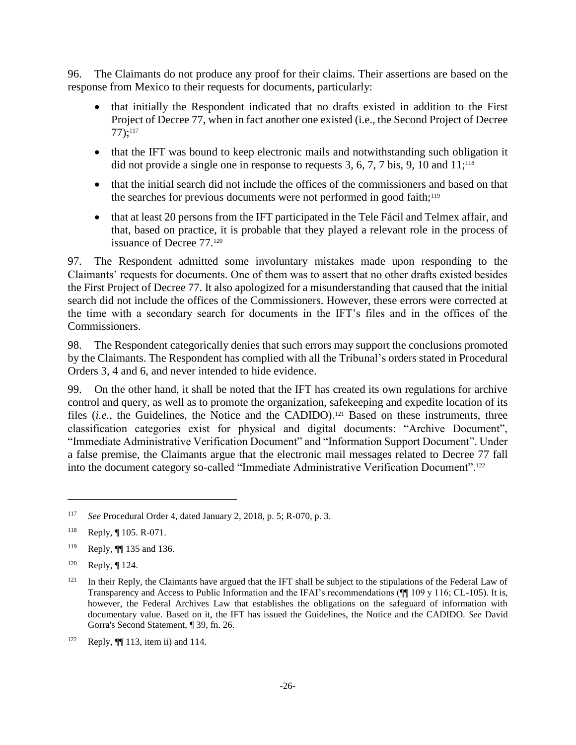96. The Claimants do not produce any proof for their claims. Their assertions are based on the response from Mexico to their requests for documents, particularly:

- that initially the Respondent indicated that no drafts existed in addition to the First Project of Decree 77, when in fact another one existed (i.e., the Second Project of Decree 77);[117]
- that the IFT was bound to keep electronic mails and notwithstanding such obligation it did not provide a single one in response to requests 3, 6, 7, 7 bis, 9, 10 and 11;[118]
- that the initial search did not include the offices of the commissioners and based on that the searches for previous documents were not performed in good faith;[119]
- that at least 20 persons from the IFT participated in the Tele Fácil and Telmex affair, and that, based on practice, it is probable that they played a relevant role in the process of issuance of Decree 77.[120]

97. The Respondent admitted some involuntary mistakes made upon responding to the Claimants' requests for documents. One of them was to assert that no other drafts existed besides the First Project of Decree 77. It also apologized for a misunderstanding that caused that the initial search did not include the offices of the Commissioners. However, these errors were corrected at the time with a secondary search for documents in the IFT's files and in the offices of the Commissioners.

98. The Respondent categorically denies that such errors may support the conclusions promoted by the Claimants. The Respondent has complied with all the Tribunal's orders stated in Procedural Orders 3, 4 and 6, and never intended to hide evidence.

99. On the other hand, it shall be noted that the IFT has created its own regulations for archive control and query, as well as to promote the organization, safekeeping and expedite location of its files (*i.e.*, the Guidelines, the Notice and the CADIDO).[121] Based on these instruments, three classification categories exist for physical and digital documents: "Archive Document", "Immediate Administrative Verification Document" and "Information Support Document". Under a false premise, the Claimants argue that the electronic mail messages related to Decree 77 fall into the document category so-called "Immediate Administrative Verification Document".[122]

---

[117] *See* Procedural Order 4, dated January 2, 2018, p. 5; R-070, p. 3.

[118] Reply, ¶ 105. R-071.

[119] Reply, ¶¶ 135 and 136.

[120] Reply, ¶ 124.

[121] In their Reply, the Claimants have argued that the IFT shall be subject to the stipulations of the Federal Law of Transparency and Access to Public Information and the IFAI's recommendations (¶¶ 109 y 116; CL-105). It is, however, the Federal Archives Law that establishes the obligations on the safeguard of information with documentary value. Based on it, the IFT has issued the Guidelines, the Notice and the CADIDO. *See* David Gorra's Second Statement, ¶ 39, fn. 26.

[122] Reply, ¶¶ 113, item ii) and 114.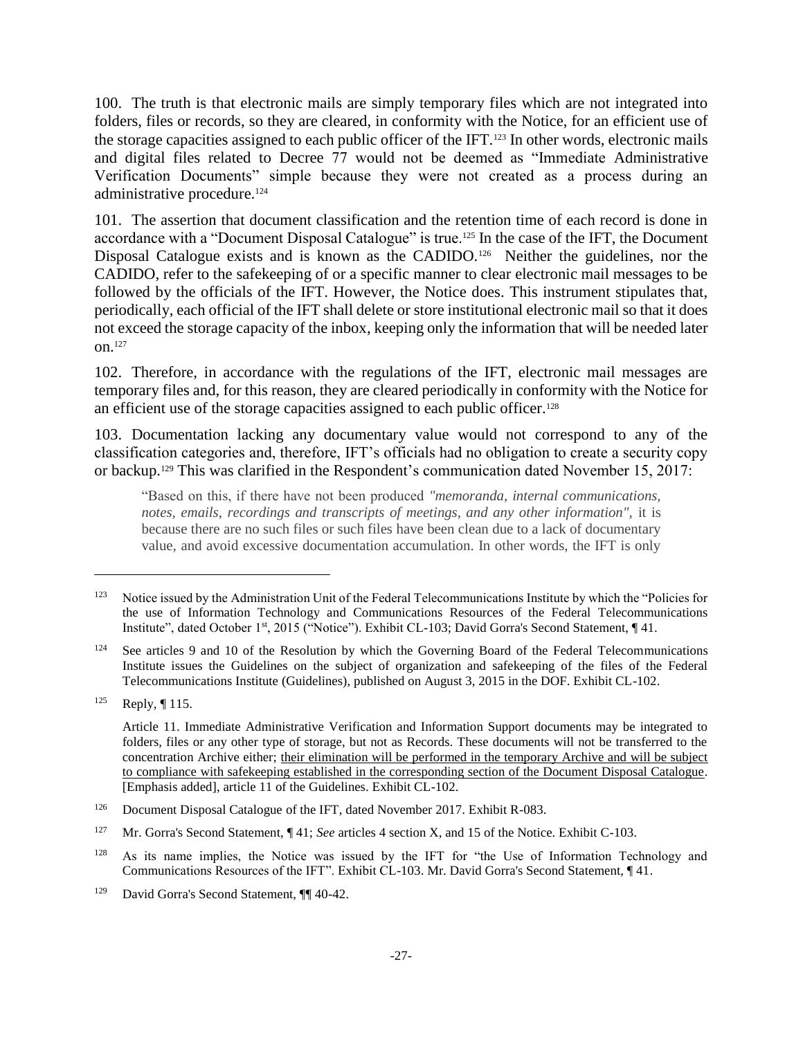100. The truth is that electronic mails are simply temporary files which are not integrated into folders, files or records, so they are cleared, in conformity with the Notice, for an efficient use of the storage capacities assigned to each public officer of the IFT.[123] In other words, electronic mails and digital files related to Decree 77 would not be deemed as "Immediate Administrative Verification Documents" simple because they were not created as a process during an administrative procedure.[124]

101. The assertion that document classification and the retention time of each record is done in accordance with a "Document Disposal Catalogue" is true.[125] In the case of the IFT, the Document Disposal Catalogue exists and is known as the CADIDO.[126] Neither the guidelines, nor the CADIDO, refer to the safekeeping of or a specific manner to clear electronic mail messages to be followed by the officials of the IFT. However, the Notice does. This instrument stipulates that, periodically, each official of the IFT shall delete or store institutional electronic mail so that it does not exceed the storage capacity of the inbox, keeping only the information that will be needed later on.[127]

102. Therefore, in accordance with the regulations of the IFT, electronic mail messages are temporary files and, for this reason, they are cleared periodically in conformity with the Notice for an efficient use of the storage capacities assigned to each public officer.[128]

103. Documentation lacking any documentary value would not correspond to any of the classification categories and, therefore, IFT's officials had no obligation to create a security copy or backup.[129] This was clarified in the Respondent's communication dated November 15, 2017:

> "Based on this, if there have not been produced *"memoranda, internal communications, notes, emails, recordings and transcripts of meetings, and any other information"*, it is because there are no such files or such files have been clean due to a lack of documentary value, and avoid excessive documentation accumulation. In other words, the IFT is only

---

[123] Notice issued by the Administration Unit of the Federal Telecommunications Institute by which the "Policies for the use of Information Technology and Communications Resources of the Federal Telecommunications Institute", dated October 1st, 2015 ("Notice"). Exhibit CL-103; David Gorra's Second Statement, ¶ 41.

[124] See articles 9 and 10 of the Resolution by which the Governing Board of the Federal Telecommunications Institute issues the Guidelines on the subject of organization and safekeeping of the files of the Federal Telecommunications Institute (Guidelines), published on August 3, 2015 in the DOF. Exhibit CL-102.

[125] Reply, ¶ 115.

Article 11. Immediate Administrative Verification and Information Support documents may be integrated to folders, files or any other type of storage, but not as Records. These documents will not be transferred to the concentration Archive either; <u>their elimination will be performed in the temporary Archive and will be subject to compliance with safekeeping established in the corresponding section of the Document Disposal Catalogue</u>. [Emphasis added], article 11 of the Guidelines. Exhibit CL-102.

[126] Document Disposal Catalogue of the IFT, dated November 2017. Exhibit R-083.

[127] Mr. Gorra's Second Statement, ¶ 41; *See* articles 4 section X, and 15 of the Notice. Exhibit C-103.

[128] As its name implies, the Notice was issued by the IFT for "the Use of Information Technology and Communications Resources of the IFT". Exhibit CL-103. Mr. David Gorra's Second Statement, ¶ 41.

[129] David Gorra's Second Statement, ¶¶ 40-42.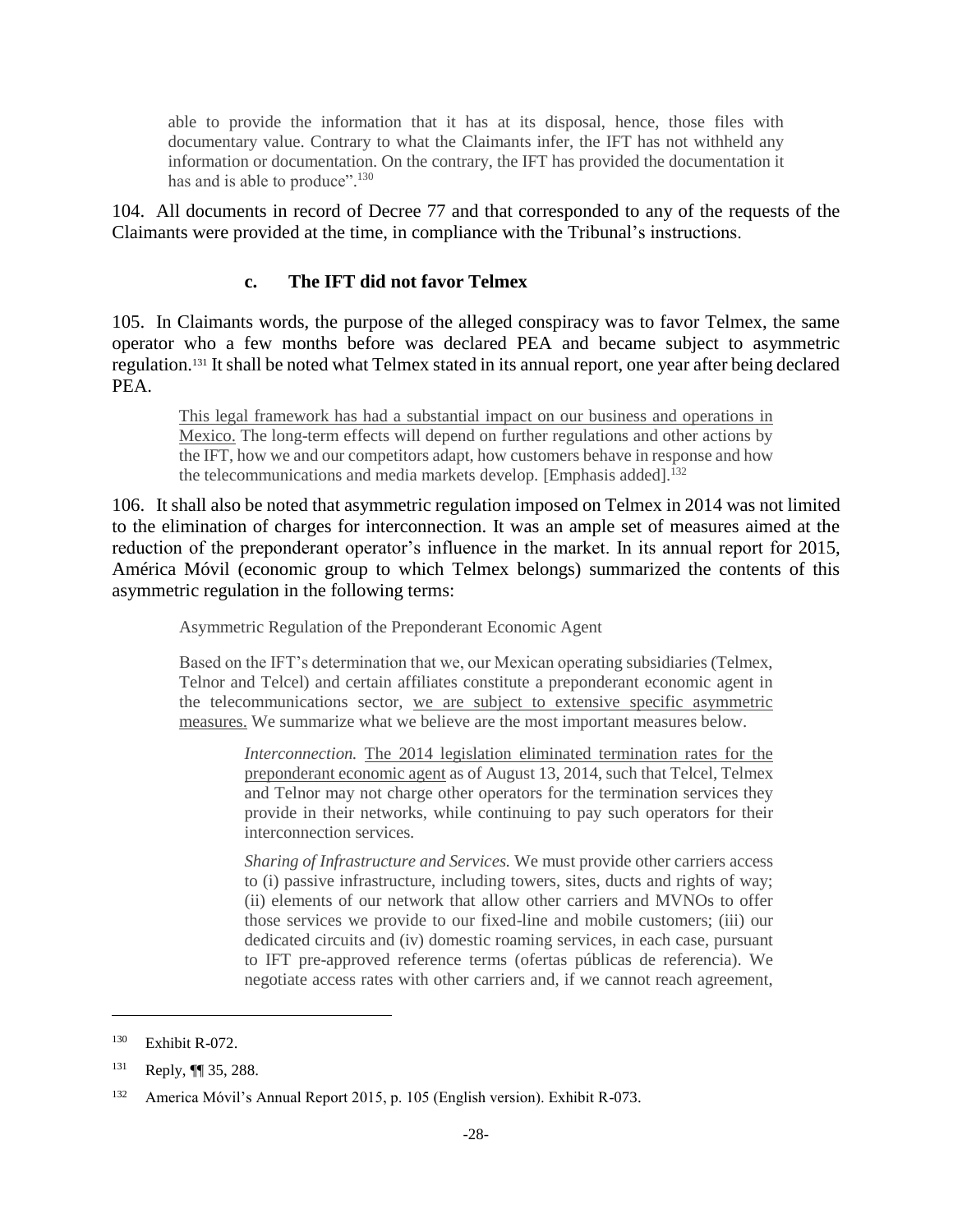> able to provide the information that it has at its disposal, hence, those files with documentary value. Contrary to what the Claimants infer, the IFT has not withheld any information or documentation. On the contrary, the IFT has provided the documentation it has and is able to produce".[130]

104. All documents in record of Decree 77 and that corresponded to any of the requests of the Claimants were provided at the time, in compliance with the Tribunal's instructions.

### c. The IFT did not favor Telmex

105. In Claimants words, the purpose of the alleged conspiracy was to favor Telmex, the same operator who a few months before was declared PEA and became subject to asymmetric regulation.[131] It shall be noted what Telmex stated in its annual report, one year after being declared PEA.

> <u>This legal framework has had a substantial impact on our business and operations in Mexico.</u> The long-term effects will depend on further regulations and other actions by the IFT, how we and our competitors adapt, how customers behave in response and how the telecommunications and media markets develop. [Emphasis added].[132]

106. It shall also be noted that asymmetric regulation imposed on Telmex in 2014 was not limited to the elimination of charges for interconnection. It was an ample set of measures aimed at the reduction of the preponderant operator's influence in the market. In its annual report for 2015, América Móvil (economic group to which Telmex belongs) summarized the contents of this asymmetric regulation in the following terms:

> Asymmetric Regulation of the Preponderant Economic Agent
>
> Based on the IFT's determination that we, our Mexican operating subsidiaries (Telmex, Telnor and Telcel) and certain affiliates constitute a preponderant economic agent in the telecommunications sector, <u>we are subject to extensive specific asymmetric measures.</u> We summarize what we believe are the most important measures below.
>
> > *Interconnection.* <u>The 2014 legislation eliminated termination rates for the preponderant economic agent</u> as of August 13, 2014, such that Telcel, Telmex and Telnor may not charge other operators for the termination services they provide in their networks, while continuing to pay such operators for their interconnection services.
> >
> > *Sharing of Infrastructure and Services.* We must provide other carriers access to (i) passive infrastructure, including towers, sites, ducts and rights of way; (ii) elements of our network that allow other carriers and MVNOs to offer those services we provide to our fixed-line and mobile customers; (iii) our dedicated circuits and (iv) domestic roaming services, in each case, pursuant to IFT pre-approved reference terms (ofertas públicas de referencia). We negotiate access rates with other carriers and, if we cannot reach agreement,

---

[130] Exhibit R-072.

[131] Reply, ¶¶ 35, 288.

[132] America Móvil's Annual Report 2015, p. 105 (English version). Exhibit R-073.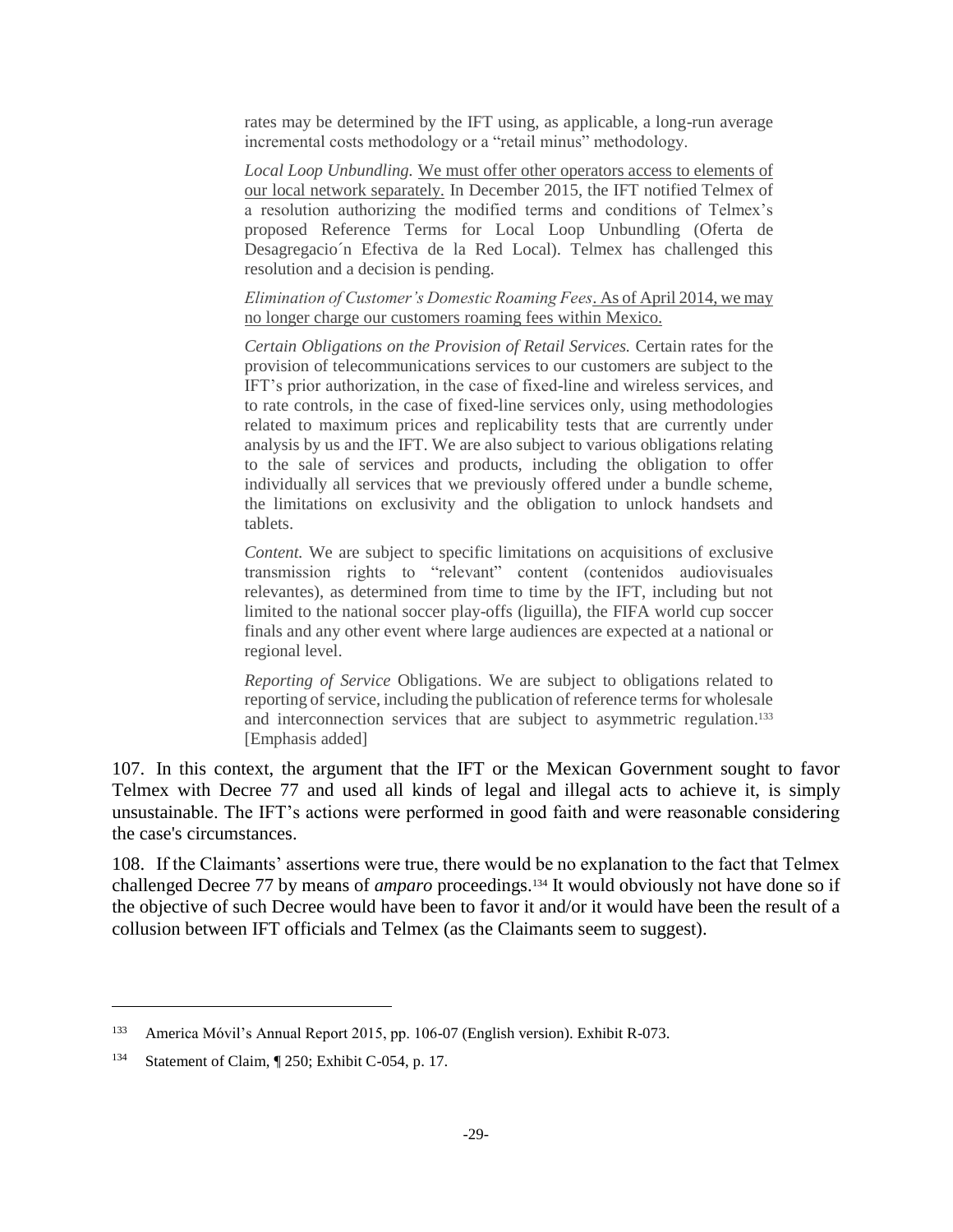> rates may be determined by the IFT using, as applicable, a long-run average incremental costs methodology or a "retail minus" methodology.
>
> *Local Loop Unbundling.* <u>We must offer other operators access to elements of our local network separately.</u> In December 2015, the IFT notified Telmex of a resolution authorizing the modified terms and conditions of Telmex's proposed Reference Terms for Local Loop Unbundling (Oferta de Desagregacio´n Efectiva de la Red Local). Telmex has challenged this resolution and a decision is pending.
>
> *Elimination of Customer's Domestic Roaming Fees*. <u>As of April 2014, we may no longer charge our customers roaming fees within Mexico.</u>
>
> *Certain Obligations on the Provision of Retail Services.* Certain rates for the provision of telecommunications services to our customers are subject to the IFT's prior authorization, in the case of fixed-line and wireless services, and to rate controls, in the case of fixed-line services only, using methodologies related to maximum prices and replicability tests that are currently under analysis by us and the IFT. We are also subject to various obligations relating to the sale of services and products, including the obligation to offer individually all services that we previously offered under a bundle scheme, the limitations on exclusivity and the obligation to unlock handsets and tablets.
>
> *Content.* We are subject to specific limitations on acquisitions of exclusive transmission rights to "relevant" content (contenidos audiovisuales relevantes), as determined from time to time by the IFT, including but not limited to the national soccer play-offs (liguilla), the FIFA world cup soccer finals and any other event where large audiences are expected at a national or regional level.
>
> *Reporting of Service* Obligations. We are subject to obligations related to reporting of service, including the publication of reference terms for wholesale and interconnection services that are subject to asymmetric regulation.[133] [Emphasis added]

107. In this context, the argument that the IFT or the Mexican Government sought to favor Telmex with Decree 77 and used all kinds of legal and illegal acts to achieve it, is simply unsustainable. The IFT's actions were performed in good faith and were reasonable considering the case's circumstances.

108. If the Claimants' assertions were true, there would be no explanation to the fact that Telmex challenged Decree 77 by means of *amparo* proceedings.[134] It would obviously not have done so if the objective of such Decree would have been to favor it and/or it would have been the result of a collusion between IFT officials and Telmex (as the Claimants seem to suggest).

---

[133] America Móvil's Annual Report 2015, pp. 106-07 (English version). Exhibit R-073.

[134] Statement of Claim, ¶ 250; Exhibit C-054, p. 17.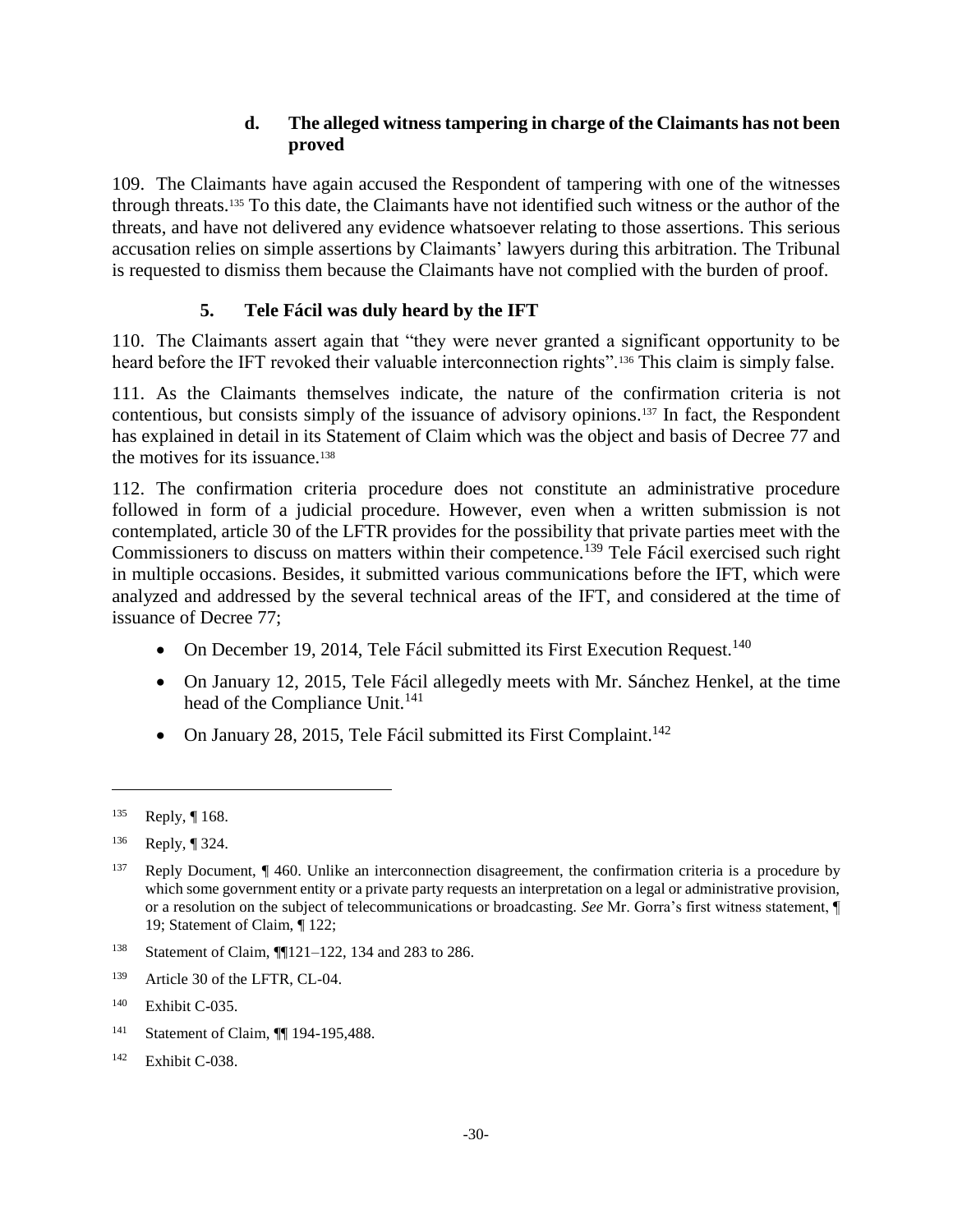#### d. The alleged witness tampering in charge of the Claimants has not been proved

109. The Claimants have again accused the Respondent of tampering with one of the witnesses through threats.[135] To this date, the Claimants have not identified such witness or the author of the threats, and have not delivered any evidence whatsoever relating to those assertions. This serious accusation relies on simple assertions by Claimants' lawyers during this arbitration. The Tribunal is requested to dismiss them because the Claimants have not complied with the burden of proof.

### 5. Tele Fácil was duly heard by the IFT

110. The Claimants assert again that "they were never granted a significant opportunity to be heard before the IFT revoked their valuable interconnection rights".[136] This claim is simply false.

111. As the Claimants themselves indicate, the nature of the confirmation criteria is not contentious, but consists simply of the issuance of advisory opinions.[137] In fact, the Respondent has explained in detail in its Statement of Claim which was the object and basis of Decree 77 and the motives for its issuance.[138]

112. The confirmation criteria procedure does not constitute an administrative procedure followed in form of a judicial procedure. However, even when a written submission is not contemplated, article 30 of the LFTR provides for the possibility that private parties meet with the Commissioners to discuss on matters within their competence.[139] Tele Fácil exercised such right in multiple occasions. Besides, it submitted various communications before the IFT, which were analyzed and addressed by the several technical areas of the IFT, and considered at the time of issuance of Decree 77;

- On December 19, 2014, Tele Fácil submitted its First Execution Request.[140]
- On January 12, 2015, Tele Fácil allegedly meets with Mr. Sánchez Henkel, at the time head of the Compliance Unit.[141]
- On January 28, 2015, Tele Fácil submitted its First Complaint.[142]

---

[135] Reply, ¶ 168.

[136] Reply, ¶ 324.

[137] Reply Document, ¶ 460. Unlike an interconnection disagreement, the confirmation criteria is a procedure by which some government entity or a private party requests an interpretation on a legal or administrative provision, or a resolution on the subject of telecommunications or broadcasting. *See* Mr. Gorra's first witness statement, ¶ 19; Statement of Claim, ¶ 122;

[138] Statement of Claim, ¶¶121–122, 134 and 283 to 286.

[139] Article 30 of the LFTR, CL-04.

[140] Exhibit C-035.

[141] Statement of Claim, ¶¶ 194-195,488.

[142] Exhibit C-038.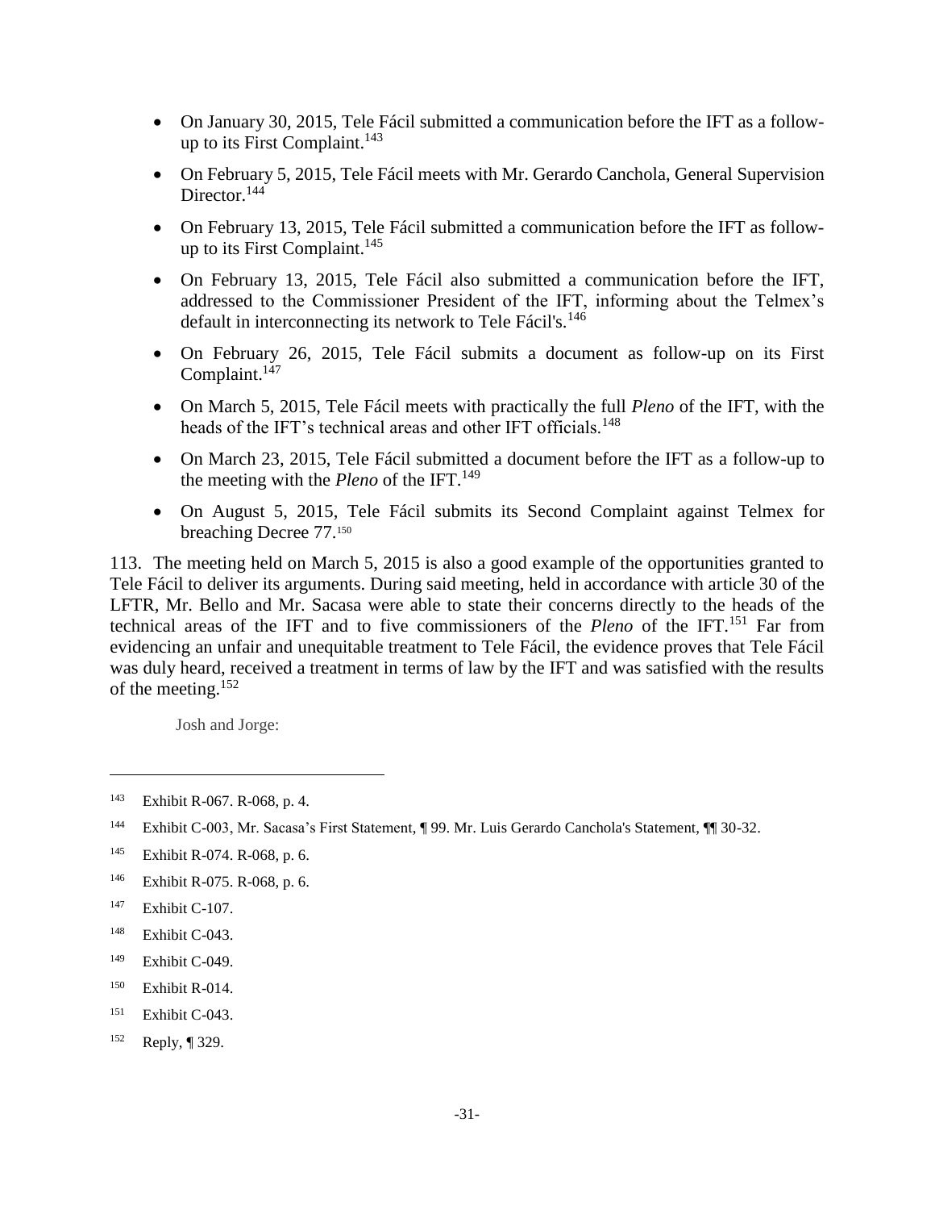- On January 30, 2015, Tele Fácil submitted a communication before the IFT as a follow-up to its First Complaint.[143]
- On February 5, 2015, Tele Fácil meets with Mr. Gerardo Canchola, General Supervision Director.[144]
- On February 13, 2015, Tele Fácil submitted a communication before the IFT as follow-up to its First Complaint.[145]
- On February 13, 2015, Tele Fácil also submitted a communication before the IFT, addressed to the Commissioner President of the IFT, informing about the Telmex's default in interconnecting its network to Tele Fácil's.[146]
- On February 26, 2015, Tele Fácil submits a document as follow-up on its First Complaint.[147]
- On March 5, 2015, Tele Fácil meets with practically the full *Pleno* of the IFT, with the heads of the IFT's technical areas and other IFT officials.[148]
- On March 23, 2015, Tele Fácil submitted a document before the IFT as a follow-up to the meeting with the *Pleno* of the IFT.[149]
- On August 5, 2015, Tele Fácil submits its Second Complaint against Telmex for breaching Decree 77.[150]

113. The meeting held on March 5, 2015 is also a good example of the opportunities granted to Tele Fácil to deliver its arguments. During said meeting, held in accordance with article 30 of the LFTR, Mr. Bello and Mr. Sacasa were able to state their concerns directly to the heads of the technical areas of the IFT and to five commissioners of the *Pleno* of the IFT.[151] Far from evidencing an unfair and unequitable treatment to Tele Fácil, the evidence proves that Tele Fácil was duly heard, received a treatment in terms of law by the IFT and was satisfied with the results of the meeting.[152]

Josh and Jorge:

---

[143] Exhibit R-067. R-068, p. 4.

[144] Exhibit C-003, Mr. Sacasa's First Statement, ¶ 99. Mr. Luis Gerardo Canchola's Statement, ¶¶ 30-32.

[145] Exhibit R-074. R-068, p. 6.

[146] Exhibit R-075. R-068, p. 6.

[147] Exhibit C-107.

[148] Exhibit C-043.

[149] Exhibit C-049.

[150] Exhibit R-014.

[151] Exhibit C-043.

[152] Reply, ¶ 329.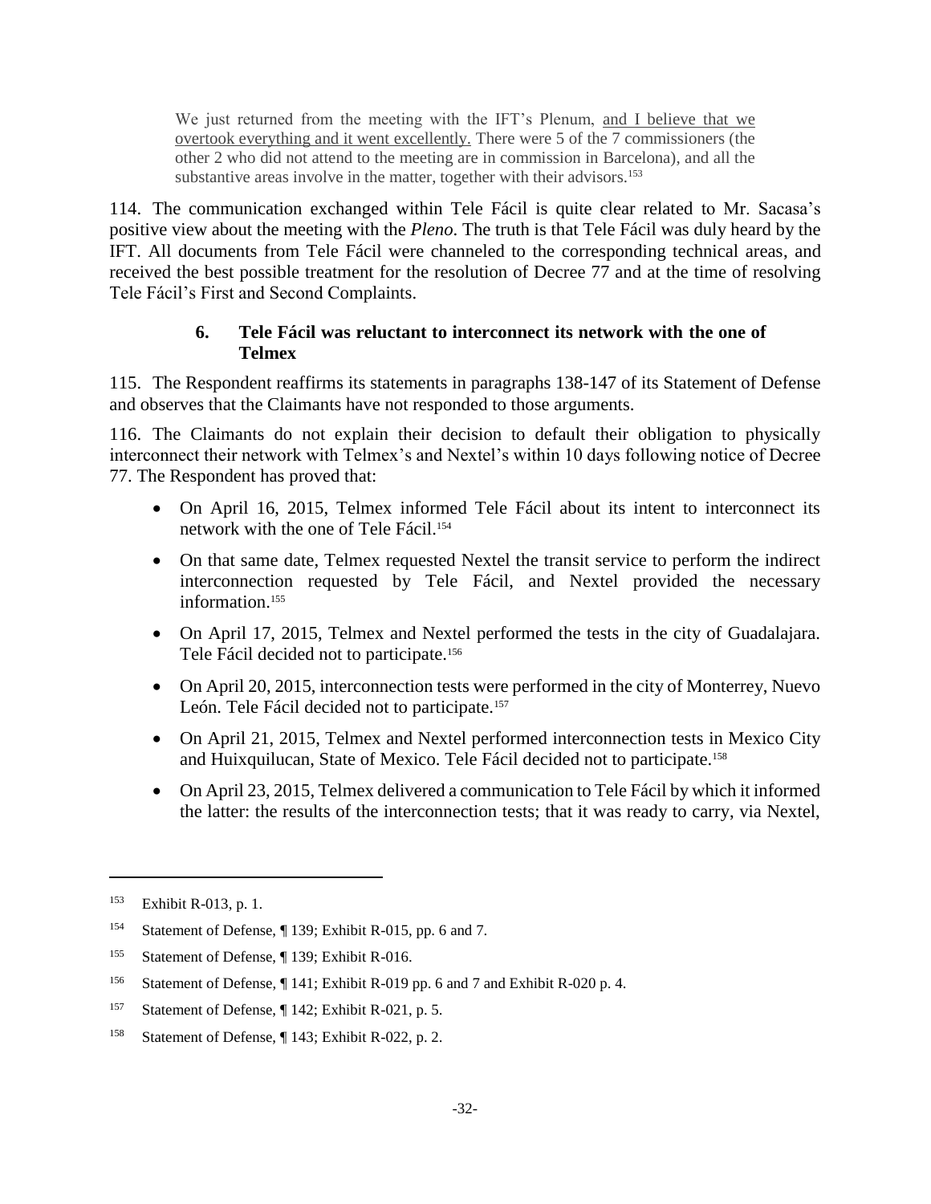> We just returned from the meeting with the IFT's Plenum, <u>and I believe that we overtook everything and it went excellently.</u> There were 5 of the 7 commissioners (the other 2 who did not attend to the meeting are in commission in Barcelona), and all the substantive areas involve in the matter, together with their advisors.[153]

114. The communication exchanged within Tele Fácil is quite clear related to Mr. Sacasa's positive view about the meeting with the *Pleno*. The truth is that Tele Fácil was duly heard by the IFT. All documents from Tele Fácil were channeled to the corresponding technical areas, and received the best possible treatment for the resolution of Decree 77 and at the time of resolving Tele Fácil's First and Second Complaints.

### 6. Tele Fácil was reluctant to interconnect its network with the one of Telmex

115. The Respondent reaffirms its statements in paragraphs 138-147 of its Statement of Defense and observes that the Claimants have not responded to those arguments.

116. The Claimants do not explain their decision to default their obligation to physically interconnect their network with Telmex's and Nextel's within 10 days following notice of Decree 77. The Respondent has proved that:

- On April 16, 2015, Telmex informed Tele Fácil about its intent to interconnect its network with the one of Tele Fácil.[154]
- On that same date, Telmex requested Nextel the transit service to perform the indirect interconnection requested by Tele Fácil, and Nextel provided the necessary information.[155]
- On April 17, 2015, Telmex and Nextel performed the tests in the city of Guadalajara. Tele Fácil decided not to participate.[156]
- On April 20, 2015, interconnection tests were performed in the city of Monterrey, Nuevo León. Tele Fácil decided not to participate.[157]
- On April 21, 2015, Telmex and Nextel performed interconnection tests in Mexico City and Huixquilucan, State of Mexico. Tele Fácil decided not to participate.[158]
- On April 23, 2015, Telmex delivered a communication to Tele Fácil by which it informed the latter: the results of the interconnection tests; that it was ready to carry, via Nextel,

---

[153] Exhibit R-013, p. 1.

[154] Statement of Defense, ¶ 139; Exhibit R-015, pp. 6 and 7.

[155] Statement of Defense, ¶ 139; Exhibit R-016.

[156] Statement of Defense, ¶ 141; Exhibit R-019 pp. 6 and 7 and Exhibit R-020 p. 4.

[157] Statement of Defense, ¶ 142; Exhibit R-021, p. 5.

[158] Statement of Defense, ¶ 143; Exhibit R-022, p. 2.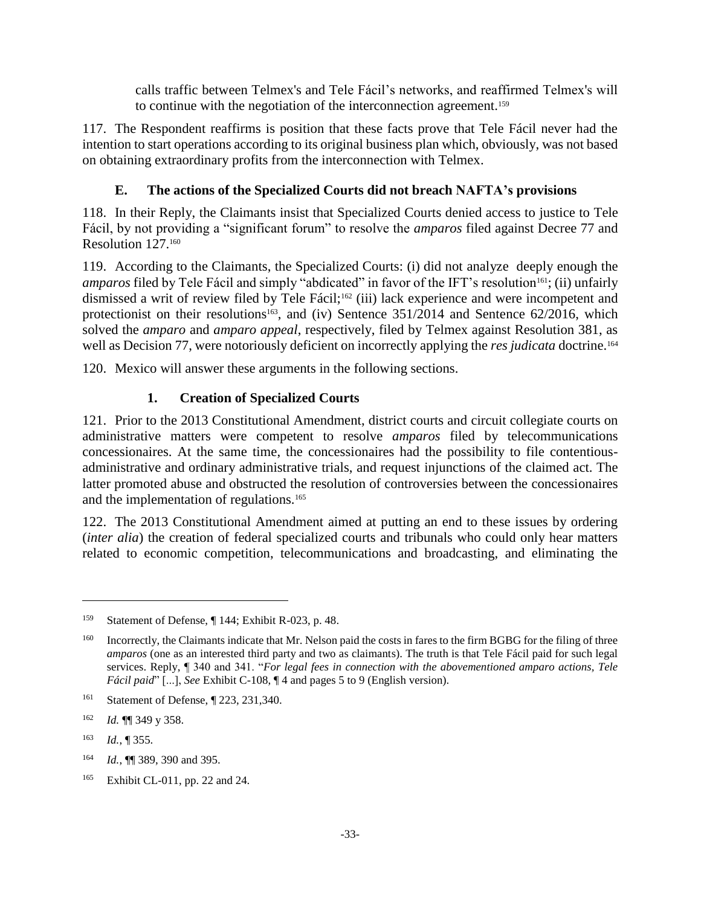calls traffic between Telmex's and Tele Fácil's networks, and reaffirmed Telmex's will to continue with the negotiation of the interconnection agreement.[159]

117. The Respondent reaffirms is position that these facts prove that Tele Fácil never had the intention to start operations according to its original business plan which, obviously, was not based on obtaining extraordinary profits from the interconnection with Telmex.

### E. The actions of the Specialized Courts did not breach NAFTA's provisions

118. In their Reply, the Claimants insist that Specialized Courts denied access to justice to Tele Fácil, by not providing a "significant forum" to resolve the *amparos* filed against Decree 77 and Resolution 127.[160]

119. According to the Claimants, the Specialized Courts: (i) did not analyze deeply enough the *amparos* filed by Tele Fácil and simply "abdicated" in favor of the IFT's resolution[161]; (ii) unfairly dismissed a writ of review filed by Tele Fácil;[162] (iii) lack experience and were incompetent and protectionist on their resolutions[163], and (iv) Sentence 351/2014 and Sentence 62/2016, which solved the *amparo* and *amparo appeal*, respectively, filed by Telmex against Resolution 381, as well as Decision 77, were notoriously deficient on incorrectly applying the *res judicata* doctrine.[164]

120. Mexico will answer these arguments in the following sections.

#### 1. Creation of Specialized Courts

121. Prior to the 2013 Constitutional Amendment, district courts and circuit collegiate courts on administrative matters were competent to resolve *amparos* filed by telecommunications concessionaires. At the same time, the concessionaires had the possibility to file contentious-administrative and ordinary administrative trials, and request injunctions of the claimed act. The latter promoted abuse and obstructed the resolution of controversies between the concessionaires and the implementation of regulations.[165]

122. The 2013 Constitutional Amendment aimed at putting an end to these issues by ordering (*inter alia*) the creation of federal specialized courts and tribunals who could only hear matters related to economic competition, telecommunications and broadcasting, and eliminating the

---

[159] Statement of Defense, ¶ 144; Exhibit R-023, p. 48.

[160] Incorrectly, the Claimants indicate that Mr. Nelson paid the costs in fares to the firm BGBG for the filing of three *amparos* (one as an interested third party and two as claimants). The truth is that Tele Fácil paid for such legal services. Reply, ¶ 340 and 341. "*For legal fees in connection with the abovementioned amparo actions, Tele Fácil paid*" [...], *See* Exhibit C-108, ¶ 4 and pages 5 to 9 (English version).

[161] Statement of Defense, ¶ 223, 231,340.

[162] *Id.* ¶¶ 349 y 358.

[163] *Id.*, ¶ 355.

[164] *Id.*, ¶¶ 389, 390 and 395.

[165] Exhibit CL-011, pp. 22 and 24.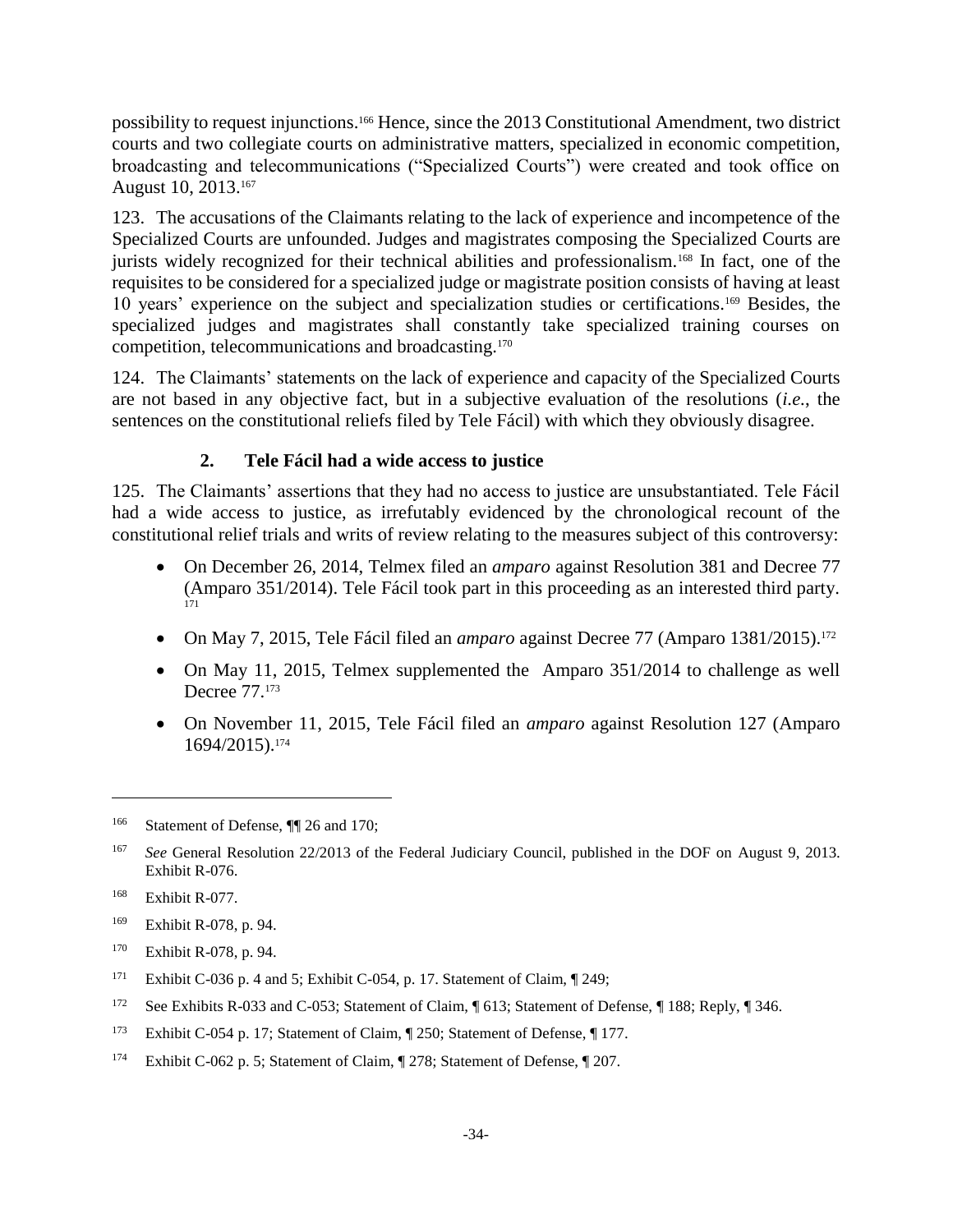possibility to request injunctions.[166] Hence, since the 2013 Constitutional Amendment, two district courts and two collegiate courts on administrative matters, specialized in economic competition, broadcasting and telecommunications ("Specialized Courts") were created and took office on August 10, 2013.[167]

123. The accusations of the Claimants relating to the lack of experience and incompetence of the Specialized Courts are unfounded. Judges and magistrates composing the Specialized Courts are jurists widely recognized for their technical abilities and professionalism.[168] In fact, one of the requisites to be considered for a specialized judge or magistrate position consists of having at least 10 years' experience on the subject and specialization studies or certifications.[169] Besides, the specialized judges and magistrates shall constantly take specialized training courses on competition, telecommunications and broadcasting.[170]

124. The Claimants' statements on the lack of experience and capacity of the Specialized Courts are not based in any objective fact, but in a subjective evaluation of the resolutions (*i.e.*, the sentences on the constitutional reliefs filed by Tele Fácil) with which they obviously disagree.

### 2. Tele Fácil had a wide access to justice

125. The Claimants' assertions that they had no access to justice are unsubstantiated. Tele Fácil had a wide access to justice, as irrefutably evidenced by the chronological recount of the constitutional relief trials and writs of review relating to the measures subject of this controversy:

- On December 26, 2014, Telmex filed an *amparo* against Resolution 381 and Decree 77 (Amparo 351/2014). Tele Fácil took part in this proceeding as an interested third party.[171]
- On May 7, 2015, Tele Fácil filed an *amparo* against Decree 77 (Amparo 1381/2015).[172]
- On May 11, 2015, Telmex supplemented the Amparo 351/2014 to challenge as well Decree 77.[173]
- On November 11, 2015, Tele Fácil filed an *amparo* against Resolution 127 (Amparo 1694/2015).[174]

---

[166] Statement of Defense, ¶¶ 26 and 170;

[167] *See* General Resolution 22/2013 of the Federal Judiciary Council, published in the DOF on August 9, 2013. Exhibit R-076.

[168] Exhibit R-077.

[169] Exhibit R-078, p. 94.

[170] Exhibit R-078, p. 94.

[171] Exhibit C-036 p. 4 and 5; Exhibit C-054, p. 17. Statement of Claim, ¶ 249;

[172] See Exhibits R-033 and C-053; Statement of Claim, ¶ 613; Statement of Defense, ¶ 188; Reply, ¶ 346.

[173] Exhibit C-054 p. 17; Statement of Claim, ¶ 250; Statement of Defense, ¶ 177.

[174] Exhibit C-062 p. 5; Statement of Claim, ¶ 278; Statement of Defense, ¶ 207.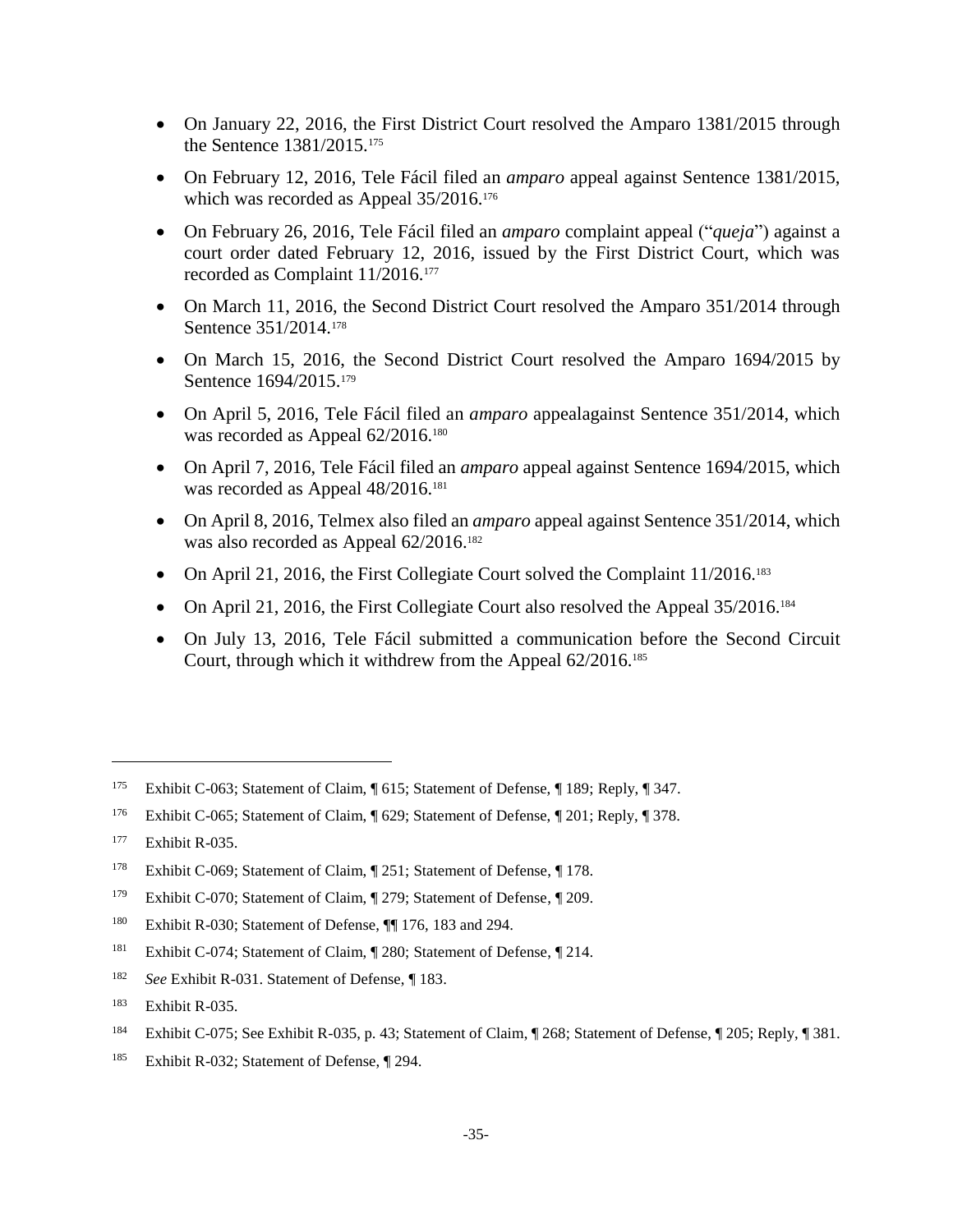- On January 22, 2016, the First District Court resolved the Amparo 1381/2015 through the Sentence 1381/2015.[175]
- On February 12, 2016, Tele Fácil filed an *amparo* appeal against Sentence 1381/2015, which was recorded as Appeal 35/2016.[176]
- On February 26, 2016, Tele Fácil filed an *amparo* complaint appeal ("*queja*") against a court order dated February 12, 2016, issued by the First District Court, which was recorded as Complaint 11/2016.[177]
- On March 11, 2016, the Second District Court resolved the Amparo 351/2014 through Sentence 351/2014.[178]
- On March 15, 2016, the Second District Court resolved the Amparo 1694/2015 by Sentence 1694/2015.[179]
- On April 5, 2016, Tele Fácil filed an *amparo* appealagainst Sentence 351/2014, which was recorded as Appeal 62/2016.[180]
- On April 7, 2016, Tele Fácil filed an *amparo* appeal against Sentence 1694/2015, which was recorded as Appeal 48/2016.[181]
- On April 8, 2016, Telmex also filed an *amparo* appeal against Sentence 351/2014, which was also recorded as Appeal 62/2016.[182]
- On April 21, 2016, the First Collegiate Court solved the Complaint 11/2016.[183]
- On April 21, 2016, the First Collegiate Court also resolved the Appeal 35/2016.[184]
- On July 13, 2016, Tele Fácil submitted a communication before the Second Circuit Court, through which it withdrew from the Appeal 62/2016.[185]

---

[175] Exhibit C-063; Statement of Claim, ¶ 615; Statement of Defense, ¶ 189; Reply, ¶ 347.

[176] Exhibit C-065; Statement of Claim, ¶ 629; Statement of Defense, ¶ 201; Reply, ¶ 378.

[177] Exhibit R-035.

[178] Exhibit C-069; Statement of Claim, ¶ 251; Statement of Defense, ¶ 178.

[179] Exhibit C-070; Statement of Claim, ¶ 279; Statement of Defense, ¶ 209.

[180] Exhibit R-030; Statement of Defense, ¶¶ 176, 183 and 294.

[181] Exhibit C-074; Statement of Claim, ¶ 280; Statement of Defense, ¶ 214.

[182] *See* Exhibit R-031. Statement of Defense, ¶ 183.

[183] Exhibit R-035.

[184] Exhibit C-075; See Exhibit R-035, p. 43; Statement of Claim, ¶ 268; Statement of Defense, ¶ 205; Reply, ¶ 381.

[185] Exhibit R-032; Statement of Defense, ¶ 294.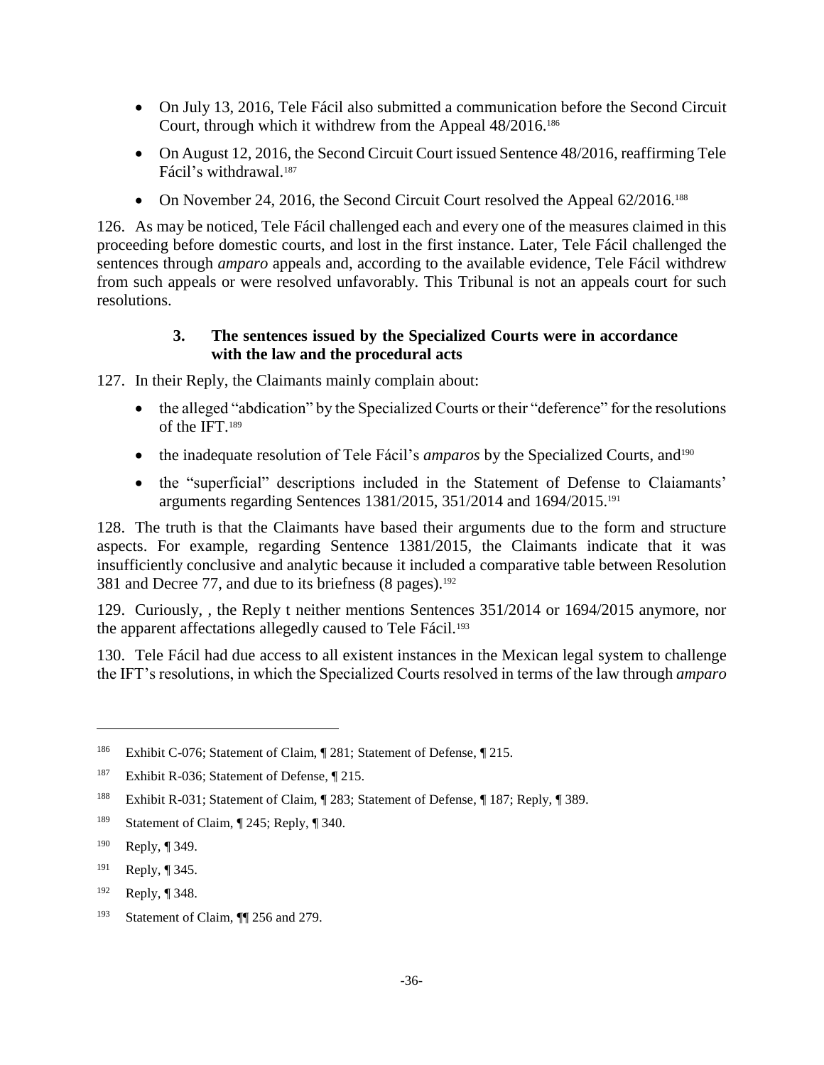- On July 13, 2016, Tele Fácil also submitted a communication before the Second Circuit Court, through which it withdrew from the Appeal 48/2016.[186]
- On August 12, 2016, the Second Circuit Court issued Sentence 48/2016, reaffirming Tele Fácil's withdrawal.[187]
- On November 24, 2016, the Second Circuit Court resolved the Appeal 62/2016.[188]

126. As may be noticed, Tele Fácil challenged each and every one of the measures claimed in this proceeding before domestic courts, and lost in the first instance. Later, Tele Fácil challenged the sentences through *amparo* appeals and, according to the available evidence, Tele Fácil withdrew from such appeals or were resolved unfavorably. This Tribunal is not an appeals court for such resolutions.

### 3. The sentences issued by the Specialized Courts were in accordance with the law and the procedural acts

127. In their Reply, the Claimants mainly complain about:

- the alleged "abdication" by the Specialized Courts or their "deference" for the resolutions of the IFT.[189]
- the inadequate resolution of Tele Fácil's *amparos* by the Specialized Courts, and[190]
- the "superficial" descriptions included in the Statement of Defense to Claiamants' arguments regarding Sentences 1381/2015, 351/2014 and 1694/2015.[191]

128. The truth is that the Claimants have based their arguments due to the form and structure aspects. For example, regarding Sentence 1381/2015, the Claimants indicate that it was insufficiently conclusive and analytic because it included a comparative table between Resolution 381 and Decree 77, and due to its briefness (8 pages).[192]

129. Curiously, , the Reply t neither mentions Sentences 351/2014 or 1694/2015 anymore, nor the apparent affectations allegedly caused to Tele Fácil.[193]

130. Tele Fácil had due access to all existent instances in the Mexican legal system to challenge the IFT's resolutions, in which the Specialized Courts resolved in terms of the law through *amparo*

---

[186] Exhibit C-076; Statement of Claim, ¶ 281; Statement of Defense, ¶ 215.

[187] Exhibit R-036; Statement of Defense, ¶ 215.

[188] Exhibit R-031; Statement of Claim, ¶ 283; Statement of Defense, ¶ 187; Reply, ¶ 389.

[189] Statement of Claim, ¶ 245; Reply, ¶ 340.

[190] Reply, ¶ 349.

[191] Reply, ¶ 345.

[192] Reply, ¶ 348.

[193] Statement of Claim, ¶¶ 256 and 279.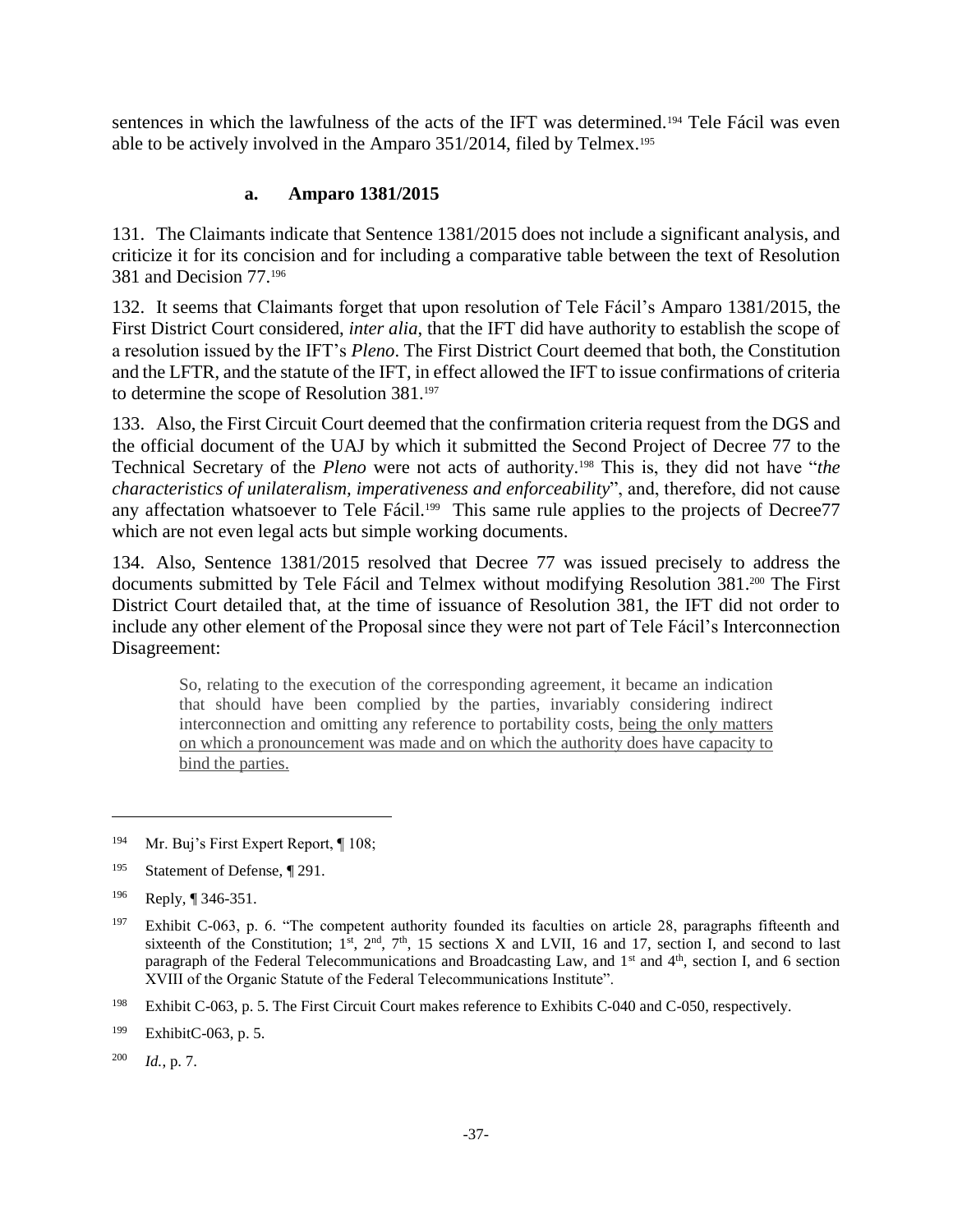sentences in which the lawfulness of the acts of the IFT was determined.[194] Tele Fácil was even able to be actively involved in the Amparo 351/2014, filed by Telmex.[195]

### a. Amparo 1381/2015

131. The Claimants indicate that Sentence 1381/2015 does not include a significant analysis, and criticize it for its concision and for including a comparative table between the text of Resolution 381 and Decision 77.[196]

132. It seems that Claimants forget that upon resolution of Tele Fácil's Amparo 1381/2015, the First District Court considered, *inter alia*, that the IFT did have authority to establish the scope of a resolution issued by the IFT's *Pleno*. The First District Court deemed that both, the Constitution and the LFTR, and the statute of the IFT, in effect allowed the IFT to issue confirmations of criteria to determine the scope of Resolution 381.[197]

133. Also, the First Circuit Court deemed that the confirmation criteria request from the DGS and the official document of the UAJ by which it submitted the Second Project of Decree 77 to the Technical Secretary of the *Pleno* were not acts of authority.[198] This is, they did not have "*the characteristics of unilateralism, imperativeness and enforceability*", and, therefore, did not cause any affectation whatsoever to Tele Fácil.[199] This same rule applies to the projects of Decree77 which are not even legal acts but simple working documents.

134. Also, Sentence 1381/2015 resolved that Decree 77 was issued precisely to address the documents submitted by Tele Fácil and Telmex without modifying Resolution 381.[200] The First District Court detailed that, at the time of issuance of Resolution 381, the IFT did not order to include any other element of the Proposal since they were not part of Tele Fácil's Interconnection Disagreement:

> So, relating to the execution of the corresponding agreement, it became an indication that should have been complied by the parties, invariably considering indirect interconnection and omitting any reference to portability costs, <u>being the only matters on which a pronouncement was made and on which the authority does have capacity to bind the parties.</u>

---

[194] Mr. Buj's First Expert Report, ¶ 108;

[195] Statement of Defense, ¶ 291.

[196] Reply, ¶ 346-351.

[197] Exhibit C-063, p. 6. "The competent authority founded its faculties on article 28, paragraphs fifteenth and sixteenth of the Constitution; 1st, 2nd, 7th, 15 sections X and LVII, 16 and 17, section I, and second to last paragraph of the Federal Telecommunications and Broadcasting Law, and 1st and 4th, section I, and 6 section XVIII of the Organic Statute of the Federal Telecommunications Institute".

[198] Exhibit C-063, p. 5. The First Circuit Court makes reference to Exhibits C-040 and C-050, respectively.

[199] ExhibitC-063, p. 5.

[200] *Id.*, p. 7.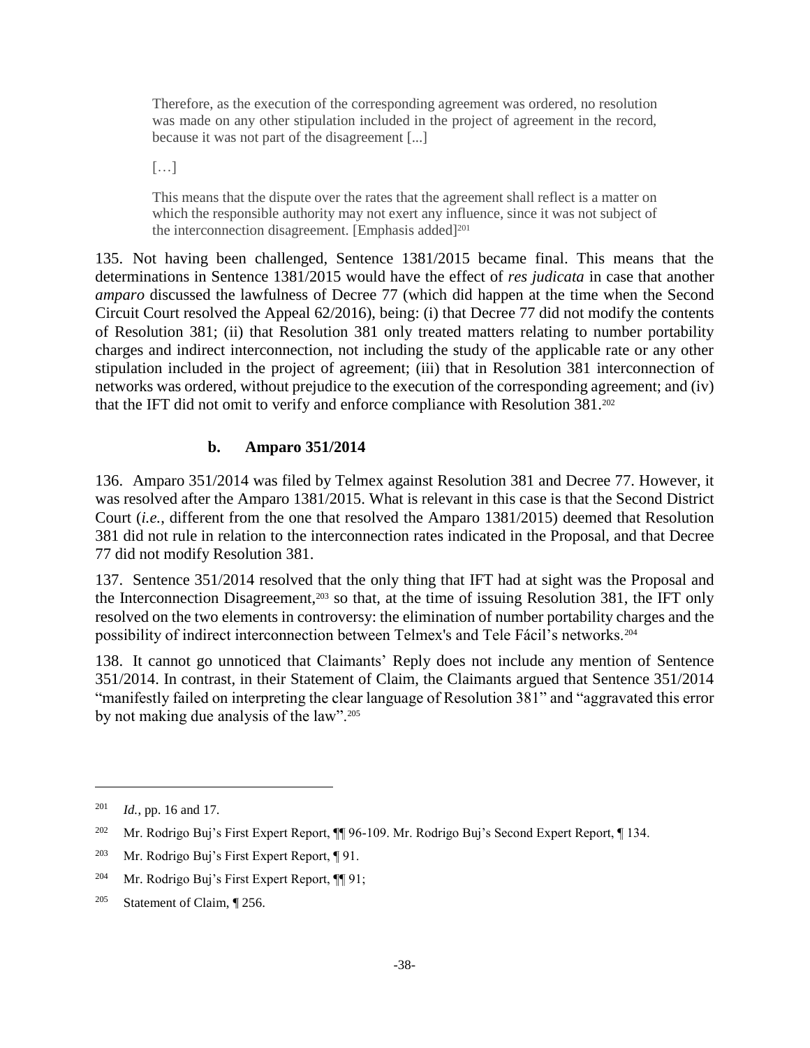> Therefore, as the execution of the corresponding agreement was ordered, no resolution was made on any other stipulation included in the project of agreement in the record, because it was not part of the disagreement [...]
>
> […]
>
> This means that the dispute over the rates that the agreement shall reflect is a matter on which the responsible authority may not exert any influence, since it was not subject of the interconnection disagreement. [Emphasis added][201]

135. Not having been challenged, Sentence 1381/2015 became final. This means that the determinations in Sentence 1381/2015 would have the effect of *res judicata* in case that another *amparo* discussed the lawfulness of Decree 77 (which did happen at the time when the Second Circuit Court resolved the Appeal 62/2016), being: (i) that Decree 77 did not modify the contents of Resolution 381; (ii) that Resolution 381 only treated matters relating to number portability charges and indirect interconnection, not including the study of the applicable rate or any other stipulation included in the project of agreement; (iii) that in Resolution 381 interconnection of networks was ordered, without prejudice to the execution of the corresponding agreement; and (iv) that the IFT did not omit to verify and enforce compliance with Resolution 381.[202]

### b. Amparo 351/2014

136. Amparo 351/2014 was filed by Telmex against Resolution 381 and Decree 77. However, it was resolved after the Amparo 1381/2015. What is relevant in this case is that the Second District Court (*i.e.*, different from the one that resolved the Amparo 1381/2015) deemed that Resolution 381 did not rule in relation to the interconnection rates indicated in the Proposal, and that Decree 77 did not modify Resolution 381.

137. Sentence 351/2014 resolved that the only thing that IFT had at sight was the Proposal and the Interconnection Disagreement,[203] so that, at the time of issuing Resolution 381, the IFT only resolved on the two elements in controversy: the elimination of number portability charges and the possibility of indirect interconnection between Telmex's and Tele Fácil's networks.[204]

138. It cannot go unnoticed that Claimants' Reply does not include any mention of Sentence 351/2014. In contrast, in their Statement of Claim, the Claimants argued that Sentence 351/2014 "manifestly failed on interpreting the clear language of Resolution 381" and "aggravated this error by not making due analysis of the law".[205]

---

[201] *Id.*, pp. 16 and 17.

[202] Mr. Rodrigo Buj's First Expert Report, ¶¶ 96-109. Mr. Rodrigo Buj's Second Expert Report, ¶ 134.

[203] Mr. Rodrigo Buj's First Expert Report, ¶ 91.

[204] Mr. Rodrigo Buj's First Expert Report, ¶¶ 91;

[205] Statement of Claim, ¶ 256.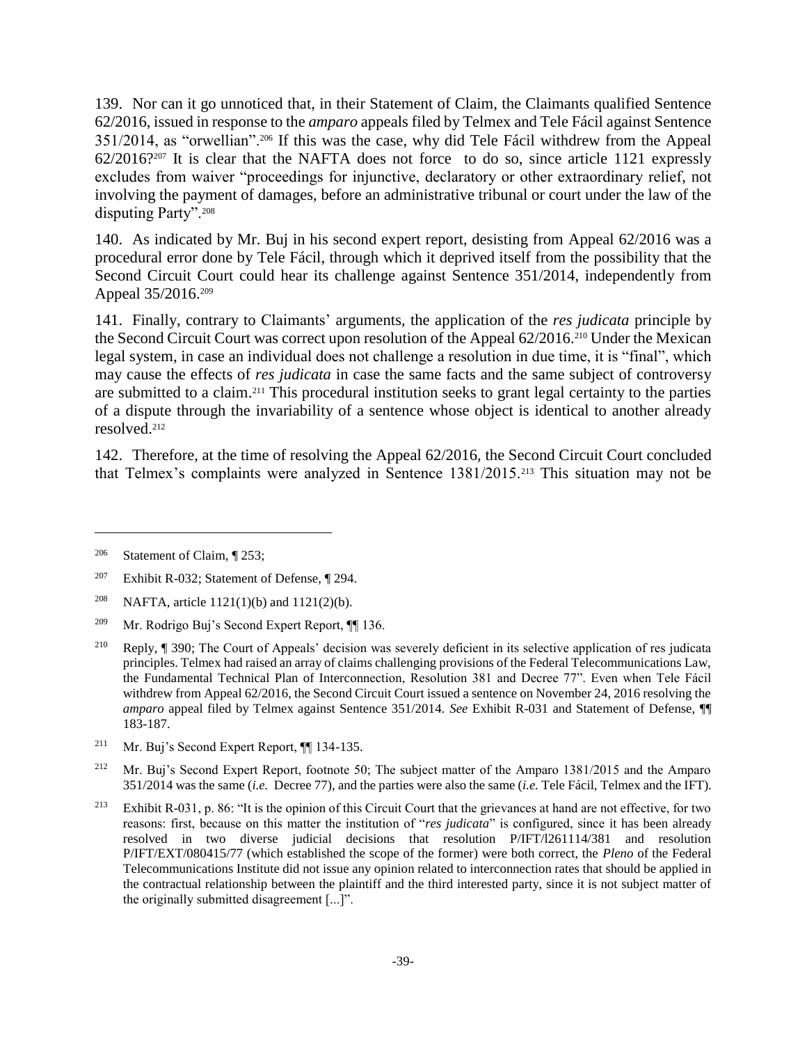139. Nor can it go unnoticed that, in their Statement of Claim, the Claimants qualified Sentence 62/2016, issued in response to the *amparo* appeals filed by Telmex and Tele Fácil against Sentence 351/2014, as "orwellian".[206] If this was the case, why did Tele Fácil withdrew from the Appeal 62/2016?[207] It is clear that the NAFTA does not force to do so, since article 1121 expressly excludes from waiver "proceedings for injunctive, declaratory or other extraordinary relief, not involving the payment of damages, before an administrative tribunal or court under the law of the disputing Party".[208]

140. As indicated by Mr. Buj in his second expert report, desisting from Appeal 62/2016 was a procedural error done by Tele Fácil, through which it deprived itself from the possibility that the Second Circuit Court could hear its challenge against Sentence 351/2014, independently from Appeal 35/2016.[209]

141. Finally, contrary to Claimants' arguments, the application of the *res judicata* principle by the Second Circuit Court was correct upon resolution of the Appeal 62/2016.[210] Under the Mexican legal system, in case an individual does not challenge a resolution in due time, it is "final", which may cause the effects of *res judicata* in case the same facts and the same subject of controversy are submitted to a claim.[211] This procedural institution seeks to grant legal certainty to the parties of a dispute through the invariability of a sentence whose object is identical to another already resolved.[212]

142. Therefore, at the time of resolving the Appeal 62/2016, the Second Circuit Court concluded that Telmex's complaints were analyzed in Sentence 1381/2015.[213] This situation may not be

---

[206] Statement of Claim, ¶ 253;

[207] Exhibit R-032; Statement of Defense, ¶ 294.

[208] NAFTA, article 1121(1)(b) and 1121(2)(b).

[209] Mr. Rodrigo Buj's Second Expert Report, ¶¶ 136.

[210] Reply, ¶ 390; The Court of Appeals' decision was severely deficient in its selective application of res judicata principles. Telmex had raised an array of claims challenging provisions of the Federal Telecommunications Law, the Fundamental Technical Plan of Interconnection, Resolution 381 and Decree 77". Even when Tele Fácil withdrew from Appeal 62/2016, the Second Circuit Court issued a sentence on November 24, 2016 resolving the *amparo* appeal filed by Telmex against Sentence 351/2014. *See* Exhibit R-031 and Statement of Defense, ¶¶ 183-187.

[211] Mr. Buj's Second Expert Report, ¶¶ 134-135.

[212] Mr. Buj's Second Expert Report, footnote 50; The subject matter of the Amparo 1381/2015 and the Amparo 351/2014 was the same (*i.e.* Decree 77), and the parties were also the same (*i.e.* Tele Fácil, Telmex and the IFT).

[213] Exhibit R-031, p. 86: "It is the opinion of this Circuit Court that the grievances at hand are not effective, for two reasons: first, because on this matter the institution of "*res judicata*" is configured, since it has been already resolved in two diverse judicial decisions that resolution P/IFT/l261114/381 and resolution P/IFT/EXT/080415/77 (which established the scope of the former) were both correct, the *Pleno* of the Federal Telecommunications Institute did not issue any opinion related to interconnection rates that should be applied in the contractual relationship between the plaintiff and the third interested party, since it is not subject matter of the originally submitted disagreement [...]".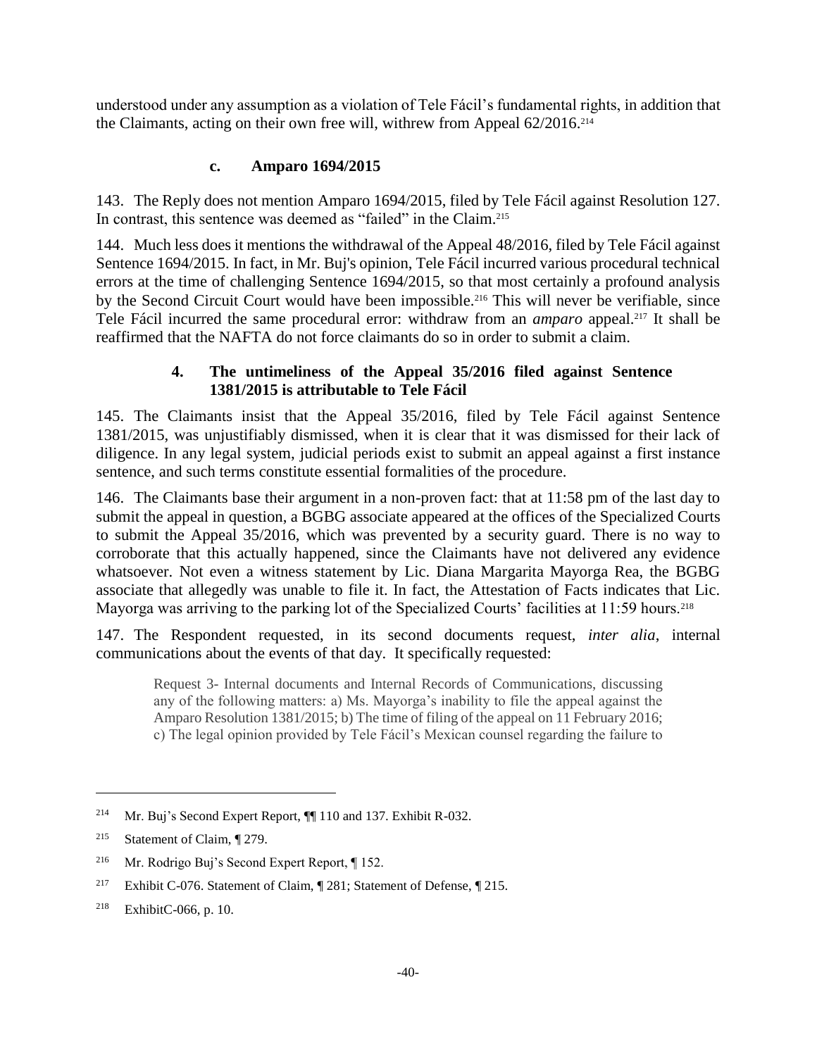understood under any assumption as a violation of Tele Fácil's fundamental rights, in addition that the Claimants, acting on their own free will, withrew from Appeal 62/2016.[214]

### c. Amparo 1694/2015

143. The Reply does not mention Amparo 1694/2015, filed by Tele Fácil against Resolution 127. In contrast, this sentence was deemed as "failed" in the Claim.[215]

144. Much less does it mentions the withdrawal of the Appeal 48/2016, filed by Tele Fácil against Sentence 1694/2015. In fact, in Mr. Buj's opinion, Tele Fácil incurred various procedural technical errors at the time of challenging Sentence 1694/2015, so that most certainly a profound analysis by the Second Circuit Court would have been impossible.[216] This will never be verifiable, since Tele Fácil incurred the same procedural error: withdraw from an *amparo* appeal.[217] It shall be reaffirmed that the NAFTA do not force claimants do so in order to submit a claim.

### 4. The untimeliness of the Appeal 35/2016 filed against Sentence 1381/2015 is attributable to Tele Fácil

145. The Claimants insist that the Appeal 35/2016, filed by Tele Fácil against Sentence 1381/2015, was unjustifiably dismissed, when it is clear that it was dismissed for their lack of diligence. In any legal system, judicial periods exist to submit an appeal against a first instance sentence, and such terms constitute essential formalities of the procedure.

146. The Claimants base their argument in a non-proven fact: that at 11:58 pm of the last day to submit the appeal in question, a BGBG associate appeared at the offices of the Specialized Courts to submit the Appeal 35/2016, which was prevented by a security guard. There is no way to corroborate that this actually happened, since the Claimants have not delivered any evidence whatsoever. Not even a witness statement by Lic. Diana Margarita Mayorga Rea, the BGBG associate that allegedly was unable to file it. In fact, the Attestation of Facts indicates that Lic. Mayorga was arriving to the parking lot of the Specialized Courts' facilities at 11:59 hours.[218]

147. The Respondent requested, in its second documents request, *inter alia*, internal communications about the events of that day. It specifically requested:

> Request 3- Internal documents and Internal Records of Communications, discussing any of the following matters: a) Ms. Mayorga's inability to file the appeal against the Amparo Resolution 1381/2015; b) The time of filing of the appeal on 11 February 2016; c) The legal opinion provided by Tele Fácil's Mexican counsel regarding the failure to

---

[214] Mr. Buj's Second Expert Report, ¶¶ 110 and 137. Exhibit R-032.

[215] Statement of Claim, ¶ 279.

[216] Mr. Rodrigo Buj's Second Expert Report, ¶ 152.

[217] Exhibit C-076. Statement of Claim, ¶ 281; Statement of Defense, ¶ 215.

[218] ExhibitC-066, p. 10.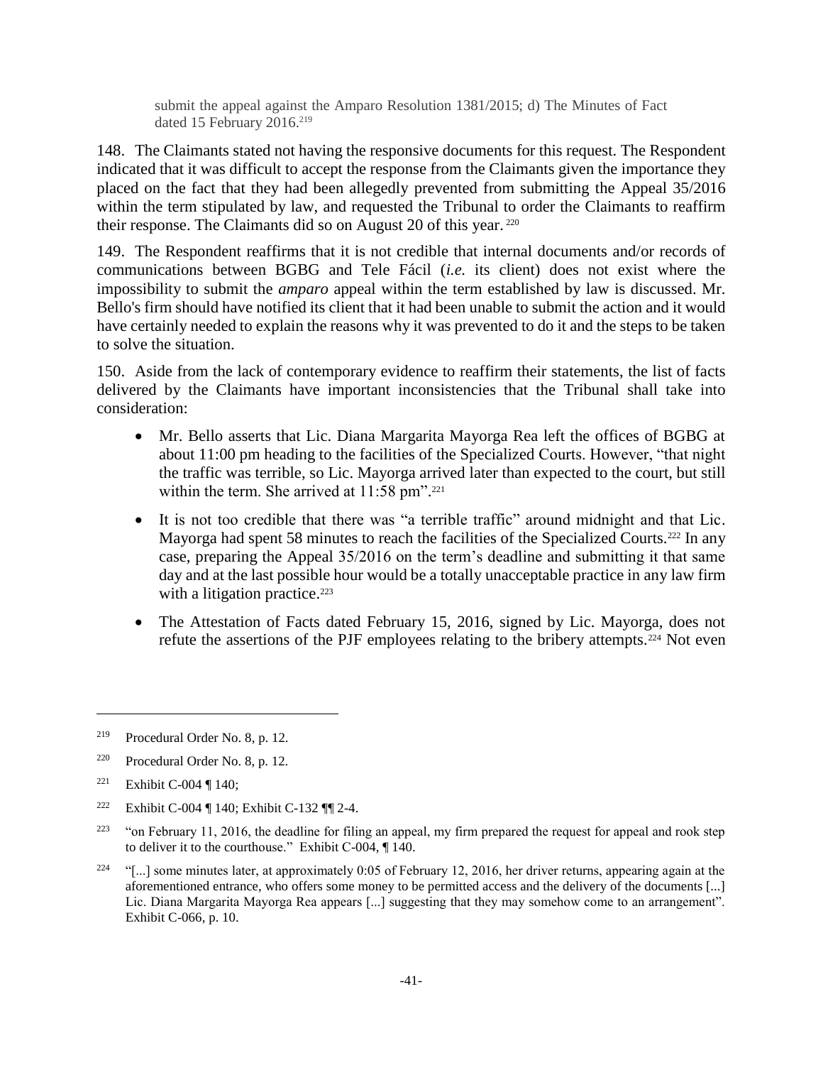> submit the appeal against the Amparo Resolution 1381/2015; d) The Minutes of Fact dated 15 February 2016.[219]

148. The Claimants stated not having the responsive documents for this request. The Respondent indicated that it was difficult to accept the response from the Claimants given the importance they placed on the fact that they had been allegedly prevented from submitting the Appeal 35/2016 within the term stipulated by law, and requested the Tribunal to order the Claimants to reaffirm their response. The Claimants did so on August 20 of this year.[220]

149. The Respondent reaffirms that it is not credible that internal documents and/or records of communications between BGBG and Tele Fácil (*i.e.* its client) does not exist where the impossibility to submit the *amparo* appeal within the term established by law is discussed. Mr. Bello's firm should have notified its client that it had been unable to submit the action and it would have certainly needed to explain the reasons why it was prevented to do it and the steps to be taken to solve the situation.

150. Aside from the lack of contemporary evidence to reaffirm their statements, the list of facts delivered by the Claimants have important inconsistencies that the Tribunal shall take into consideration:

- Mr. Bello asserts that Lic. Diana Margarita Mayorga Rea left the offices of BGBG at about 11:00 pm heading to the facilities of the Specialized Courts. However, "that night the traffic was terrible, so Lic. Mayorga arrived later than expected to the court, but still within the term. She arrived at 11:58 pm".[221]
- It is not too credible that there was "a terrible traffic" around midnight and that Lic. Mayorga had spent 58 minutes to reach the facilities of the Specialized Courts.[222] In any case, preparing the Appeal 35/2016 on the term's deadline and submitting it that same day and at the last possible hour would be a totally unacceptable practice in any law firm with a litigation practice.[223]
- The Attestation of Facts dated February 15, 2016, signed by Lic. Mayorga, does not refute the assertions of the PJF employees relating to the bribery attempts.[224] Not even

---

[219] Procedural Order No. 8, p. 12.

[220] Procedural Order No. 8, p. 12.

[221] Exhibit C-004 ¶ 140;

[222] Exhibit C-004 ¶ 140; Exhibit C-132 ¶¶ 2-4.

[223] "on February 11, 2016, the deadline for filing an appeal, my firm prepared the request for appeal and rook step to deliver it to the courthouse." Exhibit C-004, ¶ 140.

[224] "[...] some minutes later, at approximately 0:05 of February 12, 2016, her driver returns, appearing again at the aforementioned entrance, who offers some money to be permitted access and the delivery of the documents [...] Lic. Diana Margarita Mayorga Rea appears [...] suggesting that they may somehow come to an arrangement". Exhibit C-066, p. 10.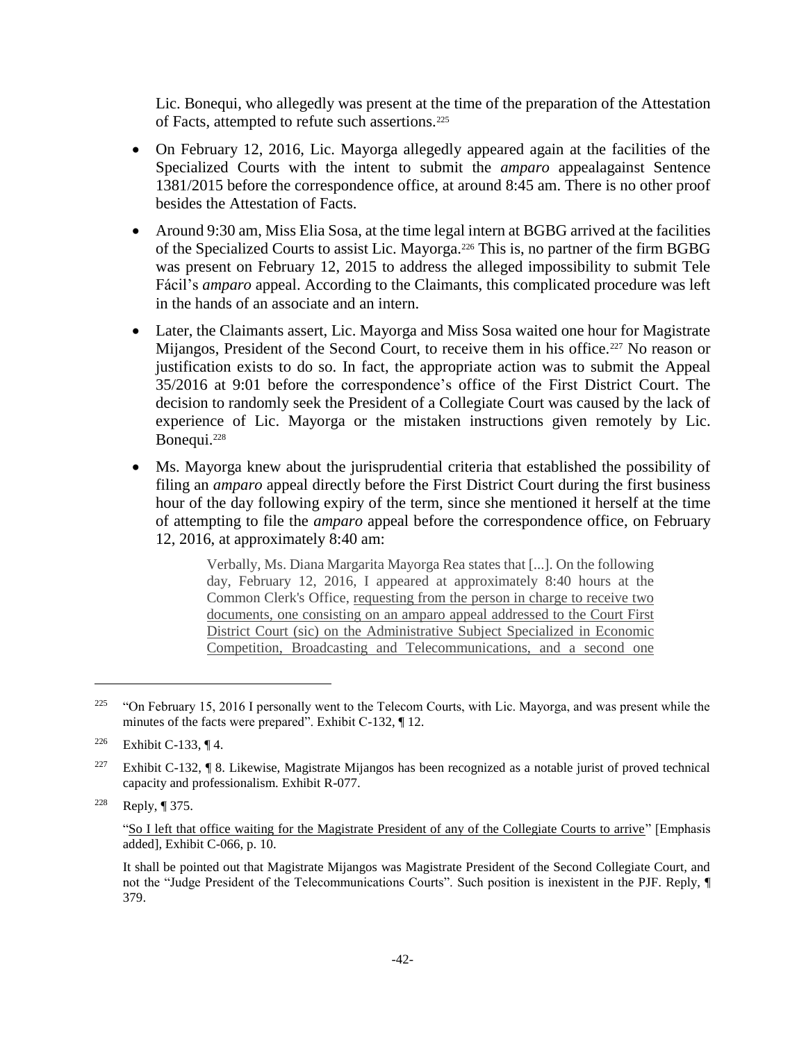Lic. Bonequi, who allegedly was present at the time of the preparation of the Attestation of Facts, attempted to refute such assertions.[225]

- On February 12, 2016, Lic. Mayorga allegedly appeared again at the facilities of the Specialized Courts with the intent to submit the *amparo* appealagainst Sentence 1381/2015 before the correspondence office, at around 8:45 am. There is no other proof besides the Attestation of Facts.
- Around 9:30 am, Miss Elia Sosa, at the time legal intern at BGBG arrived at the facilities of the Specialized Courts to assist Lic. Mayorga.[226] This is, no partner of the firm BGBG was present on February 12, 2015 to address the alleged impossibility to submit Tele Fácil's *amparo* appeal. According to the Claimants, this complicated procedure was left in the hands of an associate and an intern.
- Later, the Claimants assert, Lic. Mayorga and Miss Sosa waited one hour for Magistrate Mijangos, President of the Second Court, to receive them in his office.[227] No reason or justification exists to do so. In fact, the appropriate action was to submit the Appeal 35/2016 at 9:01 before the correspondence's office of the First District Court. The decision to randomly seek the President of a Collegiate Court was caused by the lack of experience of Lic. Mayorga or the mistaken instructions given remotely by Lic. Bonequi.[228]
- Ms. Mayorga knew about the jurisprudential criteria that established the possibility of filing an *amparo* appeal directly before the First District Court during the first business hour of the day following expiry of the term, since she mentioned it herself at the time of attempting to file the *amparo* appeal before the correspondence office, on February 12, 2016, at approximately 8:40 am:

> Verbally, Ms. Diana Margarita Mayorga Rea states that [...]. On the following day, February 12, 2016, I appeared at approximately 8:40 hours at the Common Clerk's Office, <u>requesting from the person in charge to receive two documents, one consisting on an amparo appeal addressed to the Court First District Court (sic) on the Administrative Subject Specialized in Economic Competition, Broadcasting and Telecommunications, and a second one</u>

---

[225] "On February 15, 2016 I personally went to the Telecom Courts, with Lic. Mayorga, and was present while the minutes of the facts were prepared". Exhibit C-132, ¶ 12.

[226] Exhibit C-133, ¶ 4.

[227] Exhibit C-132, ¶ 8. Likewise, Magistrate Mijangos has been recognized as a notable jurist of proved technical capacity and professionalism. Exhibit R-077.

[228] Reply, ¶ 375.

"<u>So I left that office waiting for the Magistrate President of any of the Collegiate Courts to arrive</u>" [Emphasis added], Exhibit C-066, p. 10.

It shall be pointed out that Magistrate Mijangos was Magistrate President of the Second Collegiate Court, and not the "Judge President of the Telecommunications Courts". Such position is inexistent in the PJF. Reply, ¶ 379.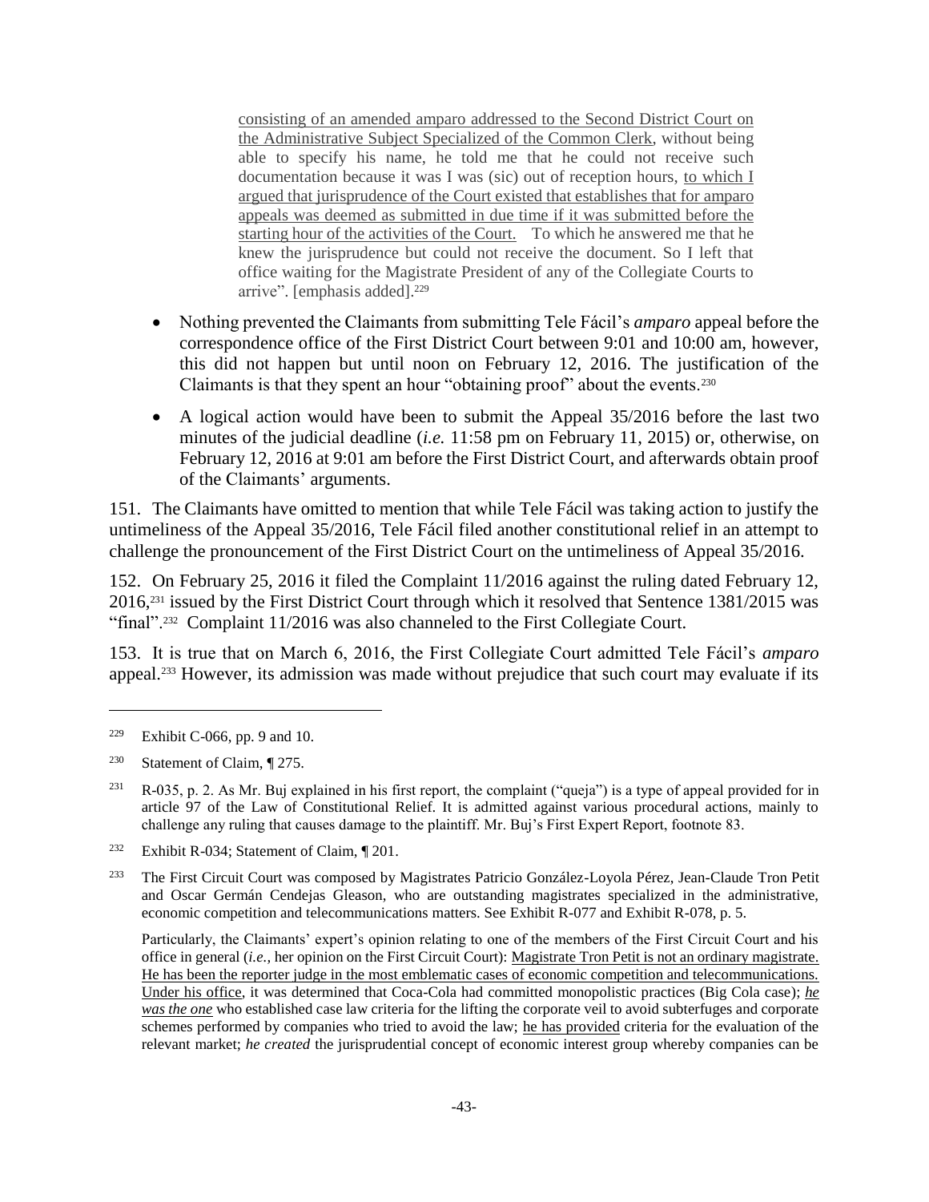> consisting of an amended amparo addressed to the Second District Court on the Administrative Subject Specialized of the Common Clerk, without being able to specify his name, he told me that he could not receive such documentation because it was I was (sic) out of reception hours, to which I argued that jurisprudence of the Court existed that establishes that for amparo appeals was deemed as submitted in due time if it was submitted before the starting hour of the activities of the Court. To which he answered me that he knew the jurisprudence but could not receive the document. So I left that office waiting for the Magistrate President of any of the Collegiate Courts to arrive". [emphasis added].[229]

- Nothing prevented the Claimants from submitting Tele Fácil's *amparo* appeal before the correspondence office of the First District Court between 9:01 and 10:00 am, however, this did not happen but until noon on February 12, 2016. The justification of the Claimants is that they spent an hour "obtaining proof" about the events.[230]
- A logical action would have been to submit the Appeal 35/2016 before the last two minutes of the judicial deadline (*i.e.* 11:58 pm on February 11, 2015) or, otherwise, on February 12, 2016 at 9:01 am before the First District Court, and afterwards obtain proof of the Claimants' arguments.

151. The Claimants have omitted to mention that while Tele Fácil was taking action to justify the untimeliness of the Appeal 35/2016, Tele Fácil filed another constitutional relief in an attempt to challenge the pronouncement of the First District Court on the untimeliness of Appeal 35/2016.

152. On February 25, 2016 it filed the Complaint 11/2016 against the ruling dated February 12, 2016,[231] issued by the First District Court through which it resolved that Sentence 1381/2015 was "final".[232] Complaint 11/2016 was also channeled to the First Collegiate Court.

153. It is true that on March 6, 2016, the First Collegiate Court admitted Tele Fácil's *amparo* appeal.[233] However, its admission was made without prejudice that such court may evaluate if its

---

[229] Exhibit C-066, pp. 9 and 10.

[230] Statement of Claim, ¶ 275.

[231] R-035, p. 2. As Mr. Buj explained in his first report, the complaint ("queja") is a type of appeal provided for in article 97 of the Law of Constitutional Relief. It is admitted against various procedural actions, mainly to challenge any ruling that causes damage to the plaintiff. Mr. Buj's First Expert Report, footnote 83.

[232] Exhibit R-034; Statement of Claim, ¶ 201.

[233] The First Circuit Court was composed by Magistrates Patricio González-Loyola Pérez, Jean-Claude Tron Petit and Oscar Germán Cendejas Gleason, who are outstanding magistrates specialized in the administrative, economic competition and telecommunications matters. See Exhibit R-077 and Exhibit R-078, p. 5.

Particularly, the Claimants' expert's opinion relating to one of the members of the First Circuit Court and his office in general (*i.e.*, her opinion on the First Circuit Court): Magistrate Tron Petit is not an ordinary magistrate. He has been the reporter judge in the most emblematic cases of economic competition and telecommunications. Under his office, it was determined that Coca-Cola had committed monopolistic practices (Big Cola case); *he was the one* who established case law criteria for the lifting the corporate veil to avoid subterfuges and corporate schemes performed by companies who tried to avoid the law; he has provided criteria for the evaluation of the relevant market; *he created* the jurisprudential concept of economic interest group whereby companies can be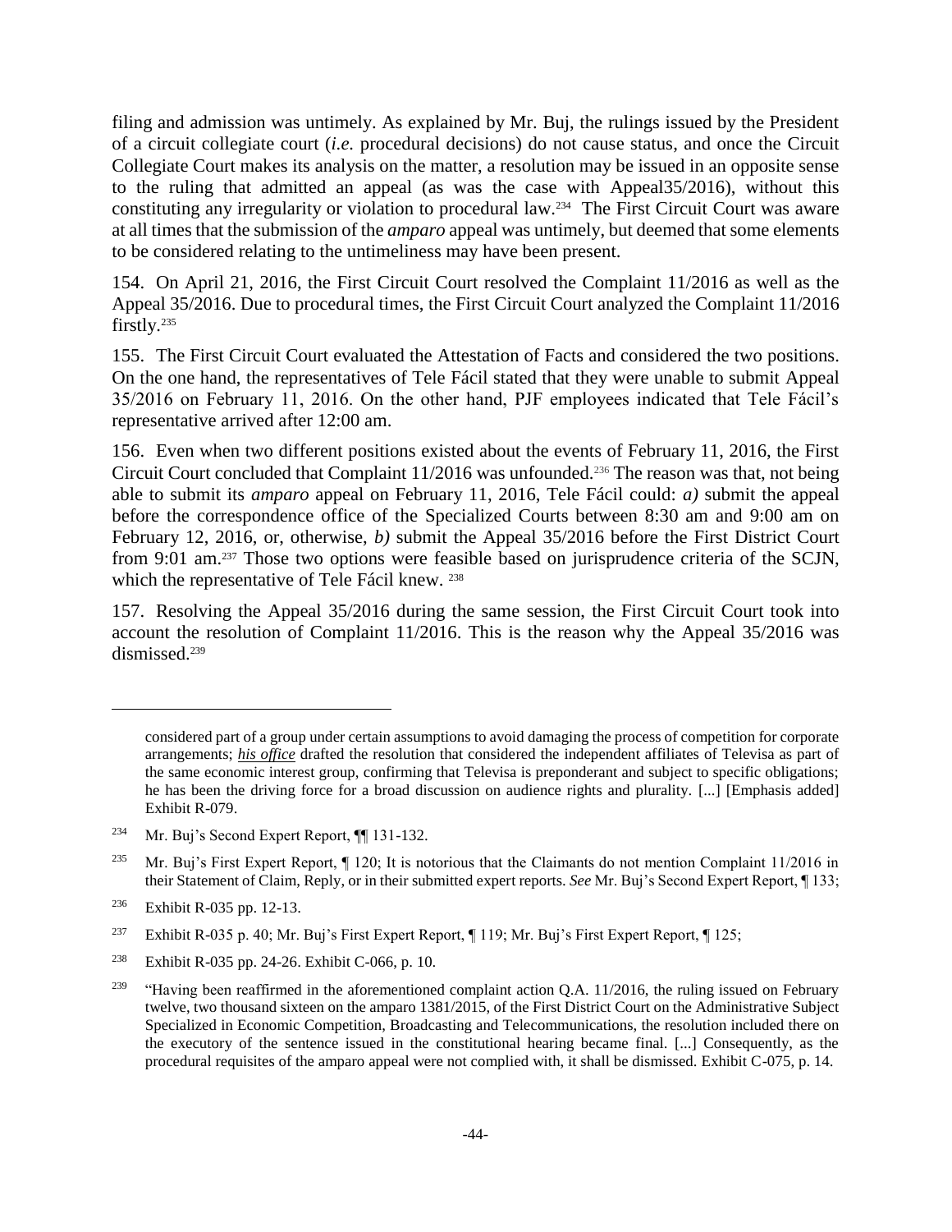filing and admission was untimely. As explained by Mr. Buj, the rulings issued by the President of a circuit collegiate court (*i.e.* procedural decisions) do not cause status, and once the Circuit Collegiate Court makes its analysis on the matter, a resolution may be issued in an opposite sense to the ruling that admitted an appeal (as was the case with Appeal35/2016), without this constituting any irregularity or violation to procedural law.[234] The First Circuit Court was aware at all times that the submission of the *amparo* appeal was untimely, but deemed that some elements to be considered relating to the untimeliness may have been present.

154. On April 21, 2016, the First Circuit Court resolved the Complaint 11/2016 as well as the Appeal 35/2016. Due to procedural times, the First Circuit Court analyzed the Complaint 11/2016 firstly.[235]

155. The First Circuit Court evaluated the Attestation of Facts and considered the two positions. On the one hand, the representatives of Tele Fácil stated that they were unable to submit Appeal 35/2016 on February 11, 2016. On the other hand, PJF employees indicated that Tele Fácil's representative arrived after 12:00 am.

156. Even when two different positions existed about the events of February 11, 2016, the First Circuit Court concluded that Complaint 11/2016 was unfounded.[236] The reason was that, not being able to submit its *amparo* appeal on February 11, 2016, Tele Fácil could: *a)* submit the appeal before the correspondence office of the Specialized Courts between 8:30 am and 9:00 am on February 12, 2016, or, otherwise, *b)* submit the Appeal 35/2016 before the First District Court from 9:01 am.[237] Those two options were feasible based on jurisprudence criteria of the SCJN, which the representative of Tele Fácil knew. [238]

157. Resolving the Appeal 35/2016 during the same session, the First Circuit Court took into account the resolution of Complaint 11/2016. This is the reason why the Appeal 35/2016 was dismissed.[239]

---

considered part of a group under certain assumptions to avoid damaging the process of competition for corporate arrangements; ***his office*** drafted the resolution that considered the independent affiliates of Televisa as part of the same economic interest group, confirming that Televisa is preponderant and subject to specific obligations; he has been the driving force for a broad discussion on audience rights and plurality. [...] [Emphasis added] Exhibit R-079.

[234] Mr. Buj's Second Expert Report, ¶¶ 131-132.

[235] Mr. Buj's First Expert Report, ¶ 120; It is notorious that the Claimants do not mention Complaint 11/2016 in their Statement of Claim, Reply, or in their submitted expert reports. *See* Mr. Buj's Second Expert Report, ¶ 133;

[236] Exhibit R-035 pp. 12-13.

[237] Exhibit R-035 p. 40; Mr. Buj's First Expert Report, ¶ 119; Mr. Buj's First Expert Report, ¶ 125;

[238] Exhibit R-035 pp. 24-26. Exhibit C-066, p. 10.

[239] "Having been reaffirmed in the aforementioned complaint action Q.A. 11/2016, the ruling issued on February twelve, two thousand sixteen on the amparo 1381/2015, of the First District Court on the Administrative Subject Specialized in Economic Competition, Broadcasting and Telecommunications, the resolution included there on the executory of the sentence issued in the constitutional hearing became final. [...] Consequently, as the procedural requisites of the amparo appeal were not complied with, it shall be dismissed. Exhibit C-075, p. 14.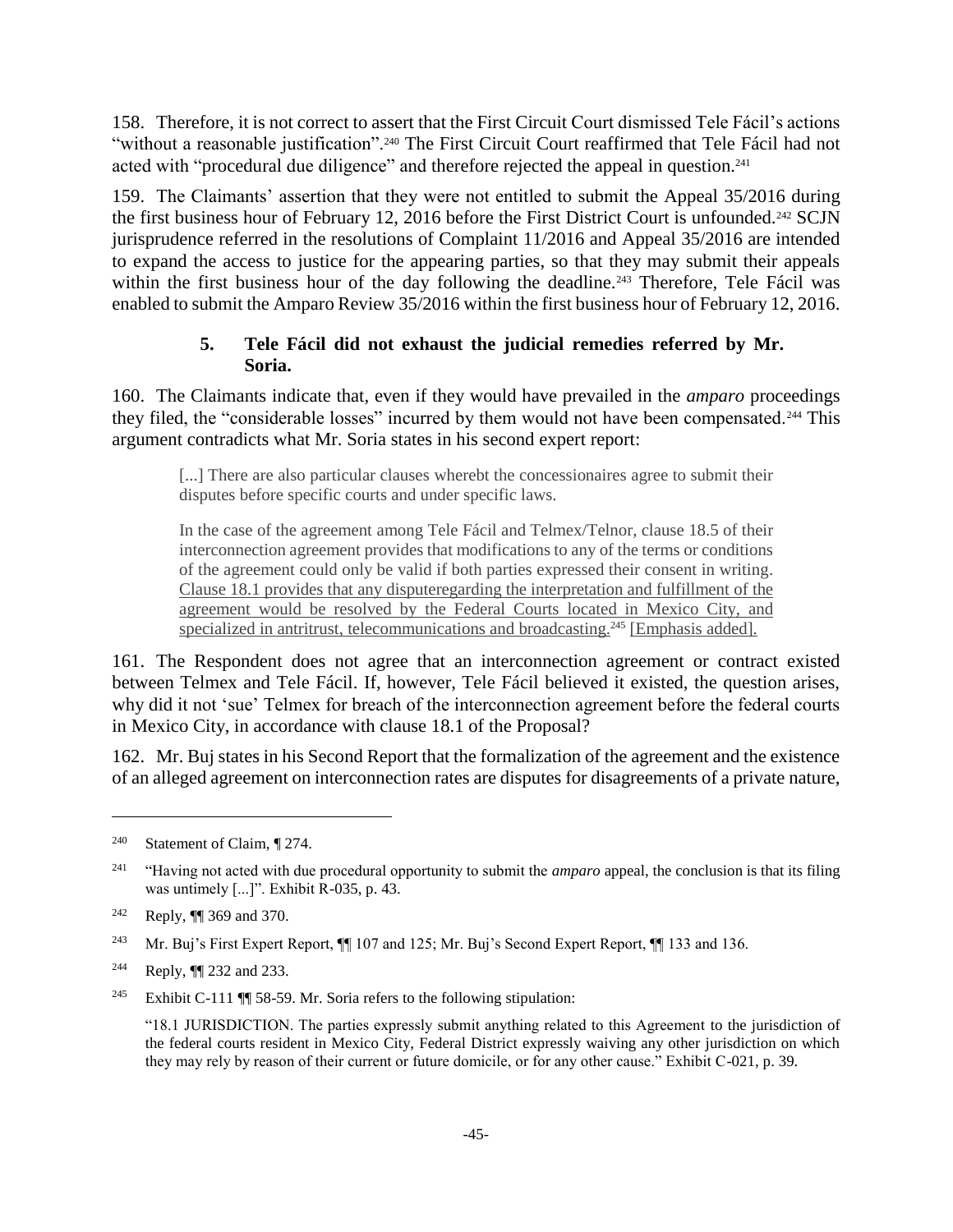158. Therefore, it is not correct to assert that the First Circuit Court dismissed Tele Fácil's actions "without a reasonable justification".[240] The First Circuit Court reaffirmed that Tele Fácil had not acted with "procedural due diligence" and therefore rejected the appeal in question.[241]

159. The Claimants' assertion that they were not entitled to submit the Appeal 35/2016 during the first business hour of February 12, 2016 before the First District Court is unfounded.[242] SCJN jurisprudence referred in the resolutions of Complaint 11/2016 and Appeal 35/2016 are intended to expand the access to justice for the appearing parties, so that they may submit their appeals within the first business hour of the day following the deadline.[243] Therefore, Tele Fácil was enabled to submit the Amparo Review 35/2016 within the first business hour of February 12, 2016.

### 5. Tele Fácil did not exhaust the judicial remedies referred by Mr. Soria.

160. The Claimants indicate that, even if they would have prevailed in the *amparo* proceedings they filed, the "considerable losses" incurred by them would not have been compensated.[244] This argument contradicts what Mr. Soria states in his second expert report:

> [...] There are also particular clauses wherebt the concessionaires agree to submit their disputes before specific courts and under specific laws.
>
> In the case of the agreement among Tele Fácil and Telmex/Telnor, clause 18.5 of their interconnection agreement provides that modifications to any of the terms or conditions of the agreement could only be valid if both parties expressed their consent in writing. <u>Clause 18.1 provides that any disputeregarding the interpretation and fulfillment of the agreement would be resolved by the Federal Courts located in Mexico City, and specialized in antritrust, telecommunications and broadcasting.</u>[245] <u>[Emphasis added].</u>

161. The Respondent does not agree that an interconnection agreement or contract existed between Telmex and Tele Fácil. If, however, Tele Fácil believed it existed, the question arises, why did it not 'sue' Telmex for breach of the interconnection agreement before the federal courts in Mexico City, in accordance with clause 18.1 of the Proposal?

162. Mr. Buj states in his Second Report that the formalization of the agreement and the existence of an alleged agreement on interconnection rates are disputes for disagreements of a private nature,

---

[240] Statement of Claim, ¶ 274.

[241] "Having not acted with due procedural opportunity to submit the *amparo* appeal, the conclusion is that its filing was untimely [...]". Exhibit R-035, p. 43.

[242] Reply, ¶¶ 369 and 370.

[243] Mr. Buj's First Expert Report, ¶¶ 107 and 125; Mr. Buj's Second Expert Report, ¶¶ 133 and 136.

[244] Reply, ¶¶ 232 and 233.

[245] Exhibit C-111 ¶¶ 58-59. Mr. Soria refers to the following stipulation:

"18.1 JURISDICTION. The parties expressly submit anything related to this Agreement to the jurisdiction of the federal courts resident in Mexico City, Federal District expressly waiving any other jurisdiction on which they may rely by reason of their current or future domicile, or for any other cause." Exhibit C-021, p. 39.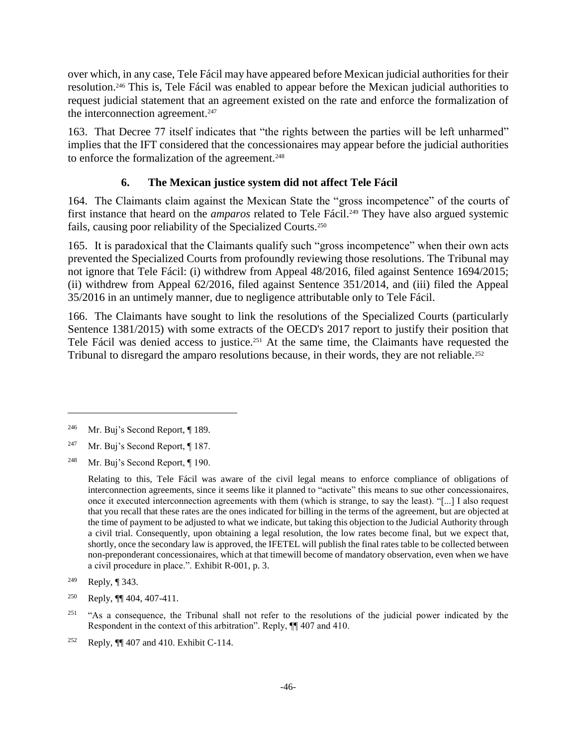over which, in any case, Tele Fácil may have appeared before Mexican judicial authorities for their resolution.[246] This is, Tele Fácil was enabled to appear before the Mexican judicial authorities to request judicial statement that an agreement existed on the rate and enforce the formalization of the interconnection agreement.[247]

163. That Decree 77 itself indicates that "the rights between the parties will be left unharmed" implies that the IFT considered that the concessionaires may appear before the judicial authorities to enforce the formalization of the agreement.[248]

### 6. The Mexican justice system did not affect Tele Fácil

164. The Claimants claim against the Mexican State the "gross incompetence" of the courts of first instance that heard on the *amparos* related to Tele Fácil.[249] They have also argued systemic fails, causing poor reliability of the Specialized Courts.[250]

165. It is paradoxical that the Claimants qualify such "gross incompetence" when their own acts prevented the Specialized Courts from profoundly reviewing those resolutions. The Tribunal may not ignore that Tele Fácil: (i) withdrew from Appeal 48/2016, filed against Sentence 1694/2015; (ii) withdrew from Appeal 62/2016, filed against Sentence 351/2014, and (iii) filed the Appeal 35/2016 in an untimely manner, due to negligence attributable only to Tele Fácil.

166. The Claimants have sought to link the resolutions of the Specialized Courts (particularly Sentence 1381/2015) with some extracts of the OECD's 2017 report to justify their position that Tele Fácil was denied access to justice.[251] At the same time, the Claimants have requested the Tribunal to disregard the amparo resolutions because, in their words, they are not reliable.[252]

---

[246] Mr. Buj's Second Report, ¶ 189.

[247] Mr. Buj's Second Report, ¶ 187.

[248] Mr. Buj's Second Report, ¶ 190.

Relating to this, Tele Fácil was aware of the civil legal means to enforce compliance of obligations of interconnection agreements, since it seems like it planned to "activate" this means to sue other concessionaires, once it executed interconnection agreements with them (which is strange, to say the least). "[...] I also request that you recall that these rates are the ones indicated for billing in the terms of the agreement, but are objected at the time of payment to be adjusted to what we indicate, but taking this objection to the Judicial Authority through a civil trial. Consequently, upon obtaining a legal resolution, the low rates become final, but we expect that, shortly, once the secondary law is approved, the IFETEL will publish the final rates table to be collected between non-preponderant concessionaires, which at that timewill become of mandatory observation, even when we have a civil procedure in place.". Exhibit R-001, p. 3.

[249] Reply, ¶ 343.

[250] Reply, ¶¶ 404, 407-411.

[251] "As a consequence, the Tribunal shall not refer to the resolutions of the judicial power indicated by the Respondent in the context of this arbitration". Reply, ¶¶ 407 and 410.

[252] Reply, ¶¶ 407 and 410. Exhibit C-114.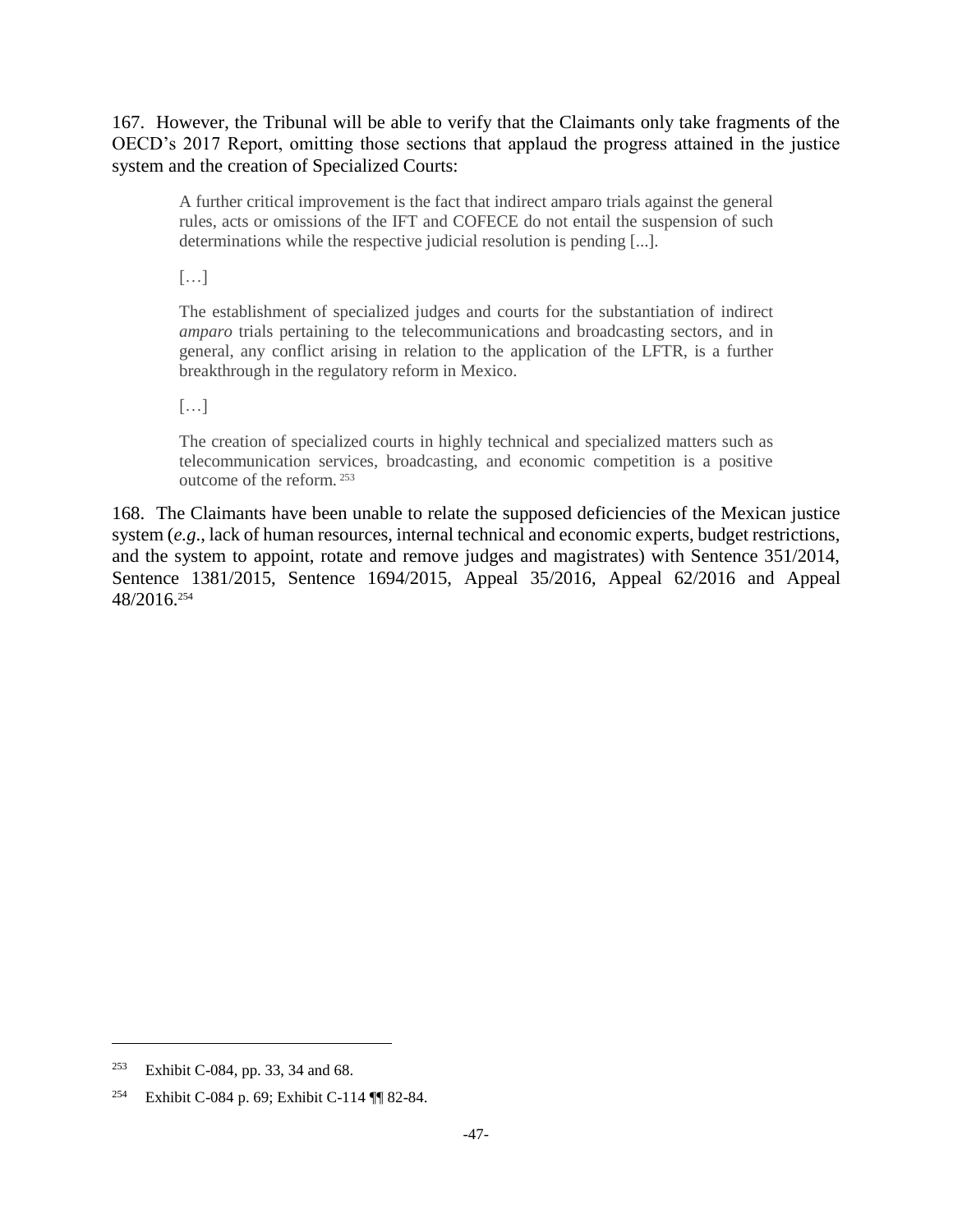167. However, the Tribunal will be able to verify that the Claimants only take fragments of the OECD's 2017 Report, omitting those sections that applaud the progress attained in the justice system and the creation of Specialized Courts:

> A further critical improvement is the fact that indirect amparo trials against the general rules, acts or omissions of the IFT and COFECE do not entail the suspension of such determinations while the respective judicial resolution is pending [...].
>
> […]
>
> The establishment of specialized judges and courts for the substantiation of indirect *amparo* trials pertaining to the telecommunications and broadcasting sectors, and in general, any conflict arising in relation to the application of the LFTR, is a further breakthrough in the regulatory reform in Mexico.
>
> […]
>
> The creation of specialized courts in highly technical and specialized matters such as telecommunication services, broadcasting, and economic competition is a positive outcome of the reform.[253]

168. The Claimants have been unable to relate the supposed deficiencies of the Mexican justice system (*e.g.*, lack of human resources, internal technical and economic experts, budget restrictions, and the system to appoint, rotate and remove judges and magistrates) with Sentence 351/2014, Sentence 1381/2015, Sentence 1694/2015, Appeal 35/2016, Appeal 62/2016 and Appeal 48/2016.[254]

---

[253] Exhibit C-084, pp. 33, 34 and 68.

[254] Exhibit C-084 p. 69; Exhibit C-114 ¶¶ 82-84.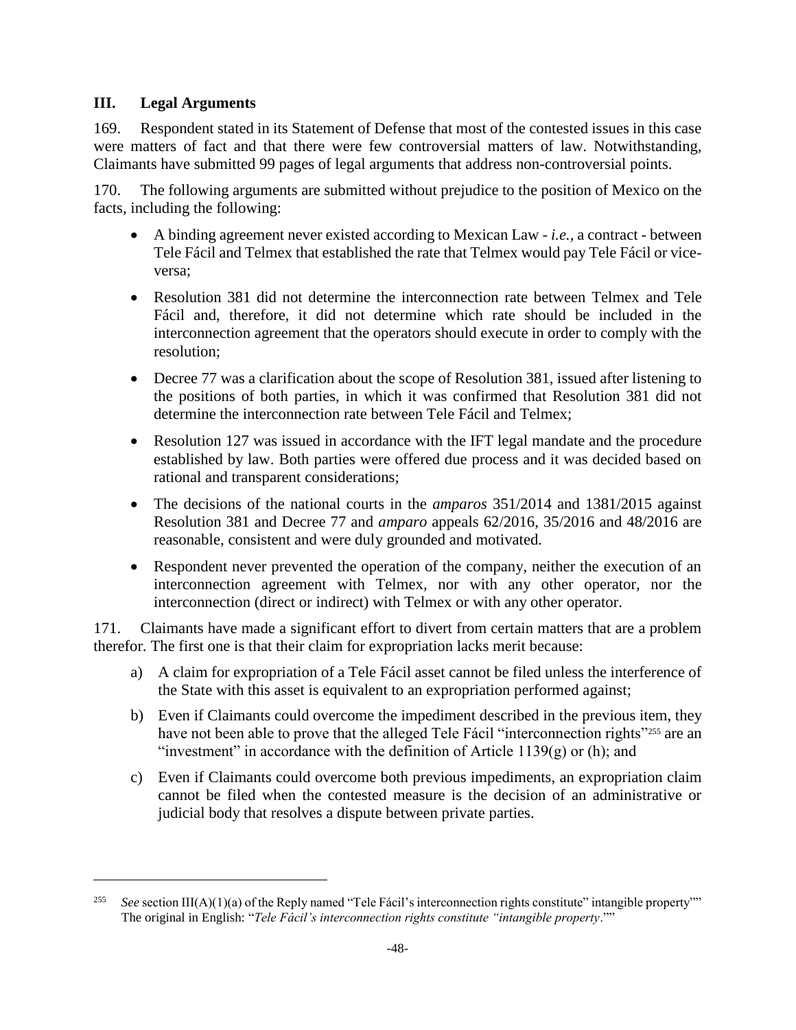## III. Legal Arguments

169. Respondent stated in its Statement of Defense that most of the contested issues in this case were matters of fact and that there were few controversial matters of law. Notwithstanding, Claimants have submitted 99 pages of legal arguments that address non-controversial points.

170. The following arguments are submitted without prejudice to the position of Mexico on the facts, including the following:

- A binding agreement never existed according to Mexican Law - *i.e.*, a contract - between Tele Fácil and Telmex that established the rate that Telmex would pay Tele Fácil or vice-versa;
- Resolution 381 did not determine the interconnection rate between Telmex and Tele Fácil and, therefore, it did not determine which rate should be included in the interconnection agreement that the operators should execute in order to comply with the resolution;
- Decree 77 was a clarification about the scope of Resolution 381, issued after listening to the positions of both parties, in which it was confirmed that Resolution 381 did not determine the interconnection rate between Tele Fácil and Telmex;
- Resolution 127 was issued in accordance with the IFT legal mandate and the procedure established by law. Both parties were offered due process and it was decided based on rational and transparent considerations;
- The decisions of the national courts in the *amparos* 351/2014 and 1381/2015 against Resolution 381 and Decree 77 and *amparo* appeals 62/2016, 35/2016 and 48/2016 are reasonable, consistent and were duly grounded and motivated.
- Respondent never prevented the operation of the company, neither the execution of an interconnection agreement with Telmex, nor with any other operator, nor the interconnection (direct or indirect) with Telmex or with any other operator.

171. Claimants have made a significant effort to divert from certain matters that are a problem therefor. The first one is that their claim for expropriation lacks merit because:

a) A claim for expropriation of a Tele Fácil asset cannot be filed unless the interference of the State with this asset is equivalent to an expropriation performed against;

b) Even if Claimants could overcome the impediment described in the previous item, they have not been able to prove that the alleged Tele Fácil "interconnection rights"[255] are an "investment" in accordance with the definition of Article 1139(g) or (h); and

c) Even if Claimants could overcome both previous impediments, an expropriation claim cannot be filed when the contested measure is the decision of an administrative or judicial body that resolves a dispute between private parties.

---

[255] *See* section III(A)(1)(a) of the Reply named "Tele Fácil's interconnection rights constitute" intangible property"" The original in English: "*Tele Fácil's interconnection rights constitute "intangible property*.""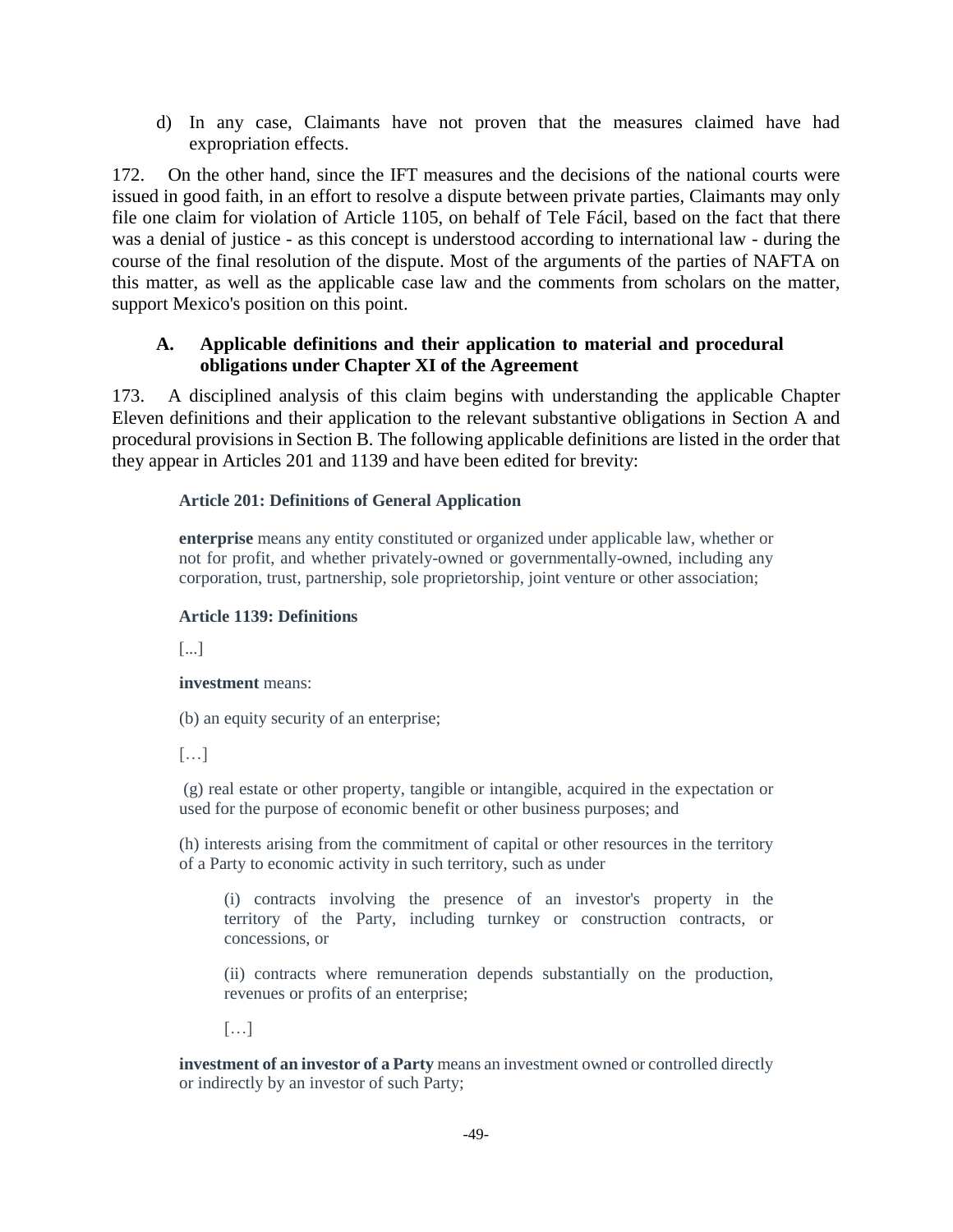d) In any case, Claimants have not proven that the measures claimed have had expropriation effects.

172. On the other hand, since the IFT measures and the decisions of the national courts were issued in good faith, in an effort to resolve a dispute between private parties, Claimants may only file one claim for violation of Article 1105, on behalf of Tele Fácil, based on the fact that there was a denial of justice - as this concept is understood according to international law - during the course of the final resolution of the dispute. Most of the arguments of the parties of NAFTA on this matter, as well as the applicable case law and the comments from scholars on the matter, support Mexico's position on this point.

## A. Applicable definitions and their application to material and procedural obligations under Chapter XI of the Agreement

173. A disciplined analysis of this claim begins with understanding the applicable Chapter Eleven definitions and their application to the relevant substantive obligations in Section A and procedural provisions in Section B. The following applicable definitions are listed in the order that they appear in Articles 201 and 1139 and have been edited for brevity:

> **Article 201: Definitions of General Application**
>
> **enterprise** means any entity constituted or organized under applicable law, whether or not for profit, and whether privately-owned or governmentally-owned, including any corporation, trust, partnership, sole proprietorship, joint venture or other association;
>
> **Article 1139: Definitions**
>
> [...]
>
> **investment** means:
>
> (b) an equity security of an enterprise;
>
> […]
>
> (g) real estate or other property, tangible or intangible, acquired in the expectation or used for the purpose of economic benefit or other business purposes; and
>
> (h) interests arising from the commitment of capital or other resources in the territory of a Party to economic activity in such territory, such as under
>
> > (i) contracts involving the presence of an investor's property in the territory of the Party, including turnkey or construction contracts, or concessions, or
> >
> > (ii) contracts where remuneration depends substantially on the production, revenues or profits of an enterprise;
> >
> > […]
>
> **investment of an investor of a Party** means an investment owned or controlled directly or indirectly by an investor of such Party;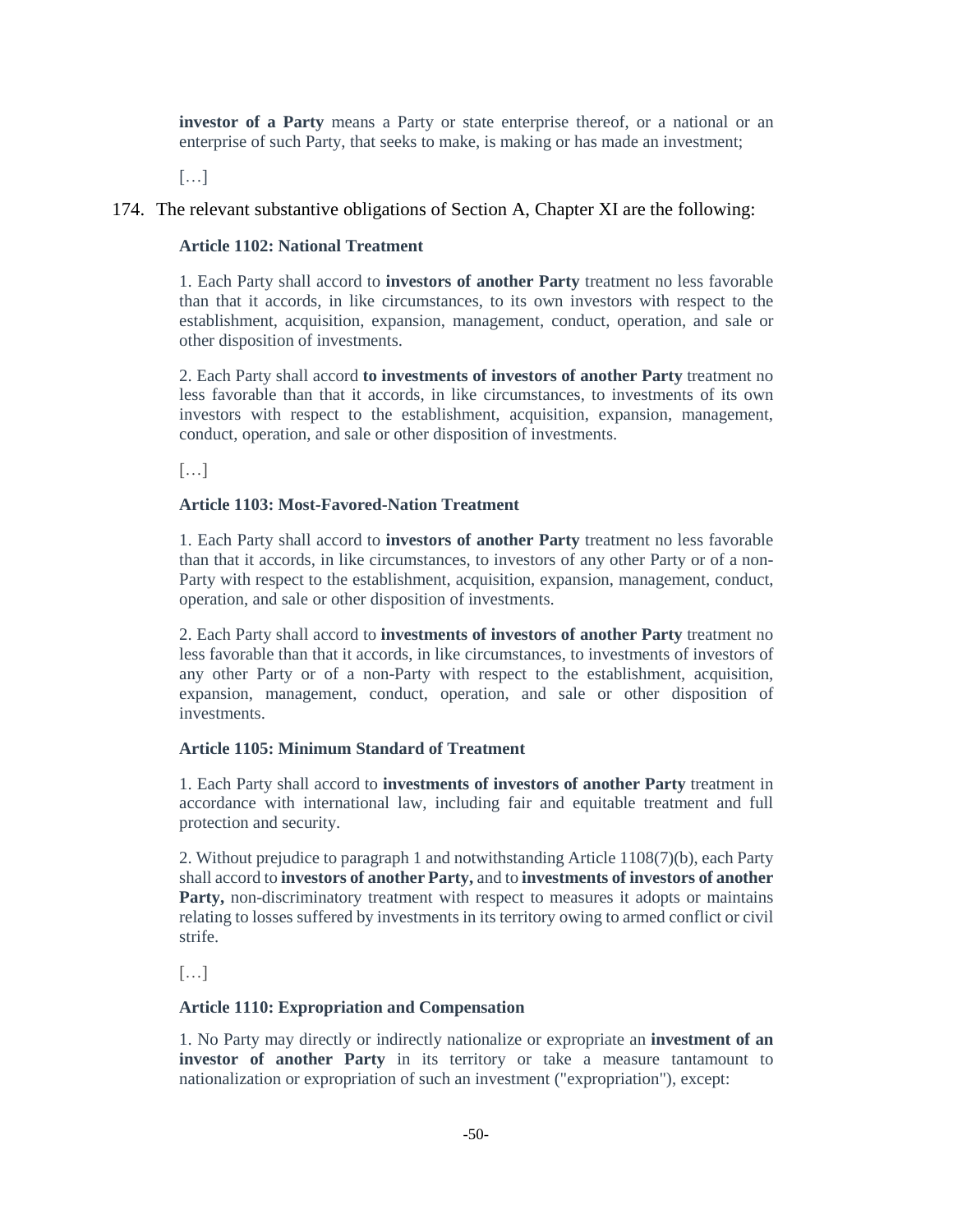**investor of a Party** means a Party or state enterprise thereof, or a national or an enterprise of such Party, that seeks to make, is making or has made an investment;

[…]

174. The relevant substantive obligations of Section A, Chapter XI are the following:

**Article 1102: National Treatment**

1. Each Party shall accord to **investors of another Party** treatment no less favorable than that it accords, in like circumstances, to its own investors with respect to the establishment, acquisition, expansion, management, conduct, operation, and sale or other disposition of investments.

2. Each Party shall accord **to investments of investors of another Party** treatment no less favorable than that it accords, in like circumstances, to investments of its own investors with respect to the establishment, acquisition, expansion, management, conduct, operation, and sale or other disposition of investments.

[…]

**Article 1103: Most-Favored-Nation Treatment**

1. Each Party shall accord to **investors of another Party** treatment no less favorable than that it accords, in like circumstances, to investors of any other Party or of a non-Party with respect to the establishment, acquisition, expansion, management, conduct, operation, and sale or other disposition of investments.

2. Each Party shall accord to **investments of investors of another Party** treatment no less favorable than that it accords, in like circumstances, to investments of investors of any other Party or of a non-Party with respect to the establishment, acquisition, expansion, management, conduct, operation, and sale or other disposition of investments.

**Article 1105: Minimum Standard of Treatment**

1. Each Party shall accord to **investments of investors of another Party** treatment in accordance with international law, including fair and equitable treatment and full protection and security.

2. Without prejudice to paragraph 1 and notwithstanding Article 1108(7)(b), each Party shall accord to **investors of another Party,** and to **investments of investors of another Party,** non-discriminatory treatment with respect to measures it adopts or maintains relating to losses suffered by investments in its territory owing to armed conflict or civil strife.

[…]

**Article 1110: Expropriation and Compensation**

1. No Party may directly or indirectly nationalize or expropriate an **investment of an investor of another Party** in its territory or take a measure tantamount to nationalization or expropriation of such an investment ("expropriation"), except: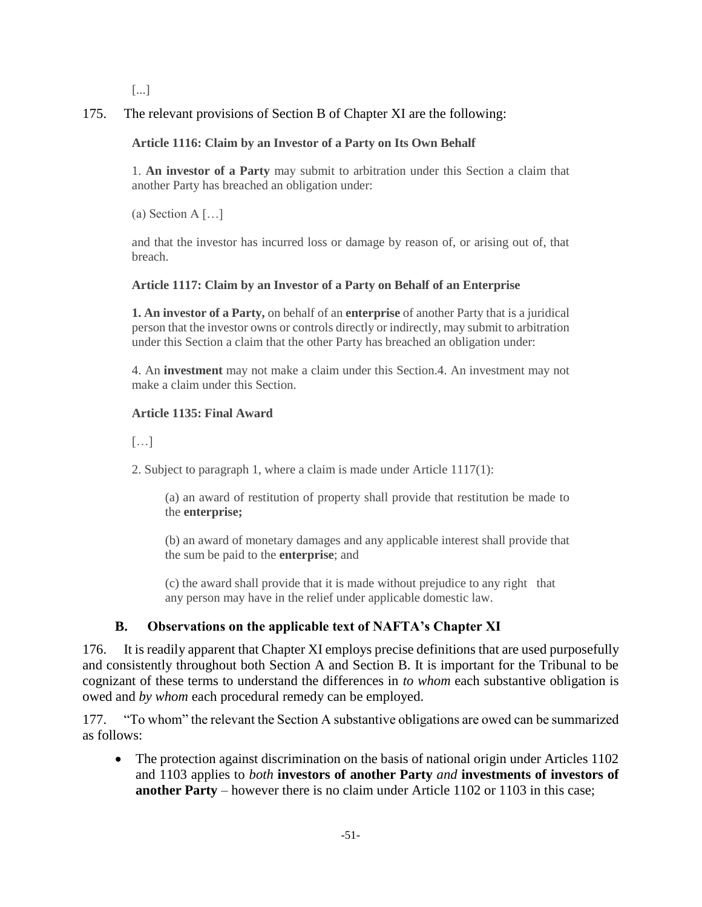[...]

175. The relevant provisions of Section B of Chapter XI are the following:

> **Article 1116: Claim by an Investor of a Party on Its Own Behalf**
>
> 1. **An investor of a Party** may submit to arbitration under this Section a claim that another Party has breached an obligation under:
>
> (a) Section A […]
>
> and that the investor has incurred loss or damage by reason of, or arising out of, that breach.
>
> **Article 1117: Claim by an Investor of a Party on Behalf of an Enterprise**
>
> **1. An investor of a Party,** on behalf of an **enterprise** of another Party that is a juridical person that the investor owns or controls directly or indirectly, may submit to arbitration under this Section a claim that the other Party has breached an obligation under:
>
> 4. An **investment** may not make a claim under this Section.4. An investment may not make a claim under this Section.
>
> **Article 1135: Final Award**
>
> […]
>
> 2. Subject to paragraph 1, where a claim is made under Article 1117(1):
>
> > (a) an award of restitution of property shall provide that restitution be made to the **enterprise;**
> >
> > (b) an award of monetary damages and any applicable interest shall provide that the sum be paid to the **enterprise**; and
> >
> > (c) the award shall provide that it is made without prejudice to any right that any person may have in the relief under applicable domestic law.

## B. Observations on the applicable text of NAFTA's Chapter XI

176. It is readily apparent that Chapter XI employs precise definitions that are used purposefully and consistently throughout both Section A and Section B. It is important for the Tribunal to be cognizant of these terms to understand the differences in *to whom* each substantive obligation is owed and *by whom* each procedural remedy can be employed.

177. "To whom" the relevant the Section A substantive obligations are owed can be summarized as follows:

- The protection against discrimination on the basis of national origin under Articles 1102 and 1103 applies to *both* **investors of another Party** *and* **investments of investors of another Party** – however there is no claim under Article 1102 or 1103 in this case;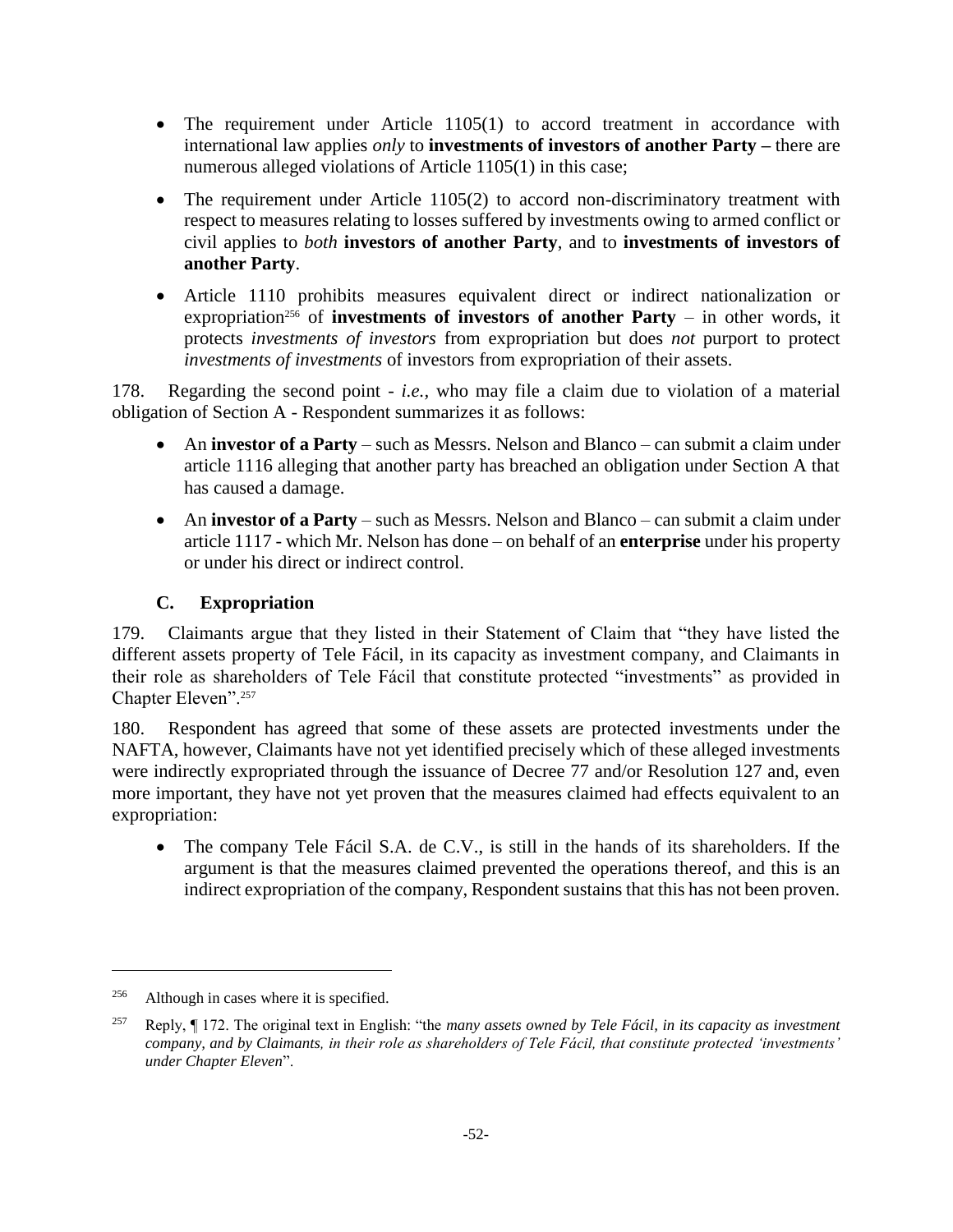- The requirement under Article 1105(1) to accord treatment in accordance with international law applies *only* to **investments of investors of another Party –** there are numerous alleged violations of Article 1105(1) in this case;
- The requirement under Article 1105(2) to accord non-discriminatory treatment with respect to measures relating to losses suffered by investments owing to armed conflict or civil applies to *both* **investors of another Party**, and to **investments of investors of another Party**.
- Article 1110 prohibits measures equivalent direct or indirect nationalization or expropriation[256] of **investments of investors of another Party** – in other words, it protects *investments of investors* from expropriation but does *not* purport to protect *investments of investments* of investors from expropriation of their assets.

178. Regarding the second point - *i.e.*, who may file a claim due to violation of a material obligation of Section A - Respondent summarizes it as follows:

- An **investor of a Party** – such as Messrs. Nelson and Blanco – can submit a claim under article 1116 alleging that another party has breached an obligation under Section A that has caused a damage.
- An **investor of a Party** – such as Messrs. Nelson and Blanco – can submit a claim under article 1117 - which Mr. Nelson has done – on behalf of an **enterprise** under his property or under his direct or indirect control.

### C. Expropriation

179. Claimants argue that they listed in their Statement of Claim that "they have listed the different assets property of Tele Fácil, in its capacity as investment company, and Claimants in their role as shareholders of Tele Fácil that constitute protected "investments" as provided in Chapter Eleven".[257]

180. Respondent has agreed that some of these assets are protected investments under the NAFTA, however, Claimants have not yet identified precisely which of these alleged investments were indirectly expropriated through the issuance of Decree 77 and/or Resolution 127 and, even more important, they have not yet proven that the measures claimed had effects equivalent to an expropriation:

- The company Tele Fácil S.A. de C.V., is still in the hands of its shareholders. If the argument is that the measures claimed prevented the operations thereof, and this is an indirect expropriation of the company, Respondent sustains that this has not been proven.

---

[256] Although in cases where it is specified.

[257] Reply, ¶ 172. The original text in English: "the *many assets owned by Tele Fácil, in its capacity as investment company, and by Claimants, in their role as shareholders of Tele Fácil, that constitute protected 'investments' under Chapter Eleven*".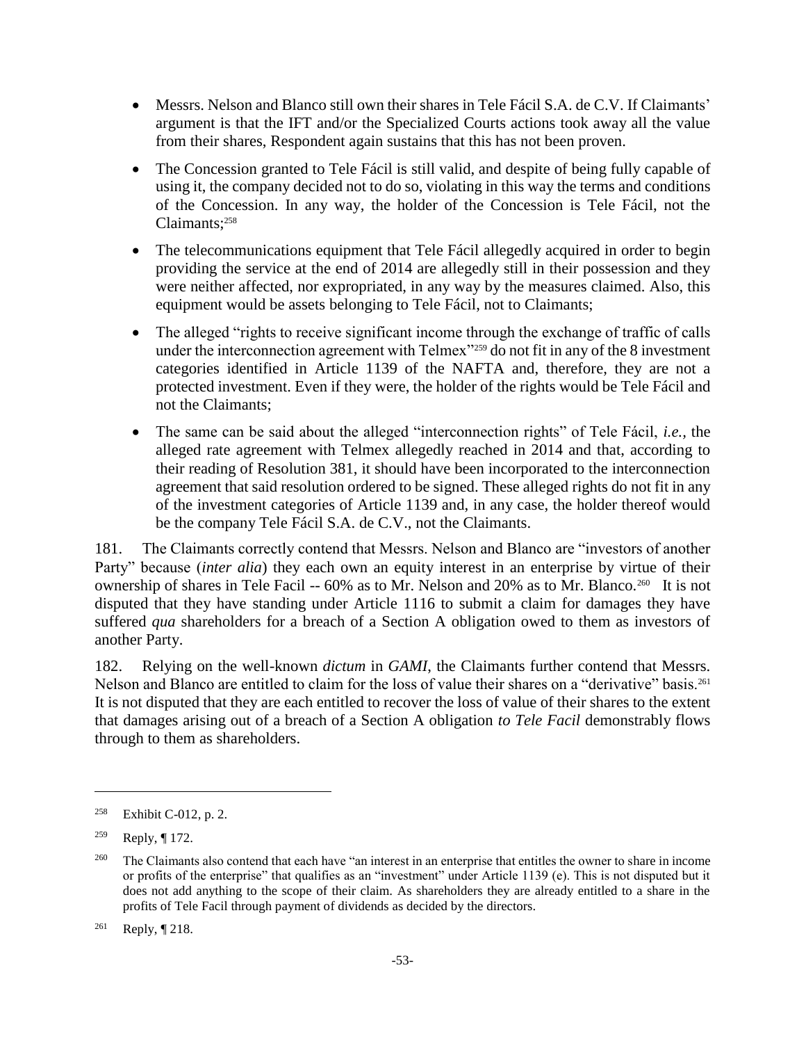- Messrs. Nelson and Blanco still own their shares in Tele Fácil S.A. de C.V. If Claimants' argument is that the IFT and/or the Specialized Courts actions took away all the value from their shares, Respondent again sustains that this has not been proven.
- The Concession granted to Tele Fácil is still valid, and despite of being fully capable of using it, the company decided not to do so, violating in this way the terms and conditions of the Concession. In any way, the holder of the Concession is Tele Fácil, not the Claimants;[258]
- The telecommunications equipment that Tele Fácil allegedly acquired in order to begin providing the service at the end of 2014 are allegedly still in their possession and they were neither affected, nor expropriated, in any way by the measures claimed. Also, this equipment would be assets belonging to Tele Fácil, not to Claimants;
- The alleged "rights to receive significant income through the exchange of traffic of calls under the interconnection agreement with Telmex"[259] do not fit in any of the 8 investment categories identified in Article 1139 of the NAFTA and, therefore, they are not a protected investment. Even if they were, the holder of the rights would be Tele Fácil and not the Claimants;
- The same can be said about the alleged "interconnection rights" of Tele Fácil, *i.e.*, the alleged rate agreement with Telmex allegedly reached in 2014 and that, according to their reading of Resolution 381, it should have been incorporated to the interconnection agreement that said resolution ordered to be signed. These alleged rights do not fit in any of the investment categories of Article 1139 and, in any case, the holder thereof would be the company Tele Fácil S.A. de C.V., not the Claimants.

181. The Claimants correctly contend that Messrs. Nelson and Blanco are "investors of another Party" because (*inter alia*) they each own an equity interest in an enterprise by virtue of their ownership of shares in Tele Facil -- 60% as to Mr. Nelson and 20% as to Mr. Blanco.[260] It is not disputed that they have standing under Article 1116 to submit a claim for damages they have suffered *qua* shareholders for a breach of a Section A obligation owed to them as investors of another Party.

182. Relying on the well-known *dictum* in *GAMI*, the Claimants further contend that Messrs. Nelson and Blanco are entitled to claim for the loss of value their shares on a "derivative" basis.[261] It is not disputed that they are each entitled to recover the loss of value of their shares to the extent that damages arising out of a breach of a Section A obligation *to Tele Facil* demonstrably flows through to them as shareholders.

---

[258] Exhibit C-012, p. 2.

[259] Reply, ¶ 172.

[260] The Claimants also contend that each have "an interest in an enterprise that entitles the owner to share in income or profits of the enterprise" that qualifies as an "investment" under Article 1139 (e). This is not disputed but it does not add anything to the scope of their claim. As shareholders they are already entitled to a share in the profits of Tele Facil through payment of dividends as decided by the directors.

[261] Reply, ¶ 218.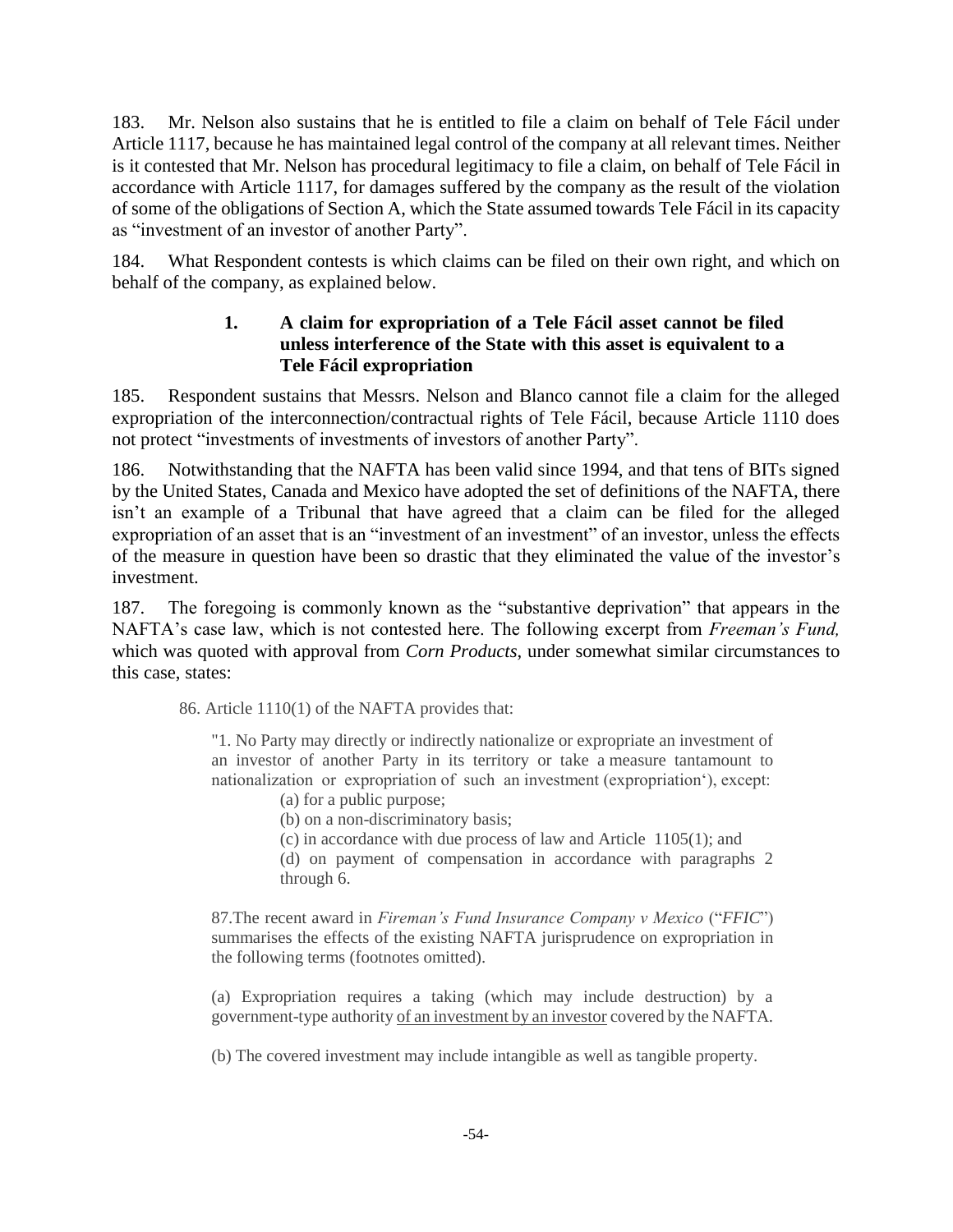183. Mr. Nelson also sustains that he is entitled to file a claim on behalf of Tele Fácil under Article 1117, because he has maintained legal control of the company at all relevant times. Neither is it contested that Mr. Nelson has procedural legitimacy to file a claim, on behalf of Tele Fácil in accordance with Article 1117, for damages suffered by the company as the result of the violation of some of the obligations of Section A, which the State assumed towards Tele Fácil in its capacity as "investment of an investor of another Party".

184. What Respondent contests is which claims can be filed on their own right, and which on behalf of the company, as explained below.

### 1. A claim for expropriation of a Tele Fácil asset cannot be filed unless interference of the State with this asset is equivalent to a Tele Fácil expropriation

185. Respondent sustains that Messrs. Nelson and Blanco cannot file a claim for the alleged expropriation of the interconnection/contractual rights of Tele Fácil, because Article 1110 does not protect "investments of investments of investors of another Party".

186. Notwithstanding that the NAFTA has been valid since 1994, and that tens of BITs signed by the United States, Canada and Mexico have adopted the set of definitions of the NAFTA, there isn't an example of a Tribunal that have agreed that a claim can be filed for the alleged expropriation of an asset that is an "investment of an investment" of an investor, unless the effects of the measure in question have been so drastic that they eliminated the value of the investor's investment.

187. The foregoing is commonly known as the "substantive deprivation" that appears in the NAFTA's case law, which is not contested here. The following excerpt from *Freeman's Fund,* which was quoted with approval from *Corn Products*, under somewhat similar circumstances to this case, states:

> 86. Article 1110(1) of the NAFTA provides that:
>
> > "1. No Party may directly or indirectly nationalize or expropriate an investment of an investor of another Party in its territory or take a measure tantamount to nationalization or expropriation of such an investment (expropriation'), except:
> >
> > (a) for a public purpose;
> >
> > (b) on a non-discriminatory basis;
> >
> > (c) in accordance with due process of law and Article 1105(1); and
> >
> > (d) on payment of compensation in accordance with paragraphs 2 through 6.
>
> 87.The recent award in *Fireman's Fund Insurance Company v Mexico* ("*FFIC*") summarises the effects of the existing NAFTA jurisprudence on expropriation in the following terms (footnotes omitted).
>
> (a) Expropriation requires a taking (which may include destruction) by a government-type authority <u>of an investment by an investor</u> covered by the NAFTA.
>
> (b) The covered investment may include intangible as well as tangible property.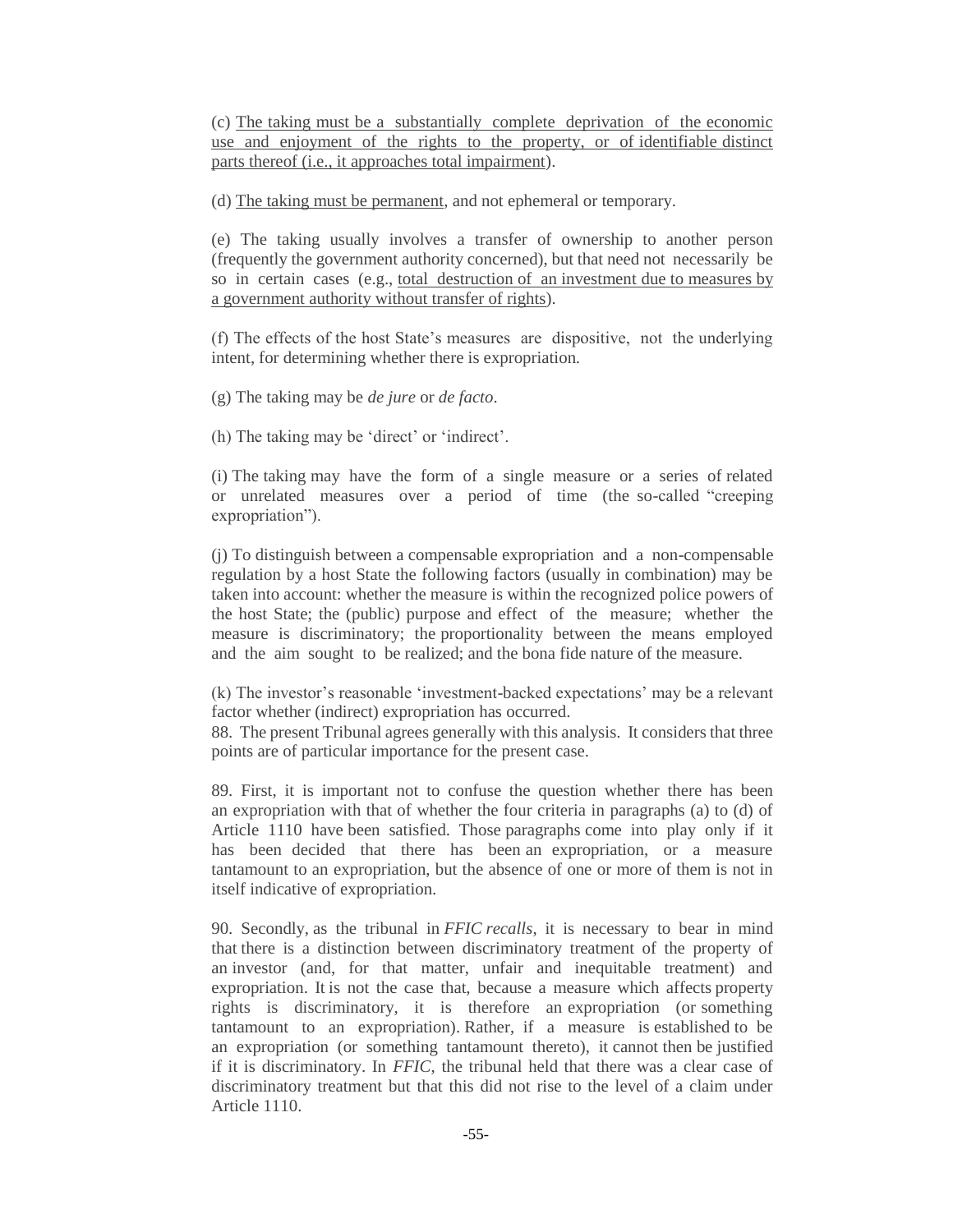(c) <u>The taking must be a substantially complete deprivation of the economic use and enjoyment of the rights to the property, or of identifiable distinct parts thereof (i.e., it approaches total impairment)</u>.

(d) <u>The taking must be permanent</u>, and not ephemeral or temporary.

(e) The taking usually involves a transfer of ownership to another person (frequently the government authority concerned), but that need not necessarily be so in certain cases (e.g., <u>total destruction of an investment due to measures by a government authority without transfer of rights</u>).

(f) The effects of the host State's measures are dispositive, not the underlying intent, for determining whether there is expropriation.

(g) The taking may be *de jure* or *de facto*.

(h) The taking may be 'direct' or 'indirect'.

(i) The taking may have the form of a single measure or a series of related or unrelated measures over a period of time (the so-called "creeping expropriation").

(j) To distinguish between a compensable expropriation and a non-compensable regulation by a host State the following factors (usually in combination) may be taken into account: whether the measure is within the recognized police powers of the host State; the (public) purpose and effect of the measure; whether the measure is discriminatory; the proportionality between the means employed and the aim sought to be realized; and the bona fide nature of the measure.

(k) The investor's reasonable 'investment-backed expectations' may be a relevant factor whether (indirect) expropriation has occurred.

88. The present Tribunal agrees generally with this analysis. It considers that three points are of particular importance for the present case.

89. First, it is important not to confuse the question whether there has been an expropriation with that of whether the four criteria in paragraphs (a) to (d) of Article 1110 have been satisfied. Those paragraphs come into play only if it has been decided that there has been an expropriation, or a measure tantamount to an expropriation, but the absence of one or more of them is not in itself indicative of expropriation.

90. Secondly, as the tribunal in *FFIC recalls*, it is necessary to bear in mind that there is a distinction between discriminatory treatment of the property of an investor (and, for that matter, unfair and inequitable treatment) and expropriation. It is not the case that, because a measure which affects property rights is discriminatory, it is therefore an expropriation (or something tantamount to an expropriation). Rather, if a measure is established to be an expropriation (or something tantamount thereto), it cannot then be justified if it is discriminatory. In *FFIC*, the tribunal held that there was a clear case of discriminatory treatment but that this did not rise to the level of a claim under Article 1110.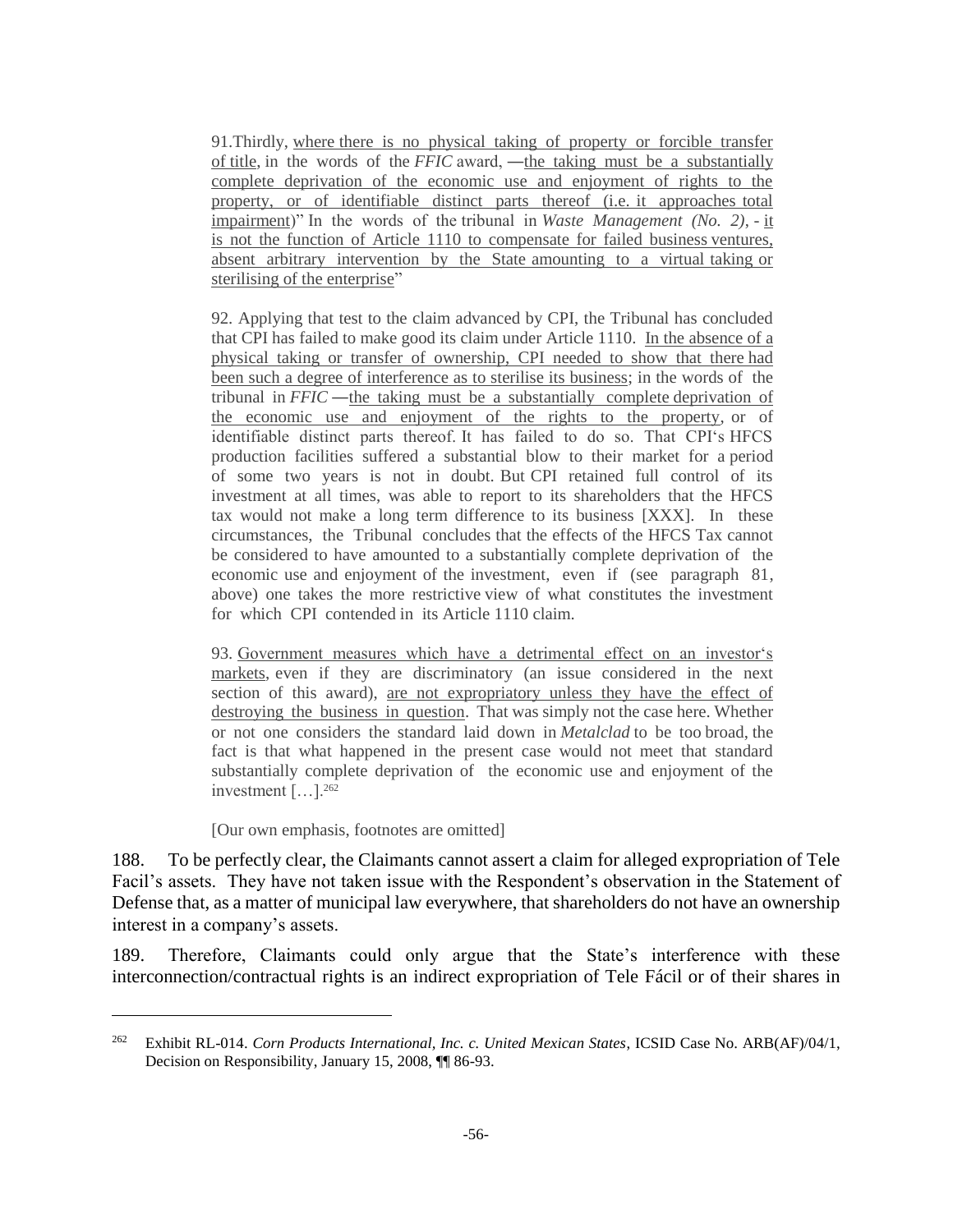> 91.Thirdly, where there is no physical taking of property or forcible transfer of title, in the words of the *FFIC* award, ―the taking must be a substantially complete deprivation of the economic use and enjoyment of rights to the property, or of identifiable distinct parts thereof (i.e. it approaches total impairment)" In the words of the tribunal in *Waste Management (No. 2)*, - it is not the function of Article 1110 to compensate for failed business ventures, absent arbitrary intervention by the State amounting to a virtual taking or sterilising of the enterprise"
>
> 92. Applying that test to the claim advanced by CPI, the Tribunal has concluded that CPI has failed to make good its claim under Article 1110. In the absence of a physical taking or transfer of ownership, CPI needed to show that there had been such a degree of interference as to sterilise its business; in the words of the tribunal in *FFIC* ―the taking must be a substantially complete deprivation of the economic use and enjoyment of the rights to the property, or of identifiable distinct parts thereof. It has failed to do so. That CPI's HFCS production facilities suffered a substantial blow to their market for a period of some two years is not in doubt. But CPI retained full control of its investment at all times, was able to report to its shareholders that the HFCS tax would not make a long term difference to its business [XXX]. In these circumstances, the Tribunal concludes that the effects of the HFCS Tax cannot be considered to have amounted to a substantially complete deprivation of the economic use and enjoyment of the investment, even if (see paragraph 81, above) one takes the more restrictive view of what constitutes the investment for which CPI contended in its Article 1110 claim.
>
> 93. Government measures which have a detrimental effect on an investor's markets, even if they are discriminatory (an issue considered in the next section of this award), are not expropriatory unless they have the effect of destroying the business in question. That was simply not the case here. Whether or not one considers the standard laid down in *Metalclad* to be too broad, the fact is that what happened in the present case would not meet that standard substantially complete deprivation of the economic use and enjoyment of the investment […].[262]
>
> [Our own emphasis, footnotes are omitted]

188. To be perfectly clear, the Claimants cannot assert a claim for alleged expropriation of Tele Facil's assets. They have not taken issue with the Respondent's observation in the Statement of Defense that, as a matter of municipal law everywhere, that shareholders do not have an ownership interest in a company's assets.

189. Therefore, Claimants could only argue that the State's interference with these interconnection/contractual rights is an indirect expropriation of Tele Fácil or of their shares in

---

[262] Exhibit RL-014. *Corn Products International, Inc. c. United Mexican States*, ICSID Case No. ARB(AF)/04/1, Decision on Responsibility, January 15, 2008, ¶¶ 86-93.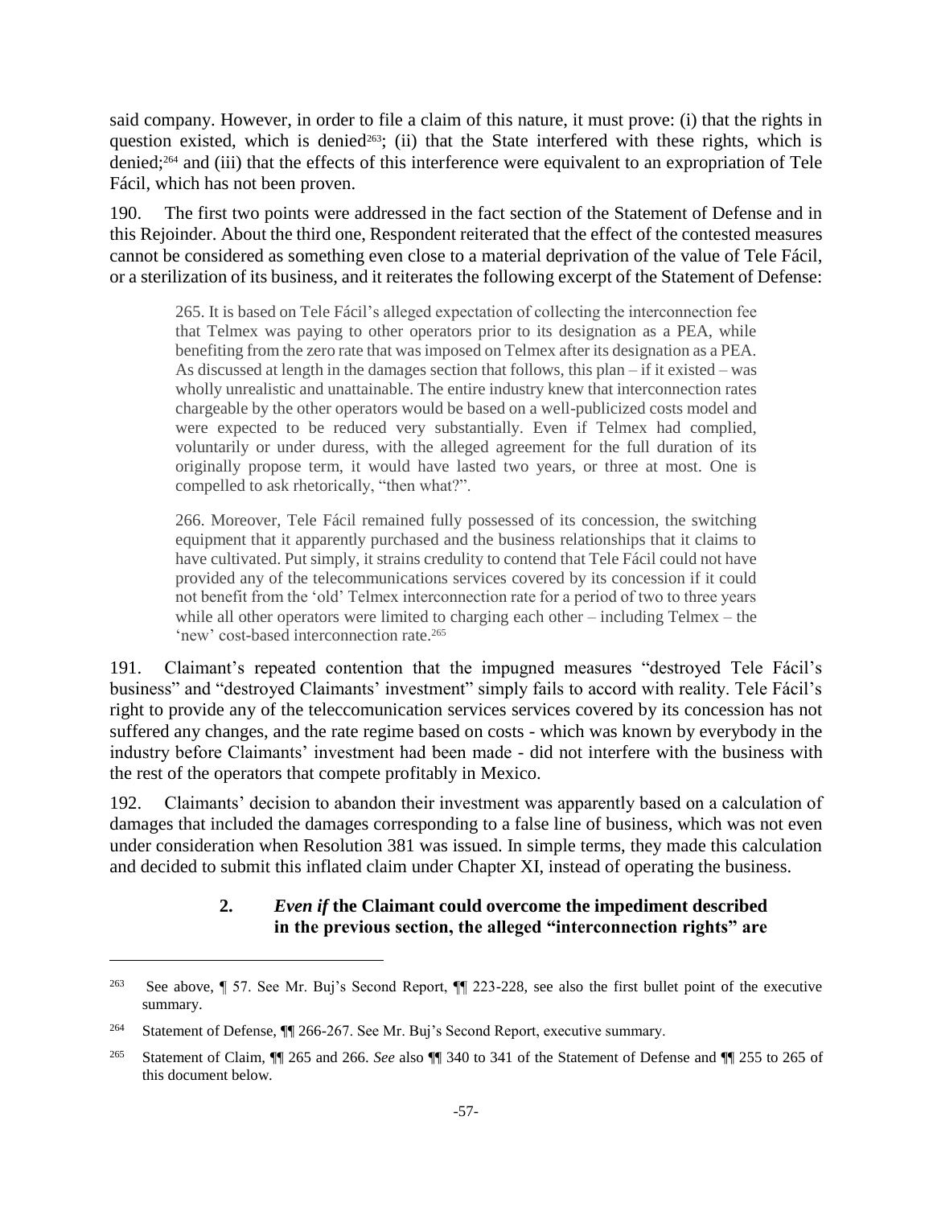said company. However, in order to file a claim of this nature, it must prove: (i) that the rights in question existed, which is denied[263]; (ii) that the State interfered with these rights, which is denied;[264] and (iii) that the effects of this interference were equivalent to an expropriation of Tele Fácil, which has not been proven.

190. The first two points were addressed in the fact section of the Statement of Defense and in this Rejoinder. About the third one, Respondent reiterated that the effect of the contested measures cannot be considered as something even close to a material deprivation of the value of Tele Fácil, or a sterilization of its business, and it reiterates the following excerpt of the Statement of Defense:

> 265. It is based on Tele Fácil's alleged expectation of collecting the interconnection fee that Telmex was paying to other operators prior to its designation as a PEA, while benefiting from the zero rate that was imposed on Telmex after its designation as a PEA. As discussed at length in the damages section that follows, this plan – if it existed – was wholly unrealistic and unattainable. The entire industry knew that interconnection rates chargeable by the other operators would be based on a well-publicized costs model and were expected to be reduced very substantially. Even if Telmex had complied, voluntarily or under duress, with the alleged agreement for the full duration of its originally propose term, it would have lasted two years, or three at most. One is compelled to ask rhetorically, "then what?".
>
> 266. Moreover, Tele Fácil remained fully possessed of its concession, the switching equipment that it apparently purchased and the business relationships that it claims to have cultivated. Put simply, it strains credulity to contend that Tele Fácil could not have provided any of the telecommunications services covered by its concession if it could not benefit from the 'old' Telmex interconnection rate for a period of two to three years while all other operators were limited to charging each other – including Telmex – the 'new' cost-based interconnection rate.[265]

191. Claimant's repeated contention that the impugned measures "destroyed Tele Fácil's business" and "destroyed Claimants' investment" simply fails to accord with reality. Tele Fácil's right to provide any of the teleccomunication services services covered by its concession has not suffered any changes, and the rate regime based on costs - which was known by everybody in the industry before Claimants' investment had been made - did not interfere with the business with the rest of the operators that compete profitably in Mexico.

192. Claimants' decision to abandon their investment was apparently based on a calculation of damages that included the damages corresponding to a false line of business, which was not even under consideration when Resolution 381 was issued. In simple terms, they made this calculation and decided to submit this inflated claim under Chapter XI, instead of operating the business.

#### 2. *Even if* the Claimant could overcome the impediment described in the previous section, the alleged "interconnection rights" are

---

[263] See above, ¶ 57. See Mr. Buj's Second Report, ¶¶ 223-228, see also the first bullet point of the executive summary.

[264] Statement of Defense, ¶¶ 266-267. See Mr. Buj's Second Report, executive summary.

[265] Statement of Claim, ¶¶ 265 and 266. *See* also ¶¶ 340 to 341 of the Statement of Defense and ¶¶ 255 to 265 of this document below.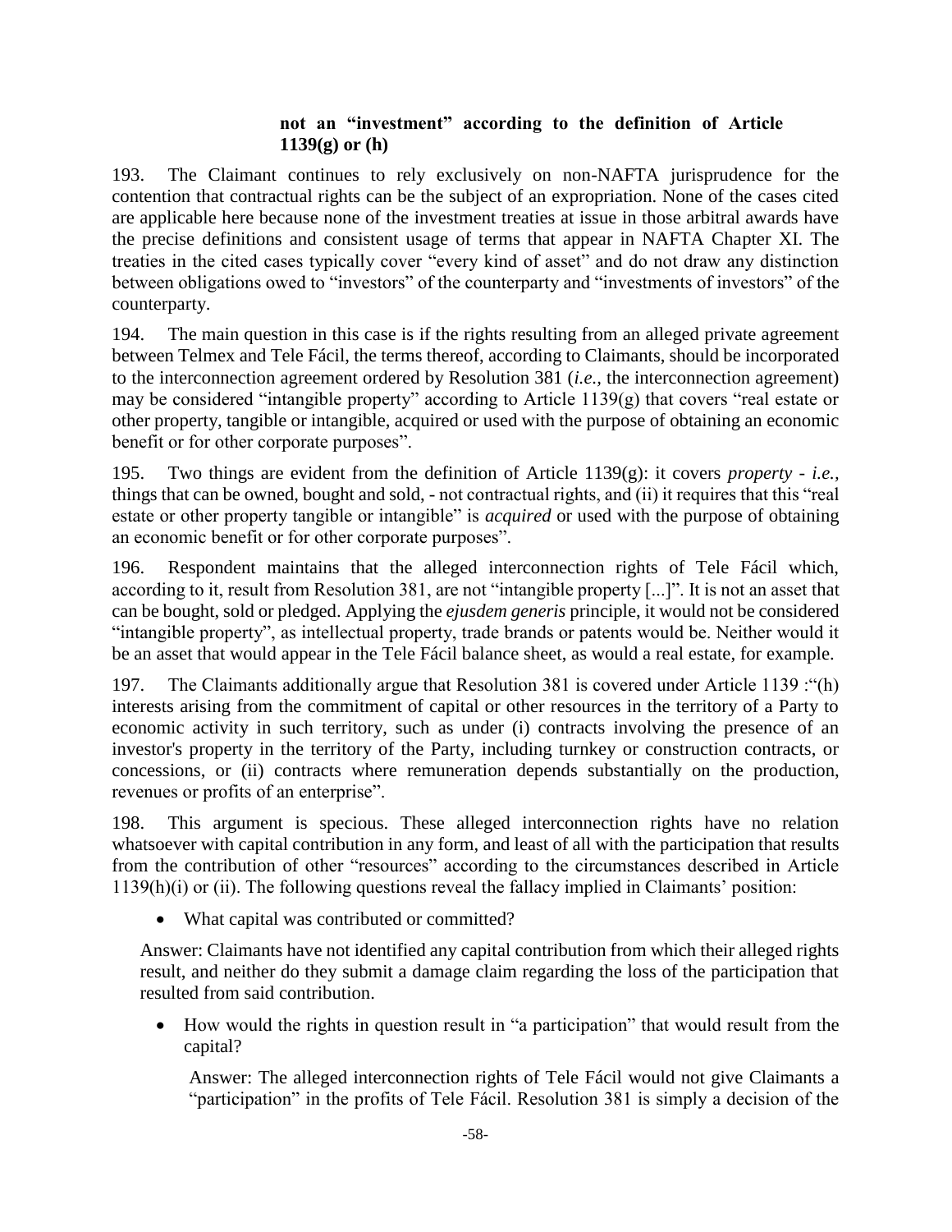**not an "investment" according to the definition of Article 1139(g) or (h)**

193. The Claimant continues to rely exclusively on non-NAFTA jurisprudence for the contention that contractual rights can be the subject of an expropriation. None of the cases cited are applicable here because none of the investment treaties at issue in those arbitral awards have the precise definitions and consistent usage of terms that appear in NAFTA Chapter XI. The treaties in the cited cases typically cover "every kind of asset" and do not draw any distinction between obligations owed to "investors" of the counterparty and "investments of investors" of the counterparty.

194. The main question in this case is if the rights resulting from an alleged private agreement between Telmex and Tele Fácil, the terms thereof, according to Claimants, should be incorporated to the interconnection agreement ordered by Resolution 381 (*i.e.,* the interconnection agreement) may be considered "intangible property" according to Article 1139(g) that covers "real estate or other property, tangible or intangible, acquired or used with the purpose of obtaining an economic benefit or for other corporate purposes".

195. Two things are evident from the definition of Article 1139(g): it covers *property* - *i.e.,* things that can be owned, bought and sold, - not contractual rights, and (ii) it requires that this "real estate or other property tangible or intangible" is *acquired* or used with the purpose of obtaining an economic benefit or for other corporate purposes".

196. Respondent maintains that the alleged interconnection rights of Tele Fácil which, according to it, result from Resolution 381, are not "intangible property [...]". It is not an asset that can be bought, sold or pledged. Applying the *ejusdem generis* principle, it would not be considered "intangible property", as intellectual property, trade brands or patents would be. Neither would it be an asset that would appear in the Tele Fácil balance sheet, as would a real estate, for example.

197. The Claimants additionally argue that Resolution 381 is covered under Article 1139 :"(h) interests arising from the commitment of capital or other resources in the territory of a Party to economic activity in such territory, such as under (i) contracts involving the presence of an investor's property in the territory of the Party, including turnkey or construction contracts, or concessions, or (ii) contracts where remuneration depends substantially on the production, revenues or profits of an enterprise".

198. This argument is specious. These alleged interconnection rights have no relation whatsoever with capital contribution in any form, and least of all with the participation that results from the contribution of other "resources" according to the circumstances described in Article 1139(h)(i) or (ii). The following questions reveal the fallacy implied in Claimants' position:

- What capital was contributed or committed?

Answer: Claimants have not identified any capital contribution from which their alleged rights result, and neither do they submit a damage claim regarding the loss of the participation that resulted from said contribution.

- How would the rights in question result in "a participation" that would result from the capital?

  Answer: The alleged interconnection rights of Tele Fácil would not give Claimants a "participation" in the profits of Tele Fácil. Resolution 381 is simply a decision of the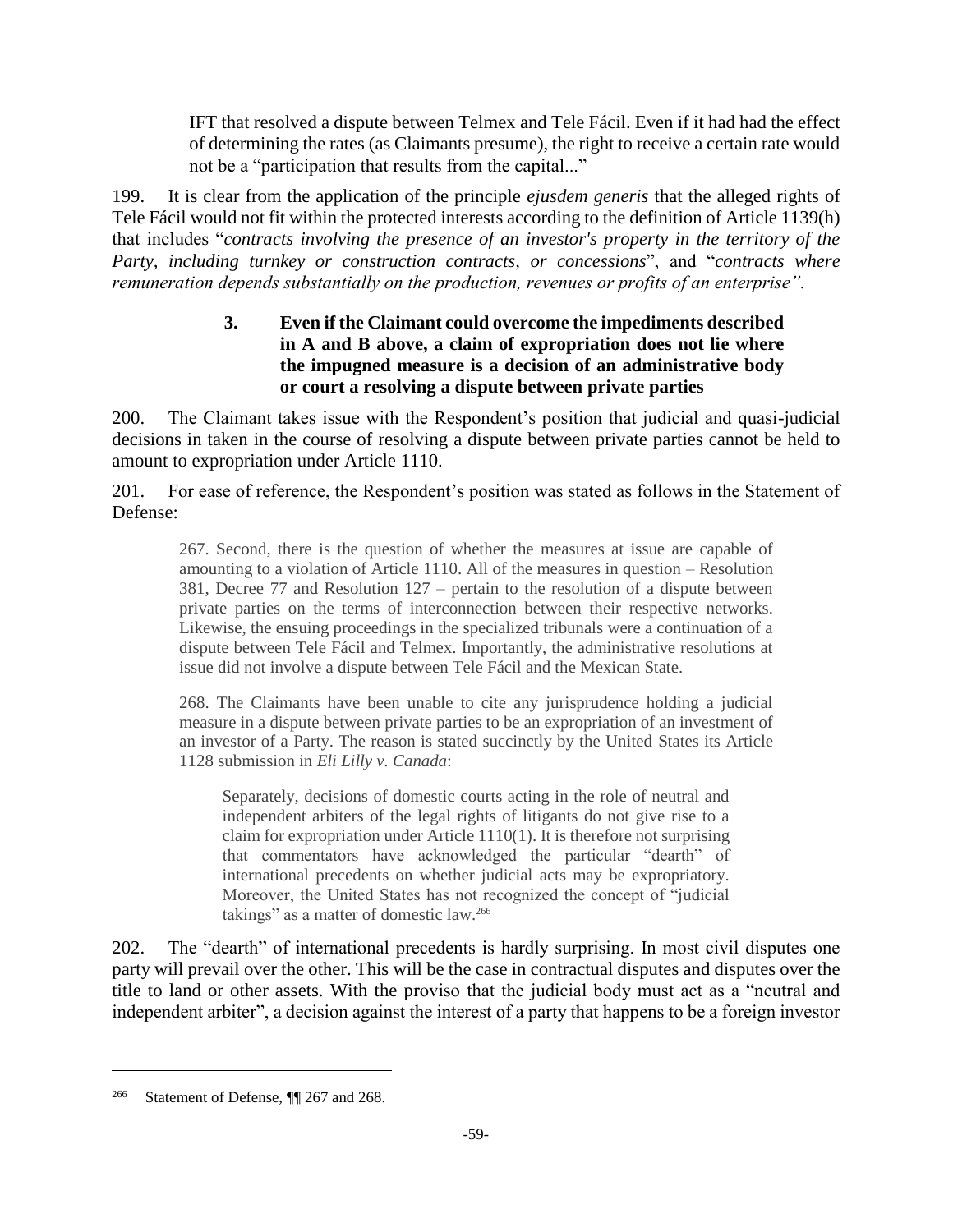> IFT that resolved a dispute between Telmex and Tele Fácil. Even if it had had the effect of determining the rates (as Claimants presume), the right to receive a certain rate would not be a "participation that results from the capital..."

199. It is clear from the application of the principle *ejusdem generis* that the alleged rights of Tele Fácil would not fit within the protected interests according to the definition of Article 1139(h) that includes "*contracts involving the presence of an investor's property in the territory of the Party, including turnkey or construction contracts, or concessions*", and "*contracts where remuneration depends substantially on the production, revenues or profits of an enterprise".*

### 3. Even if the Claimant could overcome the impediments described in A and B above, a claim of expropriation does not lie where the impugned measure is a decision of an administrative body or court a resolving a dispute between private parties

200. The Claimant takes issue with the Respondent's position that judicial and quasi-judicial decisions in taken in the course of resolving a dispute between private parties cannot be held to amount to expropriation under Article 1110.

201. For ease of reference, the Respondent's position was stated as follows in the Statement of Defense:

> 267. Second, there is the question of whether the measures at issue are capable of amounting to a violation of Article 1110. All of the measures in question – Resolution 381, Decree 77 and Resolution 127 – pertain to the resolution of a dispute between private parties on the terms of interconnection between their respective networks. Likewise, the ensuing proceedings in the specialized tribunals were a continuation of a dispute between Tele Fácil and Telmex. Importantly, the administrative resolutions at issue did not involve a dispute between Tele Fácil and the Mexican State.
>
> 268. The Claimants have been unable to cite any jurisprudence holding a judicial measure in a dispute between private parties to be an expropriation of an investment of an investor of a Party. The reason is stated succinctly by the United States its Article 1128 submission in *Eli Lilly v. Canada*:
>
> > Separately, decisions of domestic courts acting in the role of neutral and independent arbiters of the legal rights of litigants do not give rise to a claim for expropriation under Article 1110(1). It is therefore not surprising that commentators have acknowledged the particular "dearth" of international precedents on whether judicial acts may be expropriatory. Moreover, the United States has not recognized the concept of "judicial takings" as a matter of domestic law.[266]

202. The "dearth" of international precedents is hardly surprising. In most civil disputes one party will prevail over the other. This will be the case in contractual disputes and disputes over the title to land or other assets. With the proviso that the judicial body must act as a "neutral and independent arbiter", a decision against the interest of a party that happens to be a foreign investor

---

[266] Statement of Defense, ¶¶ 267 and 268.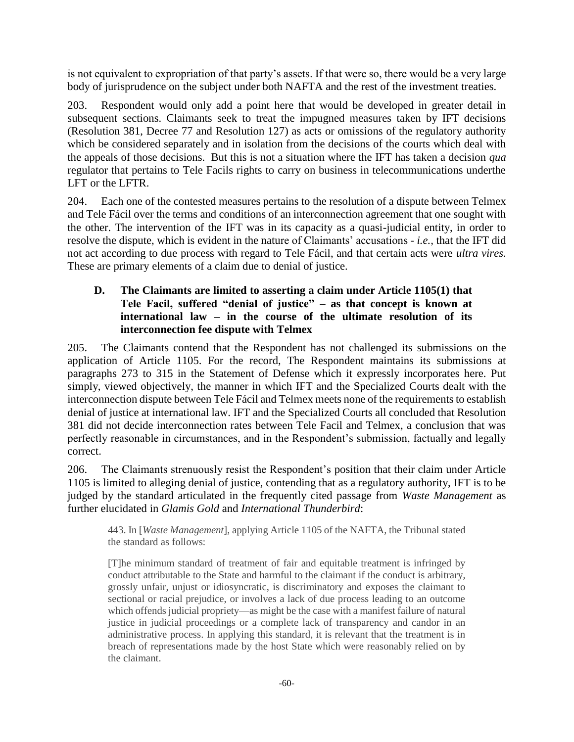is not equivalent to expropriation of that party's assets. If that were so, there would be a very large body of jurisprudence on the subject under both NAFTA and the rest of the investment treaties.

203. Respondent would only add a point here that would be developed in greater detail in subsequent sections. Claimants seek to treat the impugned measures taken by IFT decisions (Resolution 381, Decree 77 and Resolution 127) as acts or omissions of the regulatory authority which be considered separately and in isolation from the decisions of the courts which deal with the appeals of those decisions. But this is not a situation where the IFT has taken a decision *qua* regulator that pertains to Tele Facils rights to carry on business in telecommunications underthe LFT or the LFTR.

204. Each one of the contested measures pertains to the resolution of a dispute between Telmex and Tele Fácil over the terms and conditions of an interconnection agreement that one sought with the other. The intervention of the IFT was in its capacity as a quasi-judicial entity, in order to resolve the dispute, which is evident in the nature of Claimants' accusations - *i.e.,* that the IFT did not act according to due process with regard to Tele Fácil, and that certain acts were *ultra vires.* These are primary elements of a claim due to denial of justice.

### D. The Claimants are limited to asserting a claim under Article 1105(1) that Tele Facil, suffered "denial of justice" – as that concept is known at international law – in the course of the ultimate resolution of its interconnection fee dispute with Telmex

205. The Claimants contend that the Respondent has not challenged its submissions on the application of Article 1105. For the record, The Respondent maintains its submissions at paragraphs 273 to 315 in the Statement of Defense which it expressly incorporates here. Put simply, viewed objectively, the manner in which IFT and the Specialized Courts dealt with the interconnection dispute between Tele Fácil and Telmex meets none of the requirements to establish denial of justice at international law. IFT and the Specialized Courts all concluded that Resolution 381 did not decide interconnection rates between Tele Facil and Telmex, a conclusion that was perfectly reasonable in circumstances, and in the Respondent's submission, factually and legally correct.

206. The Claimants strenuously resist the Respondent's position that their claim under Article 1105 is limited to alleging denial of justice, contending that as a regulatory authority, IFT is to be judged by the standard articulated in the frequently cited passage from *Waste Management* as further elucidated in *Glamis Gold* and *International Thunderbird*:

> 443. In [*Waste Management*], applying Article 1105 of the NAFTA, the Tribunal stated the standard as follows:
>
> [T]he minimum standard of treatment of fair and equitable treatment is infringed by conduct attributable to the State and harmful to the claimant if the conduct is arbitrary, grossly unfair, unjust or idiosyncratic, is discriminatory and exposes the claimant to sectional or racial prejudice, or involves a lack of due process leading to an outcome which offends judicial propriety—as might be the case with a manifest failure of natural justice in judicial proceedings or a complete lack of transparency and candor in an administrative process. In applying this standard, it is relevant that the treatment is in breach of representations made by the host State which were reasonably relied on by the claimant.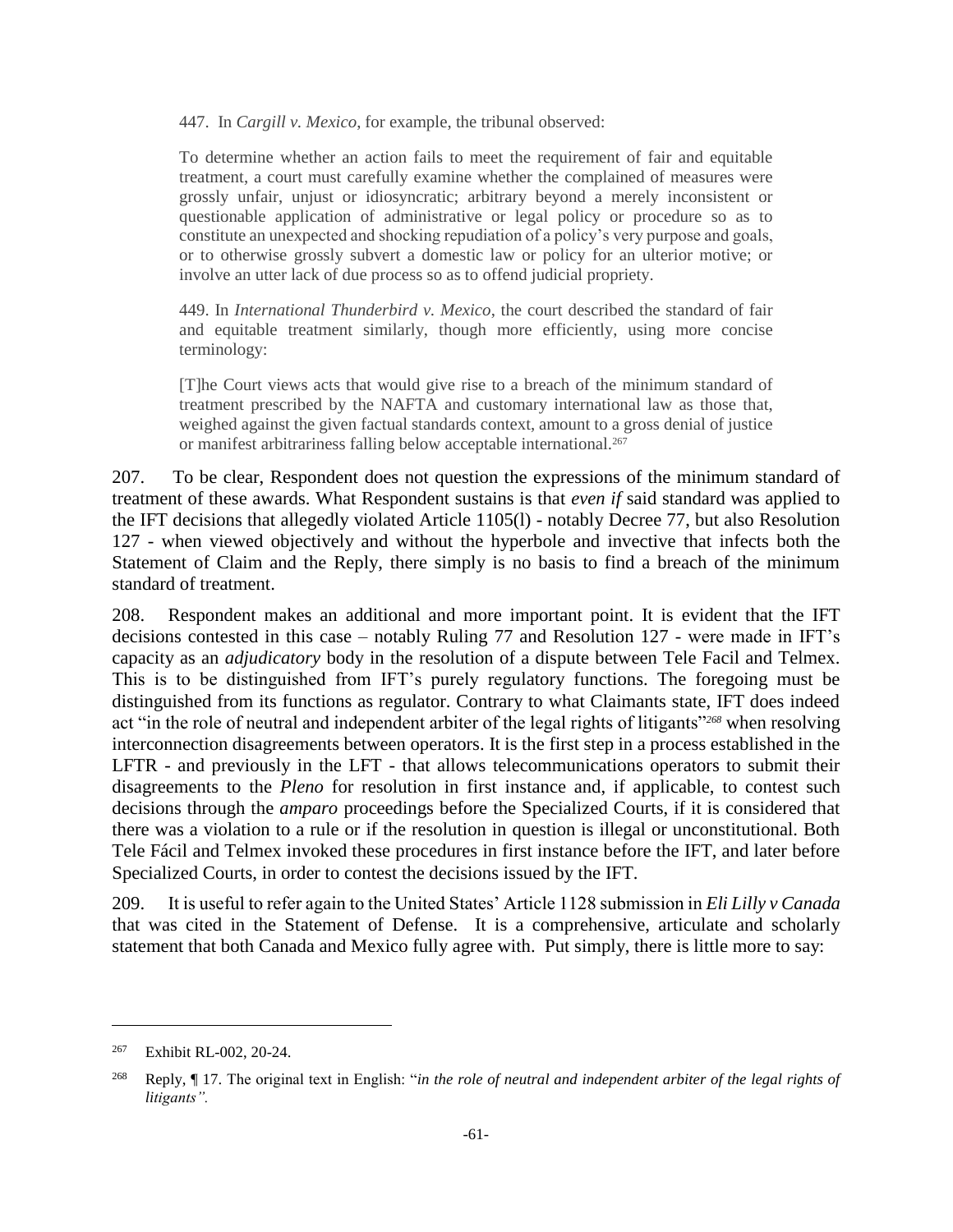> 447. In *Cargill v. Mexico*, for example, the tribunal observed:
>
> To determine whether an action fails to meet the requirement of fair and equitable treatment, a court must carefully examine whether the complained of measures were grossly unfair, unjust or idiosyncratic; arbitrary beyond a merely inconsistent or questionable application of administrative or legal policy or procedure so as to constitute an unexpected and shocking repudiation of a policy's very purpose and goals, or to otherwise grossly subvert a domestic law or policy for an ulterior motive; or involve an utter lack of due process so as to offend judicial propriety.
>
> 449. In *International Thunderbird v. Mexico*, the court described the standard of fair and equitable treatment similarly, though more efficiently, using more concise terminology:
>
> [T]he Court views acts that would give rise to a breach of the minimum standard of treatment prescribed by the NAFTA and customary international law as those that, weighed against the given factual standards context, amount to a gross denial of justice or manifest arbitrariness falling below acceptable international.[267]

207. To be clear, Respondent does not question the expressions of the minimum standard of treatment of these awards. What Respondent sustains is that *even if* said standard was applied to the IFT decisions that allegedly violated Article 1105(l) - notably Decree 77, but also Resolution 127 - when viewed objectively and without the hyperbole and invective that infects both the Statement of Claim and the Reply, there simply is no basis to find a breach of the minimum standard of treatment.

208. Respondent makes an additional and more important point. It is evident that the IFT decisions contested in this case – notably Ruling 77 and Resolution 127 - were made in IFT's capacity as an *adjudicatory* body in the resolution of a dispute between Tele Facil and Telmex. This is to be distinguished from IFT's purely regulatory functions. The foregoing must be distinguished from its functions as regulator. Contrary to what Claimants state, IFT does indeed act "in the role of neutral and independent arbiter of the legal rights of litigants"[268] when resolving interconnection disagreements between operators. It is the first step in a process established in the LFTR - and previously in the LFT - that allows telecommunications operators to submit their disagreements to the *Pleno* for resolution in first instance and, if applicable, to contest such decisions through the *amparo* proceedings before the Specialized Courts, if it is considered that there was a violation to a rule or if the resolution in question is illegal or unconstitutional. Both Tele Fácil and Telmex invoked these procedures in first instance before the IFT, and later before Specialized Courts, in order to contest the decisions issued by the IFT.

209. It is useful to refer again to the United States' Article 1128 submission in *Eli Lilly v Canada* that was cited in the Statement of Defense. It is a comprehensive, articulate and scholarly statement that both Canada and Mexico fully agree with. Put simply, there is little more to say:

---

[267] Exhibit RL-002, 20-24.

[268] Reply, ¶ 17. The original text in English: "*in the role of neutral and independent arbiter of the legal rights of litigants".*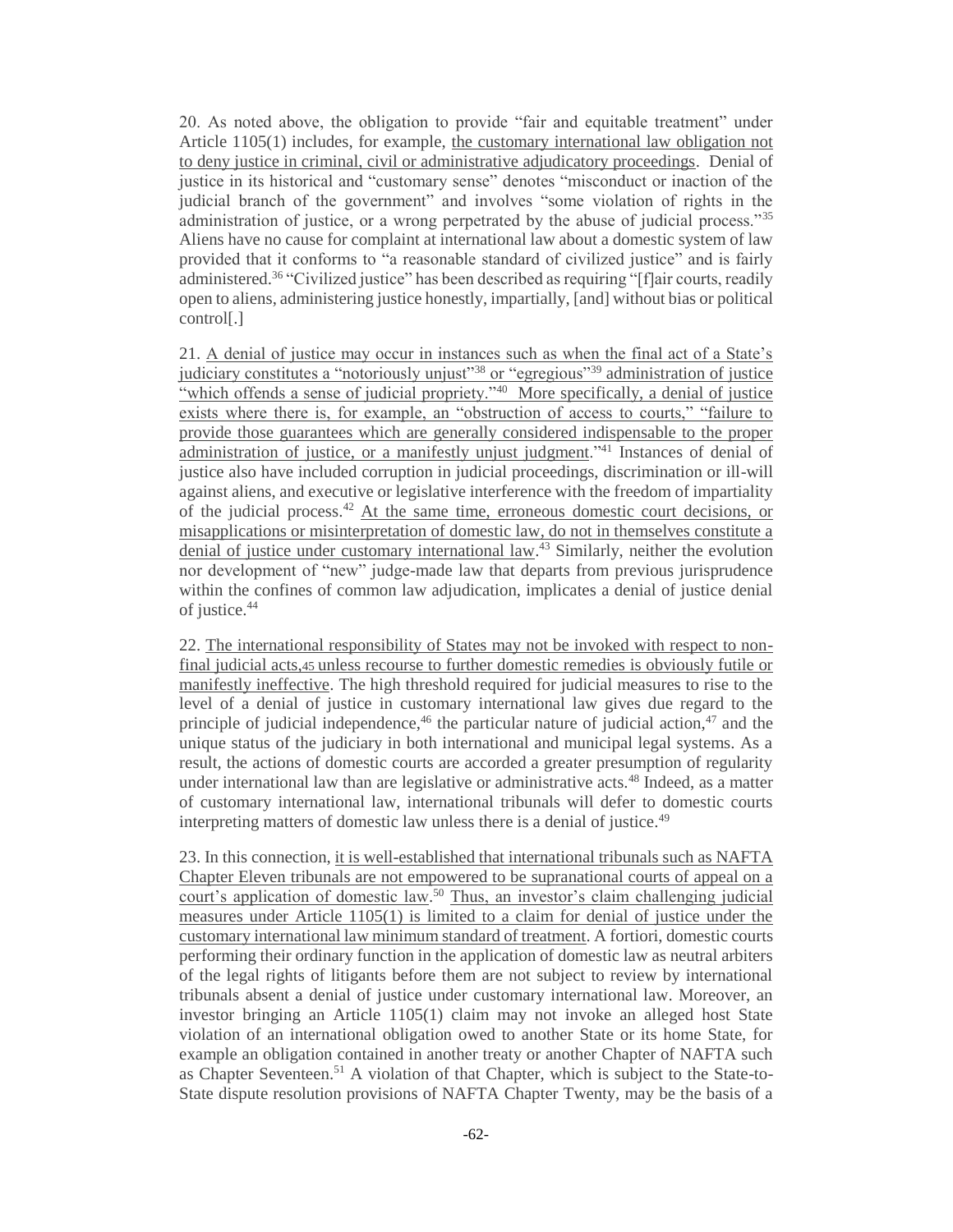20. As noted above, the obligation to provide "fair and equitable treatment" under Article 1105(1) includes, for example, <u>the customary international law obligation not to deny justice in criminal, civil or administrative adjudicatory proceedings</u>. Denial of justice in its historical and "customary sense" denotes "misconduct or inaction of the judicial branch of the government" and involves "some violation of rights in the administration of justice, or a wrong perpetrated by the abuse of judicial process."[35] Aliens have no cause for complaint at international law about a domestic system of law provided that it conforms to "a reasonable standard of civilized justice" and is fairly administered.[36] "Civilized justice" has been described as requiring "[f]air courts, readily open to aliens, administering justice honestly, impartially, [and] without bias or political control[.]

21. <u>A denial of justice may occur in instances such as when the final act of a State's judiciary constitutes a "notoriously unjust"[38] or "egregious"[39] administration of justice "which offends a sense of judicial propriety."[40] More specifically, a denial of justice exists where there is, for example, an "obstruction of access to courts," "failure to provide those guarantees which are generally considered indispensable to the proper administration of justice, or a manifestly unjust judgment</u>."[41] Instances of denial of justice also have included corruption in judicial proceedings, discrimination or ill-will against aliens, and executive or legislative interference with the freedom of impartiality of the judicial process.[42] <u>At the same time, erroneous domestic court decisions, or misapplications or misinterpretation of domestic law, do not in themselves constitute a denial of justice under customary international law</u>.[43] Similarly, neither the evolution nor development of "new" judge-made law that departs from previous jurisprudence within the confines of common law adjudication, implicates a denial of justice denial of justice.[44]

22. <u>The international responsibility of States may not be invoked with respect to non-final judicial acts,[45] unless recourse to further domestic remedies is obviously futile or manifestly ineffective</u>. The high threshold required for judicial measures to rise to the level of a denial of justice in customary international law gives due regard to the principle of judicial independence,[46] the particular nature of judicial action,[47] and the unique status of the judiciary in both international and municipal legal systems. As a result, the actions of domestic courts are accorded a greater presumption of regularity under international law than are legislative or administrative acts.[48] Indeed, as a matter of customary international law, international tribunals will defer to domestic courts interpreting matters of domestic law unless there is a denial of justice.[49]

23. In this connection, <u>it is well-established that international tribunals such as NAFTA Chapter Eleven tribunals are not empowered to be supranational courts of appeal on a court's application of domestic law</u>.[50] <u>Thus, an investor's claim challenging judicial measures under Article 1105(1) is limited to a claim for denial of justice under the customary international law minimum standard of treatment</u>. A fortiori, domestic courts performing their ordinary function in the application of domestic law as neutral arbiters of the legal rights of litigants before them are not subject to review by international tribunals absent a denial of justice under customary international law. Moreover, an investor bringing an Article 1105(1) claim may not invoke an alleged host State violation of an international obligation owed to another State or its home State, for example an obligation contained in another treaty or another Chapter of NAFTA such as Chapter Seventeen.[51] A violation of that Chapter, which is subject to the State-to-State dispute resolution provisions of NAFTA Chapter Twenty, may be the basis of a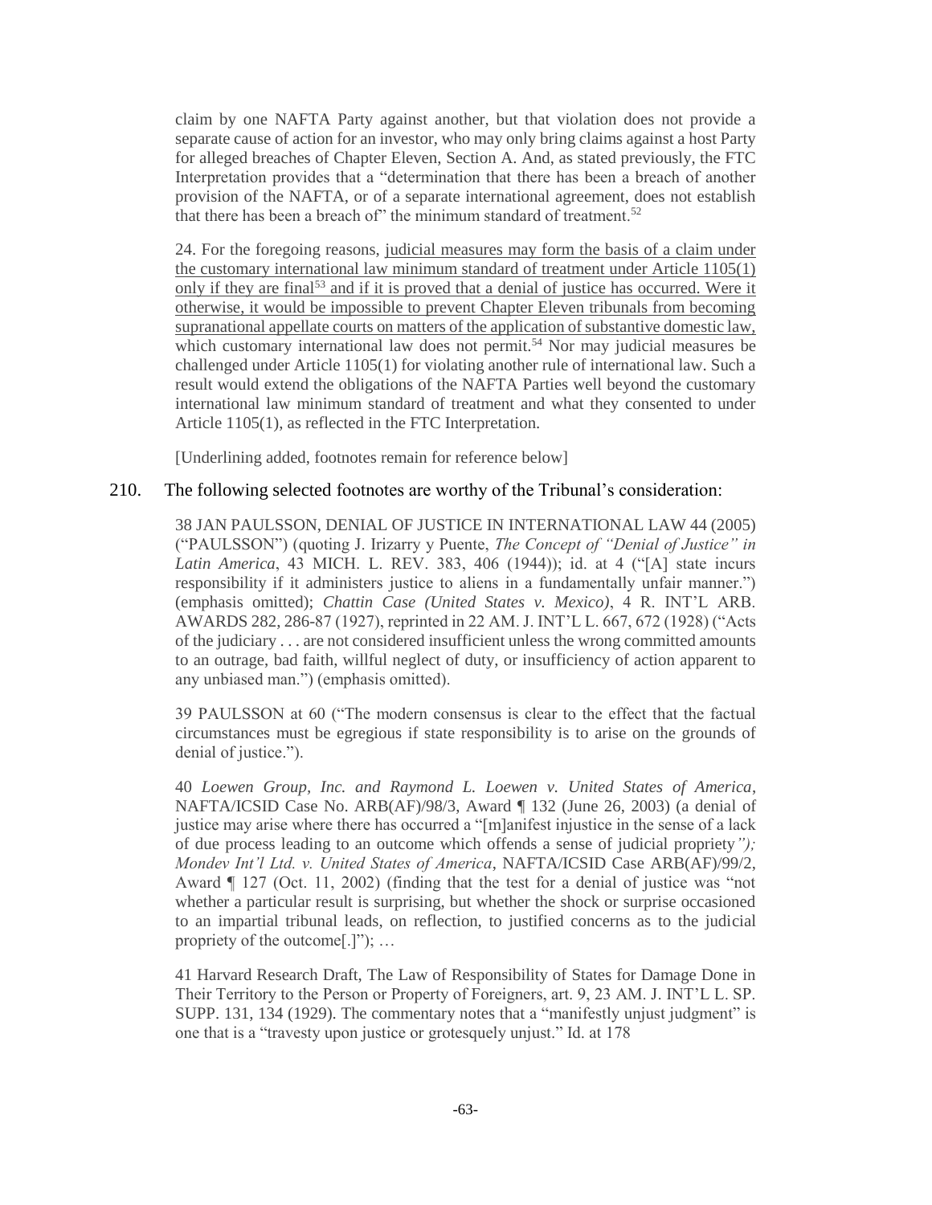claim by one NAFTA Party against another, but that violation does not provide a separate cause of action for an investor, who may only bring claims against a host Party for alleged breaches of Chapter Eleven, Section A. And, as stated previously, the FTC Interpretation provides that a "determination that there has been a breach of another provision of the NAFTA, or of a separate international agreement, does not establish that there has been a breach of" the minimum standard of treatment.[52]

24. For the foregoing reasons, <u>judicial measures may form the basis of a claim under the customary international law minimum standard of treatment under Article 1105(1) only if they are final[53] and if it is proved that a denial of justice has occurred. Were it otherwise, it would be impossible to prevent Chapter Eleven tribunals from becoming supranational appellate courts on matters of the application of substantive domestic law,</u> which customary international law does not permit.[54] Nor may judicial measures be challenged under Article 1105(1) for violating another rule of international law. Such a result would extend the obligations of the NAFTA Parties well beyond the customary international law minimum standard of treatment and what they consented to under Article 1105(1), as reflected in the FTC Interpretation.

[Underlining added, footnotes remain for reference below]

210. The following selected footnotes are worthy of the Tribunal's consideration:

38 JAN PAULSSON, DENIAL OF JUSTICE IN INTERNATIONAL LAW 44 (2005) ("PAULSSON") (quoting J. Irizarry y Puente, *The Concept of "Denial of Justice" in Latin America*, 43 MICH. L. REV. 383, 406 (1944)); id. at 4 ("[A] state incurs responsibility if it administers justice to aliens in a fundamentally unfair manner.") (emphasis omitted); *Chattin Case (United States v. Mexico)*, 4 R. INT'L ARB. AWARDS 282, 286-87 (1927), reprinted in 22 AM. J. INT'L L. 667, 672 (1928) ("Acts of the judiciary . . . are not considered insufficient unless the wrong committed amounts to an outrage, bad faith, willful neglect of duty, or insufficiency of action apparent to any unbiased man.") (emphasis omitted).

39 PAULSSON at 60 ("The modern consensus is clear to the effect that the factual circumstances must be egregious if state responsibility is to arise on the grounds of denial of justice.").

40 *Loewen Group, Inc. and Raymond L. Loewen v. United States of America*, NAFTA/ICSID Case No. ARB(AF)/98/3, Award ¶ 132 (June 26, 2003) (a denial of justice may arise where there has occurred a "[m]anifest injustice in the sense of a lack of due process leading to an outcome which offends a sense of judicial propriety*"); Mondev Int'l Ltd. v. United States of America*, NAFTA/ICSID Case ARB(AF)/99/2, Award ¶ 127 (Oct. 11, 2002) (finding that the test for a denial of justice was "not whether a particular result is surprising, but whether the shock or surprise occasioned to an impartial tribunal leads, on reflection, to justified concerns as to the judicial propriety of the outcome[.]"); …

41 Harvard Research Draft, The Law of Responsibility of States for Damage Done in Their Territory to the Person or Property of Foreigners, art. 9, 23 AM. J. INT'L L. SP. SUPP. 131, 134 (1929). The commentary notes that a "manifestly unjust judgment" is one that is a "travesty upon justice or grotesquely unjust." Id. at 178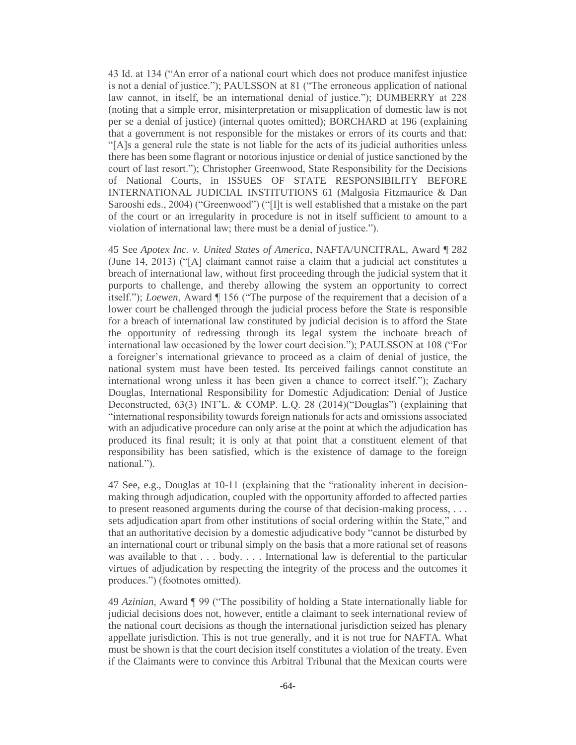43 Id. at 134 ("An error of a national court which does not produce manifest injustice is not a denial of justice."); PAULSSON at 81 ("The erroneous application of national law cannot, in itself, be an international denial of justice."); DUMBERRY at 228 (noting that a simple error, misinterpretation or misapplication of domestic law is not per se a denial of justice) (internal quotes omitted); BORCHARD at 196 (explaining that a government is not responsible for the mistakes or errors of its courts and that: "[A]s a general rule the state is not liable for the acts of its judicial authorities unless there has been some flagrant or notorious injustice or denial of justice sanctioned by the court of last resort."); Christopher Greenwood, State Responsibility for the Decisions of National Courts, in ISSUES OF STATE RESPONSIBILITY BEFORE INTERNATIONAL JUDICIAL INSTITUTIONS 61 (Malgosia Fitzmaurice & Dan Sarooshi eds., 2004) ("Greenwood") ("[I]t is well established that a mistake on the part of the court or an irregularity in procedure is not in itself sufficient to amount to a violation of international law; there must be a denial of justice.").

45 See *Apotex Inc. v. United States of America*, NAFTA/UNCITRAL, Award ¶ 282 (June 14, 2013) ("[A] claimant cannot raise a claim that a judicial act constitutes a breach of international law, without first proceeding through the judicial system that it purports to challenge, and thereby allowing the system an opportunity to correct itself."); *Loewen*, Award ¶ 156 ("The purpose of the requirement that a decision of a lower court be challenged through the judicial process before the State is responsible for a breach of international law constituted by judicial decision is to afford the State the opportunity of redressing through its legal system the inchoate breach of international law occasioned by the lower court decision."); PAULSSON at 108 ("For a foreigner's international grievance to proceed as a claim of denial of justice, the national system must have been tested. Its perceived failings cannot constitute an international wrong unless it has been given a chance to correct itself."); Zachary Douglas, International Responsibility for Domestic Adjudication: Denial of Justice Deconstructed, 63(3) INT'L. & COMP. L.Q. 28 (2014)("Douglas") (explaining that "international responsibility towards foreign nationals for acts and omissions associated with an adjudicative procedure can only arise at the point at which the adjudication has produced its final result; it is only at that point that a constituent element of that responsibility has been satisfied, which is the existence of damage to the foreign national.").

47 See, e.g., Douglas at 10-11 (explaining that the "rationality inherent in decision-making through adjudication, coupled with the opportunity afforded to affected parties to present reasoned arguments during the course of that decision-making process, . . . sets adjudication apart from other institutions of social ordering within the State," and that an authoritative decision by a domestic adjudicative body "cannot be disturbed by an international court or tribunal simply on the basis that a more rational set of reasons was available to that . . . body. . . . International law is deferential to the particular virtues of adjudication by respecting the integrity of the process and the outcomes it produces.") (footnotes omitted).

49 *Azinian*, Award ¶ 99 ("The possibility of holding a State internationally liable for judicial decisions does not, however, entitle a claimant to seek international review of the national court decisions as though the international jurisdiction seized has plenary appellate jurisdiction. This is not true generally, and it is not true for NAFTA. What must be shown is that the court decision itself constitutes a violation of the treaty. Even if the Claimants were to convince this Arbitral Tribunal that the Mexican courts were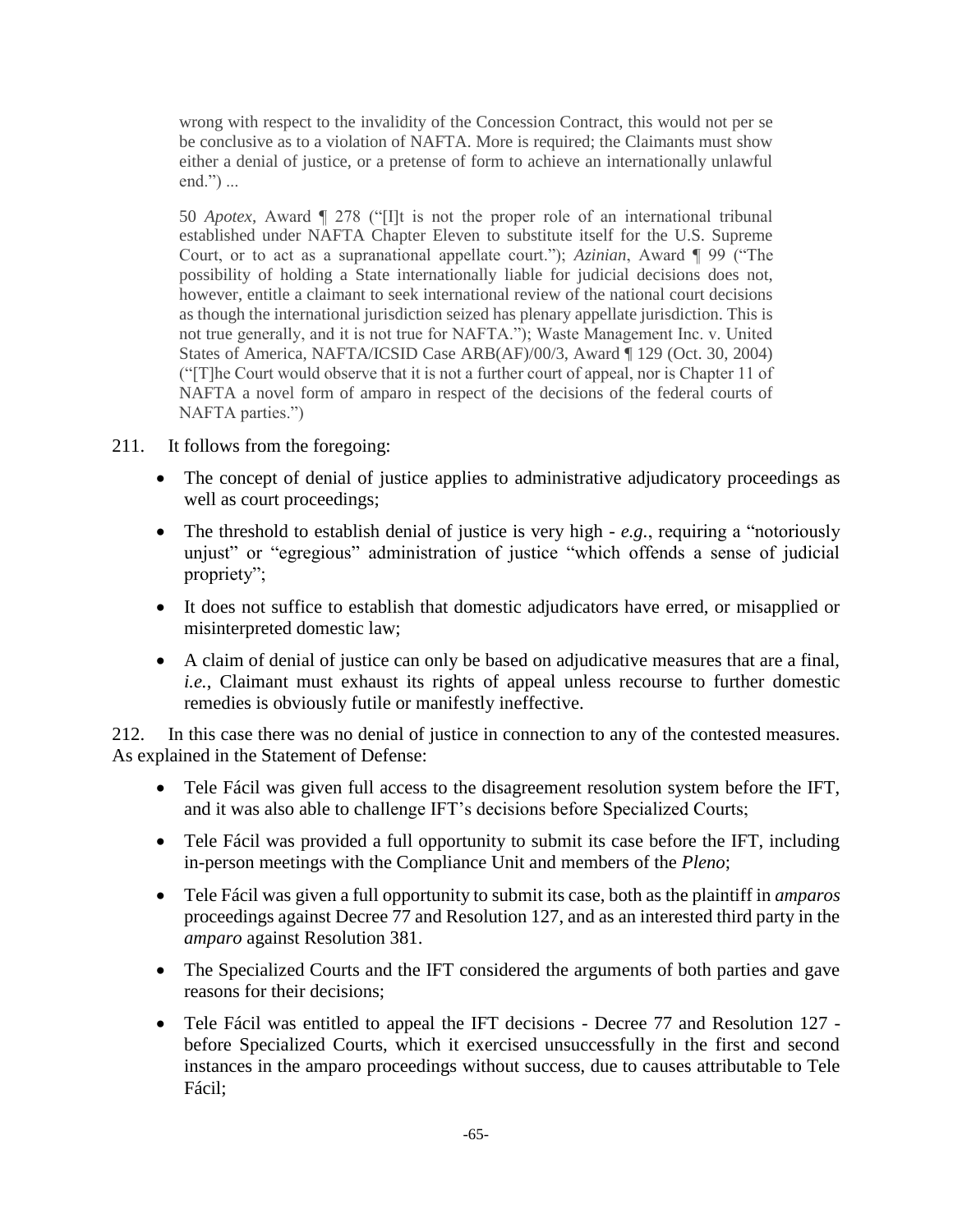wrong with respect to the invalidity of the Concession Contract, this would not per se be conclusive as to a violation of NAFTA. More is required; the Claimants must show either a denial of justice, or a pretense of form to achieve an internationally unlawful end.") ...

50 *Apotex*, Award ¶ 278 ("[I]t is not the proper role of an international tribunal established under NAFTA Chapter Eleven to substitute itself for the U.S. Supreme Court, or to act as a supranational appellate court."); *Azinian*, Award ¶ 99 ("The possibility of holding a State internationally liable for judicial decisions does not, however, entitle a claimant to seek international review of the national court decisions as though the international jurisdiction seized has plenary appellate jurisdiction. This is not true generally, and it is not true for NAFTA."); Waste Management Inc. v. United States of America, NAFTA/ICSID Case ARB(AF)/00/3, Award ¶ 129 (Oct. 30, 2004) ("[T]he Court would observe that it is not a further court of appeal, nor is Chapter 11 of NAFTA a novel form of amparo in respect of the decisions of the federal courts of NAFTA parties.")

211. It follows from the foregoing:

- The concept of denial of justice applies to administrative adjudicatory proceedings as well as court proceedings;
- The threshold to establish denial of justice is very high - *e.g.*, requiring a "notoriously unjust" or "egregious" administration of justice "which offends a sense of judicial propriety";
- It does not suffice to establish that domestic adjudicators have erred, or misapplied or misinterpreted domestic law;
- A claim of denial of justice can only be based on adjudicative measures that are a final, *i.e.*, Claimant must exhaust its rights of appeal unless recourse to further domestic remedies is obviously futile or manifestly ineffective.

212. In this case there was no denial of justice in connection to any of the contested measures. As explained in the Statement of Defense:

- Tele Fácil was given full access to the disagreement resolution system before the IFT, and it was also able to challenge IFT's decisions before Specialized Courts;
- Tele Fácil was provided a full opportunity to submit its case before the IFT, including in-person meetings with the Compliance Unit and members of the *Pleno*;
- Tele Fácil was given a full opportunity to submit its case, both as the plaintiff in *amparos* proceedings against Decree 77 and Resolution 127, and as an interested third party in the *amparo* against Resolution 381.
- The Specialized Courts and the IFT considered the arguments of both parties and gave reasons for their decisions;
- Tele Fácil was entitled to appeal the IFT decisions - Decree 77 and Resolution 127 - before Specialized Courts, which it exercised unsuccessfully in the first and second instances in the amparo proceedings without success, due to causes attributable to Tele Fácil;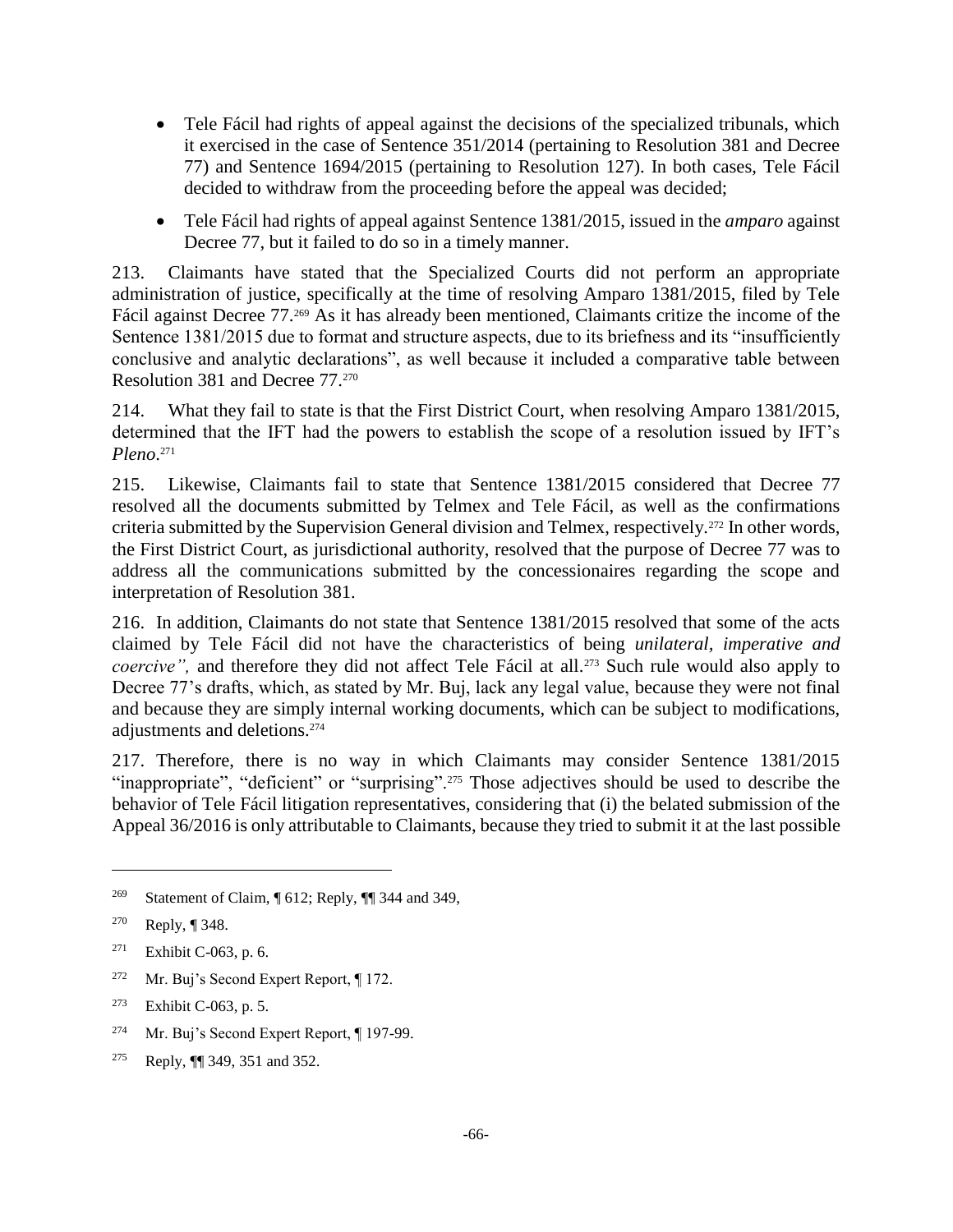- Tele Fácil had rights of appeal against the decisions of the specialized tribunals, which it exercised in the case of Sentence 351/2014 (pertaining to Resolution 381 and Decree 77) and Sentence 1694/2015 (pertaining to Resolution 127). In both cases, Tele Fácil decided to withdraw from the proceeding before the appeal was decided;
- Tele Fácil had rights of appeal against Sentence 1381/2015, issued in the *amparo* against Decree 77, but it failed to do so in a timely manner.

213. Claimants have stated that the Specialized Courts did not perform an appropriate administration of justice, specifically at the time of resolving Amparo 1381/2015, filed by Tele Fácil against Decree 77.[269] As it has already been mentioned, Claimants critize the income of the Sentence 1381/2015 due to format and structure aspects, due to its briefness and its "insufficiently conclusive and analytic declarations", as well because it included a comparative table between Resolution 381 and Decree 77.[270]

214. What they fail to state is that the First District Court, when resolving Amparo 1381/2015, determined that the IFT had the powers to establish the scope of a resolution issued by IFT's *Pleno*.[271]

215. Likewise, Claimants fail to state that Sentence 1381/2015 considered that Decree 77 resolved all the documents submitted by Telmex and Tele Fácil, as well as the confirmations criteria submitted by the Supervision General division and Telmex, respectively.[272] In other words, the First District Court, as jurisdictional authority, resolved that the purpose of Decree 77 was to address all the communications submitted by the concessionaires regarding the scope and interpretation of Resolution 381.

216. In addition, Claimants do not state that Sentence 1381/2015 resolved that some of the acts claimed by Tele Fácil did not have the characteristics of being *unilateral, imperative and coercive",* and therefore they did not affect Tele Fácil at all.[273] Such rule would also apply to Decree 77's drafts, which, as stated by Mr. Buj, lack any legal value, because they were not final and because they are simply internal working documents, which can be subject to modifications, adjustments and deletions.[274]

217. Therefore, there is no way in which Claimants may consider Sentence 1381/2015 "inappropriate", "deficient" or "surprising".[275] Those adjectives should be used to describe the behavior of Tele Fácil litigation representatives, considering that (i) the belated submission of the Appeal 36/2016 is only attributable to Claimants, because they tried to submit it at the last possible

---

[269] Statement of Claim, ¶ 612; Reply, ¶¶ 344 and 349,

[270] Reply, ¶ 348.

[271] Exhibit C-063, p. 6.

[272] Mr. Buj's Second Expert Report, ¶ 172.

[273] Exhibit C-063, p. 5.

[274] Mr. Buj's Second Expert Report, ¶ 197-99.

[275] Reply, ¶¶ 349, 351 and 352.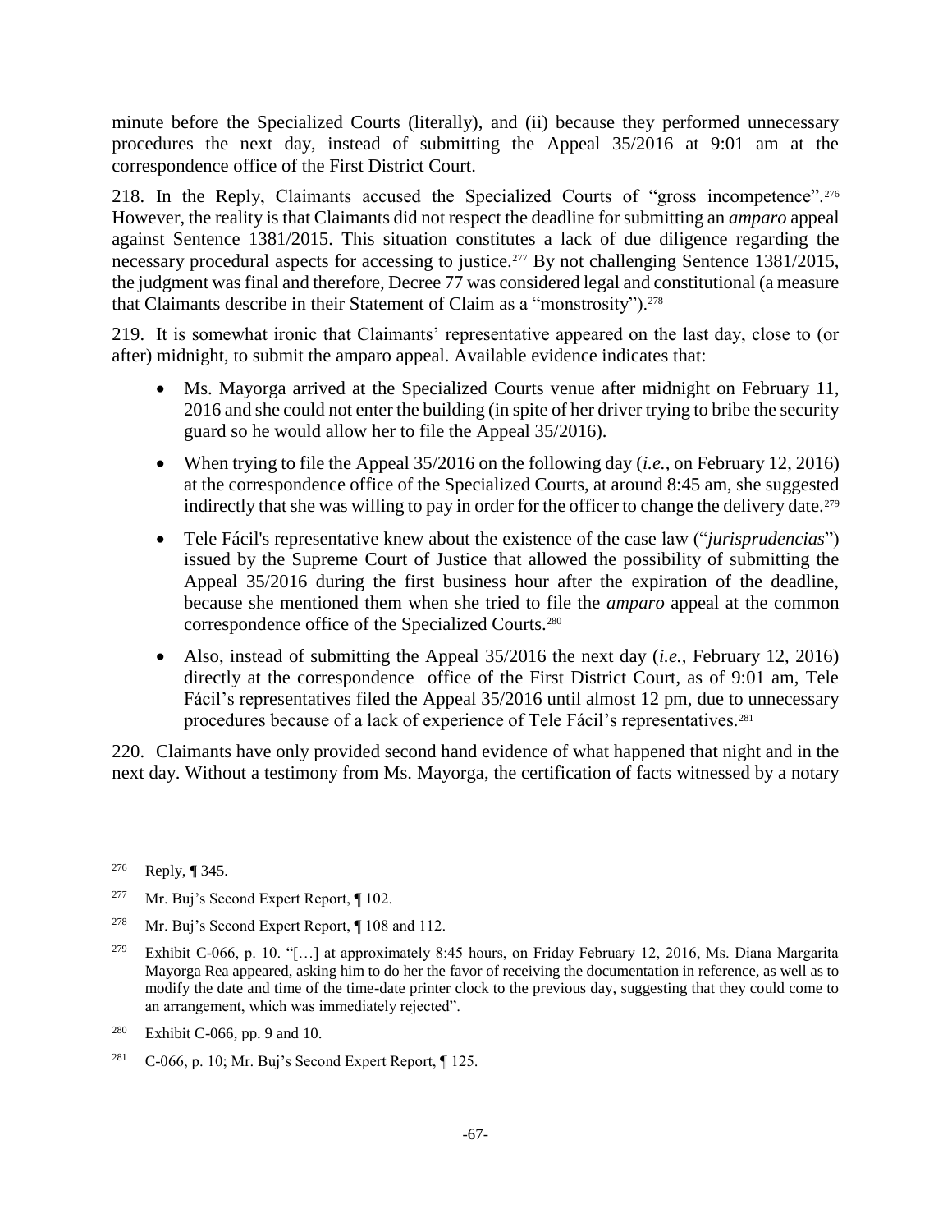minute before the Specialized Courts (literally), and (ii) because they performed unnecessary procedures the next day, instead of submitting the Appeal 35/2016 at 9:01 am at the correspondence office of the First District Court.

218. In the Reply, Claimants accused the Specialized Courts of "gross incompetence".[276] However, the reality is that Claimants did not respect the deadline for submitting an *amparo* appeal against Sentence 1381/2015. This situation constitutes a lack of due diligence regarding the necessary procedural aspects for accessing to justice.[277] By not challenging Sentence 1381/2015, the judgment was final and therefore, Decree 77 was considered legal and constitutional (a measure that Claimants describe in their Statement of Claim as a "monstrosity").[278]

219. It is somewhat ironic that Claimants' representative appeared on the last day, close to (or after) midnight, to submit the amparo appeal. Available evidence indicates that:

- Ms. Mayorga arrived at the Specialized Courts venue after midnight on February 11, 2016 and she could not enter the building (in spite of her driver trying to bribe the security guard so he would allow her to file the Appeal 35/2016).
- When trying to file the Appeal 35/2016 on the following day (*i.e.*, on February 12, 2016) at the correspondence office of the Specialized Courts, at around 8:45 am, she suggested indirectly that she was willing to pay in order for the officer to change the delivery date.[279]
- Tele Fácil's representative knew about the existence of the case law ("*jurisprudencias*") issued by the Supreme Court of Justice that allowed the possibility of submitting the Appeal 35/2016 during the first business hour after the expiration of the deadline, because she mentioned them when she tried to file the *amparo* appeal at the common correspondence office of the Specialized Courts.[280]
- Also, instead of submitting the Appeal 35/2016 the next day (*i.e.*, February 12, 2016) directly at the correspondence office of the First District Court, as of 9:01 am, Tele Fácil's representatives filed the Appeal 35/2016 until almost 12 pm, due to unnecessary procedures because of a lack of experience of Tele Fácil's representatives.[281]

220. Claimants have only provided second hand evidence of what happened that night and in the next day. Without a testimony from Ms. Mayorga, the certification of facts witnessed by a notary

---

[276] Reply, ¶ 345.

[277] Mr. Buj's Second Expert Report, ¶ 102.

[278] Mr. Buj's Second Expert Report, ¶ 108 and 112.

[279] Exhibit C-066, p. 10. "[…] at approximately 8:45 hours, on Friday February 12, 2016, Ms. Diana Margarita Mayorga Rea appeared, asking him to do her the favor of receiving the documentation in reference, as well as to modify the date and time of the time-date printer clock to the previous day, suggesting that they could come to an arrangement, which was immediately rejected".

[280] Exhibit C-066, pp. 9 and 10.

[281] C-066, p. 10; Mr. Buj's Second Expert Report, ¶ 125.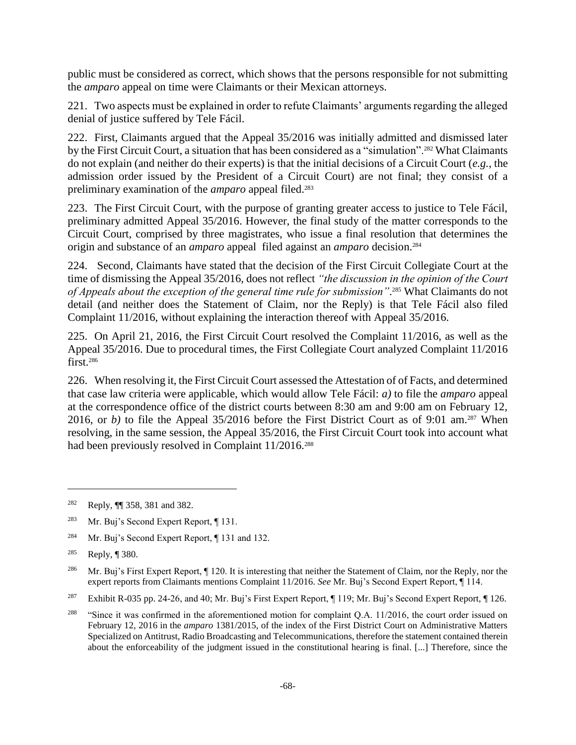public must be considered as correct, which shows that the persons responsible for not submitting the *amparo* appeal on time were Claimants or their Mexican attorneys.

221. Two aspects must be explained in order to refute Claimants' arguments regarding the alleged denial of justice suffered by Tele Fácil.

222. First, Claimants argued that the Appeal 35/2016 was initially admitted and dismissed later by the First Circuit Court, a situation that has been considered as a "simulation".[282] What Claimants do not explain (and neither do their experts) is that the initial decisions of a Circuit Court (*e.g.*, the admission order issued by the President of a Circuit Court) are not final; they consist of a preliminary examination of the *amparo* appeal filed.[283]

223. The First Circuit Court, with the purpose of granting greater access to justice to Tele Fácil, preliminary admitted Appeal 35/2016. However, the final study of the matter corresponds to the Circuit Court, comprised by three magistrates, who issue a final resolution that determines the origin and substance of an *amparo* appeal filed against an *amparo* decision.[284]

224. Second, Claimants have stated that the decision of the First Circuit Collegiate Court at the time of dismissing the Appeal 35/2016, does not reflect *"the discussion in the opinion of the Court of Appeals about the exception of the general time rule for submission"*.[285] What Claimants do not detail (and neither does the Statement of Claim, nor the Reply) is that Tele Fácil also filed Complaint 11/2016, without explaining the interaction thereof with Appeal 35/2016.

225. On April 21, 2016, the First Circuit Court resolved the Complaint 11/2016, as well as the Appeal 35/2016. Due to procedural times, the First Collegiate Court analyzed Complaint 11/2016 first.[286]

226. When resolving it, the First Circuit Court assessed the Attestation of of Facts, and determined that case law criteria were applicable, which would allow Tele Fácil: *a)* to file the *amparo* appeal at the correspondence office of the district courts between 8:30 am and 9:00 am on February 12, 2016, or *b)* to file the Appeal 35/2016 before the First District Court as of 9:01 am.[287] When resolving, in the same session, the Appeal 35/2016, the First Circuit Court took into account what had been previously resolved in Complaint 11/2016.[288]

---

[282] Reply, ¶¶ 358, 381 and 382.

[283] Mr. Buj's Second Expert Report, ¶ 131.

[284] Mr. Buj's Second Expert Report, ¶ 131 and 132.

[285] Reply, ¶ 380.

[286] Mr. Buj's First Expert Report, ¶ 120. It is interesting that neither the Statement of Claim, nor the Reply, nor the expert reports from Claimants mentions Complaint 11/2016. *See* Mr. Buj's Second Expert Report, ¶ 114.

[287] Exhibit R-035 pp. 24-26, and 40; Mr. Buj's First Expert Report, ¶ 119; Mr. Buj's Second Expert Report, ¶ 126.

[288] "Since it was confirmed in the aforementioned motion for complaint Q.A. 11/2016, the court order issued on February 12, 2016 in the *amparo* 1381/2015, of the index of the First District Court on Administrative Matters Specialized on Antitrust, Radio Broadcasting and Telecommunications, therefore the statement contained therein about the enforceability of the judgment issued in the constitutional hearing is final. [...] Therefore, since the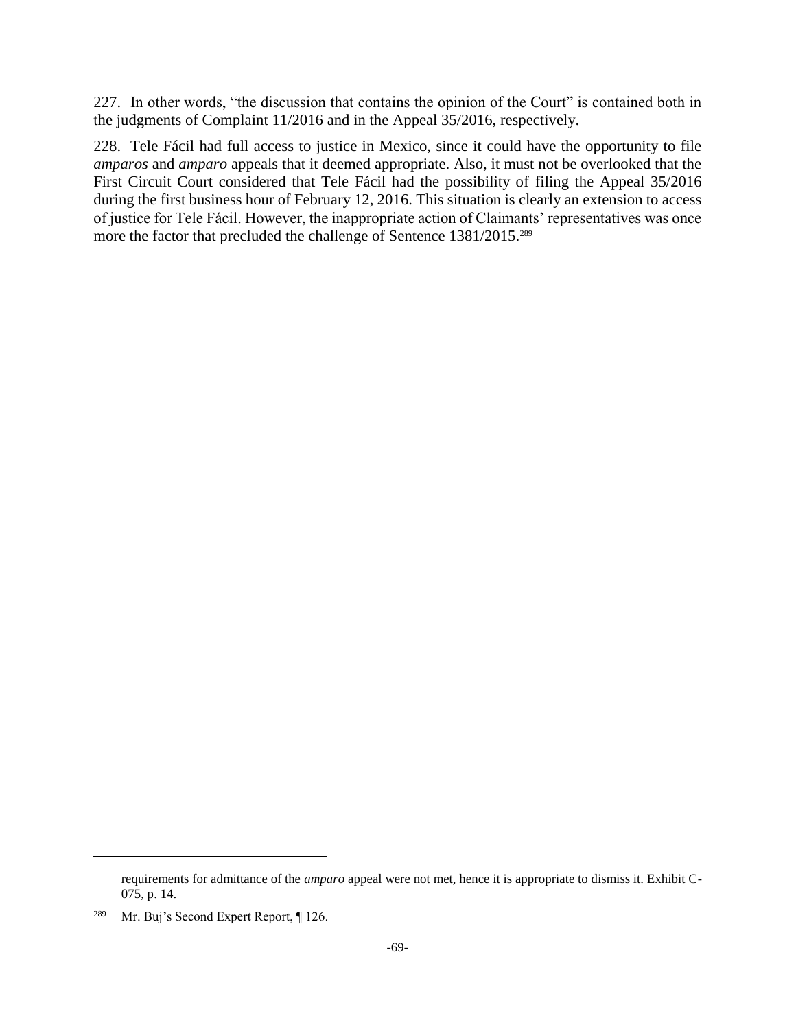227. In other words, "the discussion that contains the opinion of the Court" is contained both in the judgments of Complaint 11/2016 and in the Appeal 35/2016, respectively.

228. Tele Fácil had full access to justice in Mexico, since it could have the opportunity to file *amparos* and *amparo* appeals that it deemed appropriate. Also, it must not be overlooked that the First Circuit Court considered that Tele Fácil had the possibility of filing the Appeal 35/2016 during the first business hour of February 12, 2016. This situation is clearly an extension to access of justice for Tele Fácil. However, the inappropriate action of Claimants' representatives was once more the factor that precluded the challenge of Sentence 1381/2015.[289]

---

requirements for admittance of the *amparo* appeal were not met, hence it is appropriate to dismiss it. Exhibit C-075, p. 14.

[289] Mr. Buj's Second Expert Report, ¶ 126.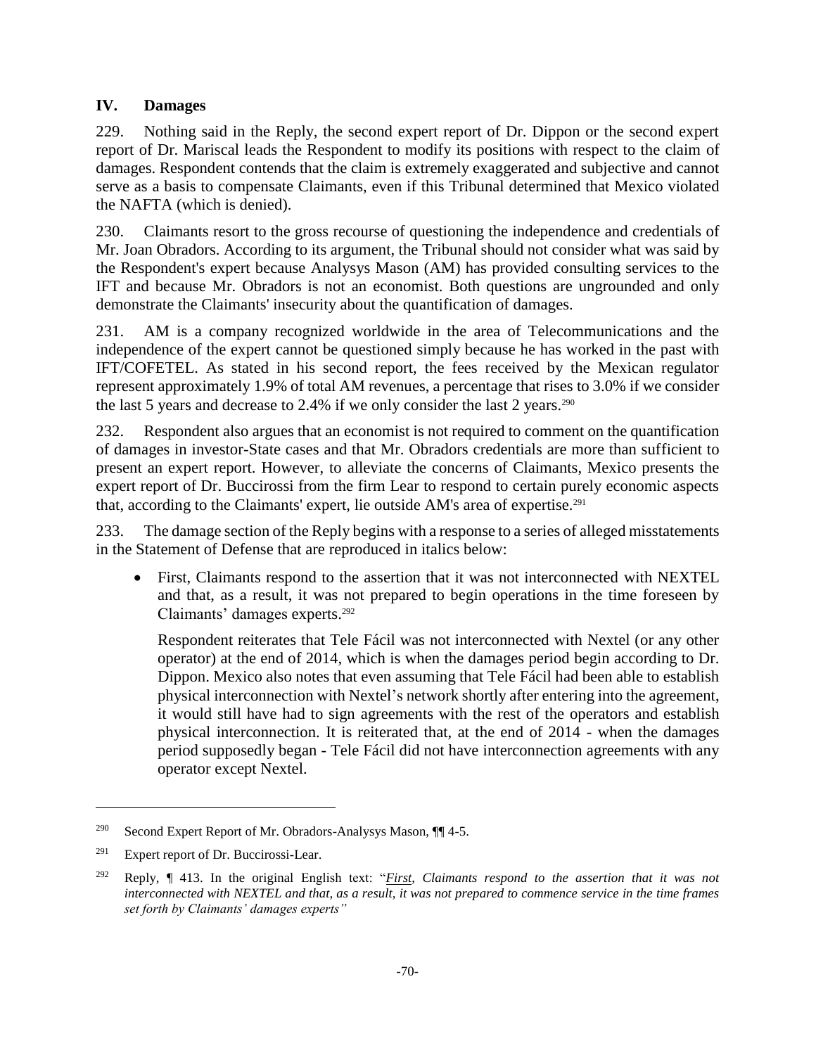## IV. Damages

229. Nothing said in the Reply, the second expert report of Dr. Dippon or the second expert report of Dr. Mariscal leads the Respondent to modify its positions with respect to the claim of damages. Respondent contends that the claim is extremely exaggerated and subjective and cannot serve as a basis to compensate Claimants, even if this Tribunal determined that Mexico violated the NAFTA (which is denied).

230. Claimants resort to the gross recourse of questioning the independence and credentials of Mr. Joan Obradors. According to its argument, the Tribunal should not consider what was said by the Respondent's expert because Analysys Mason (AM) has provided consulting services to the IFT and because Mr. Obradors is not an economist. Both questions are ungrounded and only demonstrate the Claimants' insecurity about the quantification of damages.

231. AM is a company recognized worldwide in the area of Telecommunications and the independence of the expert cannot be questioned simply because he has worked in the past with IFT/COFETEL. As stated in his second report, the fees received by the Mexican regulator represent approximately 1.9% of total AM revenues, a percentage that rises to 3.0% if we consider the last 5 years and decrease to 2.4% if we only consider the last 2 years.[290]

232. Respondent also argues that an economist is not required to comment on the quantification of damages in investor-State cases and that Mr. Obradors credentials are more than sufficient to present an expert report. However, to alleviate the concerns of Claimants, Mexico presents the expert report of Dr. Buccirossi from the firm Lear to respond to certain purely economic aspects that, according to the Claimants' expert, lie outside AM's area of expertise.[291]

233. The damage section of the Reply begins with a response to a series of alleged misstatements in the Statement of Defense that are reproduced in italics below:

- First, Claimants respond to the assertion that it was not interconnected with NEXTEL and that, as a result, it was not prepared to begin operations in the time foreseen by Claimants' damages experts.[292]

  Respondent reiterates that Tele Fácil was not interconnected with Nextel (or any other operator) at the end of 2014, which is when the damages period begin according to Dr. Dippon. Mexico also notes that even assuming that Tele Fácil had been able to establish physical interconnection with Nextel's network shortly after entering into the agreement, it would still have had to sign agreements with the rest of the operators and establish physical interconnection. It is reiterated that, at the end of 2014 - when the damages period supposedly began - Tele Fácil did not have interconnection agreements with any operator except Nextel.

---

[290] Second Expert Report of Mr. Obradors-Analysys Mason, ¶¶ 4-5.

[291] Expert report of Dr. Buccirossi-Lear.

[292] Reply, ¶ 413. In the original English text: "*__First__, Claimants respond to the assertion that it was not interconnected with NEXTEL and that, as a result, it was not prepared to commence service in the time frames set forth by Claimants' damages experts*"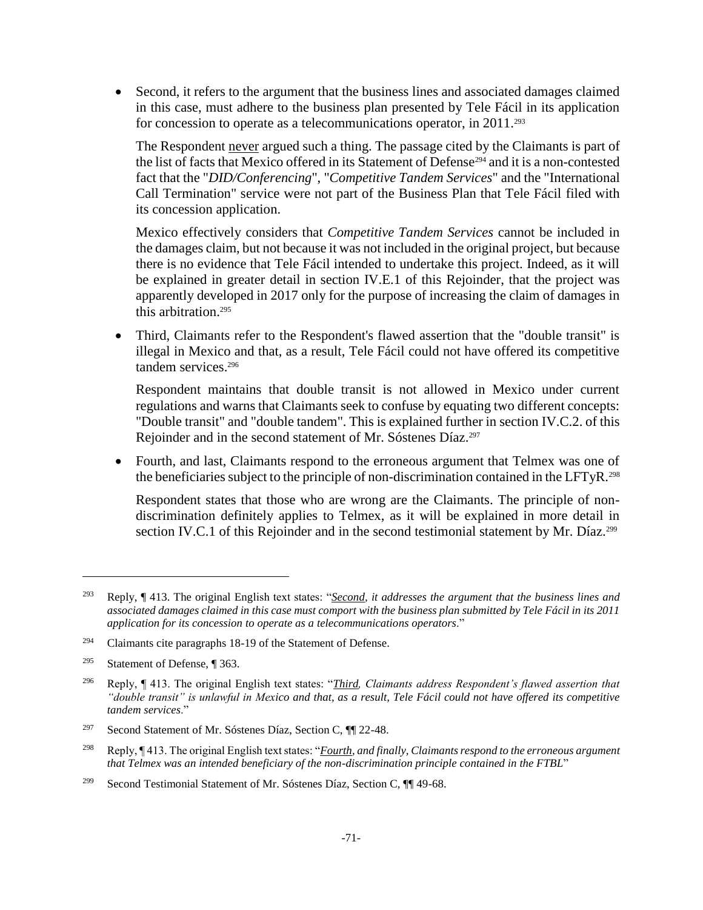- Second, it refers to the argument that the business lines and associated damages claimed in this case, must adhere to the business plan presented by Tele Fácil in its application for concession to operate as a telecommunications operator, in 2011.[293]

  The Respondent <u>never</u> argued such a thing. The passage cited by the Claimants is part of the list of facts that Mexico offered in its Statement of Defense[294] and it is a non-contested fact that the "*DID/Conferencing*", "*Competitive Tandem Services*" and the "International Call Termination" service were not part of the Business Plan that Tele Fácil filed with its concession application.

  Mexico effectively considers that *Competitive Tandem Services* cannot be included in the damages claim, but not because it was not included in the original project, but because there is no evidence that Tele Fácil intended to undertake this project. Indeed, as it will be explained in greater detail in section IV.E.1 of this Rejoinder, that the project was apparently developed in 2017 only for the purpose of increasing the claim of damages in this arbitration.[295]

- Third, Claimants refer to the Respondent's flawed assertion that the "double transit" is illegal in Mexico and that, as a result, Tele Fácil could not have offered its competitive tandem services.[296]

  Respondent maintains that double transit is not allowed in Mexico under current regulations and warns that Claimants seek to confuse by equating two different concepts: "Double transit" and "double tandem". This is explained further in section IV.C.2. of this Rejoinder and in the second statement of Mr. Sóstenes Díaz.[297]

- Fourth, and last, Claimants respond to the erroneous argument that Telmex was one of the beneficiaries subject to the principle of non-discrimination contained in the LFTyR.[298]

  Respondent states that those who are wrong are the Claimants. The principle of non-discrimination definitely applies to Telmex, as it will be explained in more detail in section IV.C.1 of this Rejoinder and in the second testimonial statement by Mr. Díaz.[299]

---

[293] Reply, ¶ 413. The original English text states: "*<u>Second</u>, it addresses the argument that the business lines and associated damages claimed in this case must comport with the business plan submitted by Tele Fácil in its 2011 application for its concession to operate as a telecommunications operators*."

[294] Claimants cite paragraphs 18-19 of the Statement of Defense.

[295] Statement of Defense, ¶ 363.

[296] Reply, ¶ 413. The original English text states: "*<u>Third</u>, Claimants address Respondent's flawed assertion that "double transit" is unlawful in Mexico and that, as a result, Tele Fácil could not have offered its competitive tandem services*."

[297] Second Statement of Mr. Sóstenes Díaz, Section C, ¶¶ 22-48.

[298] Reply, ¶ 413. The original English text states: "*<u>Fourth</u>, and finally, Claimants respond to the erroneous argument that Telmex was an intended beneficiary of the non-discrimination principle contained in the FTBL*"

[299] Second Testimonial Statement of Mr. Sóstenes Díaz, Section C, ¶¶ 49-68.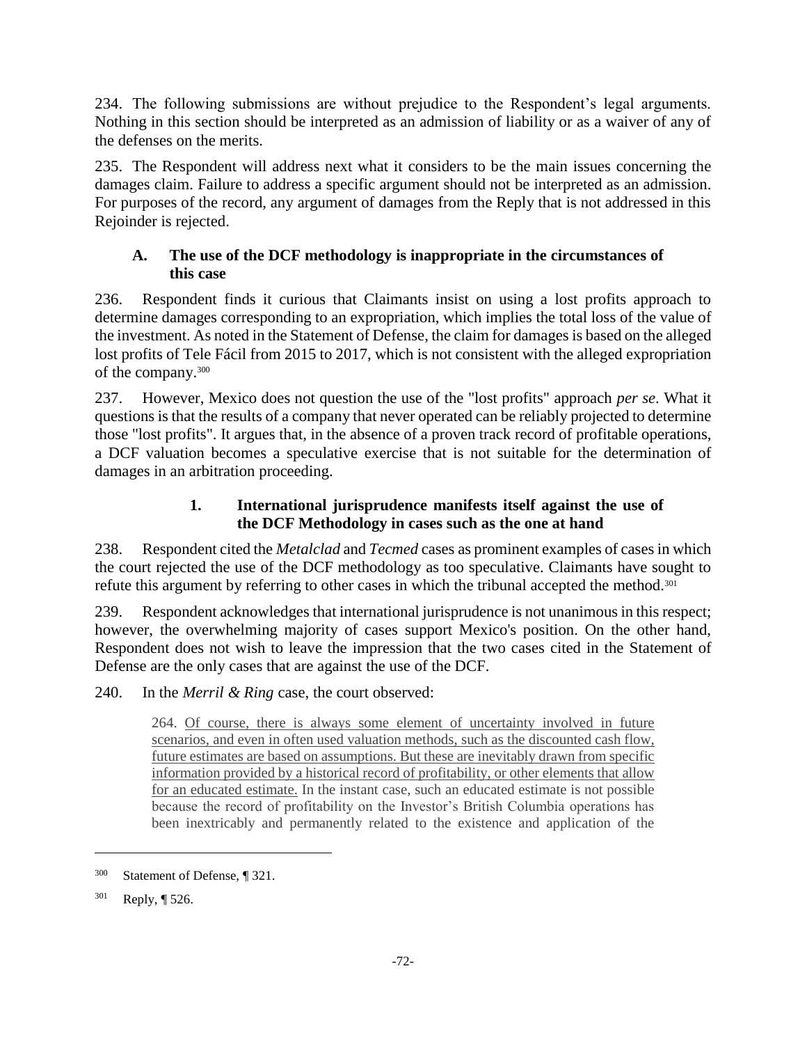234. The following submissions are without prejudice to the Respondent's legal arguments. Nothing in this section should be interpreted as an admission of liability or as a waiver of any of the defenses on the merits.

235. The Respondent will address next what it considers to be the main issues concerning the damages claim. Failure to address a specific argument should not be interpreted as an admission. For purposes of the record, any argument of damages from the Reply that is not addressed in this Rejoinder is rejected.

### A. The use of the DCF methodology is inappropriate in the circumstances of this case

236. Respondent finds it curious that Claimants insist on using a lost profits approach to determine damages corresponding to an expropriation, which implies the total loss of the value of the investment. As noted in the Statement of Defense, the claim for damages is based on the alleged lost profits of Tele Fácil from 2015 to 2017, which is not consistent with the alleged expropriation of the company.[300]

237. However, Mexico does not question the use of the "lost profits" approach *per se*. What it questions is that the results of a company that never operated can be reliably projected to determine those "lost profits". It argues that, in the absence of a proven track record of profitable operations, a DCF valuation becomes a speculative exercise that is not suitable for the determination of damages in an arbitration proceeding.

#### 1. International jurisprudence manifests itself against the use of the DCF Methodology in cases such as the one at hand

238. Respondent cited the *Metalclad* and *Tecmed* cases as prominent examples of cases in which the court rejected the use of the DCF methodology as too speculative. Claimants have sought to refute this argument by referring to other cases in which the tribunal accepted the method.[301]

239. Respondent acknowledges that international jurisprudence is not unanimous in this respect; however, the overwhelming majority of cases support Mexico's position. On the other hand, Respondent does not wish to leave the impression that the two cases cited in the Statement of Defense are the only cases that are against the use of the DCF.

240. In the *Merril & Ring* case, the court observed:

> 264. <u>Of course, there is always some element of uncertainty involved in future scenarios, and even in often used valuation methods, such as the discounted cash flow, future estimates are based on assumptions. But these are inevitably drawn from specific information provided by a historical record of profitability, or other elements that allow for an educated estimate.</u> In the instant case, such an educated estimate is not possible because the record of profitability on the Investor's British Columbia operations has been inextricably and permanently related to the existence and application of the

---

[300] Statement of Defense, ¶ 321.

[301] Reply, ¶ 526.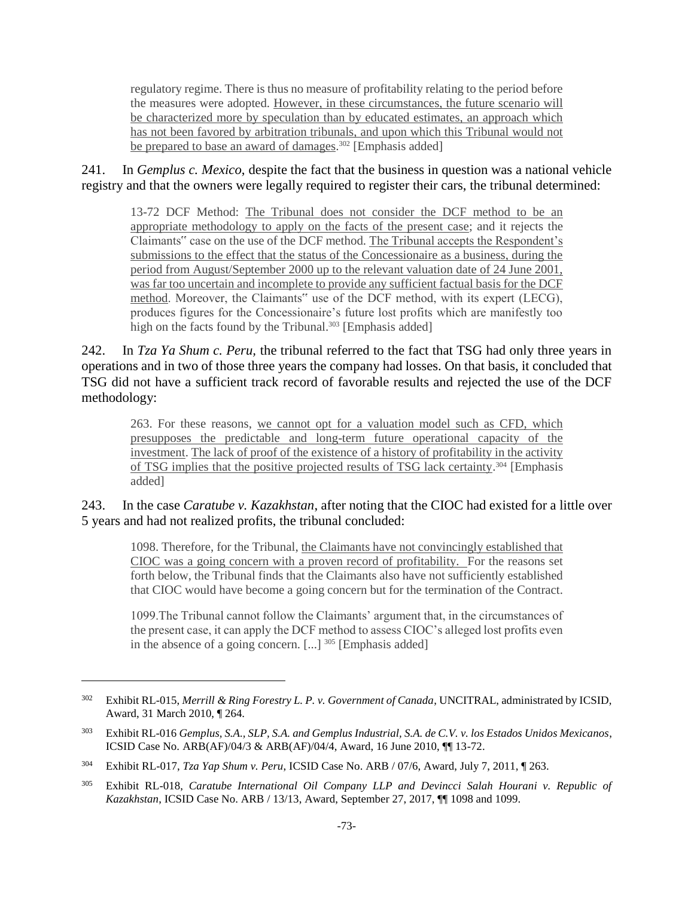> regulatory regime. There is thus no measure of profitability relating to the period before the measures were adopted. <u>However, in these circumstances, the future scenario will be characterized more by speculation than by educated estimates, an approach which has not been favored by arbitration tribunals, and upon which this Tribunal would not be prepared to base an award of damages</u>.[302] [Emphasis added]

241. In *Gemplus c. Mexico,* despite the fact that the business in question was a national vehicle registry and that the owners were legally required to register their cars, the tribunal determined:

> 13-72 DCF Method: <u>The Tribunal does not consider the DCF method to be an appropriate methodology to apply on the facts of the present case</u>; and it rejects the Claimants" case on the use of the DCF method. <u>The Tribunal accepts the Respondent's submissions to the effect that the status of the Concessionaire as a business, during the period from August/September 2000 up to the relevant valuation date of 24 June 2001, was far too uncertain and incomplete to provide any sufficient factual basis for the DCF method</u>. Moreover, the Claimants" use of the DCF method, with its expert (LECG), produces figures for the Concessionaire's future lost profits which are manifestly too high on the facts found by the Tribunal.[303] [Emphasis added]

242. In *Tza Ya Shum c. Peru,* the tribunal referred to the fact that TSG had only three years in operations and in two of those three years the company had losses. On that basis, it concluded that TSG did not have a sufficient track record of favorable results and rejected the use of the DCF methodology:

> 263. For these reasons, <u>we cannot opt for a valuation model such as CFD, which presupposes the predictable and long-term future operational capacity of the investment</u>. <u>The lack of proof of the existence of a history of profitability in the activity of TSG implies that the positive projected results of TSG lack certainty</u>.[304] [Emphasis added]

243. In the case *Caratube v. Kazakhstan*, after noting that the CIOC had existed for a little over 5 years and had not realized profits, the tribunal concluded:

> 1098. Therefore, for the Tribunal, <u>the Claimants have not convincingly established that CIOC was a going concern with a proven record of profitability.</u> For the reasons set forth below, the Tribunal finds that the Claimants also have not sufficiently established that CIOC would have become a going concern but for the termination of the Contract.
>
> 1099.The Tribunal cannot follow the Claimants' argument that, in the circumstances of the present case, it can apply the DCF method to assess CIOC's alleged lost profits even in the absence of a going concern. [...] [305] [Emphasis added]

---

[302] Exhibit RL-015, *Merrill & Ring Forestry L. P. v. Government of Canada*, UNCITRAL, administrated by ICSID, Award, 31 March 2010, ¶ 264.

[303] Exhibit RL-016 *Gemplus, S.A., SLP, S.A. and Gemplus Industrial, S.A. de C.V. v. los Estados Unidos Mexicanos*, ICSID Case No. ARB(AF)/04/3 & ARB(AF)/04/4, Award, 16 June 2010, ¶¶ 13-72.

[304] Exhibit RL-017, *Tza Yap Shum v. Peru*, ICSID Case No. ARB / 07/6, Award, July 7, 2011, ¶ 263.

[305] Exhibit RL-018, *Caratube International Oil Company LLP and Devincci Salah Hourani v. Republic of Kazakhstan*, ICSID Case No. ARB / 13/13, Award, September 27, 2017, ¶¶ 1098 and 1099.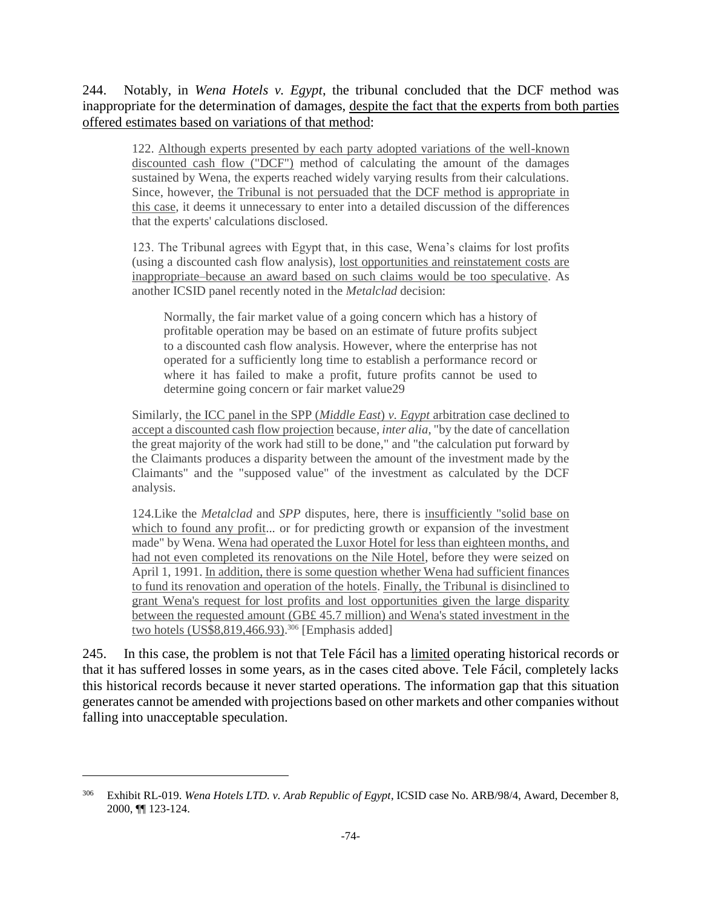244. Notably, in *Wena Hotels v. Egypt*, the tribunal concluded that the DCF method was inappropriate for the determination of damages, <u>despite the fact that the experts from both parties offered estimates based on variations of that method</u>:

> 122. <u>Although experts presented by each party adopted variations of the well-known discounted cash flow ("DCF") method</u> of calculating the amount of the damages sustained by Wena, the experts reached widely varying results from their calculations. Since, however, <u>the Tribunal is not persuaded that the DCF method is appropriate in this case</u>, it deems it unnecessary to enter into a detailed discussion of the differences that the experts' calculations disclosed.
>
> 123. The Tribunal agrees with Egypt that, in this case, Wena's claims for lost profits (using a discounted cash flow analysis), <u>lost opportunities and reinstatement costs are inappropriate–because an award based on such claims would be too speculative</u>. As another ICSID panel recently noted in the *Metalclad* decision:
>
> > Normally, the fair market value of a going concern which has a history of profitable operation may be based on an estimate of future profits subject to a discounted cash flow analysis. However, where the enterprise has not operated for a sufficiently long time to establish a performance record or where it has failed to make a profit, future profits cannot be used to determine going concern or fair market value29
>
> Similarly, <u>the ICC panel in the SPP (*Middle East*) *v. Egypt* arbitration case declined to accept a discounted cash flow projection</u> because, *inter alia*, "by the date of cancellation the great majority of the work had still to be done," and "the calculation put forward by the Claimants produces a disparity between the amount of the investment made by the Claimants" and the "supposed value" of the investment as calculated by the DCF analysis.
>
> 124.Like the *Metalclad* and *SPP* disputes, here, there is <u>insufficiently "solid base on which to found any profit</u>... or for predicting growth or expansion of the investment made" by Wena. <u>Wena had operated the Luxor Hotel for less than eighteen months, and had not even completed its renovations on the Nile Hotel</u>, before they were seized on April 1, 1991. <u>In addition, there is some question whether Wena had sufficient finances to fund its renovation and operation of the hotels</u>. <u>Finally, the Tribunal is disinclined to grant Wena's request for lost profits and lost opportunities given the large disparity between the requested amount (GB£ 45.7 million) and Wena's stated investment in the two hotels (US$8,819,466.93)</u>.[306] [Emphasis added]

245. In this case, the problem is not that Tele Fácil has a <u>limited</u> operating historical records or that it has suffered losses in some years, as in the cases cited above. Tele Fácil, completely lacks this historical records because it never started operations. The information gap that this situation generates cannot be amended with projections based on other markets and other companies without falling into unacceptable speculation.

---

[306] Exhibit RL-019. *Wena Hotels LTD. v. Arab Republic of Egypt*, ICSID case No. ARB/98/4, Award, December 8, 2000, ¶¶ 123-124.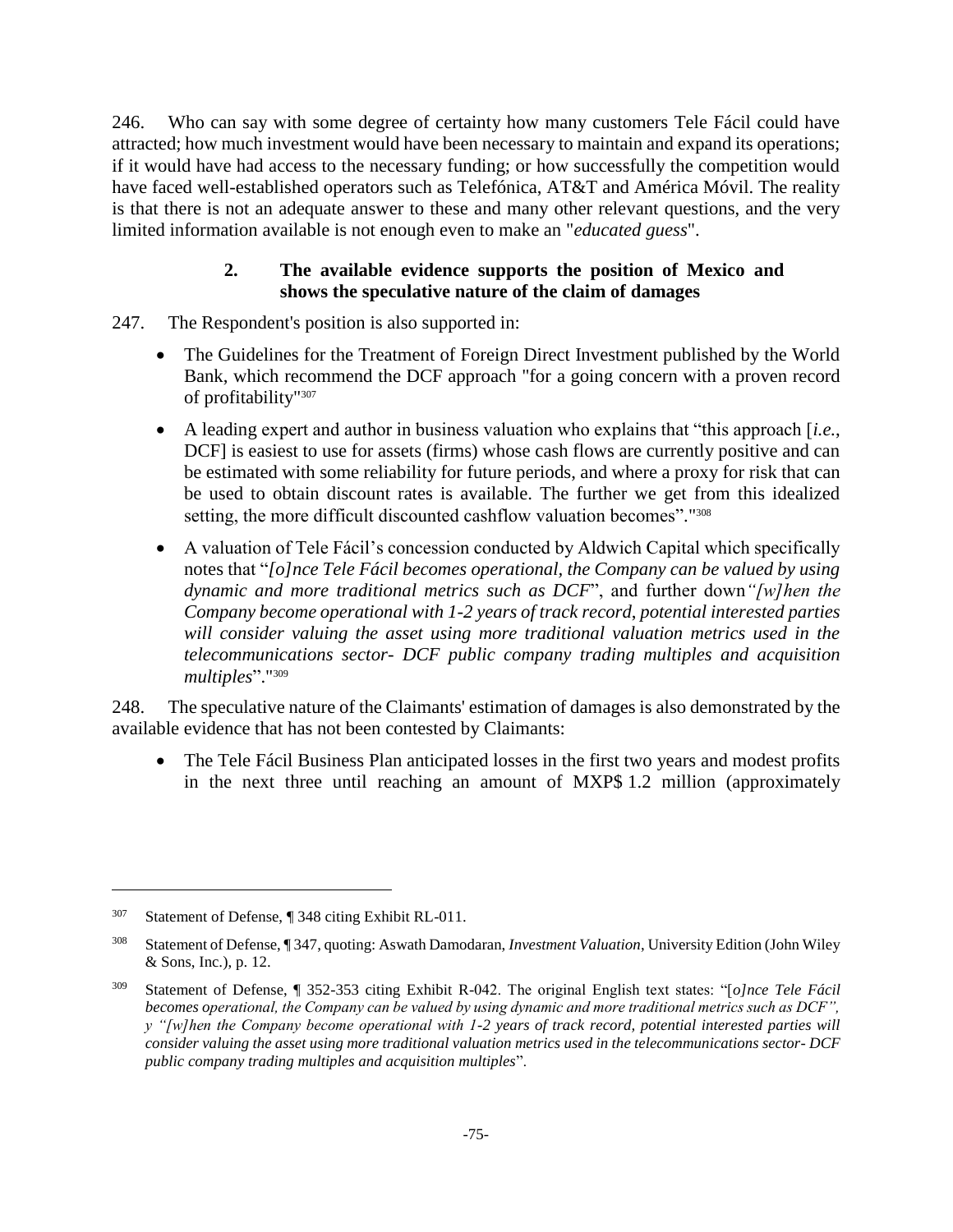246. Who can say with some degree of certainty how many customers Tele Fácil could have attracted; how much investment would have been necessary to maintain and expand its operations; if it would have had access to the necessary funding; or how successfully the competition would have faced well-established operators such as Telefónica, AT&T and América Móvil. The reality is that there is not an adequate answer to these and many other relevant questions, and the very limited information available is not enough even to make an "*educated guess*".

### 2. The available evidence supports the position of Mexico and shows the speculative nature of the claim of damages

247. The Respondent's position is also supported in:

- The Guidelines for the Treatment of Foreign Direct Investment published by the World Bank, which recommend the DCF approach "for a going concern with a proven record of profitability"[307]
- A leading expert and author in business valuation who explains that "this approach [*i.e.*, DCF] is easiest to use for assets (firms) whose cash flows are currently positive and can be estimated with some reliability for future periods, and where a proxy for risk that can be used to obtain discount rates is available. The further we get from this idealized setting, the more difficult discounted cashflow valuation becomes"."[308]
- A valuation of Tele Fácil's concession conducted by Aldwich Capital which specifically notes that "*[o]nce Tele Fácil becomes operational, the Company can be valued by using dynamic and more traditional metrics such as DCF*", and further down *"[w]hen the Company become operational with 1-2 years of track record, potential interested parties will consider valuing the asset using more traditional valuation metrics used in the telecommunications sector- DCF public company trading multiples and acquisition multiples*"."[309]

248. The speculative nature of the Claimants' estimation of damages is also demonstrated by the available evidence that has not been contested by Claimants:

- The Tele Fácil Business Plan anticipated losses in the first two years and modest profits in the next three until reaching an amount of MXP$ 1.2 million (approximately

---

[307] Statement of Defense, ¶ 348 citing Exhibit RL-011.

[308] Statement of Defense, ¶ 347, quoting: Aswath Damodaran, *Investment Valuation*, University Edition (John Wiley & Sons, Inc.), p. 12.

[309] Statement of Defense, ¶ 352-353 citing Exhibit R-042. The original English text states: "[*o]nce Tele Fácil becomes operational, the Company can be valued by using dynamic and more traditional metrics such as DCF", y "[w]hen the Company become operational with 1-2 years of track record, potential interested parties will consider valuing the asset using more traditional valuation metrics used in the telecommunications sector- DCF public company trading multiples and acquisition multiples*".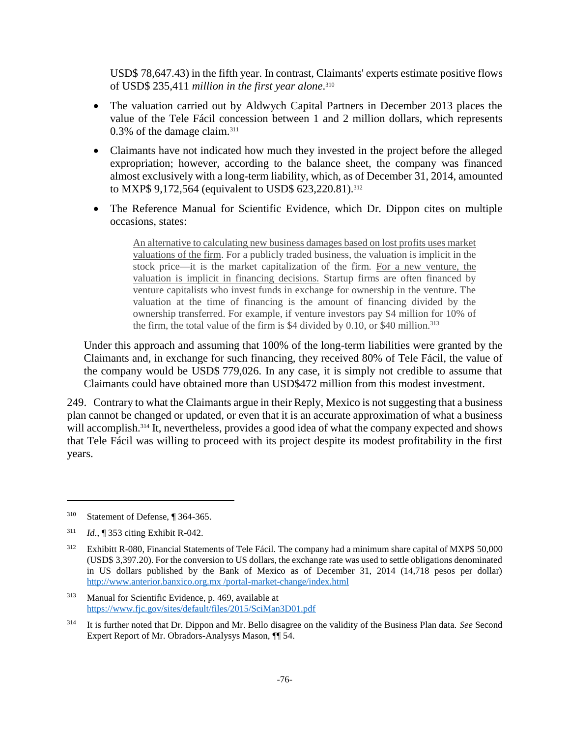USD$ 78,647.43) in the fifth year. In contrast, Claimants' experts estimate positive flows of USD$ 235,411 *million in the first year alone*.[310]

- The valuation carried out by Aldwych Capital Partners in December 2013 places the value of the Tele Fácil concession between 1 and 2 million dollars, which represents 0.3% of the damage claim.[311]
- Claimants have not indicated how much they invested in the project before the alleged expropriation; however, according to the balance sheet, the company was financed almost exclusively with a long-term liability, which, as of December 31, 2014, amounted to MXP$ 9,172,564 (equivalent to USD$ 623,220.81).[312]
- The Reference Manual for Scientific Evidence, which Dr. Dippon cites on multiple occasions, states:

> An alternative to calculating new business damages based on lost profits uses market valuations of the firm. For a publicly traded business, the valuation is implicit in the stock price—it is the market capitalization of the firm. For a new venture, the valuation is implicit in financing decisions. Startup firms are often financed by venture capitalists who invest funds in exchange for ownership in the venture. The valuation at the time of financing is the amount of financing divided by the ownership transferred. For example, if venture investors pay $4 million for 10% of the firm, the total value of the firm is $4 divided by 0.10, or $40 million.[313]

Under this approach and assuming that 100% of the long-term liabilities were granted by the Claimants and, in exchange for such financing, they received 80% of Tele Fácil, the value of the company would be USD$ 779,026. In any case, it is simply not credible to assume that Claimants could have obtained more than USD$472 million from this modest investment.

249. Contrary to what the Claimants argue in their Reply, Mexico is not suggesting that a business plan cannot be changed or updated, or even that it is an accurate approximation of what a business will accomplish.[314] It, nevertheless, provides a good idea of what the company expected and shows that Tele Fácil was willing to proceed with its project despite its modest profitability in the first years.

---

[310] Statement of Defense, ¶ 364-365.

[311] *Id.*, ¶ 353 citing Exhibit R-042.

[312] Exhibitt R-080, Financial Statements of Tele Fácil. The company had a minimum share capital of MXP$ 50,000 (USD$ 3,397.20). For the conversion to US dollars, the exchange rate was used to settle obligations denominated in US dollars published by the Bank of Mexico as of December 31, 2014 (14,718 pesos per dollar) http://www.anterior.banxico.org.mx /portal-market-change/index.html

[313] Manual for Scientific Evidence, p. 469, available at https://www.fjc.gov/sites/default/files/2015/SciMan3D01.pdf

[314] It is further noted that Dr. Dippon and Mr. Bello disagree on the validity of the Business Plan data. *See* Second Expert Report of Mr. Obradors-Analysys Mason, ¶¶ 54.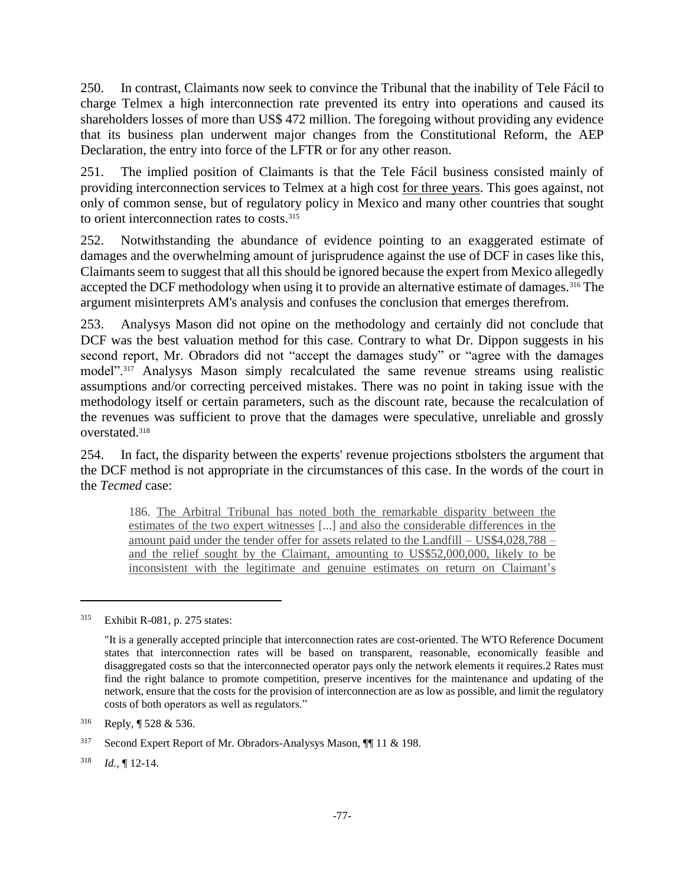250. In contrast, Claimants now seek to convince the Tribunal that the inability of Tele Fácil to charge Telmex a high interconnection rate prevented its entry into operations and caused its shareholders losses of more than US$ 472 million. The foregoing without providing any evidence that its business plan underwent major changes from the Constitutional Reform, the AEP Declaration, the entry into force of the LFTR or for any other reason.

251. The implied position of Claimants is that the Tele Fácil business consisted mainly of providing interconnection services to Telmex at a high cost <u>for three years</u>. This goes against, not only of common sense, but of regulatory policy in Mexico and many other countries that sought to orient interconnection rates to costs.[315]

252. Notwithstanding the abundance of evidence pointing to an exaggerated estimate of damages and the overwhelming amount of jurisprudence against the use of DCF in cases like this, Claimants seem to suggest that all this should be ignored because the expert from Mexico allegedly accepted the DCF methodology when using it to provide an alternative estimate of damages.[316] The argument misinterprets AM's analysis and confuses the conclusion that emerges therefrom.

253. Analysys Mason did not opine on the methodology and certainly did not conclude that DCF was the best valuation method for this case. Contrary to what Dr. Dippon suggests in his second report, Mr. Obradors did not "accept the damages study" or "agree with the damages model".[317] Analysys Mason simply recalculated the same revenue streams using realistic assumptions and/or correcting perceived mistakes. There was no point in taking issue with the methodology itself or certain parameters, such as the discount rate, because the recalculation of the revenues was sufficient to prove that the damages were speculative, unreliable and grossly overstated.[318]

254. In fact, the disparity between the experts' revenue projections stbolsters the argument that the DCF method is not appropriate in the circumstances of this case. In the words of the court in the *Tecmed* case:

> 186. <u>The Arbitral Tribunal has noted both the remarkable disparity between the estimates of the two expert witnesses</u> [...] <u>and also the considerable differences in the amount paid under the tender offer for assets related to the Landfill – US$4,028,788 – and the relief sought by the Claimant, amounting to US$52,000,000, likely to be inconsistent with the legitimate and genuine estimates on return on Claimant's</u>

---

[315] Exhibit R-081, p. 275 states:

"It is a generally accepted principle that interconnection rates are cost-oriented. The WTO Reference Document states that interconnection rates will be based on transparent, reasonable, economically feasible and disaggregated costs so that the interconnected operator pays only the network elements it requires.2 Rates must find the right balance to promote competition, preserve incentives for the maintenance and updating of the network, ensure that the costs for the provision of interconnection are as low as possible, and limit the regulatory costs of both operators as well as regulators."

[316] Reply, ¶ 528 & 536.

[317] Second Expert Report of Mr. Obradors-Analysys Mason, ¶¶ 11 & 198.

[318] *Id.*, ¶ 12-14.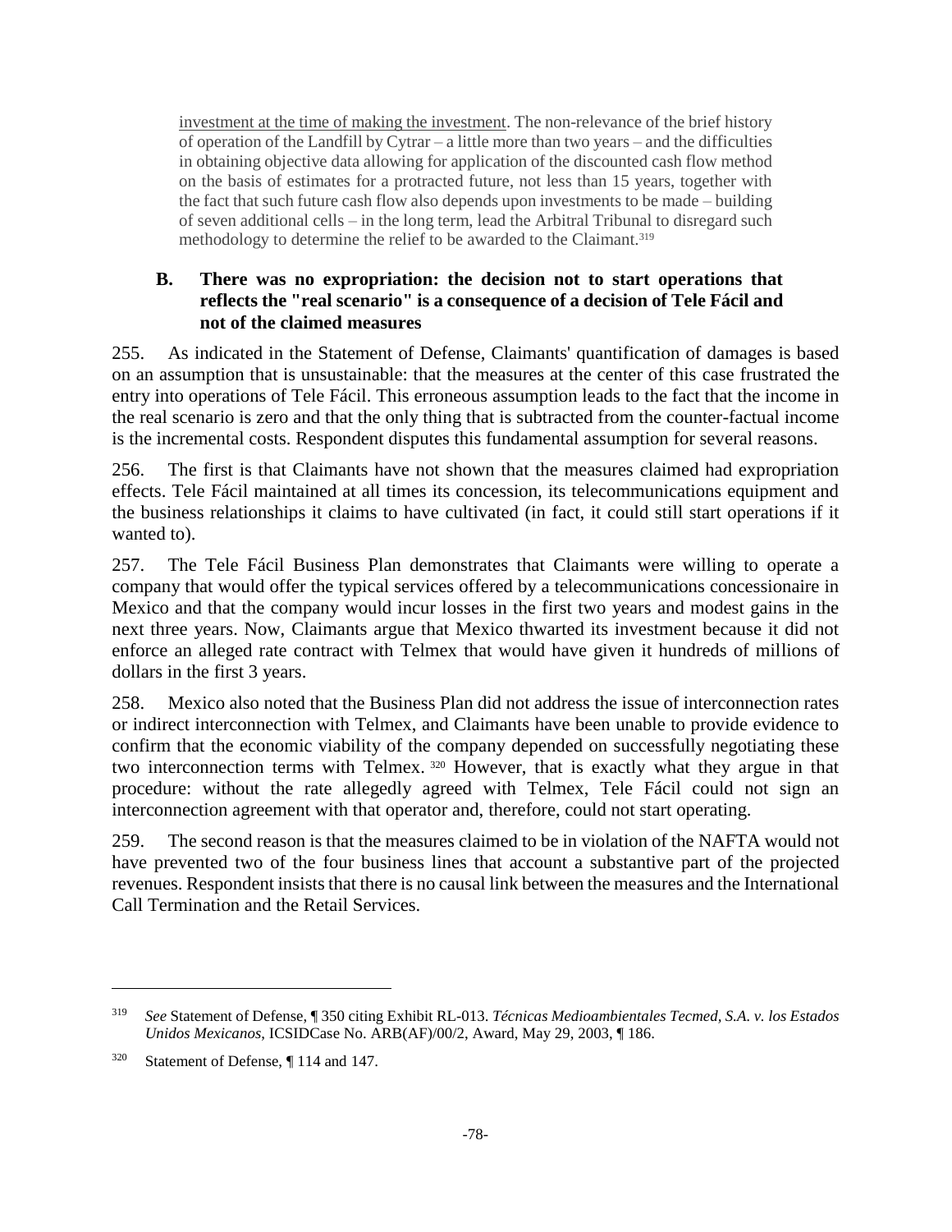> <u>investment at the time of making the investment</u>. The non-relevance of the brief history of operation of the Landfill by Cytrar – a little more than two years – and the difficulties in obtaining objective data allowing for application of the discounted cash flow method on the basis of estimates for a protracted future, not less than 15 years, together with the fact that such future cash flow also depends upon investments to be made – building of seven additional cells – in the long term, lead the Arbitral Tribunal to disregard such methodology to determine the relief to be awarded to the Claimant.[319]

### B. There was no expropriation: the decision not to start operations that reflects the "real scenario" is a consequence of a decision of Tele Fácil and not of the claimed measures

255. As indicated in the Statement of Defense, Claimants' quantification of damages is based on an assumption that is unsustainable: that the measures at the center of this case frustrated the entry into operations of Tele Fácil. This erroneous assumption leads to the fact that the income in the real scenario is zero and that the only thing that is subtracted from the counter-factual income is the incremental costs. Respondent disputes this fundamental assumption for several reasons.

256. The first is that Claimants have not shown that the measures claimed had expropriation effects. Tele Fácil maintained at all times its concession, its telecommunications equipment and the business relationships it claims to have cultivated (in fact, it could still start operations if it wanted to).

257. The Tele Fácil Business Plan demonstrates that Claimants were willing to operate a company that would offer the typical services offered by a telecommunications concessionaire in Mexico and that the company would incur losses in the first two years and modest gains in the next three years. Now, Claimants argue that Mexico thwarted its investment because it did not enforce an alleged rate contract with Telmex that would have given it hundreds of millions of dollars in the first 3 years.

258. Mexico also noted that the Business Plan did not address the issue of interconnection rates or indirect interconnection with Telmex, and Claimants have been unable to provide evidence to confirm that the economic viability of the company depended on successfully negotiating these two interconnection terms with Telmex.[320] However, that is exactly what they argue in that procedure: without the rate allegedly agreed with Telmex, Tele Fácil could not sign an interconnection agreement with that operator and, therefore, could not start operating.

259. The second reason is that the measures claimed to be in violation of the NAFTA would not have prevented two of the four business lines that account a substantive part of the projected revenues. Respondent insists that there is no causal link between the measures and the International Call Termination and the Retail Services.

---

[319] *See* Statement of Defense, ¶ 350 citing Exhibit RL-013. *Técnicas Medioambientales Tecmed, S.A. v. los Estados Unidos Mexicanos*, ICSIDCase No. ARB(AF)/00/2, Award, May 29, 2003, ¶ 186.

[320] Statement of Defense, ¶ 114 and 147.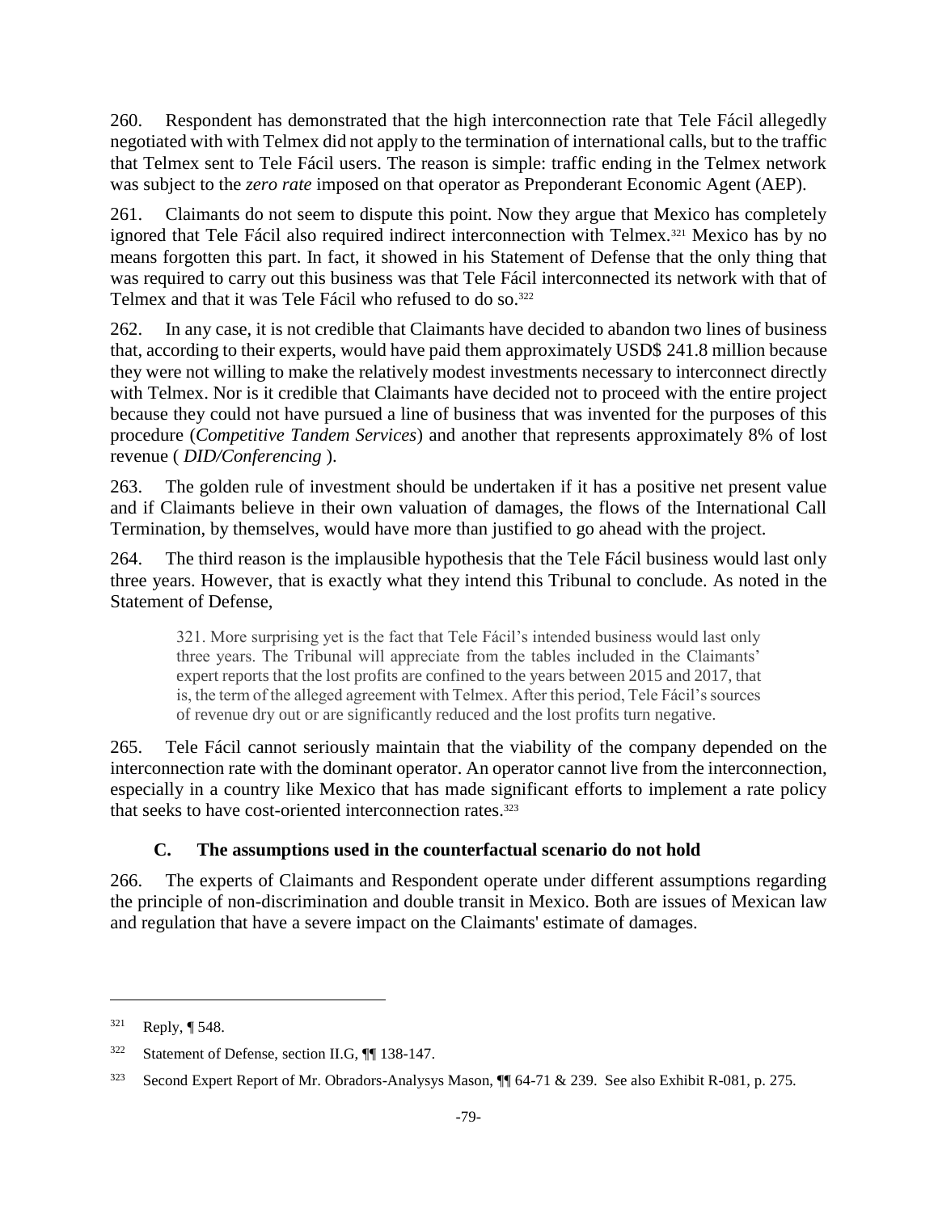260. Respondent has demonstrated that the high interconnection rate that Tele Fácil allegedly negotiated with with Telmex did not apply to the termination of international calls, but to the traffic that Telmex sent to Tele Fácil users. The reason is simple: traffic ending in the Telmex network was subject to the *zero rate* imposed on that operator as Preponderant Economic Agent (AEP).

261. Claimants do not seem to dispute this point. Now they argue that Mexico has completely ignored that Tele Fácil also required indirect interconnection with Telmex.[321] Mexico has by no means forgotten this part. In fact, it showed in his Statement of Defense that the only thing that was required to carry out this business was that Tele Fácil interconnected its network with that of Telmex and that it was Tele Fácil who refused to do so.[322]

262. In any case, it is not credible that Claimants have decided to abandon two lines of business that, according to their experts, would have paid them approximately USD$ 241.8 million because they were not willing to make the relatively modest investments necessary to interconnect directly with Telmex. Nor is it credible that Claimants have decided not to proceed with the entire project because they could not have pursued a line of business that was invented for the purposes of this procedure (*Competitive Tandem Services*) and another that represents approximately 8% of lost revenue ( *DID/Conferencing* ).

263. The golden rule of investment should be undertaken if it has a positive net present value and if Claimants believe in their own valuation of damages, the flows of the International Call Termination, by themselves, would have more than justified to go ahead with the project.

264. The third reason is the implausible hypothesis that the Tele Fácil business would last only three years. However, that is exactly what they intend this Tribunal to conclude. As noted in the Statement of Defense,

> 321. More surprising yet is the fact that Tele Fácil's intended business would last only three years. The Tribunal will appreciate from the tables included in the Claimants' expert reports that the lost profits are confined to the years between 2015 and 2017, that is, the term of the alleged agreement with Telmex. After this period, Tele Fácil's sources of revenue dry out or are significantly reduced and the lost profits turn negative.

265. Tele Fácil cannot seriously maintain that the viability of the company depended on the interconnection rate with the dominant operator. An operator cannot live from the interconnection, especially in a country like Mexico that has made significant efforts to implement a rate policy that seeks to have cost-oriented interconnection rates.[323]

### C. The assumptions used in the counterfactual scenario do not hold

266. The experts of Claimants and Respondent operate under different assumptions regarding the principle of non-discrimination and double transit in Mexico. Both are issues of Mexican law and regulation that have a severe impact on the Claimants' estimate of damages.

---

[321] Reply, ¶ 548.

[322] Statement of Defense, section II.G, ¶¶ 138-147.

[323] Second Expert Report of Mr. Obradors-Analysys Mason, ¶¶ 64-71 & 239. See also Exhibit R-081, p. 275.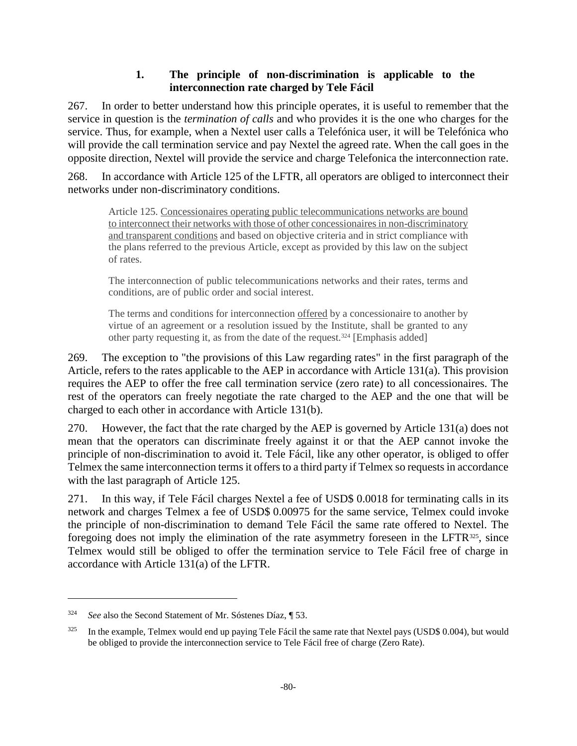### 1. The principle of non-discrimination is applicable to the interconnection rate charged by Tele Fácil

267. In order to better understand how this principle operates, it is useful to remember that the service in question is the *termination of calls* and who provides it is the one who charges for the service. Thus, for example, when a Nextel user calls a Telefónica user, it will be Telefónica who will provide the call termination service and pay Nextel the agreed rate. When the call goes in the opposite direction, Nextel will provide the service and charge Telefonica the interconnection rate.

268. In accordance with Article 125 of the LFTR, all operators are obliged to interconnect their networks under non-discriminatory conditions.

> Article 125. <u>Concessionaires operating public telecommunications networks are bound to interconnect their networks with those of other concessionaires in non-discriminatory and transparent conditions</u> and based on objective criteria and in strict compliance with the plans referred to the previous Article, except as provided by this law on the subject of rates.
>
> The interconnection of public telecommunications networks and their rates, terms and conditions, are of public order and social interest.
>
> The terms and conditions for interconnection <u>offered</u> by a concessionaire to another by virtue of an agreement or a resolution issued by the Institute, shall be granted to any other party requesting it, as from the date of the request.[324] [Emphasis added]

269. The exception to "the provisions of this Law regarding rates" in the first paragraph of the Article, refers to the rates applicable to the AEP in accordance with Article 131(a). This provision requires the AEP to offer the free call termination service (zero rate) to all concessionaires. The rest of the operators can freely negotiate the rate charged to the AEP and the one that will be charged to each other in accordance with Article 131(b).

270. However, the fact that the rate charged by the AEP is governed by Article 131(a) does not mean that the operators can discriminate freely against it or that the AEP cannot invoke the principle of non-discrimination to avoid it. Tele Fácil, like any other operator, is obliged to offer Telmex the same interconnection terms it offers to a third party if Telmex so requests in accordance with the last paragraph of Article 125.

271. In this way, if Tele Fácil charges Nextel a fee of USD$ 0.0018 for terminating calls in its network and charges Telmex a fee of USD$ 0.00975 for the same service, Telmex could invoke the principle of non-discrimination to demand Tele Fácil the same rate offered to Nextel. The foregoing does not imply the elimination of the rate asymmetry foreseen in the LFTR[325], since Telmex would still be obliged to offer the termination service to Tele Fácil free of charge in accordance with Article 131(a) of the LFTR.

---

[324] *See* also the Second Statement of Mr. Sóstenes Díaz, ¶ 53.

[325] In the example, Telmex would end up paying Tele Fácil the same rate that Nextel pays (USD$ 0.004), but would be obliged to provide the interconnection service to Tele Fácil free of charge (Zero Rate).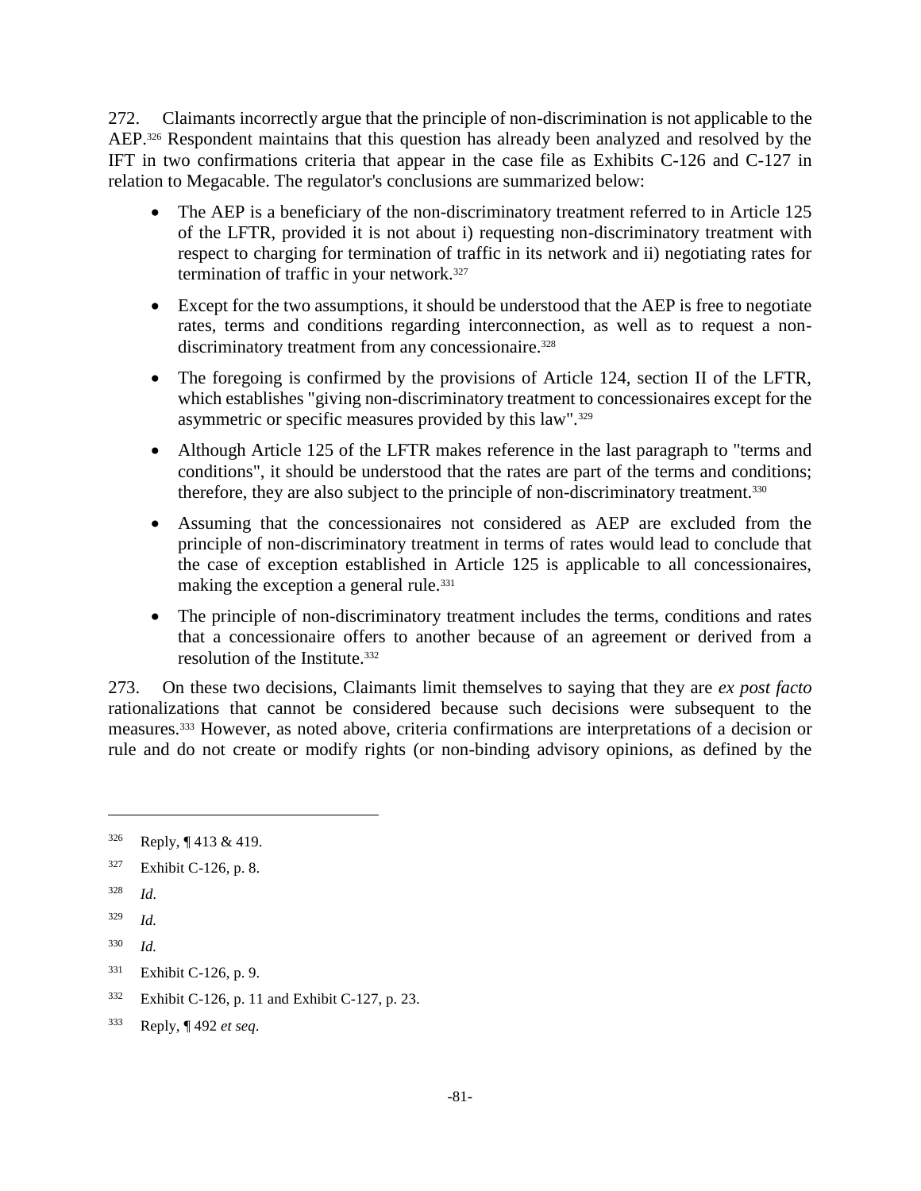272. Claimants incorrectly argue that the principle of non-discrimination is not applicable to the AEP.[326] Respondent maintains that this question has already been analyzed and resolved by the IFT in two confirmations criteria that appear in the case file as Exhibits C-126 and C-127 in relation to Megacable. The regulator's conclusions are summarized below:

- The AEP is a beneficiary of the non-discriminatory treatment referred to in Article 125 of the LFTR, provided it is not about i) requesting non-discriminatory treatment with respect to charging for termination of traffic in its network and ii) negotiating rates for termination of traffic in your network.[327]
- Except for the two assumptions, it should be understood that the AEP is free to negotiate rates, terms and conditions regarding interconnection, as well as to request a non-discriminatory treatment from any concessionaire.[328]
- The foregoing is confirmed by the provisions of Article 124, section II of the LFTR, which establishes "giving non-discriminatory treatment to concessionaires except for the asymmetric or specific measures provided by this law".[329]
- Although Article 125 of the LFTR makes reference in the last paragraph to "terms and conditions", it should be understood that the rates are part of the terms and conditions; therefore, they are also subject to the principle of non-discriminatory treatment.[330]
- Assuming that the concessionaires not considered as AEP are excluded from the principle of non-discriminatory treatment in terms of rates would lead to conclude that the case of exception established in Article 125 is applicable to all concessionaires, making the exception a general rule.[331]
- The principle of non-discriminatory treatment includes the terms, conditions and rates that a concessionaire offers to another because of an agreement or derived from a resolution of the Institute.[332]

273. On these two decisions, Claimants limit themselves to saying that they are *ex post facto* rationalizations that cannot be considered because such decisions were subsequent to the measures.[333] However, as noted above, criteria confirmations are interpretations of a decision or rule and do not create or modify rights (or non-binding advisory opinions, as defined by the

---

[326] Reply, ¶ 413 & 419.

[327] Exhibit C-126, p. 8.

[328] *Id*.

[329] *Id.*

[330] *Id.*

[331] Exhibit C-126, p. 9.

[332] Exhibit C-126, p. 11 and Exhibit C-127, p. 23.

[333] Reply, ¶ 492 *et seq*.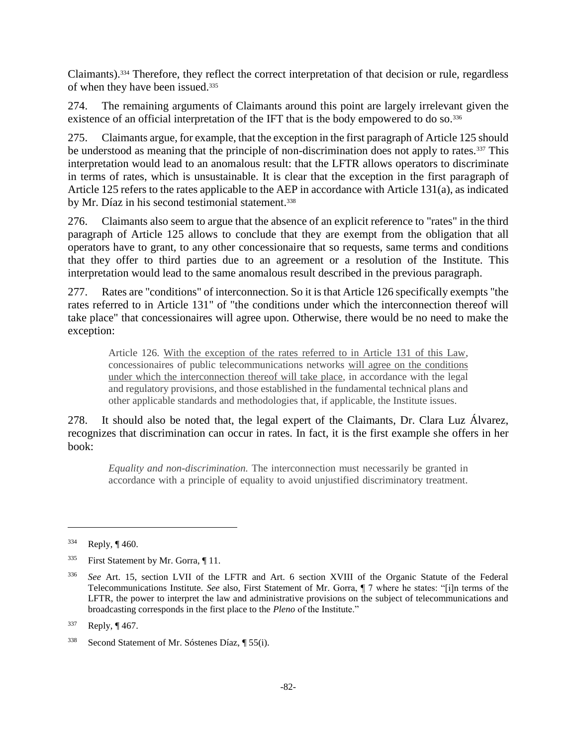Claimants).[334] Therefore, they reflect the correct interpretation of that decision or rule, regardless of when they have been issued.[335]

274. The remaining arguments of Claimants around this point are largely irrelevant given the existence of an official interpretation of the IFT that is the body empowered to do so.[336]

275. Claimants argue, for example, that the exception in the first paragraph of Article 125 should be understood as meaning that the principle of non-discrimination does not apply to rates.[337] This interpretation would lead to an anomalous result: that the LFTR allows operators to discriminate in terms of rates, which is unsustainable. It is clear that the exception in the first paragraph of Article 125 refers to the rates applicable to the AEP in accordance with Article 131(a), as indicated by Mr. Díaz in his second testimonial statement.[338]

276. Claimants also seem to argue that the absence of an explicit reference to "rates" in the third paragraph of Article 125 allows to conclude that they are exempt from the obligation that all operators have to grant, to any other concessionaire that so requests, same terms and conditions that they offer to third parties due to an agreement or a resolution of the Institute. This interpretation would lead to the same anomalous result described in the previous paragraph.

277. Rates are "conditions" of interconnection. So it is that Article 126 specifically exempts "the rates referred to in Article 131" of "the conditions under which the interconnection thereof will take place" that concessionaires will agree upon. Otherwise, there would be no need to make the exception:

> Article 126. With the exception of the rates referred to in Article 131 of this Law, concessionaires of public telecommunications networks will agree on the conditions under which the interconnection thereof will take place, in accordance with the legal and regulatory provisions, and those established in the fundamental technical plans and other applicable standards and methodologies that, if applicable, the Institute issues.

278. It should also be noted that, the legal expert of the Claimants, Dr. Clara Luz Álvarez, recognizes that discrimination can occur in rates. In fact, it is the first example she offers in her book:

> *Equality and non-discrimination.* The interconnection must necessarily be granted in accordance with a principle of equality to avoid unjustified discriminatory treatment.

---

[334] Reply, ¶ 460.

[335] First Statement by Mr. Gorra, ¶ 11.

[336] *See* Art. 15, section LVII of the LFTR and Art. 6 section XVIII of the Organic Statute of the Federal Telecommunications Institute. *See* also, First Statement of Mr. Gorra, ¶ 7 where he states: "[i]n terms of the LFTR, the power to interpret the law and administrative provisions on the subject of telecommunications and broadcasting corresponds in the first place to the *Pleno* of the Institute."

[337] Reply, ¶ 467.

[338] Second Statement of Mr. Sóstenes Díaz, ¶ 55(i).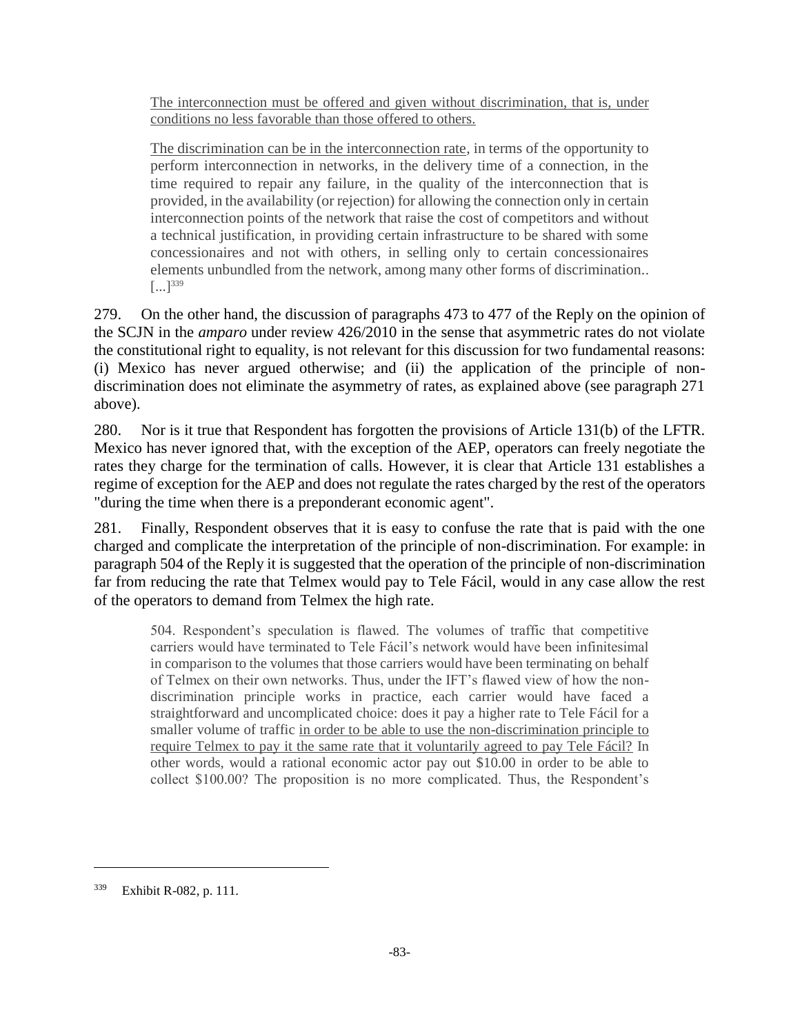> <u>The interconnection must be offered and given without discrimination, that is, under conditions no less favorable than those offered to others.</u>
>
> <u>The discrimination can be in the interconnection rate</u>, in terms of the opportunity to perform interconnection in networks, in the delivery time of a connection, in the time required to repair any failure, in the quality of the interconnection that is provided, in the availability (or rejection) for allowing the connection only in certain interconnection points of the network that raise the cost of competitors and without a technical justification, in providing certain infrastructure to be shared with some concessionaires and not with others, in selling only to certain concessionaires elements unbundled from the network, among many other forms of discrimination.. [...][339]

279. On the other hand, the discussion of paragraphs 473 to 477 of the Reply on the opinion of the SCJN in the *amparo* under review 426/2010 in the sense that asymmetric rates do not violate the constitutional right to equality, is not relevant for this discussion for two fundamental reasons: (i) Mexico has never argued otherwise; and (ii) the application of the principle of non-discrimination does not eliminate the asymmetry of rates, as explained above (see paragraph 271 above).

280. Nor is it true that Respondent has forgotten the provisions of Article 131(b) of the LFTR. Mexico has never ignored that, with the exception of the AEP, operators can freely negotiate the rates they charge for the termination of calls. However, it is clear that Article 131 establishes a regime of exception for the AEP and does not regulate the rates charged by the rest of the operators "during the time when there is a preponderant economic agent".

281. Finally, Respondent observes that it is easy to confuse the rate that is paid with the one charged and complicate the interpretation of the principle of non-discrimination. For example: in paragraph 504 of the Reply it is suggested that the operation of the principle of non-discrimination far from reducing the rate that Telmex would pay to Tele Fácil, would in any case allow the rest of the operators to demand from Telmex the high rate.

> 504. Respondent's speculation is flawed. The volumes of traffic that competitive carriers would have terminated to Tele Fácil's network would have been infinitesimal in comparison to the volumes that those carriers would have been terminating on behalf of Telmex on their own networks. Thus, under the IFT's flawed view of how the non-discrimination principle works in practice, each carrier would have faced a straightforward and uncomplicated choice: does it pay a higher rate to Tele Fácil for a smaller volume of traffic <u>in order to be able to use the non-discrimination principle to require Telmex to pay it the same rate that it voluntarily agreed to pay Tele Fácil?</u> In other words, would a rational economic actor pay out \$10.00 in order to be able to collect \$100.00? The proposition is no more complicated. Thus, the Respondent's

---

[339] Exhibit R-082, p. 111.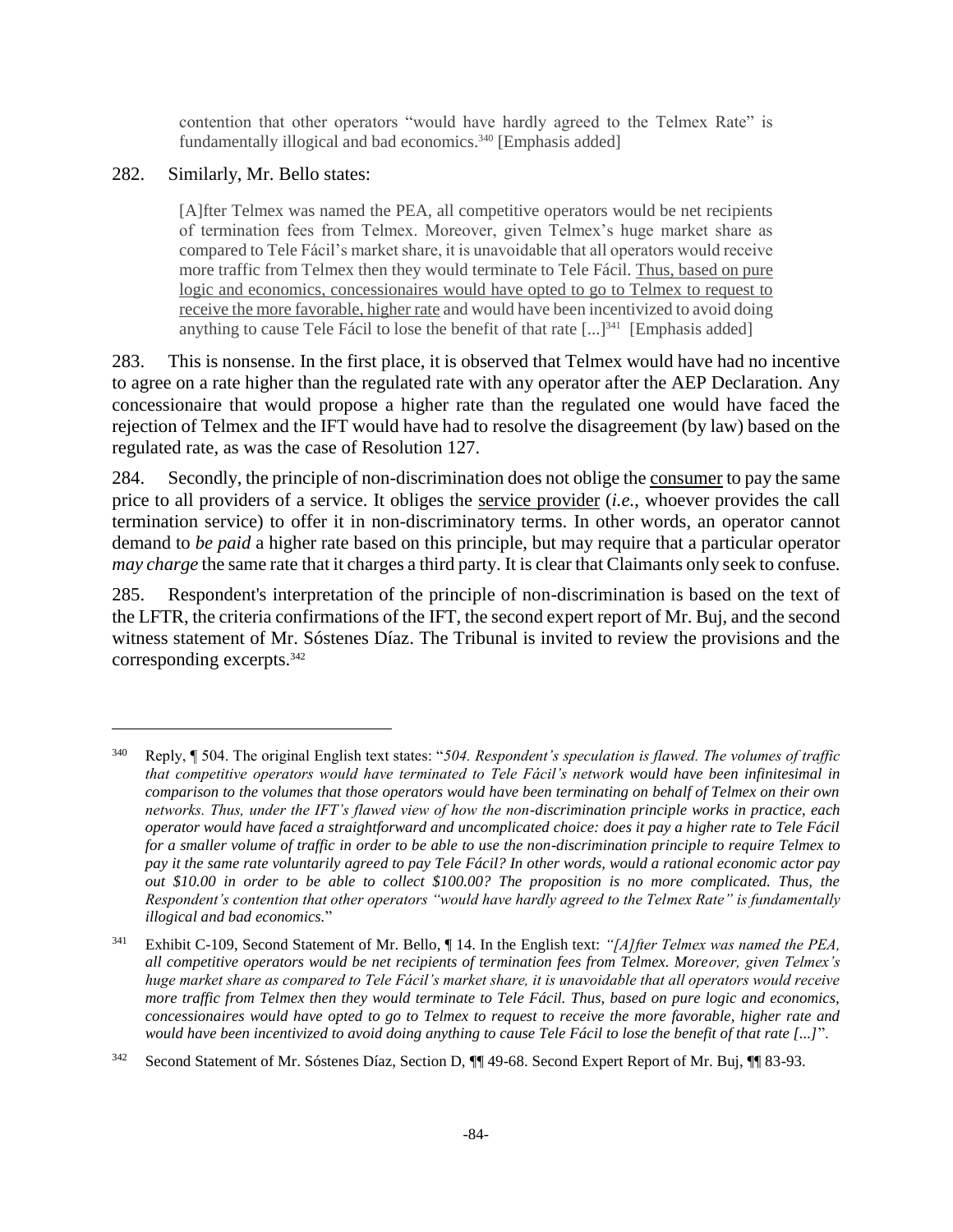> contention that other operators "would have hardly agreed to the Telmex Rate" is fundamentally illogical and bad economics.[340] [Emphasis added]

282. Similarly, Mr. Bello states:

> [A]fter Telmex was named the PEA, all competitive operators would be net recipients of termination fees from Telmex. Moreover, given Telmex's huge market share as compared to Tele Fácil's market share, it is unavoidable that all operators would receive more traffic from Telmex then they would terminate to Tele Fácil. Thus, based on pure logic and economics, concessionaires would have opted to go to Telmex to request to receive the more favorable, higher rate and would have been incentivized to avoid doing anything to cause Tele Fácil to lose the benefit of that rate [...][341] [Emphasis added]

283. This is nonsense. In the first place, it is observed that Telmex would have had no incentive to agree on a rate higher than the regulated rate with any operator after the AEP Declaration. Any concessionaire that would propose a higher rate than the regulated one would have faced the rejection of Telmex and the IFT would have had to resolve the disagreement (by law) based on the regulated rate, as was the case of Resolution 127.

284. Secondly, the principle of non-discrimination does not oblige the consumer to pay the same price to all providers of a service. It obliges the service provider (*i.e.*, whoever provides the call termination service) to offer it in non-discriminatory terms. In other words, an operator cannot demand to *be paid* a higher rate based on this principle, but may require that a particular operator *may charge* the same rate that it charges a third party. It is clear that Claimants only seek to confuse.

285. Respondent's interpretation of the principle of non-discrimination is based on the text of the LFTR, the criteria confirmations of the IFT, the second expert report of Mr. Buj, and the second witness statement of Mr. Sóstenes Díaz. The Tribunal is invited to review the provisions and the corresponding excerpts.[342]

---

[340] Reply, ¶ 504. The original English text states: "*504. Respondent's speculation is flawed. The volumes of traffic that competitive operators would have terminated to Tele Fácil's network would have been infinitesimal in comparison to the volumes that those operators would have been terminating on behalf of Telmex on their own networks. Thus, under the IFT's flawed view of how the non-discrimination principle works in practice, each operator would have faced a straightforward and uncomplicated choice: does it pay a higher rate to Tele Fácil for a smaller volume of traffic in order to be able to use the non-discrimination principle to require Telmex to pay it the same rate voluntarily agreed to pay Tele Fácil? In other words, would a rational economic actor pay out $10.00 in order to be able to collect $100.00? The proposition is no more complicated. Thus, the Respondent's contention that other operators "would have hardly agreed to the Telmex Rate" is fundamentally illogical and bad economics.*"

[341] Exhibit C-109, Second Statement of Mr. Bello, ¶ 14. In the English text: *"[A]fter Telmex was named the PEA, all competitive operators would be net recipients of termination fees from Telmex. Moreover, given Telmex's huge market share as compared to Tele Fácil's market share, it is unavoidable that all operators would receive more traffic from Telmex then they would terminate to Tele Fácil. Thus, based on pure logic and economics, concessionaires would have opted to go to Telmex to request to receive the more favorable, higher rate and would have been incentivized to avoid doing anything to cause Tele Fácil to lose the benefit of that rate [...]".*

[342] Second Statement of Mr. Sóstenes Díaz, Section D, ¶¶ 49-68. Second Expert Report of Mr. Buj, ¶¶ 83-93.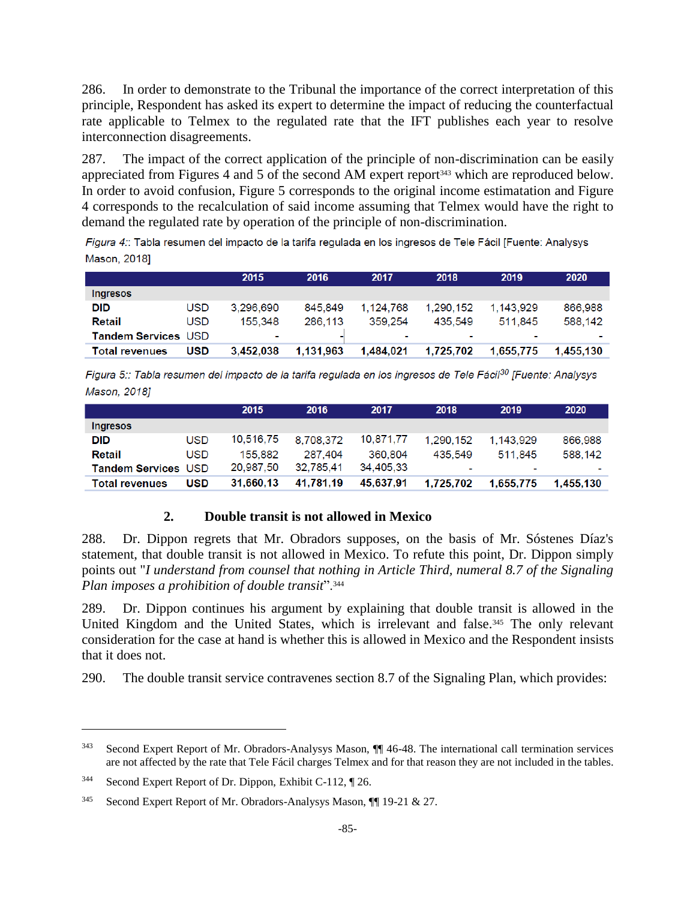286. In order to demonstrate to the Tribunal the importance of the correct interpretation of this principle, Respondent has asked its expert to determine the impact of reducing the counterfactual rate applicable to Telmex to the regulated rate that the IFT publishes each year to resolve interconnection disagreements.

287. The impact of the correct application of the principle of non-discrimination can be easily appreciated from Figures 4 and 5 of the second AM expert report[343] which are reproduced below. In order to avoid confusion, Figure 5 corresponds to the original income estimatation and Figure 4 corresponds to the recalculation of said income assuming that Telmex would have the right to demand the regulated rate by operation of the principle of non-discrimination.

*Figura 4:*: Tabla resumen del impacto de la tarifa regulada en los ingresos de Tele Fácil [Fuente: Analysys Mason, 2018]

| | | 2015 | 2016 | 2017 | 2018 | 2019 | 2020 |
|---|---|---|---|---|---|---|---|
| Ingresos | | | | | | | |
| **DID** | USD | 3,296,690 | 845,849 | 1,124,768 | 1,290,152 | 1,143,929 | 866,988 |
| **Retail** | USD | 155,348 | 286,113 | 359,254 | 435,549 | 511,845 | 588,142 |
| **Tandem Services** | USD | - | - | - | - | - | - |
| **Total revenues** | **USD** | **3,452,038** | **1,131,963** | **1,484,021** | **1,725,702** | **1,655,775** | **1,455,130** |

*Figura 5:: Tabla resumen del impacto de la tarifa regulada en los ingresos de Tele Fácil[30] [Fuente: Analysys Mason, 2018]*

| | | 2015 | 2016 | 2017 | 2018 | 2019 | 2020 |
|---|---|---|---|---|---|---|---|
| Ingresos | | | | | | | |
| **DID** | USD | 10,516,75 | 8,708,372 | 10,871,77 | 1,290,152 | 1,143,929 | 866,988 |
| **Retail** | USD | 155,882 | 287,404 | 360,804 | 435,549 | 511,845 | 588,142 |
| **Tandem Services** | USD | 20,987,50 | 32,785,41 | 34,405,33 | - | - | - |
| **Total revenues** | **USD** | **31,660,13** | **41,781,19** | **45,637,91** | **1,725,702** | **1,655,775** | **1,455,130** |

### 2. Double transit is not allowed in Mexico

288. Dr. Dippon regrets that Mr. Obradors supposes, on the basis of Mr. Sóstenes Díaz's statement, that double transit is not allowed in Mexico. To refute this point, Dr. Dippon simply points out "*I understand from counsel that nothing in Article Third, numeral 8.7 of the Signaling Plan imposes a prohibition of double transit*".[344]

289. Dr. Dippon continues his argument by explaining that double transit is allowed in the United Kingdom and the United States, which is irrelevant and false.[345] The only relevant consideration for the case at hand is whether this is allowed in Mexico and the Respondent insists that it does not.

290. The double transit service contravenes section 8.7 of the Signaling Plan, which provides:

---

[343] Second Expert Report of Mr. Obradors-Analysys Mason, ¶¶ 46-48. The international call termination services are not affected by the rate that Tele Fácil charges Telmex and for that reason they are not included in the tables.

[344] Second Expert Report of Dr. Dippon, Exhibit C-112, ¶ 26.

[345] Second Expert Report of Mr. Obradors-Analysys Mason, ¶¶ 19-21 & 27.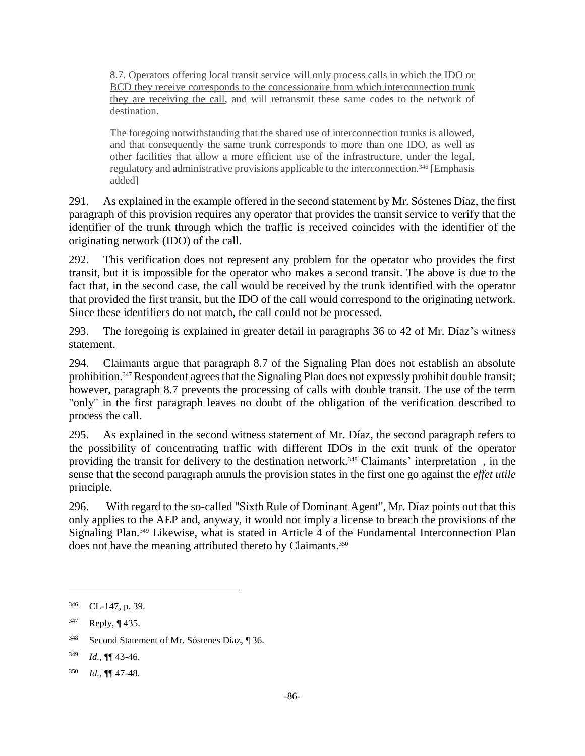> 8.7. Operators offering local transit service will only process calls in which the IDO or BCD they receive corresponds to the concessionaire from which interconnection trunk they are receiving the call, and will retransmit these same codes to the network of destination.
>
> The foregoing notwithstanding that the shared use of interconnection trunks is allowed, and that consequently the same trunk corresponds to more than one IDO, as well as other facilities that allow a more efficient use of the infrastructure, under the legal, regulatory and administrative provisions applicable to the interconnection.[346] [Emphasis added]

291. As explained in the example offered in the second statement by Mr. Sóstenes Díaz, the first paragraph of this provision requires any operator that provides the transit service to verify that the identifier of the trunk through which the traffic is received coincides with the identifier of the originating network (IDO) of the call.

292. This verification does not represent any problem for the operator who provides the first transit, but it is impossible for the operator who makes a second transit. The above is due to the fact that, in the second case, the call would be received by the trunk identified with the operator that provided the first transit, but the IDO of the call would correspond to the originating network. Since these identifiers do not match, the call could not be processed.

293. The foregoing is explained in greater detail in paragraphs 36 to 42 of Mr. Díaz's witness statement.

294. Claimants argue that paragraph 8.7 of the Signaling Plan does not establish an absolute prohibition.[347] Respondent agrees that the Signaling Plan does not expressly prohibit double transit; however, paragraph 8.7 prevents the processing of calls with double transit. The use of the term "only" in the first paragraph leaves no doubt of the obligation of the verification described to process the call.

295. As explained in the second witness statement of Mr. Díaz, the second paragraph refers to the possibility of concentrating traffic with different IDOs in the exit trunk of the operator providing the transit for delivery to the destination network.[348] Claimants' interpretation , in the sense that the second paragraph annuls the provision states in the first one go against the *effet utile* principle.

296. With regard to the so-called "Sixth Rule of Dominant Agent", Mr. Díaz points out that this only applies to the AEP and, anyway, it would not imply a license to breach the provisions of the Signaling Plan.[349] Likewise, what is stated in Article 4 of the Fundamental Interconnection Plan does not have the meaning attributed thereto by Claimants.[350]

---

[346] CL-147, p. 39.

[347] Reply, ¶ 435.

[348] Second Statement of Mr. Sóstenes Díaz, ¶ 36.

[349] *Id.*, ¶¶ 43-46.

[350] *Id.*, ¶¶ 47-48.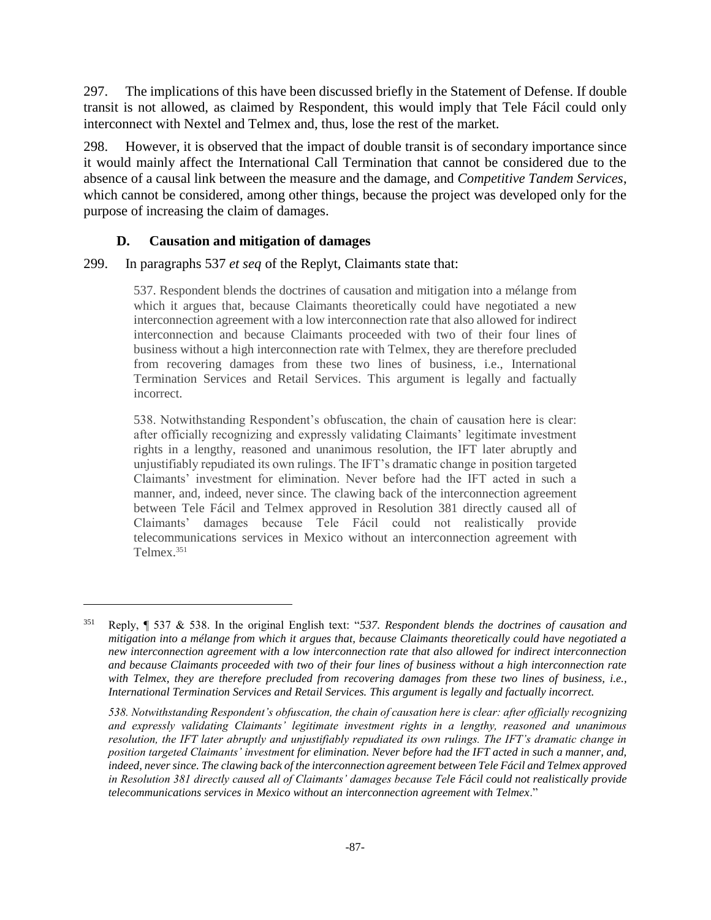297. The implications of this have been discussed briefly in the Statement of Defense. If double transit is not allowed, as claimed by Respondent, this would imply that Tele Fácil could only interconnect with Nextel and Telmex and, thus, lose the rest of the market.

298. However, it is observed that the impact of double transit is of secondary importance since it would mainly affect the International Call Termination that cannot be considered due to the absence of a causal link between the measure and the damage, and *Competitive Tandem Services*, which cannot be considered, among other things, because the project was developed only for the purpose of increasing the claim of damages.

### D. Causation and mitigation of damages

299. In paragraphs 537 *et seq* of the Replyt, Claimants state that:

> 537. Respondent blends the doctrines of causation and mitigation into a mélange from which it argues that, because Claimants theoretically could have negotiated a new interconnection agreement with a low interconnection rate that also allowed for indirect interconnection and because Claimants proceeded with two of their four lines of business without a high interconnection rate with Telmex, they are therefore precluded from recovering damages from these two lines of business, i.e., International Termination Services and Retail Services. This argument is legally and factually incorrect.
>
> 538. Notwithstanding Respondent's obfuscation, the chain of causation here is clear: after officially recognizing and expressly validating Claimants' legitimate investment rights in a lengthy, reasoned and unanimous resolution, the IFT later abruptly and unjustifiably repudiated its own rulings. The IFT's dramatic change in position targeted Claimants' investment for elimination. Never before had the IFT acted in such a manner, and, indeed, never since. The clawing back of the interconnection agreement between Tele Fácil and Telmex approved in Resolution 381 directly caused all of Claimants' damages because Tele Fácil could not realistically provide telecommunications services in Mexico without an interconnection agreement with Telmex.[351]

---

[351] Reply, ¶ 537 & 538. In the original English text: "*537. Respondent blends the doctrines of causation and mitigation into a mélange from which it argues that, because Claimants theoretically could have negotiated a new interconnection agreement with a low interconnection rate that also allowed for indirect interconnection and because Claimants proceeded with two of their four lines of business without a high interconnection rate with Telmex, they are therefore precluded from recovering damages from these two lines of business, i.e., International Termination Services and Retail Services. This argument is legally and factually incorrect.*

*538. Notwithstanding Respondent's obfuscation, the chain of causation here is clear: after officially recognizing and expressly validating Claimants' legitimate investment rights in a lengthy, reasoned and unanimous resolution, the IFT later abruptly and unjustifiably repudiated its own rulings. The IFT's dramatic change in position targeted Claimants' investment for elimination. Never before had the IFT acted in such a manner, and, indeed, never since. The clawing back of the interconnection agreement between Tele Fácil and Telmex approved in Resolution 381 directly caused all of Claimants' damages because Tele Fácil could not realistically provide telecommunications services in Mexico without an interconnection agreement with Telmex*."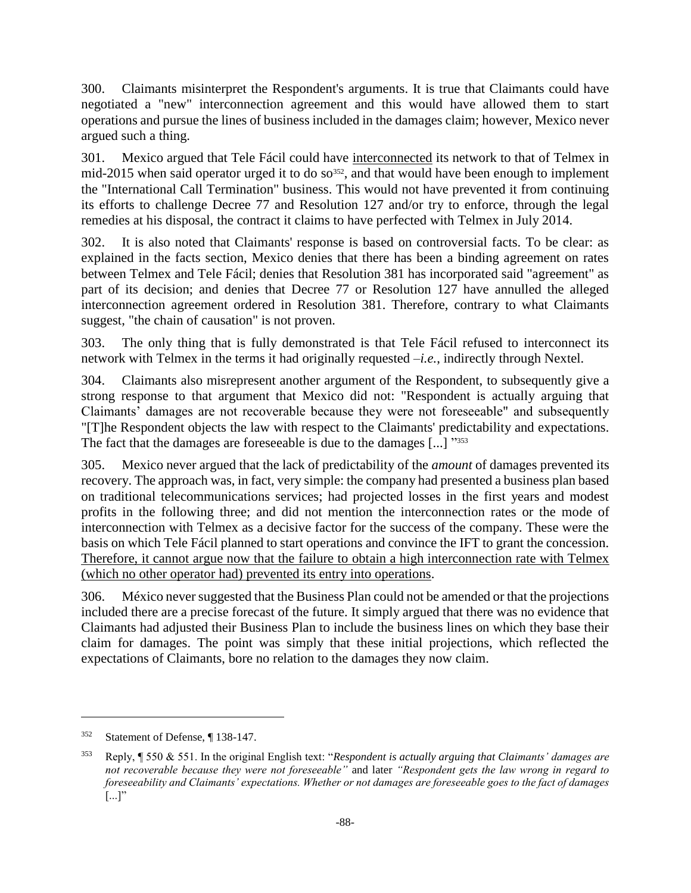300. Claimants misinterpret the Respondent's arguments. It is true that Claimants could have negotiated a "new" interconnection agreement and this would have allowed them to start operations and pursue the lines of business included in the damages claim; however, Mexico never argued such a thing.

301. Mexico argued that Tele Fácil could have <u>interconnected</u> its network to that of Telmex in mid-2015 when said operator urged it to do so[352], and that would have been enough to implement the "International Call Termination" business. This would not have prevented it from continuing its efforts to challenge Decree 77 and Resolution 127 and/or try to enforce, through the legal remedies at his disposal, the contract it claims to have perfected with Telmex in July 2014.

302. It is also noted that Claimants' response is based on controversial facts. To be clear: as explained in the facts section, Mexico denies that there has been a binding agreement on rates between Telmex and Tele Fácil; denies that Resolution 381 has incorporated said "agreement" as part of its decision; and denies that Decree 77 or Resolution 127 have annulled the alleged interconnection agreement ordered in Resolution 381. Therefore, contrary to what Claimants suggest, "the chain of causation" is not proven.

303. The only thing that is fully demonstrated is that Tele Fácil refused to interconnect its network with Telmex in the terms it had originally requested –*i.e.*, indirectly through Nextel.

304. Claimants also misrepresent another argument of the Respondent, to subsequently give a strong response to that argument that Mexico did not: "Respondent is actually arguing that Claimants' damages are not recoverable because they were not foreseeable" and subsequently "[T]he Respondent objects the law with respect to the Claimants' predictability and expectations. The fact that the damages are foreseeable is due to the damages [...] "[353]

305. Mexico never argued that the lack of predictability of the *amount* of damages prevented its recovery. The approach was, in fact, very simple: the company had presented a business plan based on traditional telecommunications services; had projected losses in the first years and modest profits in the following three; and did not mention the interconnection rates or the mode of interconnection with Telmex as a decisive factor for the success of the company. These were the basis on which Tele Fácil planned to start operations and convince the IFT to grant the concession. <u>Therefore, it cannot argue now that the failure to obtain a high interconnection rate with Telmex (which no other operator had) prevented its entry into operations</u>.

306. México never suggested that the Business Plan could not be amended or that the projections included there are a precise forecast of the future. It simply argued that there was no evidence that Claimants had adjusted their Business Plan to include the business lines on which they base their claim for damages. The point was simply that these initial projections, which reflected the expectations of Claimants, bore no relation to the damages they now claim.

---

[352] Statement of Defense, ¶ 138-147.

[353] Reply, ¶ 550 & 551. In the original English text: "*Respondent is actually arguing that Claimants' damages are not recoverable because they were not foreseeable"* and later *"Respondent gets the law wrong in regard to foreseeability and Claimants' expectations. Whether or not damages are foreseeable goes to the fact of damages* [...]"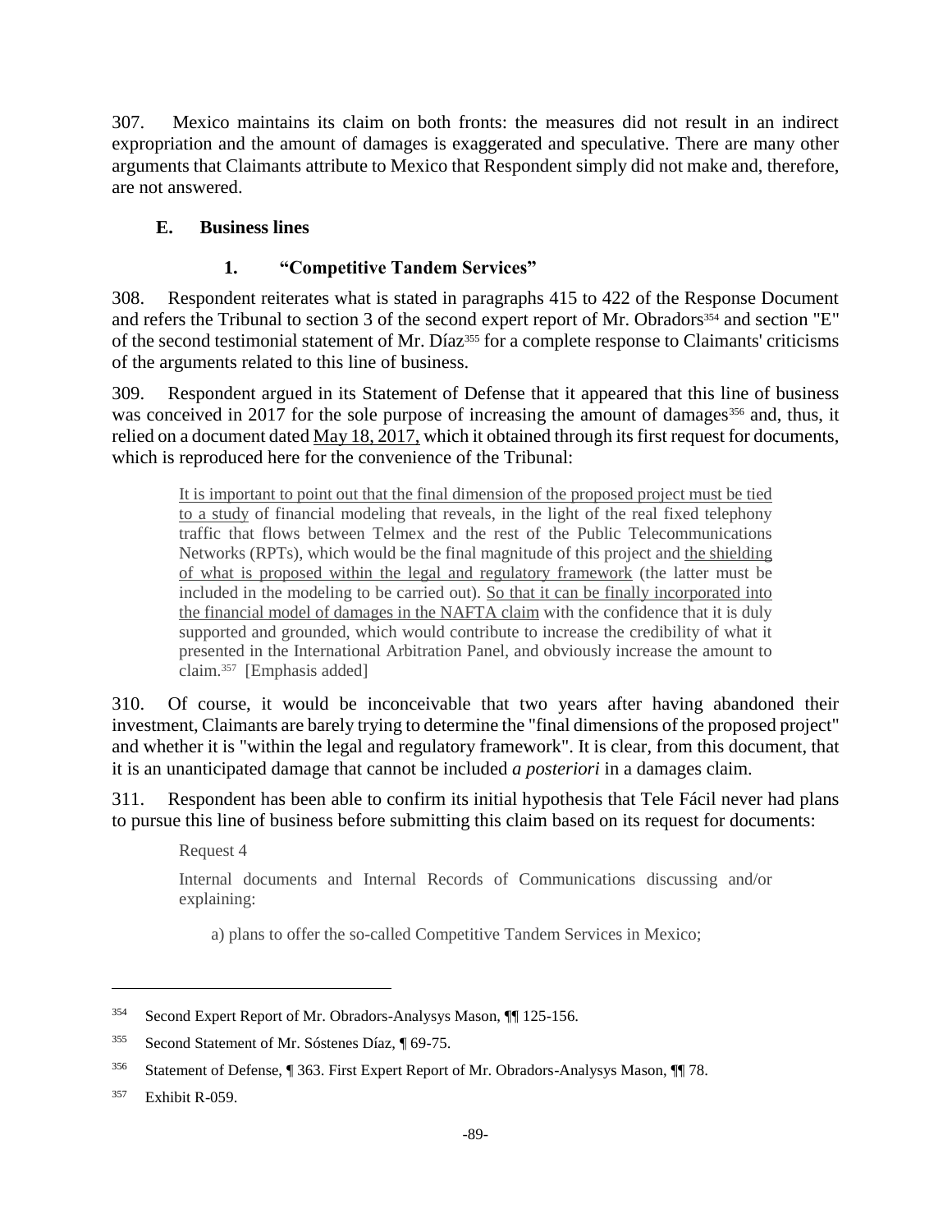307. Mexico maintains its claim on both fronts: the measures did not result in an indirect expropriation and the amount of damages is exaggerated and speculative. There are many other arguments that Claimants attribute to Mexico that Respondent simply did not make and, therefore, are not answered.

### E. Business lines

#### 1. "Competitive Tandem Services"

308. Respondent reiterates what is stated in paragraphs 415 to 422 of the Response Document and refers the Tribunal to section 3 of the second expert report of Mr. Obradors[354] and section "E" of the second testimonial statement of Mr. Díaz[355] for a complete response to Claimants' criticisms of the arguments related to this line of business.

309. Respondent argued in its Statement of Defense that it appeared that this line of business was conceived in 2017 for the sole purpose of increasing the amount of damages[356] and, thus, it relied on a document dated <u>May 18, 2017,</u> which it obtained through its first request for documents, which is reproduced here for the convenience of the Tribunal:

> <u>It is important to point out that the final dimension of the proposed project must be tied to a study</u> of financial modeling that reveals, in the light of the real fixed telephony traffic that flows between Telmex and the rest of the Public Telecommunications Networks (RPTs), which would be the final magnitude of this project and <u>the shielding of what is proposed within the legal and regulatory framework</u> (the latter must be included in the modeling to be carried out). <u>So that it can be finally incorporated into the financial model of damages in the NAFTA claim</u> with the confidence that it is duly supported and grounded, which would contribute to increase the credibility of what it presented in the International Arbitration Panel, and obviously increase the amount to claim.[357] [Emphasis added]

310. Of course, it would be inconceivable that two years after having abandoned their investment, Claimants are barely trying to determine the "final dimensions of the proposed project" and whether it is "within the legal and regulatory framework". It is clear, from this document, that it is an unanticipated damage that cannot be included *a posteriori* in a damages claim.

311. Respondent has been able to confirm its initial hypothesis that Tele Fácil never had plans to pursue this line of business before submitting this claim based on its request for documents:

> Request 4
>
> Internal documents and Internal Records of Communications discussing and/or explaining:
>
> a) plans to offer the so-called Competitive Tandem Services in Mexico;

---

[354] Second Expert Report of Mr. Obradors-Analysys Mason, ¶¶ 125-156.

[355] Second Statement of Mr. Sóstenes Díaz, ¶ 69-75.

[356] Statement of Defense, ¶ 363. First Expert Report of Mr. Obradors-Analysys Mason, ¶¶ 78.

[357] Exhibit R-059.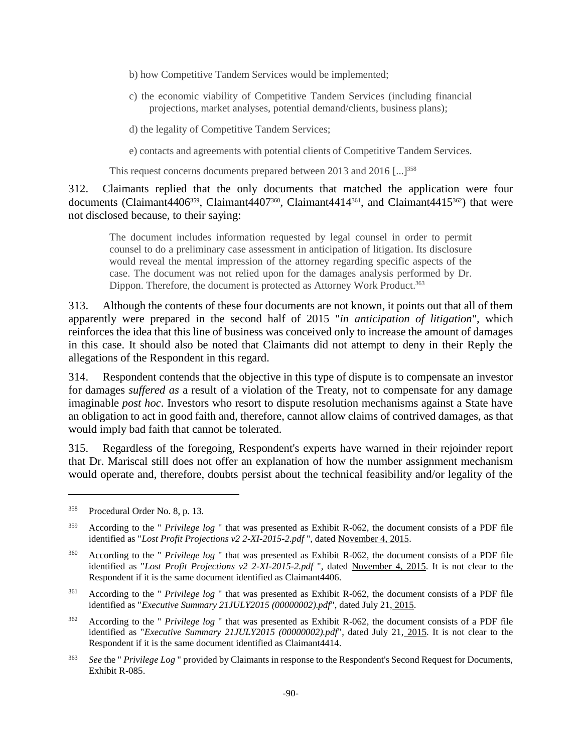> b) how Competitive Tandem Services would be implemented;
>
> c) the economic viability of Competitive Tandem Services (including financial projections, market analyses, potential demand/clients, business plans);
>
> d) the legality of Competitive Tandem Services;
>
> e) contacts and agreements with potential clients of Competitive Tandem Services.
>
> This request concerns documents prepared between 2013 and 2016 [...][358]

312. Claimants replied that the only documents that matched the application were four documents (Claimant4406[359], Claimant4407[360], Claimant4414[361], and Claimant4415[362]) that were not disclosed because, to their saying:

> The document includes information requested by legal counsel in order to permit counsel to do a preliminary case assessment in anticipation of litigation. Its disclosure would reveal the mental impression of the attorney regarding specific aspects of the case. The document was not relied upon for the damages analysis performed by Dr. Dippon. Therefore, the document is protected as Attorney Work Product.[363]

313. Although the contents of these four documents are not known, it points out that all of them apparently were prepared in the second half of 2015 "*in anticipation of litigation*", which reinforces the idea that this line of business was conceived only to increase the amount of damages in this case. It should also be noted that Claimants did not attempt to deny in their Reply the allegations of the Respondent in this regard.

314. Respondent contends that the objective in this type of dispute is to compensate an investor for damages *suffered as* a result of a violation of the Treaty, not to compensate for any damage imaginable *post hoc*. Investors who resort to dispute resolution mechanisms against a State have an obligation to act in good faith and, therefore, cannot allow claims of contrived damages, as that would imply bad faith that cannot be tolerated.

315. Regardless of the foregoing, Respondent's experts have warned in their rejoinder report that Dr. Mariscal still does not offer an explanation of how the number assignment mechanism would operate and, therefore, doubts persist about the technical feasibility and/or legality of the

---

[358] Procedural Order No. 8, p. 13.

[359] According to the " *Privilege log* " that was presented as Exhibit R-062, the document consists of a PDF file identified as "*Lost Profit Projections v2 2-XI-2015-2.pdf* ", dated November 4, 2015.

[360] According to the " *Privilege log* " that was presented as Exhibit R-062, the document consists of a PDF file identified as "*Lost Profit Projections v2 2-XI-2015-2.pdf* ", dated November 4, 2015. It is not clear to the Respondent if it is the same document identified as Claimant4406.

[361] According to the " *Privilege log* " that was presented as Exhibit R-062, the document consists of a PDF file identified as "*Executive Summary 21JULY2015 (00000002).pdf*", dated July 21, 2015.

[362] According to the " *Privilege log* " that was presented as Exhibit R-062, the document consists of a PDF file identified as "*Executive Summary 21JULY2015 (00000002).pdf*", dated July 21, 2015. It is not clear to the Respondent if it is the same document identified as Claimant4414.

[363] *See* the " *Privilege Log* " provided by Claimants in response to the Respondent's Second Request for Documents, Exhibit R-085.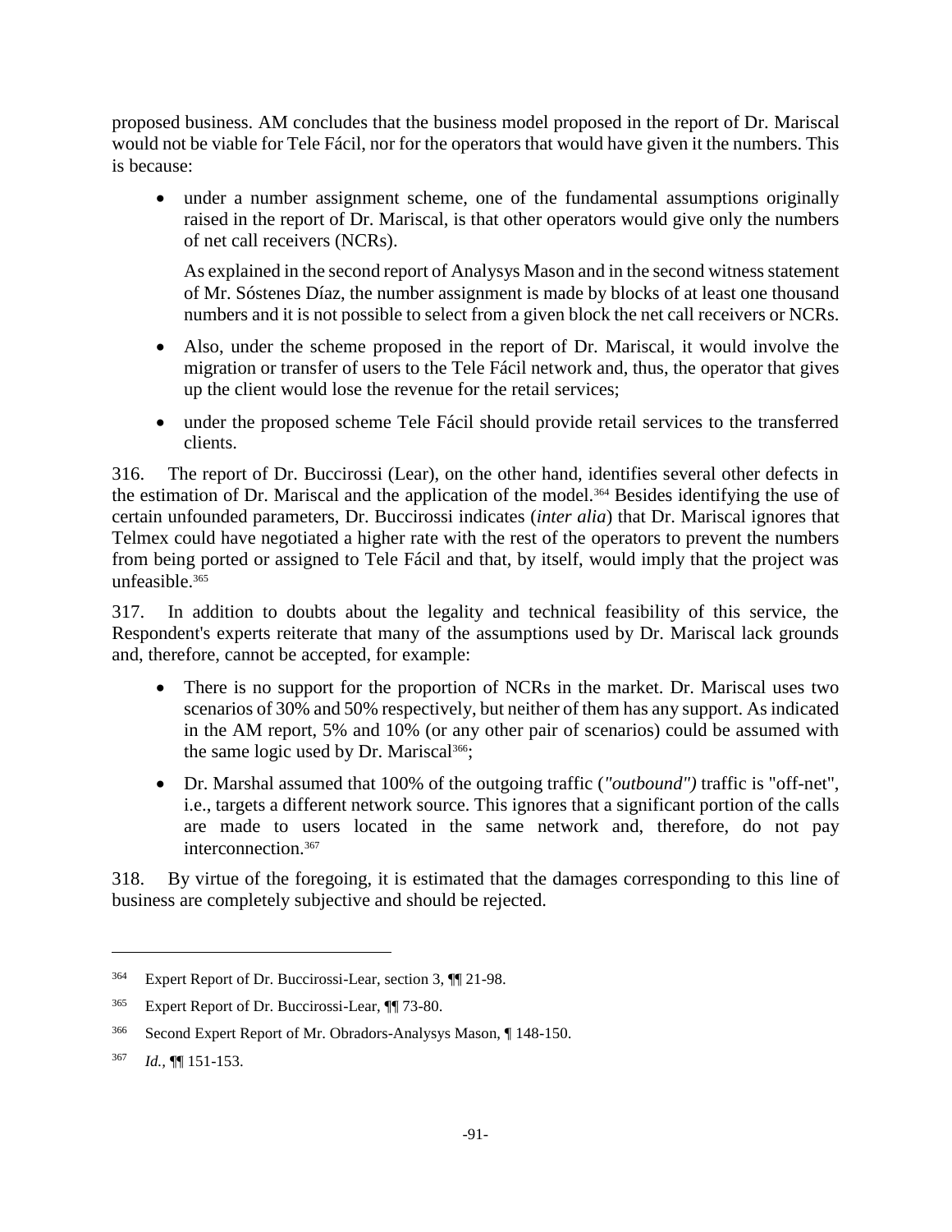proposed business. AM concludes that the business model proposed in the report of Dr. Mariscal would not be viable for Tele Fácil, nor for the operators that would have given it the numbers. This is because:

- under a number assignment scheme, one of the fundamental assumptions originally raised in the report of Dr. Mariscal, is that other operators would give only the numbers of net call receivers (NCRs).

  As explained in the second report of Analysys Mason and in the second witness statement of Mr. Sóstenes Díaz, the number assignment is made by blocks of at least one thousand numbers and it is not possible to select from a given block the net call receivers or NCRs.

- Also, under the scheme proposed in the report of Dr. Mariscal, it would involve the migration or transfer of users to the Tele Fácil network and, thus, the operator that gives up the client would lose the revenue for the retail services;

- under the proposed scheme Tele Fácil should provide retail services to the transferred clients.

316. The report of Dr. Buccirossi (Lear), on the other hand, identifies several other defects in the estimation of Dr. Mariscal and the application of the model.[364] Besides identifying the use of certain unfounded parameters, Dr. Buccirossi indicates (*inter alia*) that Dr. Mariscal ignores that Telmex could have negotiated a higher rate with the rest of the operators to prevent the numbers from being ported or assigned to Tele Fácil and that, by itself, would imply that the project was unfeasible.[365]

317. In addition to doubts about the legality and technical feasibility of this service, the Respondent's experts reiterate that many of the assumptions used by Dr. Mariscal lack grounds and, therefore, cannot be accepted, for example:

- There is no support for the proportion of NCRs in the market. Dr. Mariscal uses two scenarios of 30% and 50% respectively, but neither of them has any support. As indicated in the AM report, 5% and 10% (or any other pair of scenarios) could be assumed with the same logic used by Dr. Mariscal[366];

- Dr. Marshal assumed that 100% of the outgoing traffic (*"outbound")* traffic is "off-net", i.e., targets a different network source. This ignores that a significant portion of the calls are made to users located in the same network and, therefore, do not pay interconnection.[367]

318. By virtue of the foregoing, it is estimated that the damages corresponding to this line of business are completely subjective and should be rejected.

---

[364] Expert Report of Dr. Buccirossi-Lear, section 3, ¶¶ 21-98.

[365] Expert Report of Dr. Buccirossi-Lear, ¶¶ 73-80.

[366] Second Expert Report of Mr. Obradors-Analysys Mason, ¶ 148-150.

[367] *Id.*, ¶¶ 151-153.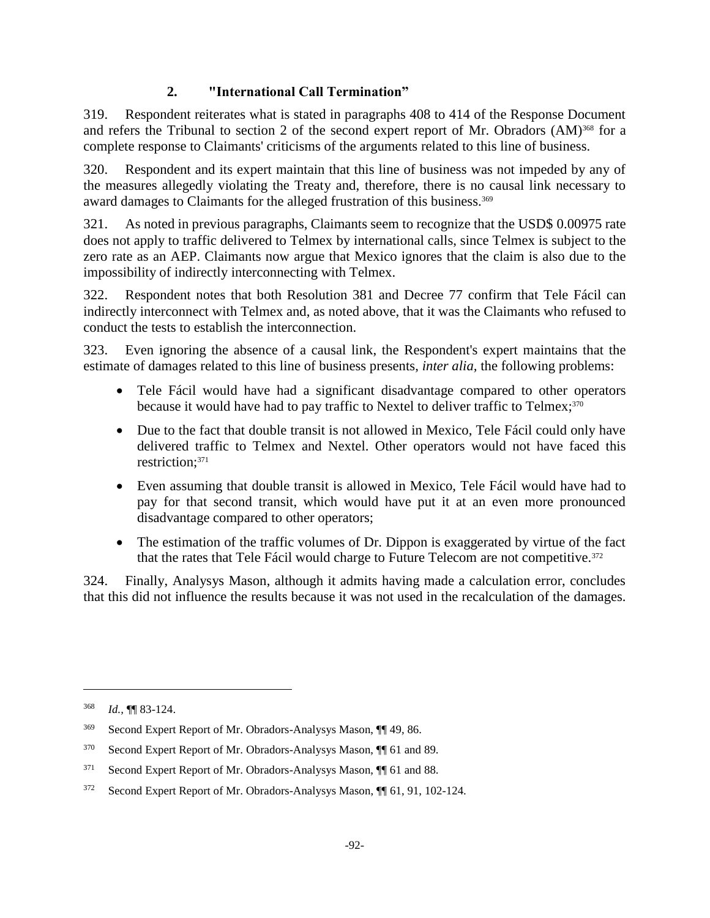### 2. "International Call Termination"

319. Respondent reiterates what is stated in paragraphs 408 to 414 of the Response Document and refers the Tribunal to section 2 of the second expert report of Mr. Obradors (AM)[368] for a complete response to Claimants' criticisms of the arguments related to this line of business.

320. Respondent and its expert maintain that this line of business was not impeded by any of the measures allegedly violating the Treaty and, therefore, there is no causal link necessary to award damages to Claimants for the alleged frustration of this business.[369]

321. As noted in previous paragraphs, Claimants seem to recognize that the USD$ 0.00975 rate does not apply to traffic delivered to Telmex by international calls, since Telmex is subject to the zero rate as an AEP. Claimants now argue that Mexico ignores that the claim is also due to the impossibility of indirectly interconnecting with Telmex.

322. Respondent notes that both Resolution 381 and Decree 77 confirm that Tele Fácil can indirectly interconnect with Telmex and, as noted above, that it was the Claimants who refused to conduct the tests to establish the interconnection.

323. Even ignoring the absence of a causal link, the Respondent's expert maintains that the estimate of damages related to this line of business presents, *inter alia*, the following problems:

- Tele Fácil would have had a significant disadvantage compared to other operators because it would have had to pay traffic to Nextel to deliver traffic to Telmex;[370]
- Due to the fact that double transit is not allowed in Mexico, Tele Fácil could only have delivered traffic to Telmex and Nextel. Other operators would not have faced this restriction;[371]
- Even assuming that double transit is allowed in Mexico, Tele Fácil would have had to pay for that second transit, which would have put it at an even more pronounced disadvantage compared to other operators;
- The estimation of the traffic volumes of Dr. Dippon is exaggerated by virtue of the fact that the rates that Tele Fácil would charge to Future Telecom are not competitive.[372]

324. Finally, Analysys Mason, although it admits having made a calculation error, concludes that this did not influence the results because it was not used in the recalculation of the damages.

---

[368] *Id.*, ¶¶ 83-124.

[369] Second Expert Report of Mr. Obradors-Analysys Mason, ¶¶ 49, 86.

[370] Second Expert Report of Mr. Obradors-Analysys Mason, ¶¶ 61 and 89.

[371] Second Expert Report of Mr. Obradors-Analysys Mason, ¶¶ 61 and 88.

[372] Second Expert Report of Mr. Obradors-Analysys Mason, ¶¶ 61, 91, 102-124.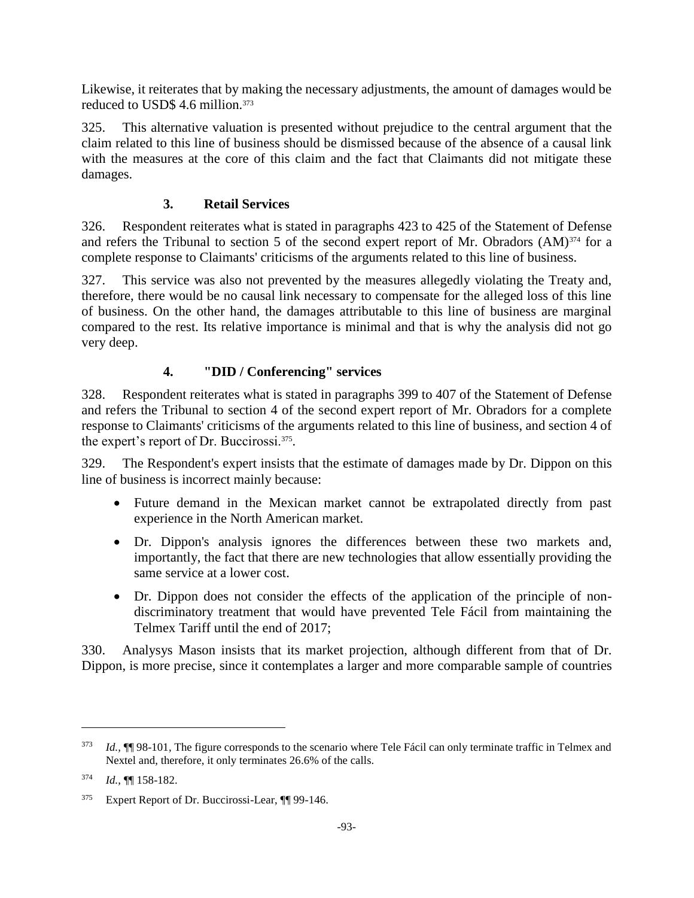Likewise, it reiterates that by making the necessary adjustments, the amount of damages would be reduced to USD$ 4.6 million.[373]

325. This alternative valuation is presented without prejudice to the central argument that the claim related to this line of business should be dismissed because of the absence of a causal link with the measures at the core of this claim and the fact that Claimants did not mitigate these damages.

### 3. Retail Services

326. Respondent reiterates what is stated in paragraphs 423 to 425 of the Statement of Defense and refers the Tribunal to section 5 of the second expert report of Mr. Obradors (AM)[374] for a complete response to Claimants' criticisms of the arguments related to this line of business.

327. This service was also not prevented by the measures allegedly violating the Treaty and, therefore, there would be no causal link necessary to compensate for the alleged loss of this line of business. On the other hand, the damages attributable to this line of business are marginal compared to the rest. Its relative importance is minimal and that is why the analysis did not go very deep.

### 4. "DID / Conferencing" services

328. Respondent reiterates what is stated in paragraphs 399 to 407 of the Statement of Defense and refers the Tribunal to section 4 of the second expert report of Mr. Obradors for a complete response to Claimants' criticisms of the arguments related to this line of business, and section 4 of the expert's report of Dr. Buccirossi.[375].

329. The Respondent's expert insists that the estimate of damages made by Dr. Dippon on this line of business is incorrect mainly because:

- Future demand in the Mexican market cannot be extrapolated directly from past experience in the North American market.
- Dr. Dippon's analysis ignores the differences between these two markets and, importantly, the fact that there are new technologies that allow essentially providing the same service at a lower cost.
- Dr. Dippon does not consider the effects of the application of the principle of non-discriminatory treatment that would have prevented Tele Fácil from maintaining the Telmex Tariff until the end of 2017;

330. Analysys Mason insists that its market projection, although different from that of Dr. Dippon, is more precise, since it contemplates a larger and more comparable sample of countries

---

[373] *Id.,* ¶¶ 98-101, The figure corresponds to the scenario where Tele Fácil can only terminate traffic in Telmex and Nextel and, therefore, it only terminates 26.6% of the calls.

[374] *Id.,* ¶¶ 158-182.

[375] Expert Report of Dr. Buccirossi-Lear, ¶¶ 99-146.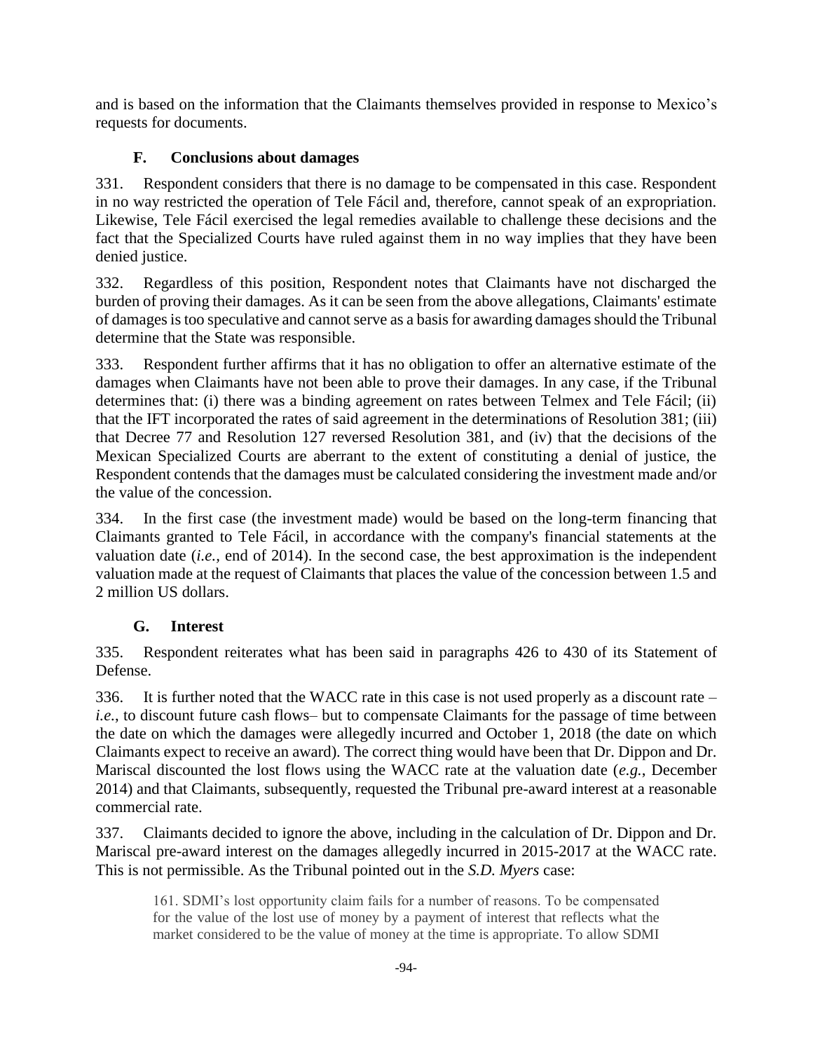and is based on the information that the Claimants themselves provided in response to Mexico's requests for documents.

### F. Conclusions about damages

331. Respondent considers that there is no damage to be compensated in this case. Respondent in no way restricted the operation of Tele Fácil and, therefore, cannot speak of an expropriation. Likewise, Tele Fácil exercised the legal remedies available to challenge these decisions and the fact that the Specialized Courts have ruled against them in no way implies that they have been denied justice.

332. Regardless of this position, Respondent notes that Claimants have not discharged the burden of proving their damages. As it can be seen from the above allegations, Claimants' estimate of damages is too speculative and cannot serve as a basis for awarding damages should the Tribunal determine that the State was responsible.

333. Respondent further affirms that it has no obligation to offer an alternative estimate of the damages when Claimants have not been able to prove their damages. In any case, if the Tribunal determines that: (i) there was a binding agreement on rates between Telmex and Tele Fácil; (ii) that the IFT incorporated the rates of said agreement in the determinations of Resolution 381; (iii) that Decree 77 and Resolution 127 reversed Resolution 381, and (iv) that the decisions of the Mexican Specialized Courts are aberrant to the extent of constituting a denial of justice, the Respondent contends that the damages must be calculated considering the investment made and/or the value of the concession.

334. In the first case (the investment made) would be based on the long-term financing that Claimants granted to Tele Fácil, in accordance with the company's financial statements at the valuation date (*i.e.*, end of 2014). In the second case, the best approximation is the independent valuation made at the request of Claimants that places the value of the concession between 1.5 and 2 million US dollars.

### G. Interest

335. Respondent reiterates what has been said in paragraphs 426 to 430 of its Statement of Defense.

336. It is further noted that the WACC rate in this case is not used properly as a discount rate – *i.e.*, to discount future cash flows– but to compensate Claimants for the passage of time between the date on which the damages were allegedly incurred and October 1, 2018 (the date on which Claimants expect to receive an award). The correct thing would have been that Dr. Dippon and Dr. Mariscal discounted the lost flows using the WACC rate at the valuation date (*e.g.*, December 2014) and that Claimants, subsequently, requested the Tribunal pre-award interest at a reasonable commercial rate.

337. Claimants decided to ignore the above, including in the calculation of Dr. Dippon and Dr. Mariscal pre-award interest on the damages allegedly incurred in 2015-2017 at the WACC rate. This is not permissible. As the Tribunal pointed out in the *S.D. Myers* case:

> 161. SDMI's lost opportunity claim fails for a number of reasons. To be compensated for the value of the lost use of money by a payment of interest that reflects what the market considered to be the value of money at the time is appropriate. To allow SDMI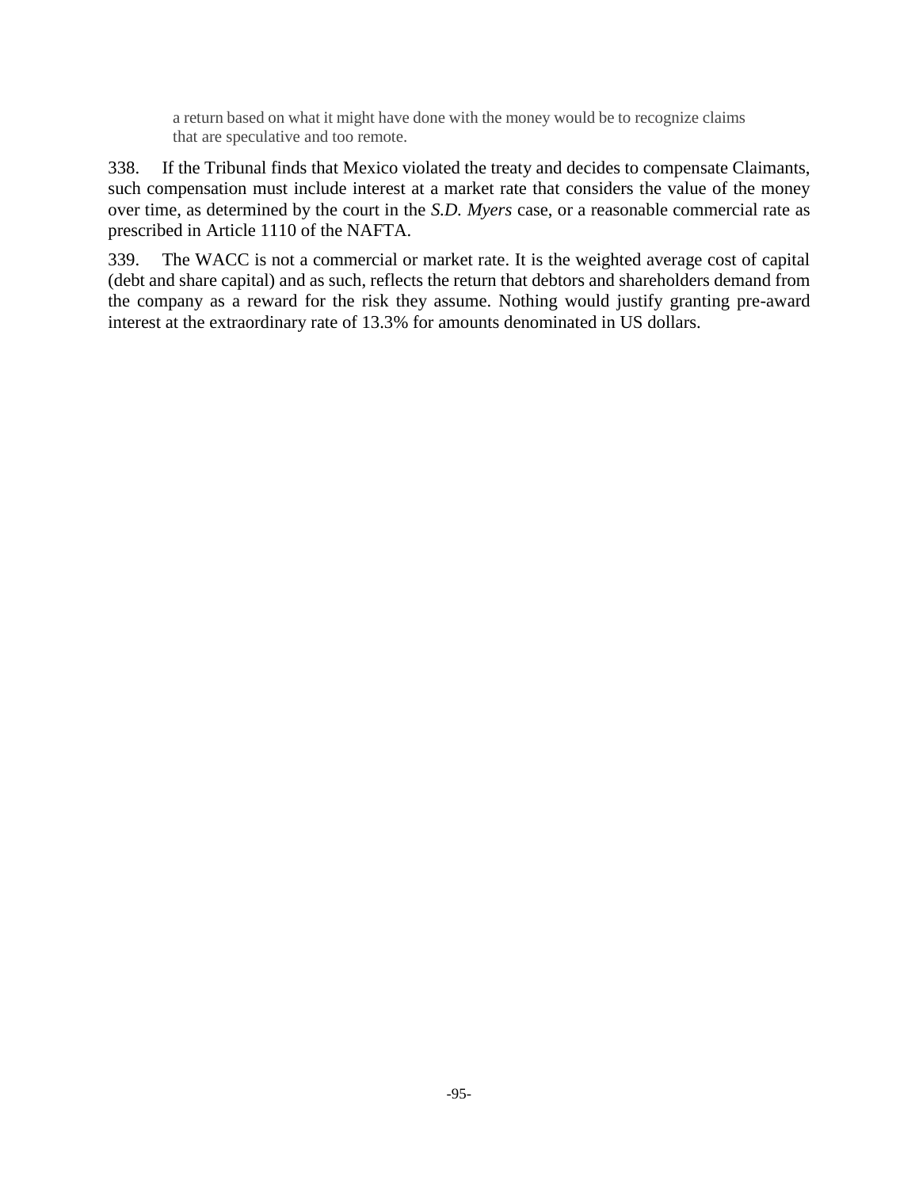> a return based on what it might have done with the money would be to recognize claims that are speculative and too remote.

338. If the Tribunal finds that Mexico violated the treaty and decides to compensate Claimants, such compensation must include interest at a market rate that considers the value of the money over time, as determined by the court in the *S.D. Myers* case, or a reasonable commercial rate as prescribed in Article 1110 of the NAFTA.

339. The WACC is not a commercial or market rate. It is the weighted average cost of capital (debt and share capital) and as such, reflects the return that debtors and shareholders demand from the company as a reward for the risk they assume. Nothing would justify granting pre-award interest at the extraordinary rate of 13.3% for amounts denominated in US dollars.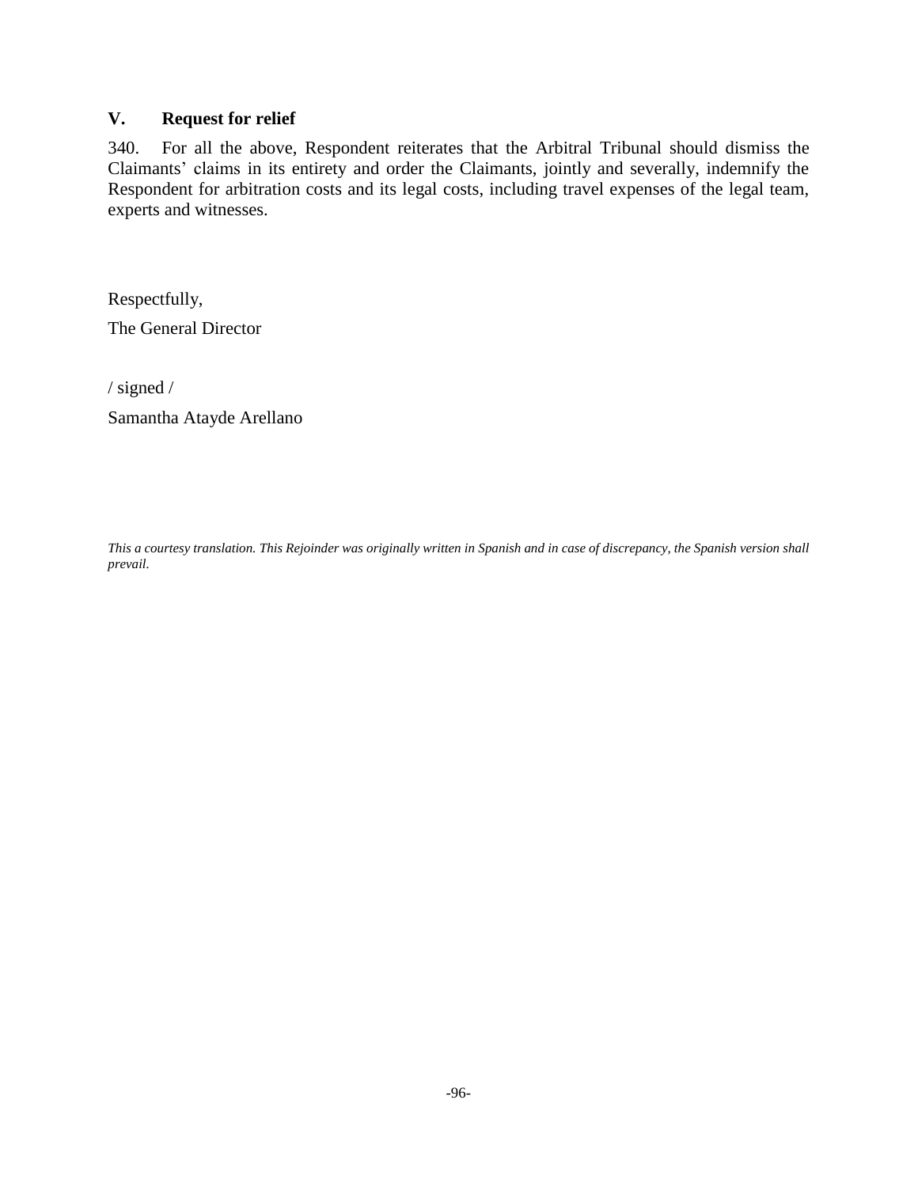## V. Request for relief

340. For all the above, Respondent reiterates that the Arbitral Tribunal should dismiss the Claimants' claims in its entirety and order the Claimants, jointly and severally, indemnify the Respondent for arbitration costs and its legal costs, including travel expenses of the legal team, experts and witnesses.

Respectfully,

The General Director

/ signed /

Samantha Atayde Arellano

*This a courtesy translation. This Rejoinder was originally written in Spanish and in case of discrepancy, the Spanish version shall prevail.*